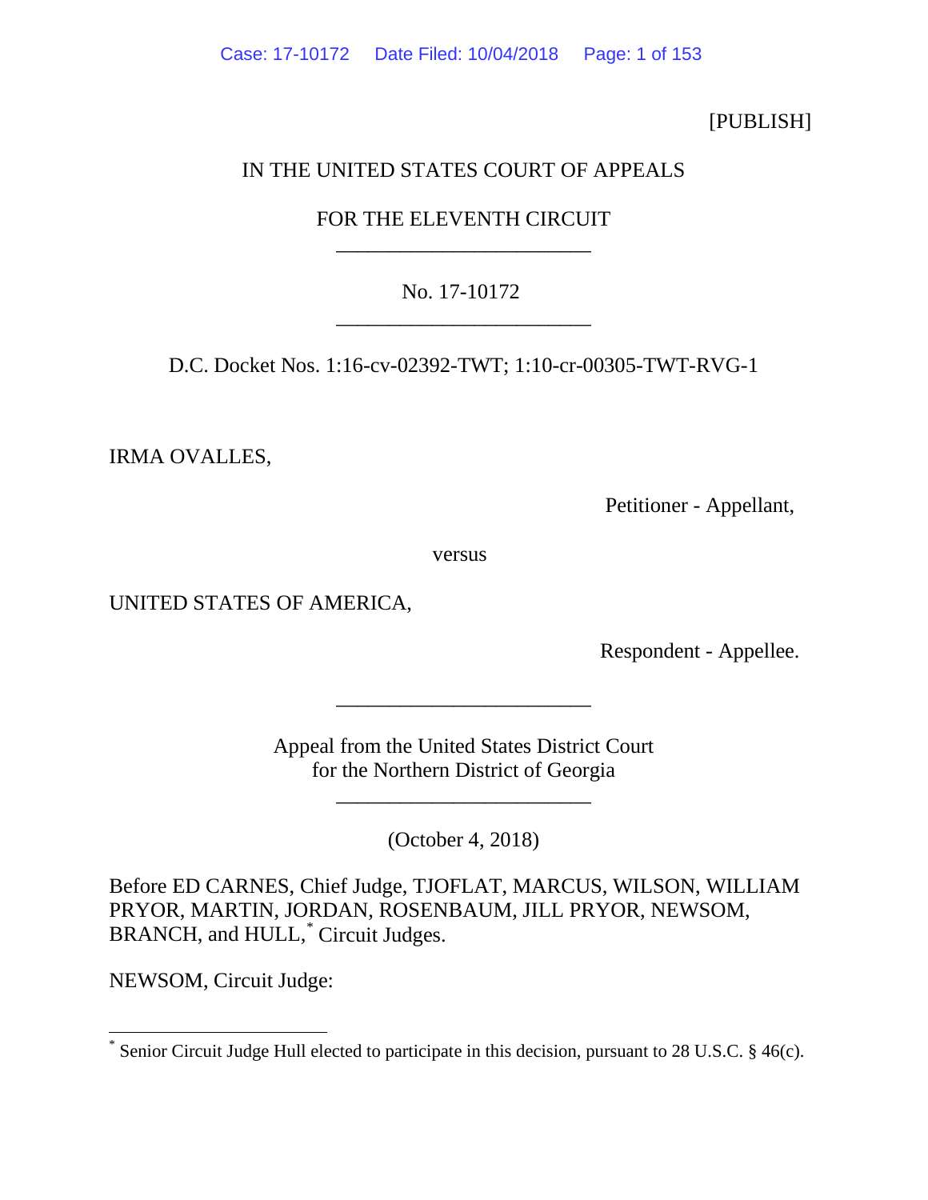[PUBLISH]

IN THE UNITED STATES COURT OF APPEALS

FOR THE ELEVENTH CIRCUIT

________________________

No. 17-10172

________________________

D.C. Docket Nos. 1:16-cv-02392-TWT; 1:10-cr-00305-TWT-RVG-1

IRMA OVALLES,

Petitioner - Appellant,

versus

UNITED STATES OF AMERICA,

Respondent - Appellee.

________________________

Appeal from the United States District Court
for the Northern District of Georgia

________________________

(October 4, 2018)

Before ED CARNES, Chief Judge, TJOFLAT, MARCUS, WILSON, WILLIAM PRYOR, MARTIN, JORDAN, ROSENBAUM, JILL PRYOR, NEWSOM, BRANCH, and HULL,* Circuit Judges.

NEWSOM, Circuit Judge:

---

* Senior Circuit Judge Hull elected to participate in this decision, pursuant to 28 U.S.C. § 46(c).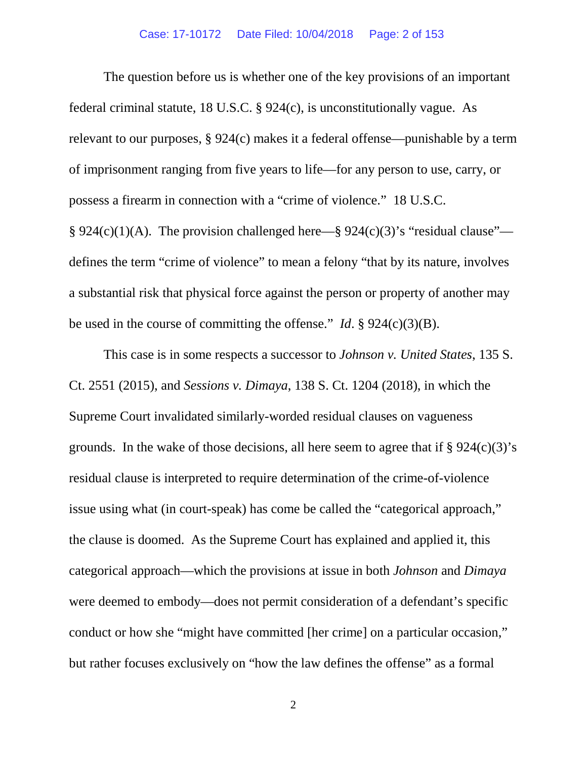The question before us is whether one of the key provisions of an important federal criminal statute, 18 U.S.C. § 924(c), is unconstitutionally vague. As relevant to our purposes, § 924(c) makes it a federal offense—punishable by a term of imprisonment ranging from five years to life—for any person to use, carry, or possess a firearm in connection with a "crime of violence." 18 U.S.C. § 924(c)(1)(A). The provision challenged here—§ 924(c)(3)'s "residual clause"—defines the term "crime of violence" to mean a felony "that by its nature, involves a substantial risk that physical force against the person or property of another may be used in the course of committing the offense." *Id*. § 924(c)(3)(B).

This case is in some respects a successor to *Johnson v. United States*, 135 S. Ct. 2551 (2015), and *Sessions v. Dimaya*, 138 S. Ct. 1204 (2018), in which the Supreme Court invalidated similarly-worded residual clauses on vagueness grounds. In the wake of those decisions, all here seem to agree that if § 924(c)(3)'s residual clause is interpreted to require determination of the crime-of-violence issue using what (in court-speak) has come be called the "categorical approach," the clause is doomed. As the Supreme Court has explained and applied it, this categorical approach—which the provisions at issue in both *Johnson* and *Dimaya* were deemed to embody—does not permit consideration of a defendant's specific conduct or how she "might have committed [her crime] on a particular occasion," but rather focuses exclusively on "how the law defines the offense" as a formal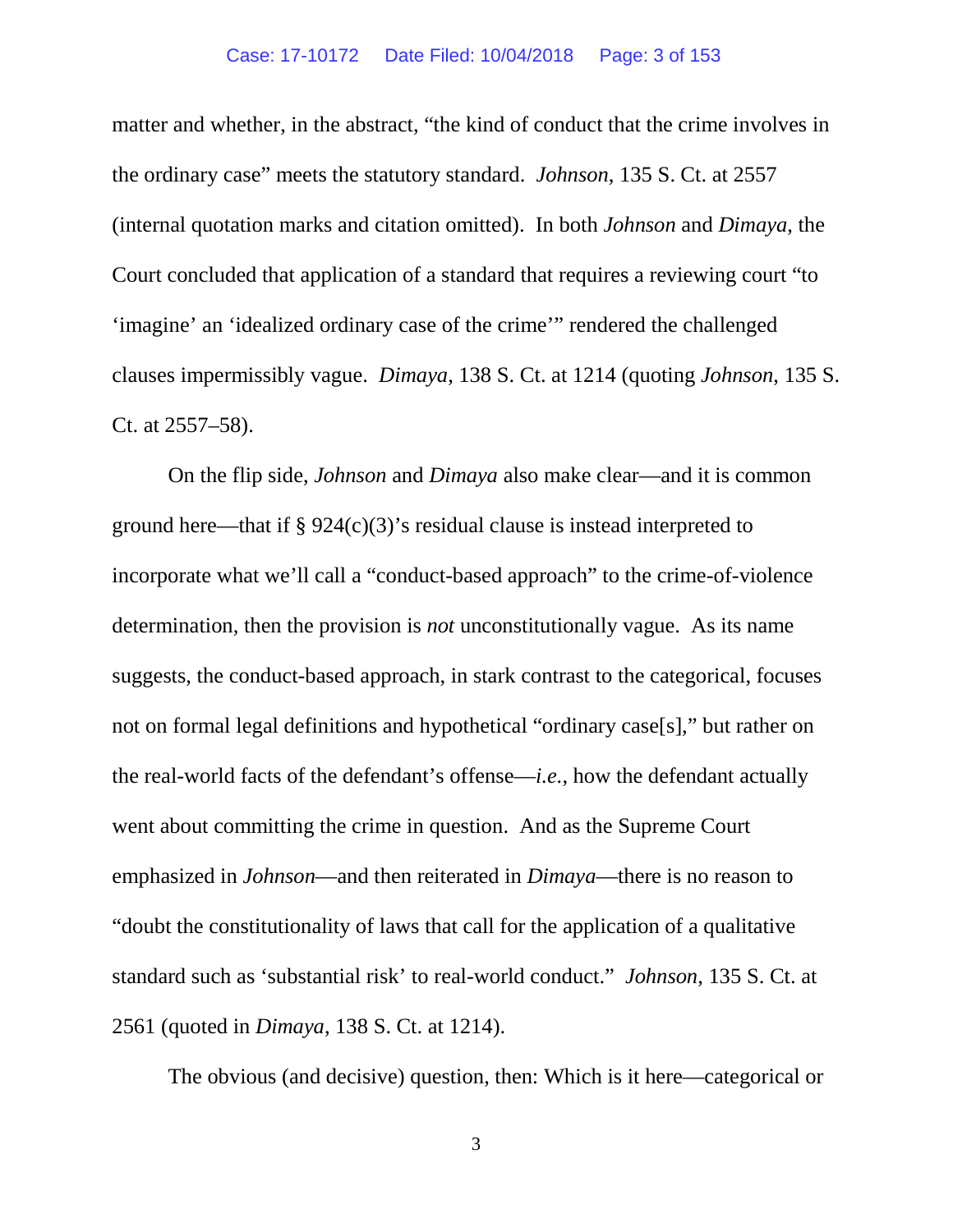matter and whether, in the abstract, "the kind of conduct that the crime involves in the ordinary case" meets the statutory standard. *Johnson*, 135 S. Ct. at 2557 (internal quotation marks and citation omitted). In both *Johnson* and *Dimaya*, the Court concluded that application of a standard that requires a reviewing court "to 'imagine' an 'idealized ordinary case of the crime'" rendered the challenged clauses impermissibly vague. *Dimaya*, 138 S. Ct. at 1214 (quoting *Johnson*, 135 S. Ct. at 2557–58).

On the flip side, *Johnson* and *Dimaya* also make clear—and it is common ground here—that if § 924(c)(3)'s residual clause is instead interpreted to incorporate what we'll call a "conduct-based approach" to the crime-of-violence determination, then the provision is *not* unconstitutionally vague. As its name suggests, the conduct-based approach, in stark contrast to the categorical, focuses not on formal legal definitions and hypothetical "ordinary case[s]," but rather on the real-world facts of the defendant's offense—*i.e.*, how the defendant actually went about committing the crime in question. And as the Supreme Court emphasized in *Johnson*—and then reiterated in *Dimaya*—there is no reason to "doubt the constitutionality of laws that call for the application of a qualitative standard such as 'substantial risk' to real-world conduct." *Johnson*, 135 S. Ct. at 2561 (quoted in *Dimaya*, 138 S. Ct. at 1214).

The obvious (and decisive) question, then: Which is it here—categorical or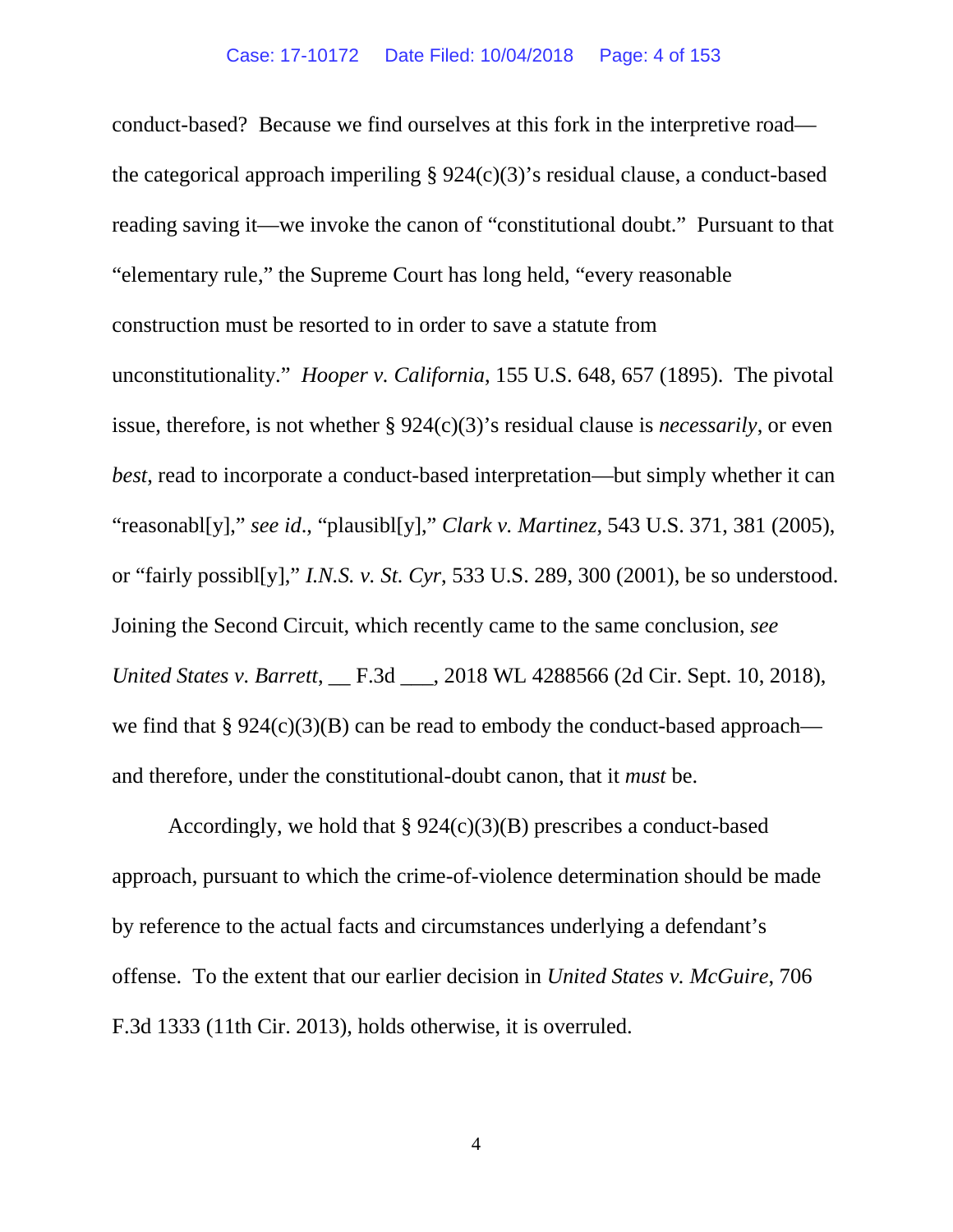conduct-based? Because we find ourselves at this fork in the interpretive road—the categorical approach imperiling § 924(c)(3)'s residual clause, a conduct-based reading saving it—we invoke the canon of "constitutional doubt." Pursuant to that "elementary rule," the Supreme Court has long held, "every reasonable construction must be resorted to in order to save a statute from unconstitutionality." *Hooper v. California*, 155 U.S. 648, 657 (1895). The pivotal issue, therefore, is not whether § 924(c)(3)'s residual clause is *necessarily*, or even *best*, read to incorporate a conduct-based interpretation—but simply whether it can "reasonabl[y]," *see id*., "plausibl[y]," *Clark v. Martinez*, 543 U.S. 371, 381 (2005), or "fairly possibl[y]," *I.N.S. v. St. Cyr*, 533 U.S. 289, 300 (2001), be so understood. Joining the Second Circuit, which recently came to the same conclusion, *see United States v. Barrett*, __ F.3d ___, 2018 WL 4288566 (2d Cir. Sept. 10, 2018), we find that § 924(c)(3)(B) can be read to embody the conduct-based approach—and therefore, under the constitutional-doubt canon, that it *must* be.

Accordingly, we hold that § 924(c)(3)(B) prescribes a conduct-based approach, pursuant to which the crime-of-violence determination should be made by reference to the actual facts and circumstances underlying a defendant's offense. To the extent that our earlier decision in *United States v. McGuire*, 706 F.3d 1333 (11th Cir. 2013), holds otherwise, it is overruled.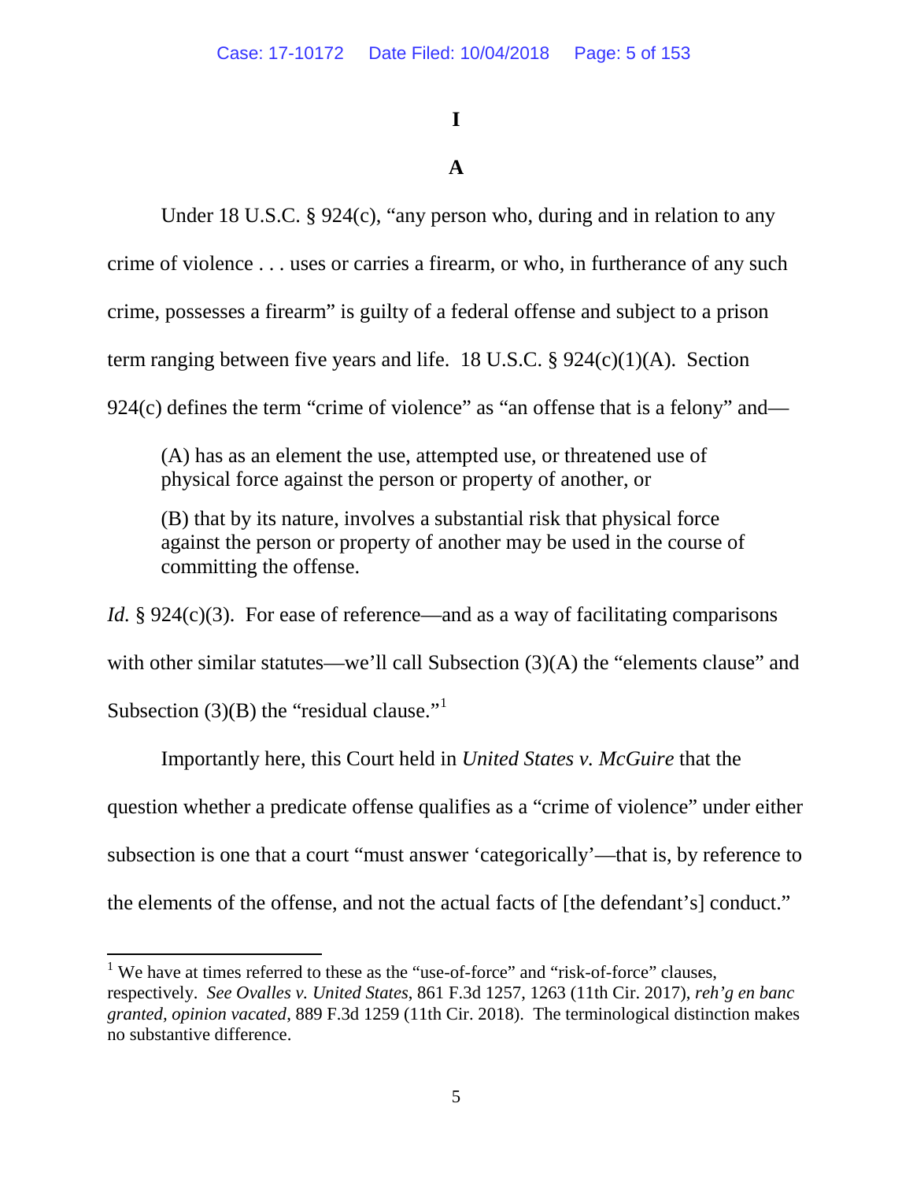# I

## A

Under 18 U.S.C. § 924(c), "any person who, during and in relation to any crime of violence . . . uses or carries a firearm, or who, in furtherance of any such crime, possesses a firearm" is guilty of a federal offense and subject to a prison term ranging between five years and life. 18 U.S.C. § 924(c)(1)(A). Section 924(c) defines the term "crime of violence" as "an offense that is a felony" and—

> (A) has as an element the use, attempted use, or threatened use of physical force against the person or property of another, or
>
> (B) that by its nature, involves a substantial risk that physical force against the person or property of another may be used in the course of committing the offense.

*Id.* § 924(c)(3). For ease of reference—and as a way of facilitating comparisons with other similar statutes—we'll call Subsection (3)(A) the "elements clause" and Subsection (3)(B) the "residual clause."[1]

Importantly here, this Court held in *United States v. McGuire* that the question whether a predicate offense qualifies as a "crime of violence" under either subsection is one that a court "must answer 'categorically'—that is, by reference to the elements of the offense, and not the actual facts of [the defendant's] conduct."

---

[1] We have at times referred to these as the "use-of-force" and "risk-of-force" clauses, respectively. *See Ovalles v. United States*, 861 F.3d 1257, 1263 (11th Cir. 2017), *reh'g en banc granted, opinion vacated*, 889 F.3d 1259 (11th Cir. 2018). The terminological distinction makes no substantive difference.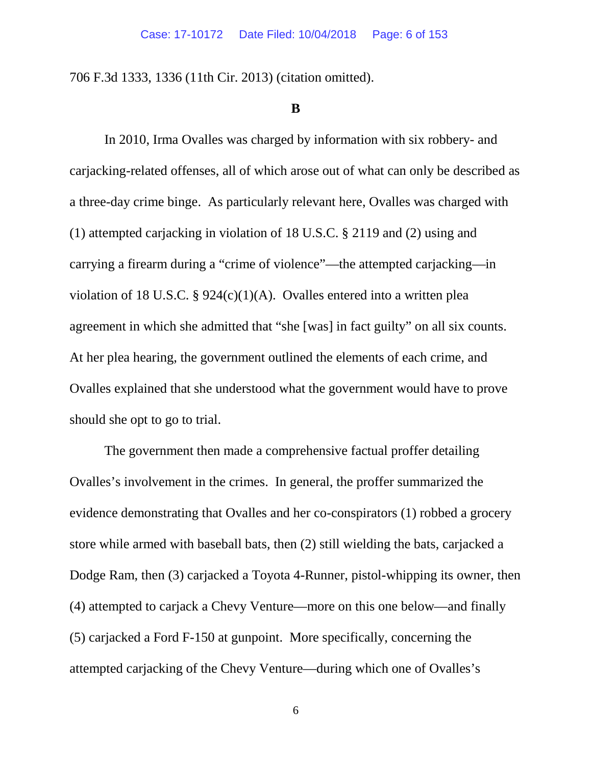706 F.3d 1333, 1336 (11th Cir. 2013) (citation omitted).

**B**

In 2010, Irma Ovalles was charged by information with six robbery- and carjacking-related offenses, all of which arose out of what can only be described as a three-day crime binge. As particularly relevant here, Ovalles was charged with (1) attempted carjacking in violation of 18 U.S.C. § 2119 and (2) using and carrying a firearm during a "crime of violence"—the attempted carjacking—in violation of 18 U.S.C. § 924(c)(1)(A). Ovalles entered into a written plea agreement in which she admitted that "she [was] in fact guilty" on all six counts. At her plea hearing, the government outlined the elements of each crime, and Ovalles explained that she understood what the government would have to prove should she opt to go to trial.

The government then made a comprehensive factual proffer detailing Ovalles's involvement in the crimes. In general, the proffer summarized the evidence demonstrating that Ovalles and her co-conspirators (1) robbed a grocery store while armed with baseball bats, then (2) still wielding the bats, carjacked a Dodge Ram, then (3) carjacked a Toyota 4-Runner, pistol-whipping its owner, then (4) attempted to carjack a Chevy Venture—more on this one below—and finally (5) carjacked a Ford F-150 at gunpoint. More specifically, concerning the attempted carjacking of the Chevy Venture—during which one of Ovalles's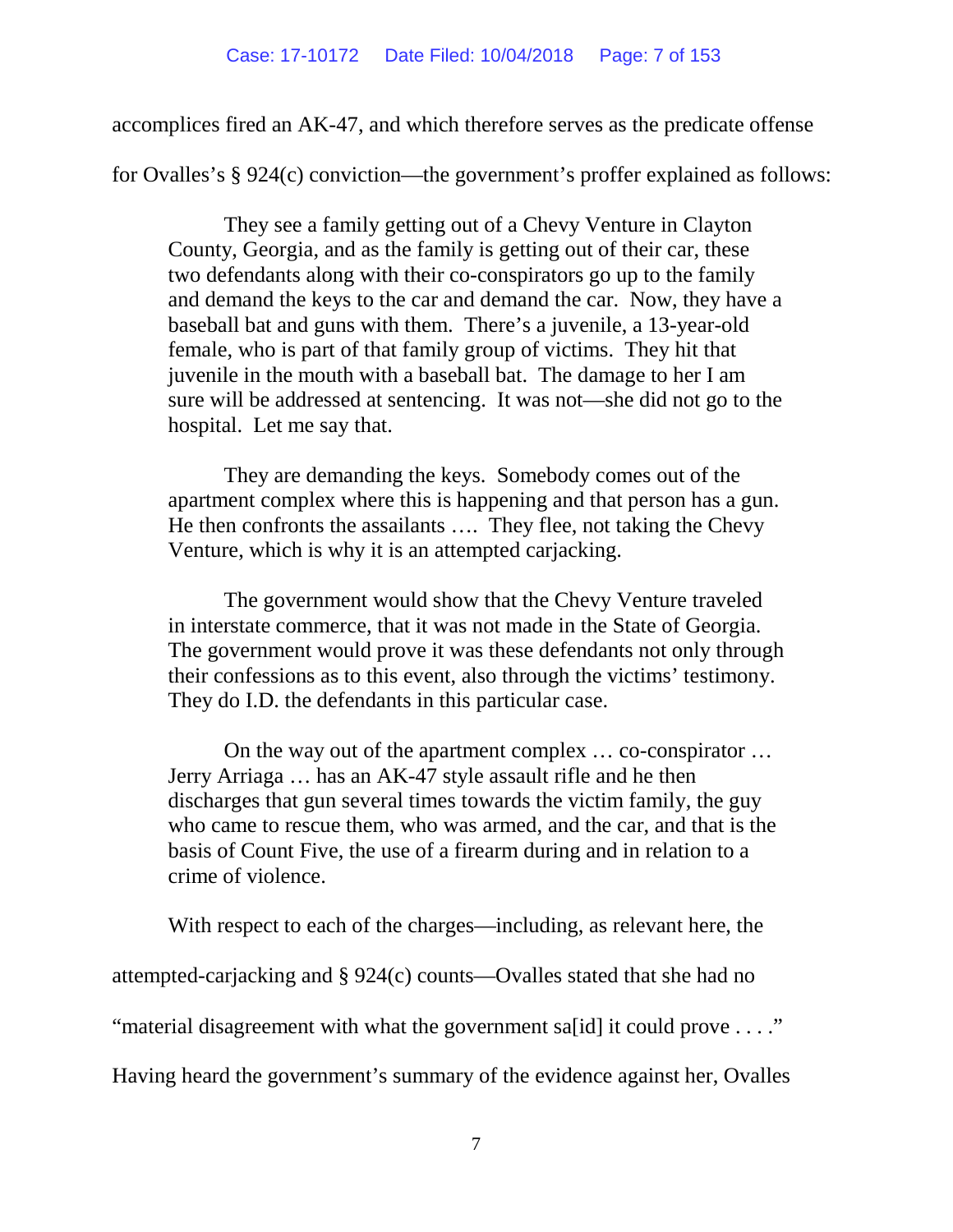accomplices fired an AK-47, and which therefore serves as the predicate offense for Ovalles's § 924(c) conviction—the government's proffer explained as follows:

> They see a family getting out of a Chevy Venture in Clayton County, Georgia, and as the family is getting out of their car, these two defendants along with their co-conspirators go up to the family and demand the keys to the car and demand the car. Now, they have a baseball bat and guns with them. There's a juvenile, a 13-year-old female, who is part of that family group of victims. They hit that juvenile in the mouth with a baseball bat. The damage to her I am sure will be addressed at sentencing. It was not—she did not go to the hospital. Let me say that.
>
> They are demanding the keys. Somebody comes out of the apartment complex where this is happening and that person has a gun. He then confronts the assailants …. They flee, not taking the Chevy Venture, which is why it is an attempted carjacking.
>
> The government would show that the Chevy Venture traveled in interstate commerce, that it was not made in the State of Georgia. The government would prove it was these defendants not only through their confessions as to this event, also through the victims' testimony. They do I.D. the defendants in this particular case.
>
> On the way out of the apartment complex … co-conspirator … Jerry Arriaga … has an AK-47 style assault rifle and he then discharges that gun several times towards the victim family, the guy who came to rescue them, who was armed, and the car, and that is the basis of Count Five, the use of a firearm during and in relation to a crime of violence.

With respect to each of the charges—including, as relevant here, the attempted-carjacking and § 924(c) counts—Ovalles stated that she had no "material disagreement with what the government sa[id] it could prove . . . ." Having heard the government's summary of the evidence against her, Ovalles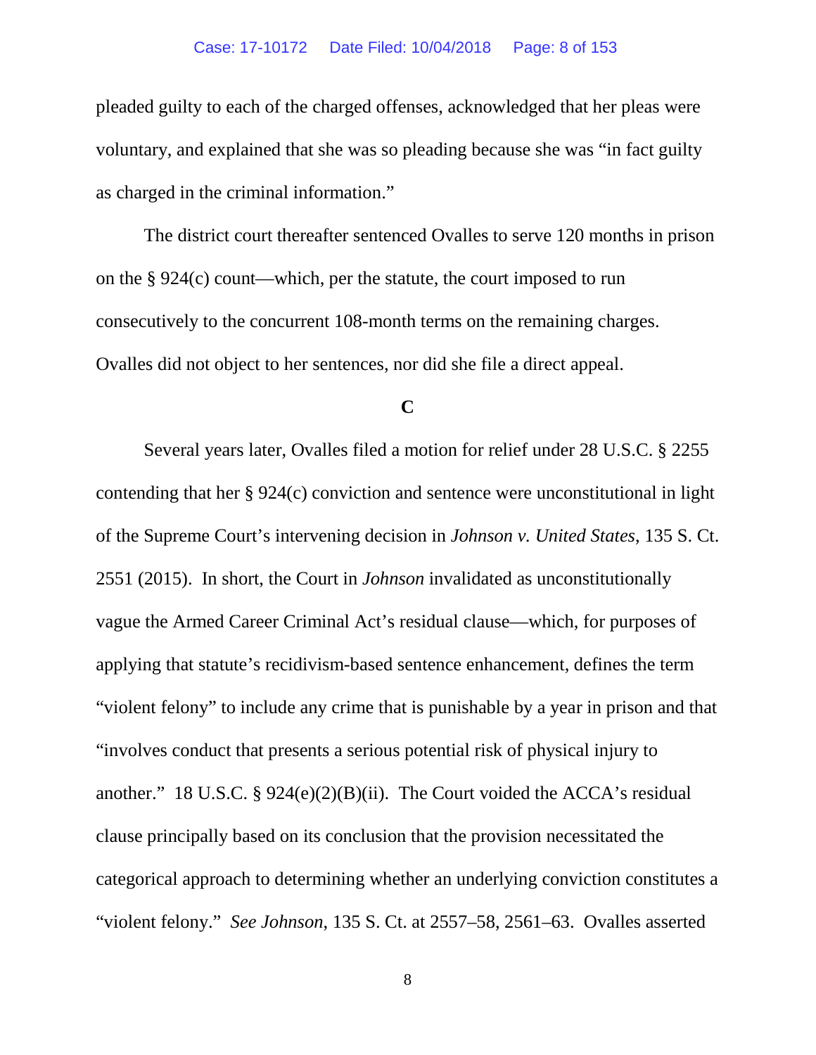pleaded guilty to each of the charged offenses, acknowledged that her pleas were voluntary, and explained that she was so pleading because she was "in fact guilty as charged in the criminal information."

The district court thereafter sentenced Ovalles to serve 120 months in prison on the § 924(c) count—which, per the statute, the court imposed to run consecutively to the concurrent 108-month terms on the remaining charges. Ovalles did not object to her sentences, nor did she file a direct appeal.

**C**

Several years later, Ovalles filed a motion for relief under 28 U.S.C. § 2255 contending that her § 924(c) conviction and sentence were unconstitutional in light of the Supreme Court's intervening decision in *Johnson v. United States*, 135 S. Ct. 2551 (2015). In short, the Court in *Johnson* invalidated as unconstitutionally vague the Armed Career Criminal Act's residual clause—which, for purposes of applying that statute's recidivism-based sentence enhancement, defines the term "violent felony" to include any crime that is punishable by a year in prison and that "involves conduct that presents a serious potential risk of physical injury to another." 18 U.S.C. § 924(e)(2)(B)(ii). The Court voided the ACCA's residual clause principally based on its conclusion that the provision necessitated the categorical approach to determining whether an underlying conviction constitutes a "violent felony." *See Johnson*, 135 S. Ct. at 2557–58, 2561–63. Ovalles asserted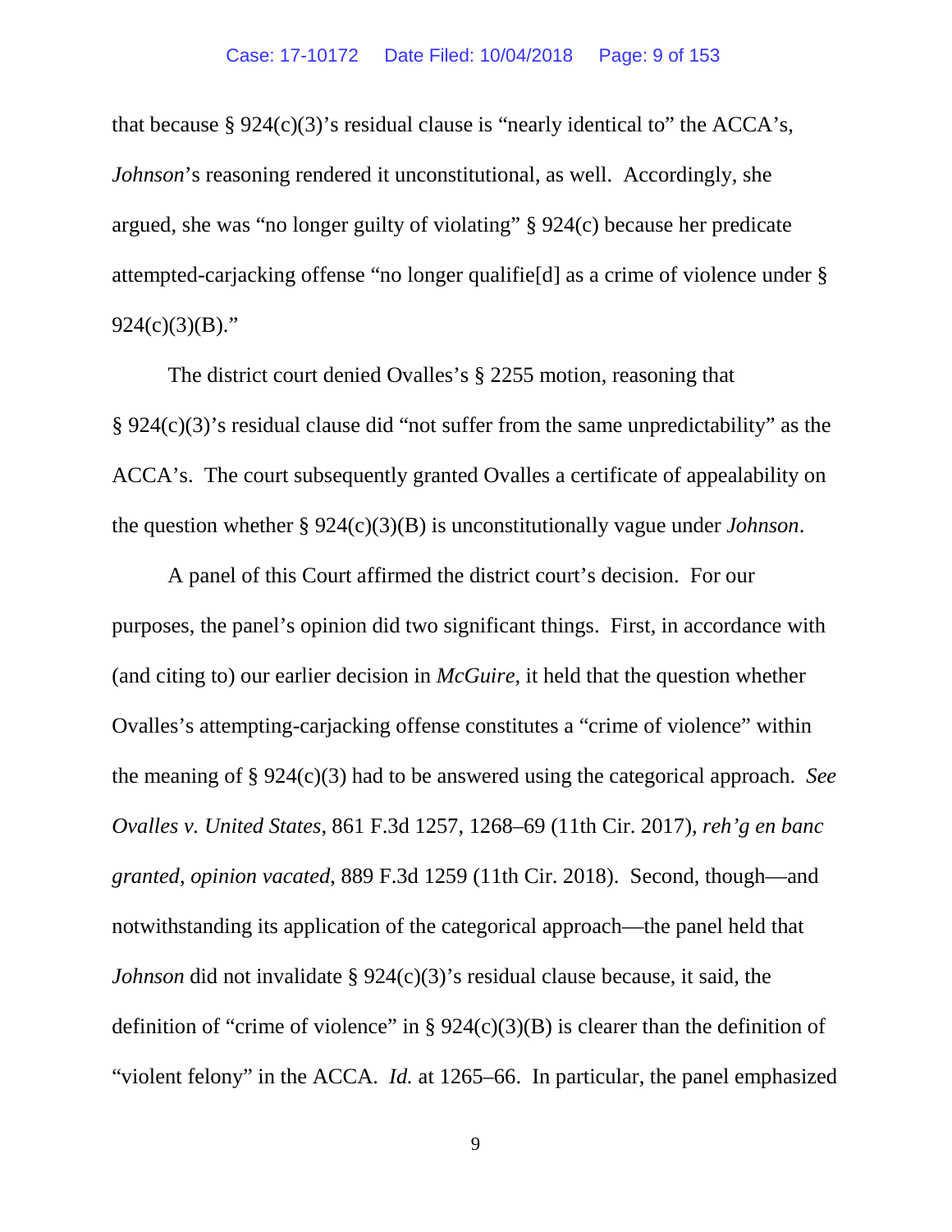that because § 924(c)(3)'s residual clause is "nearly identical to" the ACCA's, *Johnson*'s reasoning rendered it unconstitutional, as well. Accordingly, she argued, she was "no longer guilty of violating" § 924(c) because her predicate attempted-carjacking offense "no longer qualifie[d] as a crime of violence under § 924(c)(3)(B)."

The district court denied Ovalles's § 2255 motion, reasoning that § 924(c)(3)'s residual clause did "not suffer from the same unpredictability" as the ACCA's. The court subsequently granted Ovalles a certificate of appealability on the question whether § 924(c)(3)(B) is unconstitutionally vague under *Johnson*.

A panel of this Court affirmed the district court's decision. For our purposes, the panel's opinion did two significant things. First, in accordance with (and citing to) our earlier decision in *McGuire*, it held that the question whether Ovalles's attempting-carjacking offense constitutes a "crime of violence" within the meaning of § 924(c)(3) had to be answered using the categorical approach. *See Ovalles v. United States*, 861 F.3d 1257, 1268–69 (11th Cir. 2017), *reh'g en banc granted*, *opinion vacated*, 889 F.3d 1259 (11th Cir. 2018). Second, though—and notwithstanding its application of the categorical approach—the panel held that *Johnson* did not invalidate § 924(c)(3)'s residual clause because, it said, the definition of "crime of violence" in § 924(c)(3)(B) is clearer than the definition of "violent felony" in the ACCA. *Id.* at 1265–66. In particular, the panel emphasized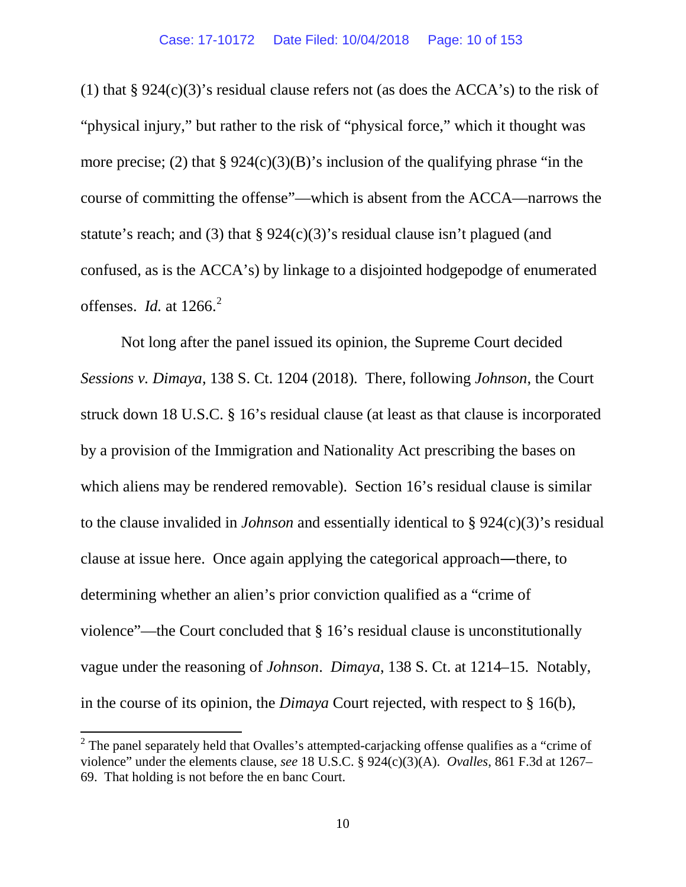(1) that § 924(c)(3)'s residual clause refers not (as does the ACCA's) to the risk of "physical injury," but rather to the risk of "physical force," which it thought was more precise; (2) that § 924(c)(3)(B)'s inclusion of the qualifying phrase "in the course of committing the offense"—which is absent from the ACCA—narrows the statute's reach; and (3) that § 924(c)(3)'s residual clause isn't plagued (and confused, as is the ACCA's) by linkage to a disjointed hodgepodge of enumerated offenses. *Id.* at 1266.[2]

Not long after the panel issued its opinion, the Supreme Court decided *Sessions v. Dimaya*, 138 S. Ct. 1204 (2018). There, following *Johnson*, the Court struck down 18 U.S.C. § 16's residual clause (at least as that clause is incorporated by a provision of the Immigration and Nationality Act prescribing the bases on which aliens may be rendered removable). Section 16's residual clause is similar to the clause invalided in *Johnson* and essentially identical to § 924(c)(3)'s residual clause at issue here. Once again applying the categorical approach—there, to determining whether an alien's prior conviction qualified as a "crime of violence"—the Court concluded that § 16's residual clause is unconstitutionally vague under the reasoning of *Johnson*. *Dimaya*, 138 S. Ct. at 1214–15. Notably, in the course of its opinion, the *Dimaya* Court rejected, with respect to § 16(b),

---

[2] The panel separately held that Ovalles's attempted-carjacking offense qualifies as a "crime of violence" under the elements clause, *see* 18 U.S.C. § 924(c)(3)(A). *Ovalles*, 861 F.3d at 1267–69. That holding is not before the en banc Court.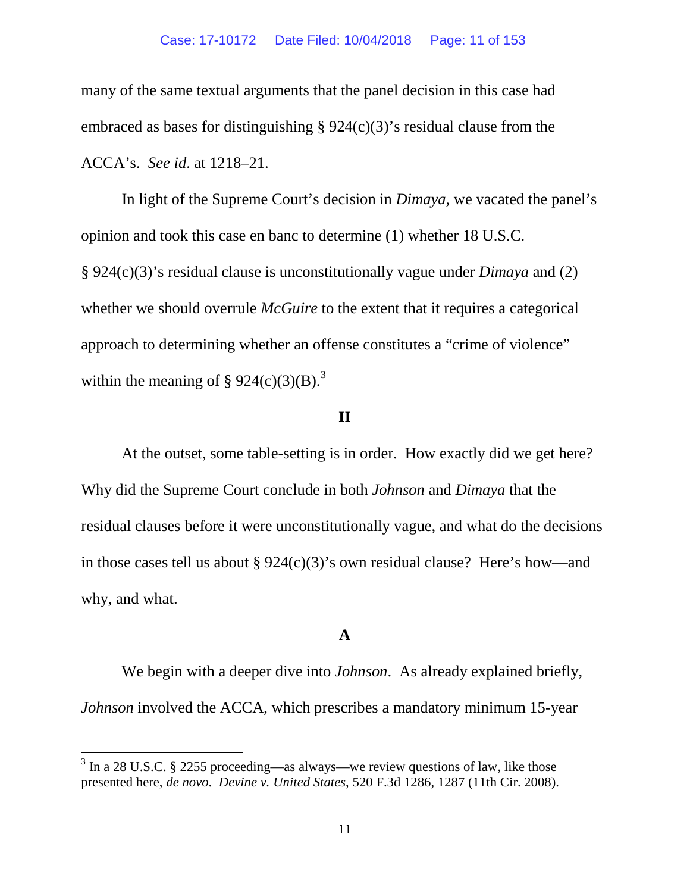many of the same textual arguments that the panel decision in this case had embraced as bases for distinguishing § 924(c)(3)'s residual clause from the ACCA's. *See id*. at 1218–21.

In light of the Supreme Court's decision in *Dimaya*, we vacated the panel's opinion and took this case en banc to determine (1) whether 18 U.S.C. § 924(c)(3)'s residual clause is unconstitutionally vague under *Dimaya* and (2) whether we should overrule *McGuire* to the extent that it requires a categorical approach to determining whether an offense constitutes a "crime of violence" within the meaning of § 924(c)(3)(B).[3]

## II

At the outset, some table-setting is in order. How exactly did we get here? Why did the Supreme Court conclude in both *Johnson* and *Dimaya* that the residual clauses before it were unconstitutionally vague, and what do the decisions in those cases tell us about § 924(c)(3)'s own residual clause? Here's how—and why, and what.

### A

We begin with a deeper dive into *Johnson*. As already explained briefly, *Johnson* involved the ACCA, which prescribes a mandatory minimum 15-year

[3] In a 28 U.S.C. § 2255 proceeding—as always—we review questions of law, like those presented here, *de novo*. *Devine v. United States*, 520 F.3d 1286, 1287 (11th Cir. 2008).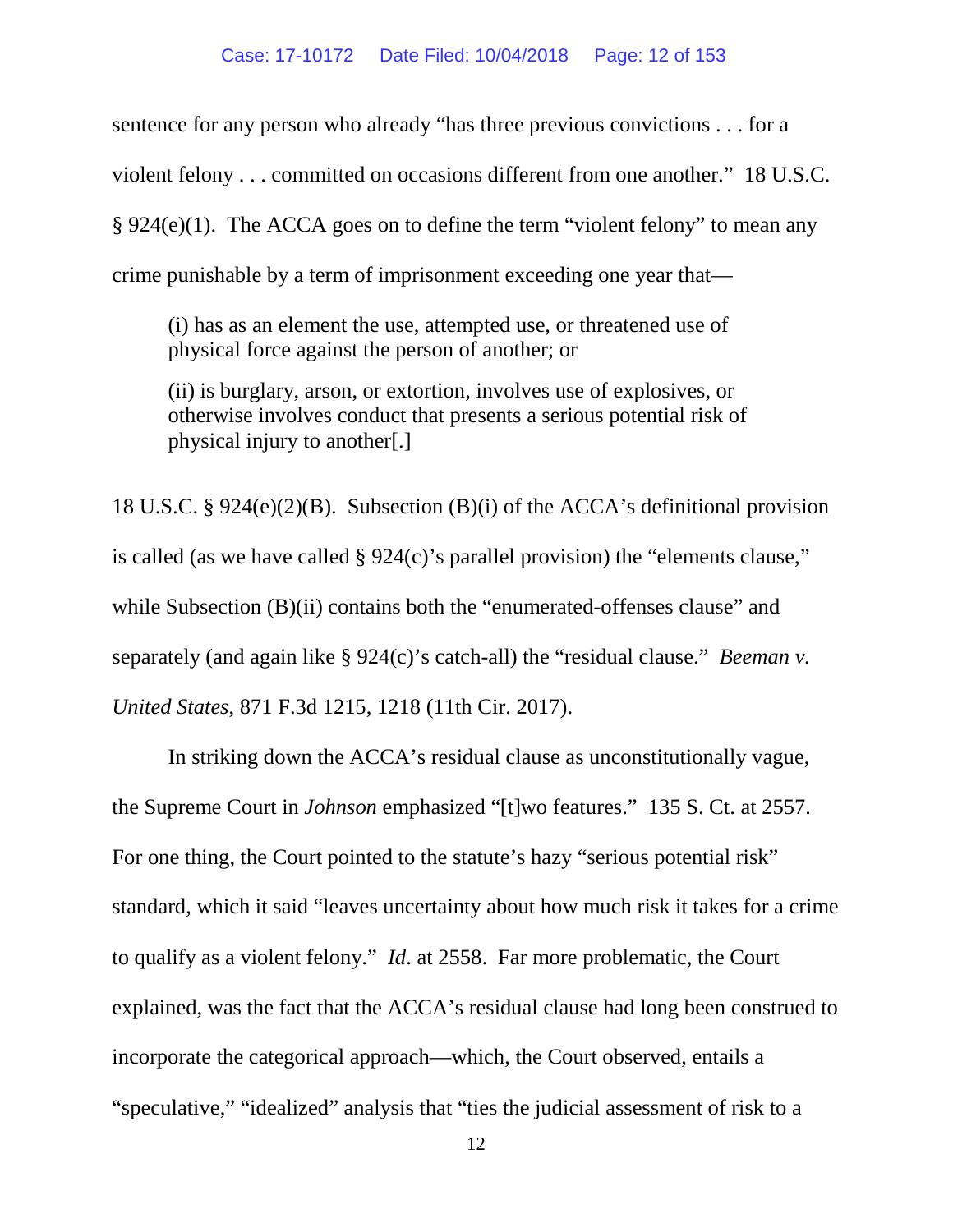sentence for any person who already "has three previous convictions . . . for a violent felony . . . committed on occasions different from one another." 18 U.S.C. § 924(e)(1). The ACCA goes on to define the term "violent felony" to mean any crime punishable by a term of imprisonment exceeding one year that—

> (i) has as an element the use, attempted use, or threatened use of physical force against the person of another; or
>
> (ii) is burglary, arson, or extortion, involves use of explosives, or otherwise involves conduct that presents a serious potential risk of physical injury to another[.]

18 U.S.C. § 924(e)(2)(B). Subsection (B)(i) of the ACCA's definitional provision is called (as we have called § 924(c)'s parallel provision) the "elements clause," while Subsection (B)(ii) contains both the "enumerated-offenses clause" and separately (and again like § 924(c)'s catch-all) the "residual clause." *Beeman v. United States*, 871 F.3d 1215, 1218 (11th Cir. 2017).

In striking down the ACCA's residual clause as unconstitutionally vague, the Supreme Court in *Johnson* emphasized "[t]wo features." 135 S. Ct. at 2557. For one thing, the Court pointed to the statute's hazy "serious potential risk" standard, which it said "leaves uncertainty about how much risk it takes for a crime to qualify as a violent felony." *Id*. at 2558. Far more problematic, the Court explained, was the fact that the ACCA's residual clause had long been construed to incorporate the categorical approach—which, the Court observed, entails a "speculative," "idealized" analysis that "ties the judicial assessment of risk to a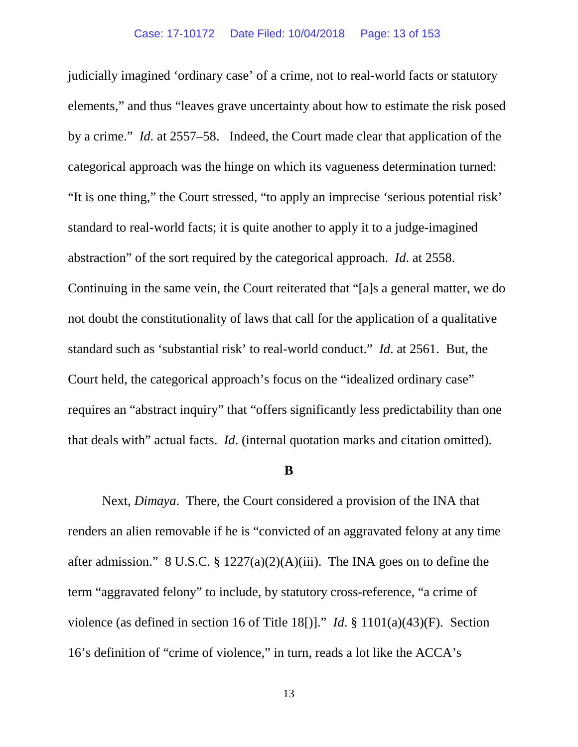judicially imagined 'ordinary case' of a crime, not to real-world facts or statutory elements," and thus "leaves grave uncertainty about how to estimate the risk posed by a crime." *Id.* at 2557–58. Indeed, the Court made clear that application of the categorical approach was the hinge on which its vagueness determination turned: "It is one thing," the Court stressed, "to apply an imprecise 'serious potential risk' standard to real-world facts; it is quite another to apply it to a judge-imagined abstraction" of the sort required by the categorical approach. *Id.* at 2558. Continuing in the same vein, the Court reiterated that "[a]s a general matter, we do not doubt the constitutionality of laws that call for the application of a qualitative standard such as 'substantial risk' to real-world conduct." *Id.* at 2561. But, the Court held, the categorical approach's focus on the "idealized ordinary case" requires an "abstract inquiry" that "offers significantly less predictability than one that deals with" actual facts. *Id.* (internal quotation marks and citation omitted).

**B**

Next, *Dimaya*. There, the Court considered a provision of the INA that renders an alien removable if he is "convicted of an aggravated felony at any time after admission." 8 U.S.C. § 1227(a)(2)(A)(iii). The INA goes on to define the term "aggravated felony" to include, by statutory cross-reference, "a crime of violence (as defined in section 16 of Title 18[])." *Id.* § 1101(a)(43)(F). Section 16's definition of "crime of violence," in turn, reads a lot like the ACCA's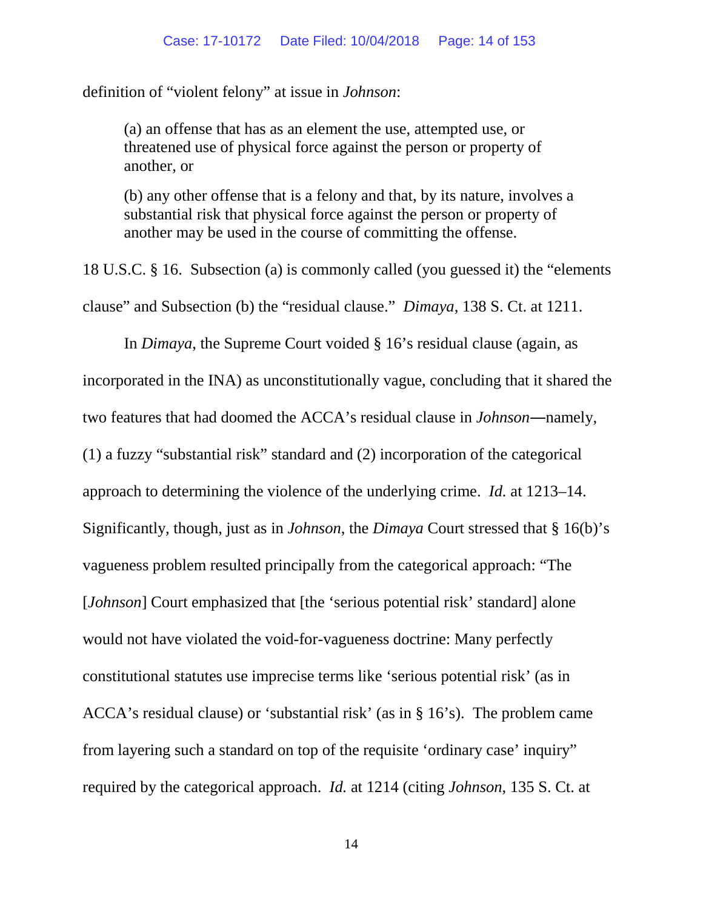definition of "violent felony" at issue in *Johnson*:

> (a) an offense that has as an element the use, attempted use, or threatened use of physical force against the person or property of another, or
>
> (b) any other offense that is a felony and that, by its nature, involves a substantial risk that physical force against the person or property of another may be used in the course of committing the offense.

18 U.S.C. § 16. Subsection (a) is commonly called (you guessed it) the "elements clause" and Subsection (b) the "residual clause." *Dimaya*, 138 S. Ct. at 1211.

In *Dimaya*, the Supreme Court voided § 16's residual clause (again, as incorporated in the INA) as unconstitutionally vague, concluding that it shared the two features that had doomed the ACCA's residual clause in *Johnson*—namely, (1) a fuzzy "substantial risk" standard and (2) incorporation of the categorical approach to determining the violence of the underlying crime. *Id.* at 1213–14. Significantly, though, just as in *Johnson*, the *Dimaya* Court stressed that § 16(b)'s vagueness problem resulted principally from the categorical approach: "The [*Johnson*] Court emphasized that [the 'serious potential risk' standard] alone would not have violated the void-for-vagueness doctrine: Many perfectly constitutional statutes use imprecise terms like 'serious potential risk' (as in ACCA's residual clause) or 'substantial risk' (as in § 16's). The problem came from layering such a standard on top of the requisite 'ordinary case' inquiry" required by the categorical approach. *Id.* at 1214 (citing *Johnson*, 135 S. Ct. at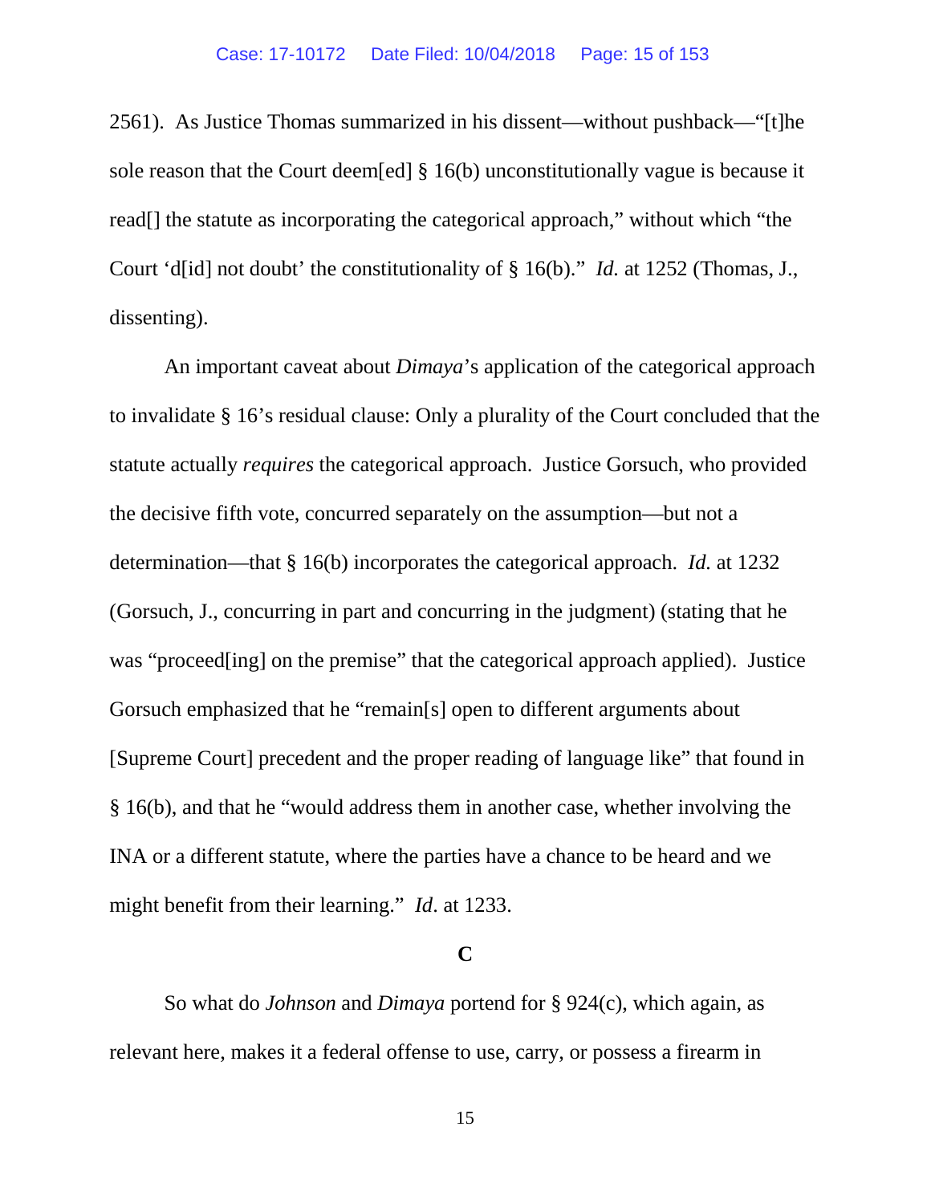2561). As Justice Thomas summarized in his dissent—without pushback—"[t]he sole reason that the Court deem[ed] § 16(b) unconstitutionally vague is because it read[] the statute as incorporating the categorical approach," without which "the Court 'd[id] not doubt' the constitutionality of § 16(b)." *Id.* at 1252 (Thomas, J., dissenting).

An important caveat about *Dimaya*'s application of the categorical approach to invalidate § 16's residual clause: Only a plurality of the Court concluded that the statute actually *requires* the categorical approach. Justice Gorsuch, who provided the decisive fifth vote, concurred separately on the assumption—but not a determination—that § 16(b) incorporates the categorical approach. *Id.* at 1232 (Gorsuch, J., concurring in part and concurring in the judgment) (stating that he was "proceed[ing] on the premise" that the categorical approach applied). Justice Gorsuch emphasized that he "remain[s] open to different arguments about [Supreme Court] precedent and the proper reading of language like" that found in § 16(b), and that he "would address them in another case, whether involving the INA or a different statute, where the parties have a chance to be heard and we might benefit from their learning." *Id*. at 1233.

### C

So what do *Johnson* and *Dimaya* portend for § 924(c), which again, as relevant here, makes it a federal offense to use, carry, or possess a firearm in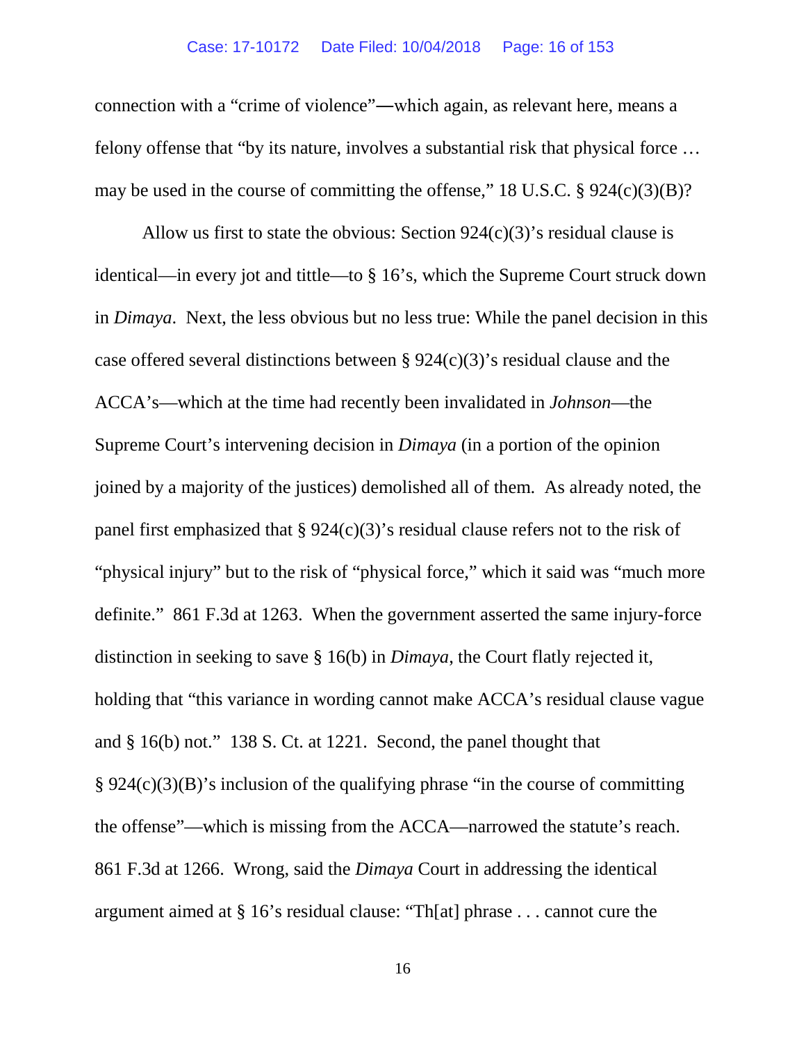connection with a "crime of violence"—which again, as relevant here, means a felony offense that "by its nature, involves a substantial risk that physical force … may be used in the course of committing the offense," 18 U.S.C. § 924(c)(3)(B)?

Allow us first to state the obvious: Section 924(c)(3)'s residual clause is identical—in every jot and tittle—to § 16's, which the Supreme Court struck down in *Dimaya*. Next, the less obvious but no less true: While the panel decision in this case offered several distinctions between § 924(c)(3)'s residual clause and the ACCA's—which at the time had recently been invalidated in *Johnson*—the Supreme Court's intervening decision in *Dimaya* (in a portion of the opinion joined by a majority of the justices) demolished all of them. As already noted, the panel first emphasized that § 924(c)(3)'s residual clause refers not to the risk of "physical injury" but to the risk of "physical force," which it said was "much more definite." 861 F.3d at 1263. When the government asserted the same injury-force distinction in seeking to save § 16(b) in *Dimaya*, the Court flatly rejected it, holding that "this variance in wording cannot make ACCA's residual clause vague and § 16(b) not." 138 S. Ct. at 1221. Second, the panel thought that § 924(c)(3)(B)'s inclusion of the qualifying phrase "in the course of committing the offense"—which is missing from the ACCA—narrowed the statute's reach. 861 F.3d at 1266. Wrong, said the *Dimaya* Court in addressing the identical argument aimed at § 16's residual clause: "Th[at] phrase . . . cannot cure the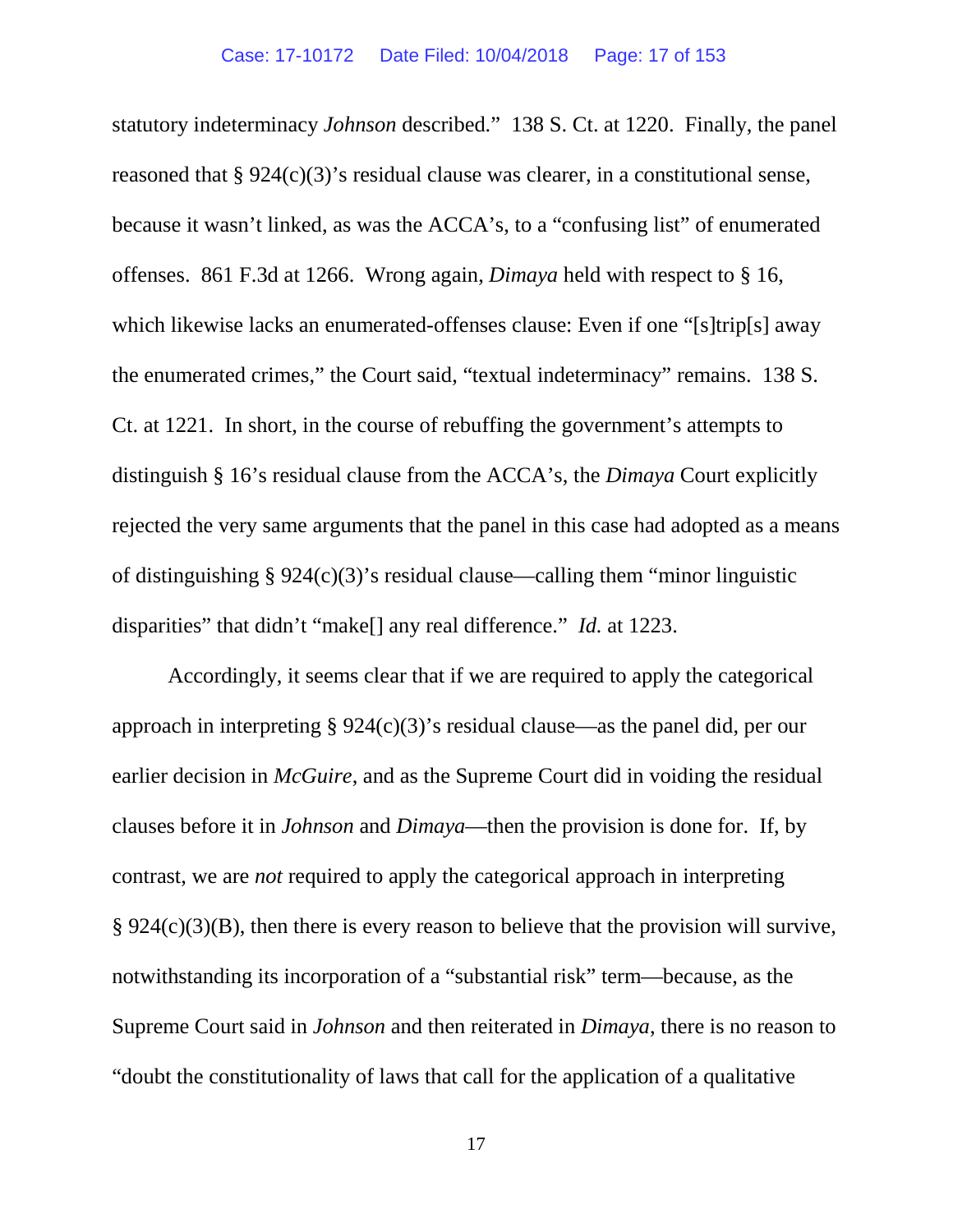statutory indeterminacy *Johnson* described." 138 S. Ct. at 1220. Finally, the panel reasoned that § 924(c)(3)'s residual clause was clearer, in a constitutional sense, because it wasn't linked, as was the ACCA's, to a "confusing list" of enumerated offenses. 861 F.3d at 1266. Wrong again, *Dimaya* held with respect to § 16, which likewise lacks an enumerated-offenses clause: Even if one "[s]trip[s] away the enumerated crimes," the Court said, "textual indeterminacy" remains. 138 S. Ct. at 1221. In short, in the course of rebuffing the government's attempts to distinguish § 16's residual clause from the ACCA's, the *Dimaya* Court explicitly rejected the very same arguments that the panel in this case had adopted as a means of distinguishing § 924(c)(3)'s residual clause—calling them "minor linguistic disparities" that didn't "make[] any real difference." *Id.* at 1223.

Accordingly, it seems clear that if we are required to apply the categorical approach in interpreting § 924(c)(3)'s residual clause—as the panel did, per our earlier decision in *McGuire*, and as the Supreme Court did in voiding the residual clauses before it in *Johnson* and *Dimaya*—then the provision is done for. If, by contrast, we are *not* required to apply the categorical approach in interpreting § 924(c)(3)(B), then there is every reason to believe that the provision will survive, notwithstanding its incorporation of a "substantial risk" term—because, as the Supreme Court said in *Johnson* and then reiterated in *Dimaya*, there is no reason to "doubt the constitutionality of laws that call for the application of a qualitative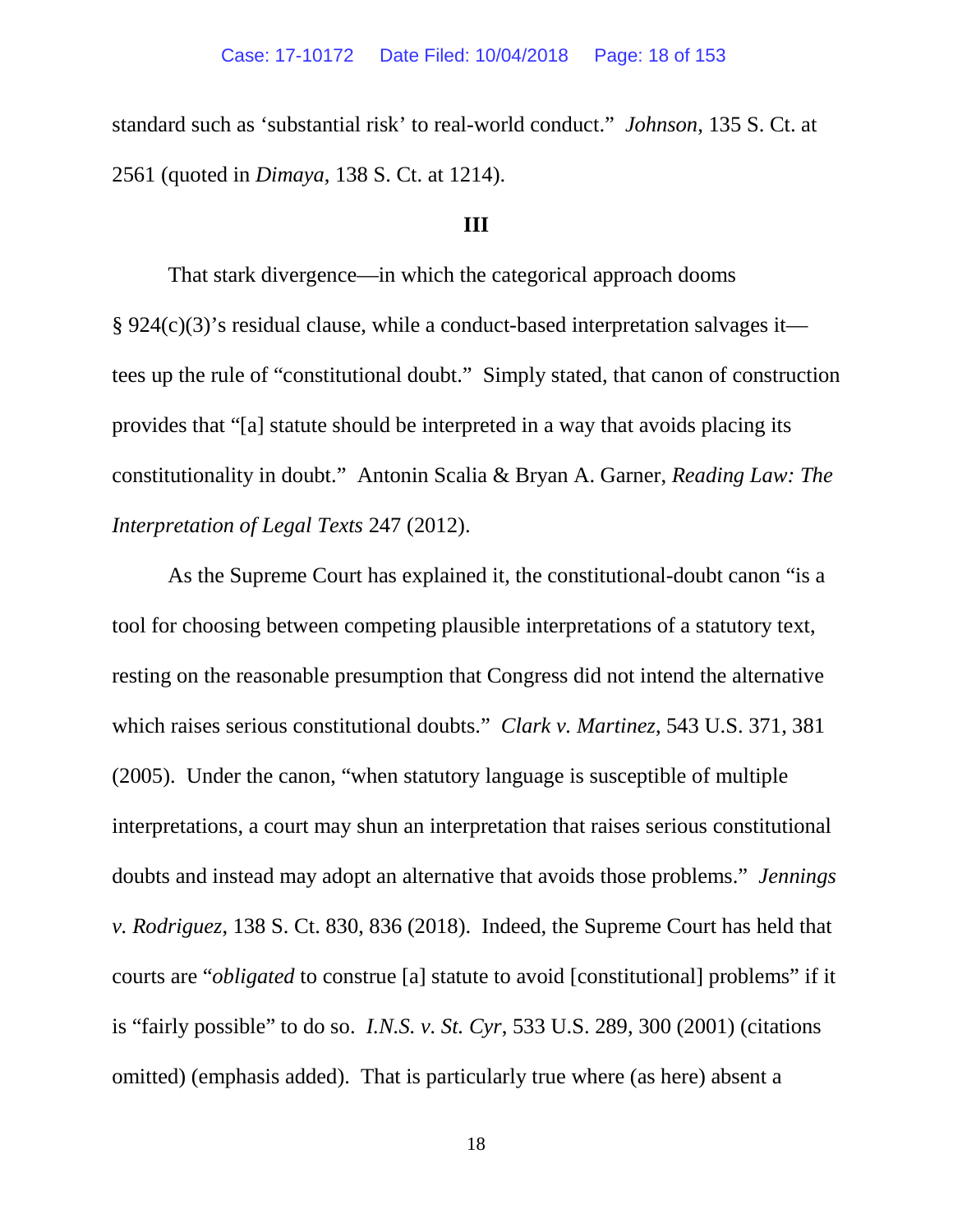standard such as 'substantial risk' to real-world conduct." *Johnson*, 135 S. Ct. at 2561 (quoted in *Dimaya*, 138 S. Ct. at 1214).

### III

That stark divergence—in which the categorical approach dooms § 924(c)(3)'s residual clause, while a conduct-based interpretation salvages it—tees up the rule of "constitutional doubt." Simply stated, that canon of construction provides that "[a] statute should be interpreted in a way that avoids placing its constitutionality in doubt." Antonin Scalia & Bryan A. Garner, *Reading Law: The Interpretation of Legal Texts* 247 (2012).

As the Supreme Court has explained it, the constitutional-doubt canon "is a tool for choosing between competing plausible interpretations of a statutory text, resting on the reasonable presumption that Congress did not intend the alternative which raises serious constitutional doubts." *Clark v. Martinez*, 543 U.S. 371, 381 (2005). Under the canon, "when statutory language is susceptible of multiple interpretations, a court may shun an interpretation that raises serious constitutional doubts and instead may adopt an alternative that avoids those problems." *Jennings v. Rodriguez*, 138 S. Ct. 830, 836 (2018). Indeed, the Supreme Court has held that courts are "*obligated* to construe [a] statute to avoid [constitutional] problems" if it is "fairly possible" to do so. *I.N.S. v. St. Cyr*, 533 U.S. 289, 300 (2001) (citations omitted) (emphasis added). That is particularly true where (as here) absent a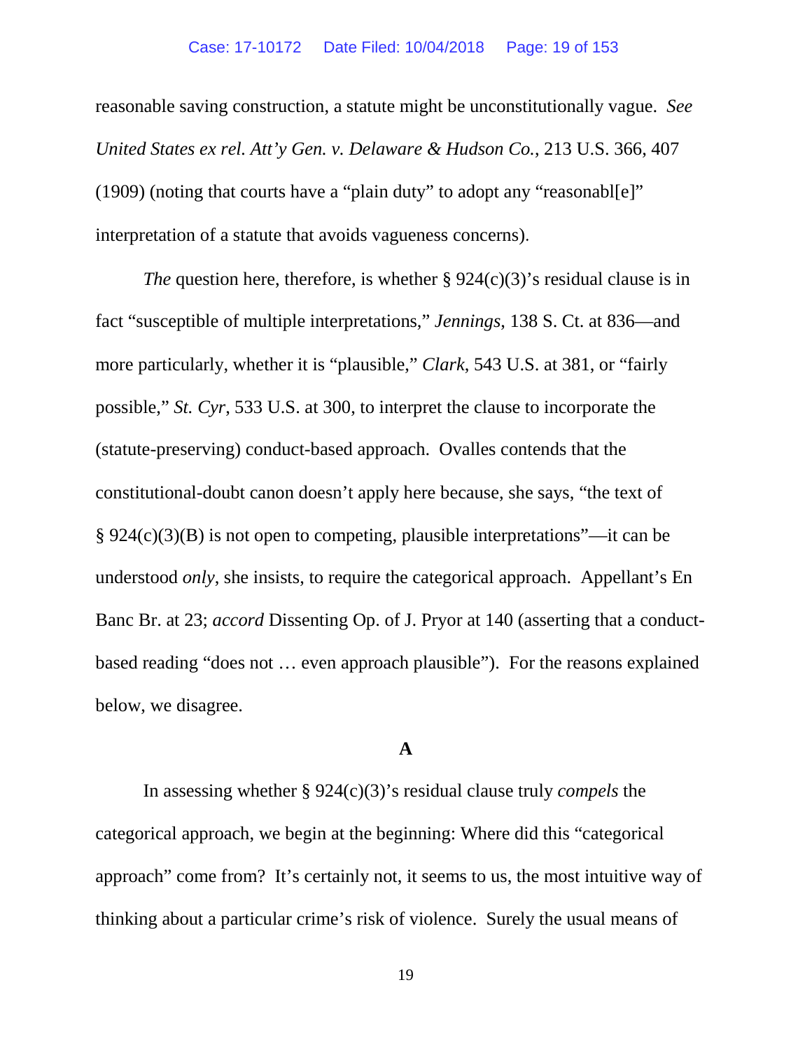reasonable saving construction, a statute might be unconstitutionally vague. *See United States ex rel. Att'y Gen. v. Delaware & Hudson Co.*, 213 U.S. 366, 407 (1909) (noting that courts have a "plain duty" to adopt any "reasonabl[e]" interpretation of a statute that avoids vagueness concerns).

*The* question here, therefore, is whether § 924(c)(3)'s residual clause is in fact "susceptible of multiple interpretations," *Jennings*, 138 S. Ct. at 836—and more particularly, whether it is "plausible," *Clark*, 543 U.S. at 381, or "fairly possible," *St. Cyr*, 533 U.S. at 300, to interpret the clause to incorporate the (statute-preserving) conduct-based approach. Ovalles contends that the constitutional-doubt canon doesn't apply here because, she says, "the text of § 924(c)(3)(B) is not open to competing, plausible interpretations"—it can be understood *only*, she insists, to require the categorical approach. Appellant's En Banc Br. at 23; *accord* Dissenting Op. of J. Pryor at 140 (asserting that a conduct-based reading "does not … even approach plausible"). For the reasons explained below, we disagree.

**A**

In assessing whether § 924(c)(3)'s residual clause truly *compels* the categorical approach, we begin at the beginning: Where did this "categorical approach" come from? It's certainly not, it seems to us, the most intuitive way of thinking about a particular crime's risk of violence. Surely the usual means of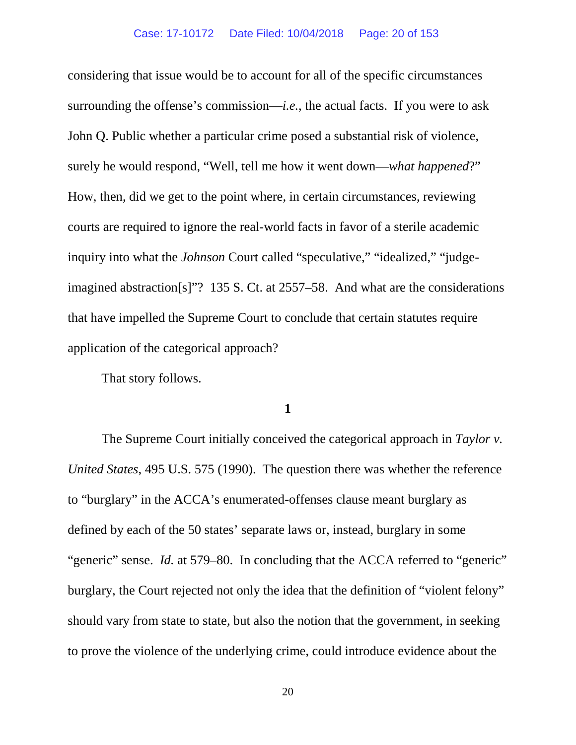considering that issue would be to account for all of the specific circumstances surrounding the offense's commission—*i.e.*, the actual facts. If you were to ask John Q. Public whether a particular crime posed a substantial risk of violence, surely he would respond, "Well, tell me how it went down—*what happened*?" How, then, did we get to the point where, in certain circumstances, reviewing courts are required to ignore the real-world facts in favor of a sterile academic inquiry into what the *Johnson* Court called "speculative," "idealized," "judge-imagined abstraction[s]"? 135 S. Ct. at 2557–58. And what are the considerations that have impelled the Supreme Court to conclude that certain statutes require application of the categorical approach?

That story follows.

**1**

The Supreme Court initially conceived the categorical approach in *Taylor v. United States*, 495 U.S. 575 (1990). The question there was whether the reference to "burglary" in the ACCA's enumerated-offenses clause meant burglary as defined by each of the 50 states' separate laws or, instead, burglary in some "generic" sense. *Id.* at 579–80. In concluding that the ACCA referred to "generic" burglary, the Court rejected not only the idea that the definition of "violent felony" should vary from state to state, but also the notion that the government, in seeking to prove the violence of the underlying crime, could introduce evidence about the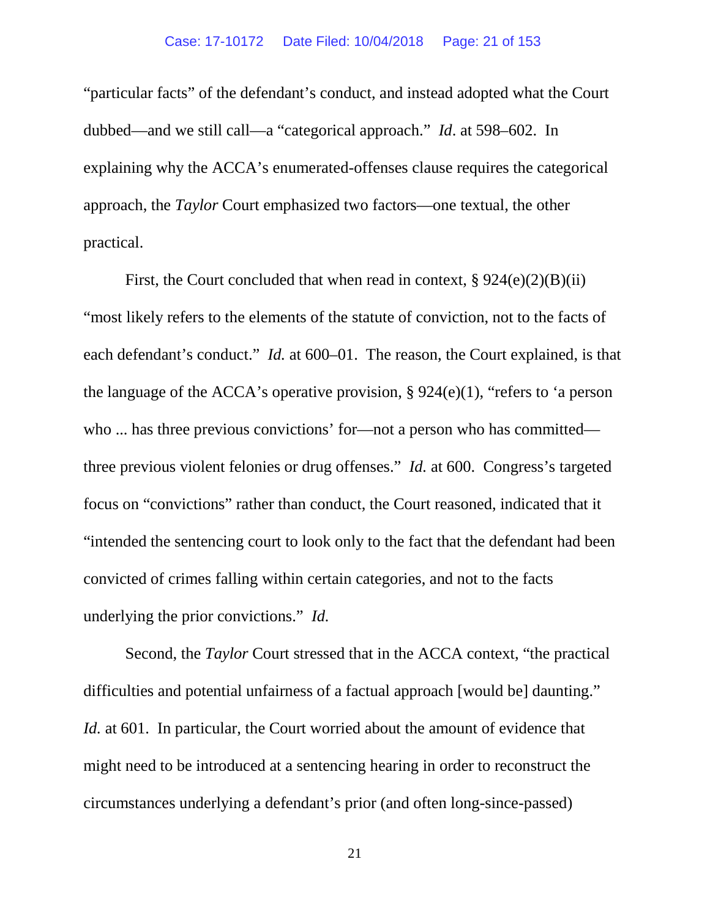"particular facts" of the defendant's conduct, and instead adopted what the Court dubbed—and we still call—a "categorical approach." *Id*. at 598–602. In explaining why the ACCA's enumerated-offenses clause requires the categorical approach, the *Taylor* Court emphasized two factors—one textual, the other practical.

First, the Court concluded that when read in context, § 924(e)(2)(B)(ii) "most likely refers to the elements of the statute of conviction, not to the facts of each defendant's conduct." *Id.* at 600–01. The reason, the Court explained, is that the language of the ACCA's operative provision, § 924(e)(1), "refers to 'a person who ... has three previous convictions' for—not a person who has committed—three previous violent felonies or drug offenses." *Id.* at 600. Congress's targeted focus on "convictions" rather than conduct, the Court reasoned, indicated that it "intended the sentencing court to look only to the fact that the defendant had been convicted of crimes falling within certain categories, and not to the facts underlying the prior convictions." *Id.*

Second, the *Taylor* Court stressed that in the ACCA context, "the practical difficulties and potential unfairness of a factual approach [would be] daunting." *Id.* at 601. In particular, the Court worried about the amount of evidence that might need to be introduced at a sentencing hearing in order to reconstruct the circumstances underlying a defendant's prior (and often long-since-passed)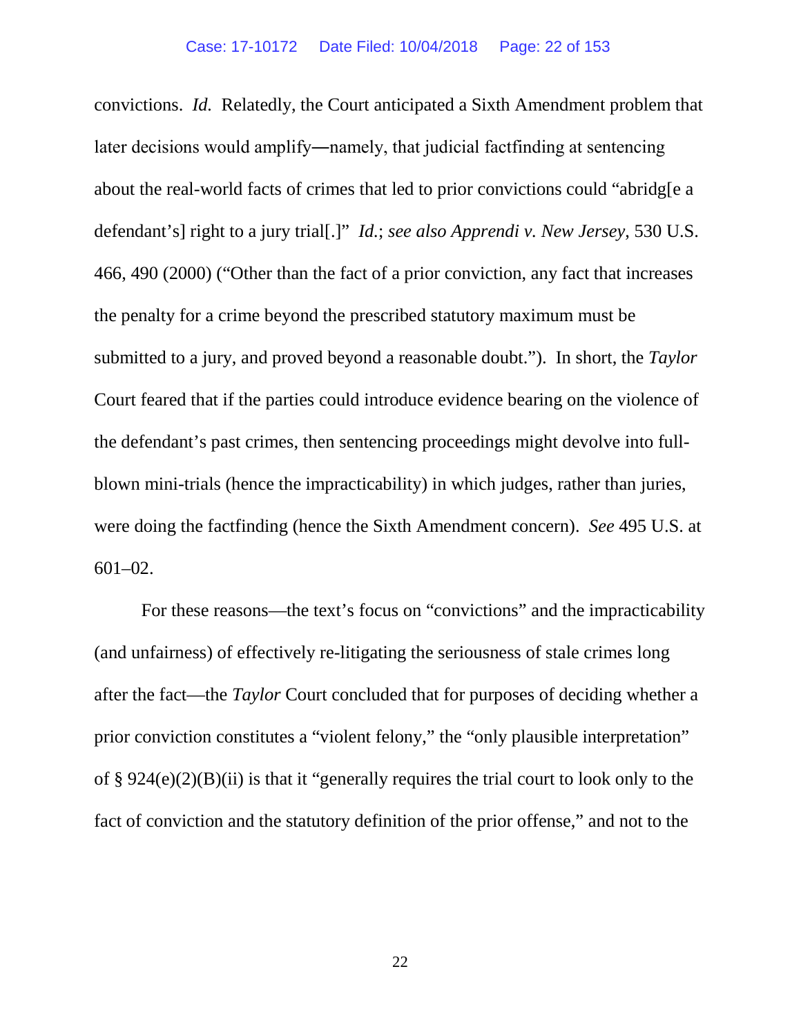convictions. *Id.* Relatedly, the Court anticipated a Sixth Amendment problem that later decisions would amplify—namely, that judicial factfinding at sentencing about the real-world facts of crimes that led to prior convictions could "abridg[e a defendant's] right to a jury trial[.]" *Id.*; *see also Apprendi v. New Jersey*, 530 U.S. 466, 490 (2000) ("Other than the fact of a prior conviction, any fact that increases the penalty for a crime beyond the prescribed statutory maximum must be submitted to a jury, and proved beyond a reasonable doubt."). In short, the *Taylor* Court feared that if the parties could introduce evidence bearing on the violence of the defendant's past crimes, then sentencing proceedings might devolve into full-blown mini-trials (hence the impracticability) in which judges, rather than juries, were doing the factfinding (hence the Sixth Amendment concern). *See* 495 U.S. at 601–02.

For these reasons—the text's focus on "convictions" and the impracticability (and unfairness) of effectively re-litigating the seriousness of stale crimes long after the fact—the *Taylor* Court concluded that for purposes of deciding whether a prior conviction constitutes a "violent felony," the "only plausible interpretation" of § 924(e)(2)(B)(ii) is that it "generally requires the trial court to look only to the fact of conviction and the statutory definition of the prior offense," and not to the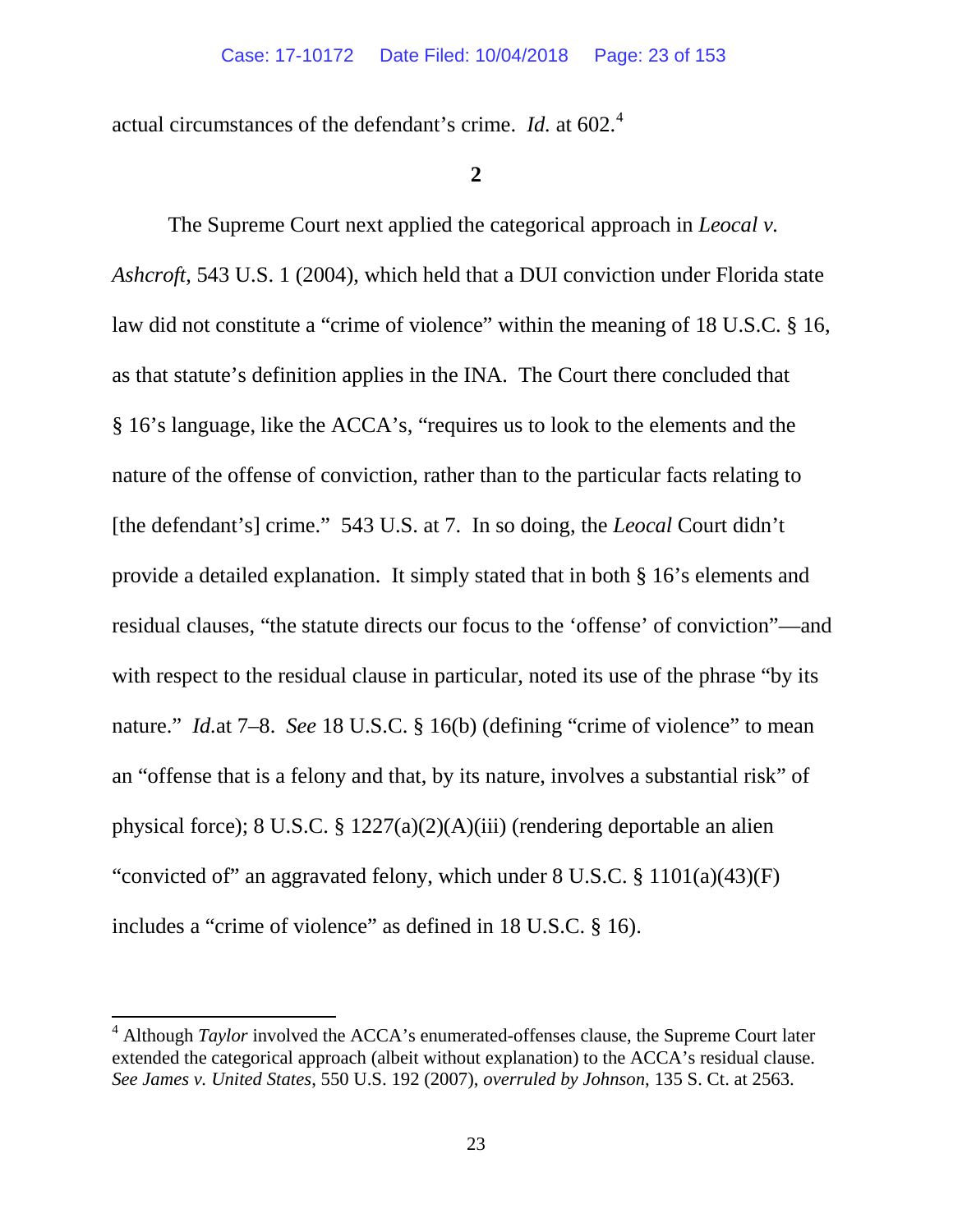actual circumstances of the defendant's crime. *Id.* at 602.[4]

**2**

The Supreme Court next applied the categorical approach in *Leocal v. Ashcroft*, 543 U.S. 1 (2004), which held that a DUI conviction under Florida state law did not constitute a "crime of violence" within the meaning of 18 U.S.C. § 16, as that statute's definition applies in the INA. The Court there concluded that § 16's language, like the ACCA's, "requires us to look to the elements and the nature of the offense of conviction, rather than to the particular facts relating to [the defendant's] crime." 543 U.S. at 7. In so doing, the *Leocal* Court didn't provide a detailed explanation. It simply stated that in both § 16's elements and residual clauses, "the statute directs our focus to the 'offense' of conviction"—and with respect to the residual clause in particular, noted its use of the phrase "by its nature." *Id.*at 7–8. *See* 18 U.S.C. § 16(b) (defining "crime of violence" to mean an "offense that is a felony and that, by its nature, involves a substantial risk" of physical force); 8 U.S.C. § 1227(a)(2)(A)(iii) (rendering deportable an alien "convicted of" an aggravated felony, which under 8 U.S.C. § 1101(a)(43)(F) includes a "crime of violence" as defined in 18 U.S.C. § 16).

---

[4] Although *Taylor* involved the ACCA's enumerated-offenses clause, the Supreme Court later extended the categorical approach (albeit without explanation) to the ACCA's residual clause. *See James v. United States*, 550 U.S. 192 (2007), *overruled by Johnson*, 135 S. Ct. at 2563.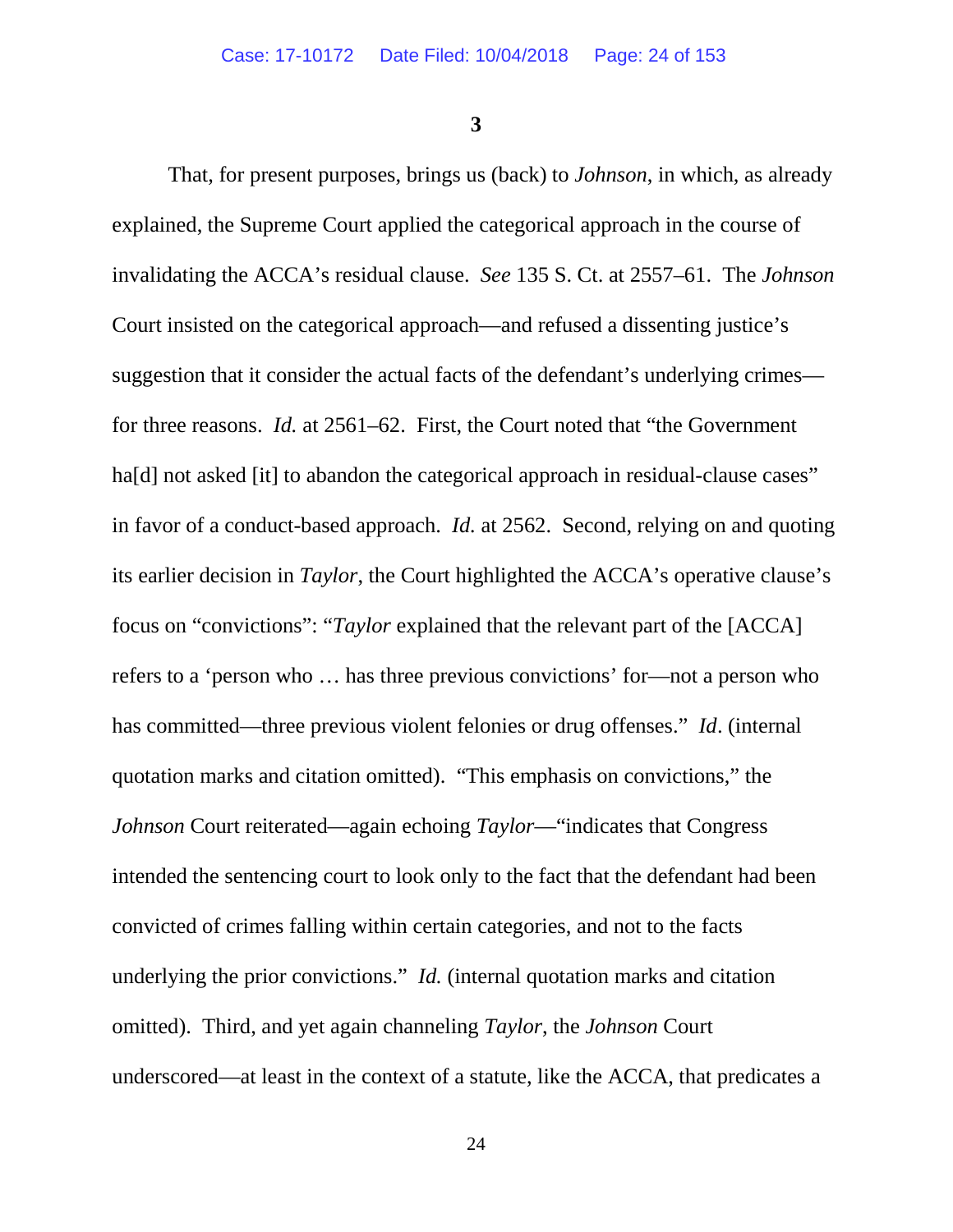**3**

That, for present purposes, brings us (back) to *Johnson*, in which, as already explained, the Supreme Court applied the categorical approach in the course of invalidating the ACCA's residual clause. *See* 135 S. Ct. at 2557–61. The *Johnson* Court insisted on the categorical approach—and refused a dissenting justice's suggestion that it consider the actual facts of the defendant's underlying crimes—for three reasons. *Id.* at 2561–62. First, the Court noted that "the Government ha[d] not asked [it] to abandon the categorical approach in residual-clause cases" in favor of a conduct-based approach. *Id.* at 2562. Second, relying on and quoting its earlier decision in *Taylor*, the Court highlighted the ACCA's operative clause's focus on "convictions": "*Taylor* explained that the relevant part of the [ACCA] refers to a 'person who … has three previous convictions' for—not a person who has committed—three previous violent felonies or drug offenses." *Id*. (internal quotation marks and citation omitted). "This emphasis on convictions," the *Johnson* Court reiterated—again echoing *Taylor*—"indicates that Congress intended the sentencing court to look only to the fact that the defendant had been convicted of crimes falling within certain categories, and not to the facts underlying the prior convictions." *Id.* (internal quotation marks and citation omitted). Third, and yet again channeling *Taylor*, the *Johnson* Court underscored—at least in the context of a statute, like the ACCA, that predicates a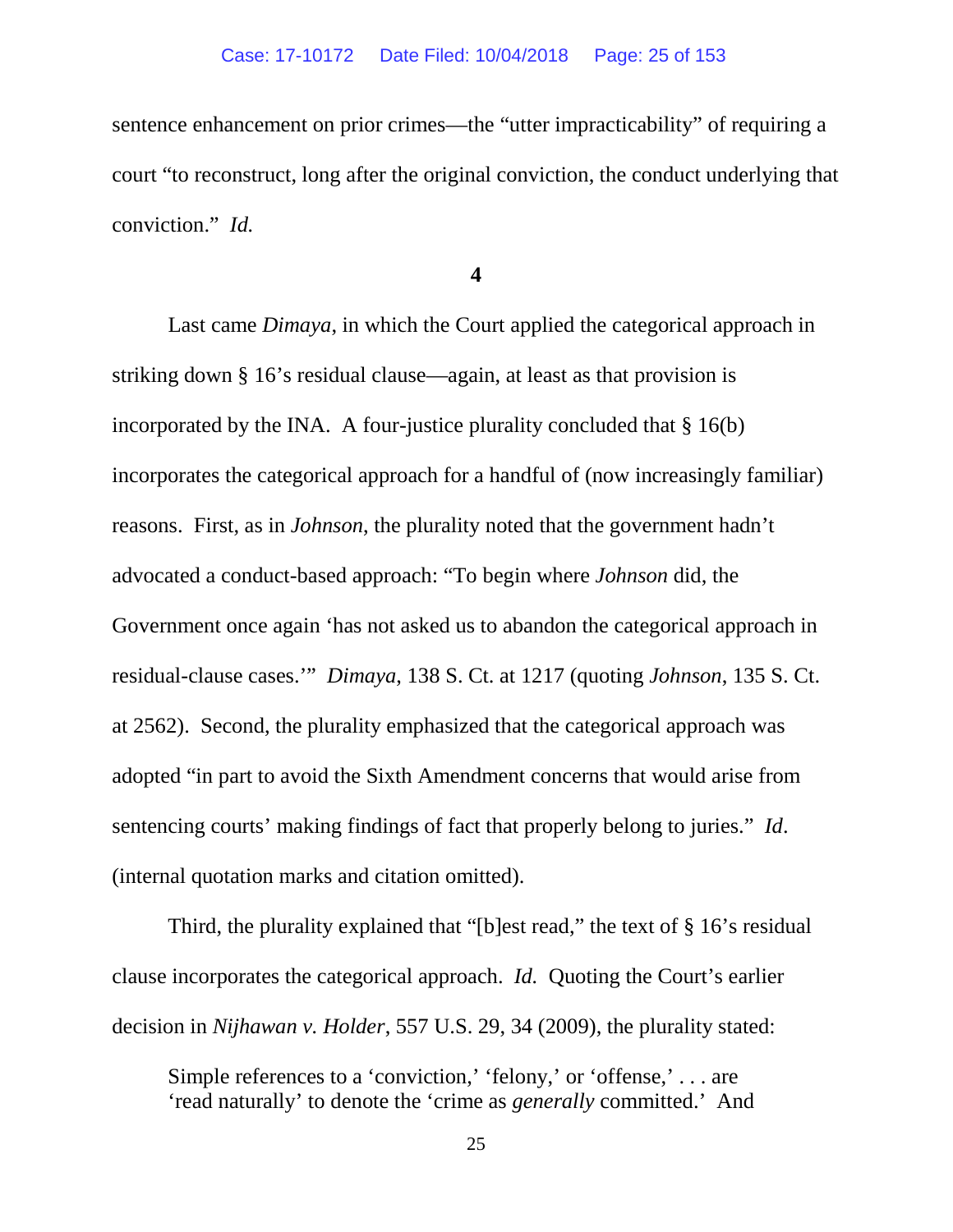sentence enhancement on prior crimes—the "utter impracticability" of requiring a court "to reconstruct, long after the original conviction, the conduct underlying that conviction." *Id.*

**4**

Last came *Dimaya*, in which the Court applied the categorical approach in striking down § 16's residual clause—again, at least as that provision is incorporated by the INA. A four-justice plurality concluded that § 16(b) incorporates the categorical approach for a handful of (now increasingly familiar) reasons. First, as in *Johnson*, the plurality noted that the government hadn't advocated a conduct-based approach: "To begin where *Johnson* did, the Government once again 'has not asked us to abandon the categorical approach in residual-clause cases.'" *Dimaya*, 138 S. Ct. at 1217 (quoting *Johnson*, 135 S. Ct. at 2562). Second, the plurality emphasized that the categorical approach was adopted "in part to avoid the Sixth Amendment concerns that would arise from sentencing courts' making findings of fact that properly belong to juries." *Id*. (internal quotation marks and citation omitted).

Third, the plurality explained that "[b]est read," the text of § 16's residual clause incorporates the categorical approach. *Id.* Quoting the Court's earlier decision in *Nijhawan v. Holder*, 557 U.S. 29, 34 (2009), the plurality stated:

> Simple references to a 'conviction,' 'felony,' or 'offense,' . . . are 'read naturally' to denote the 'crime as *generally* committed.' And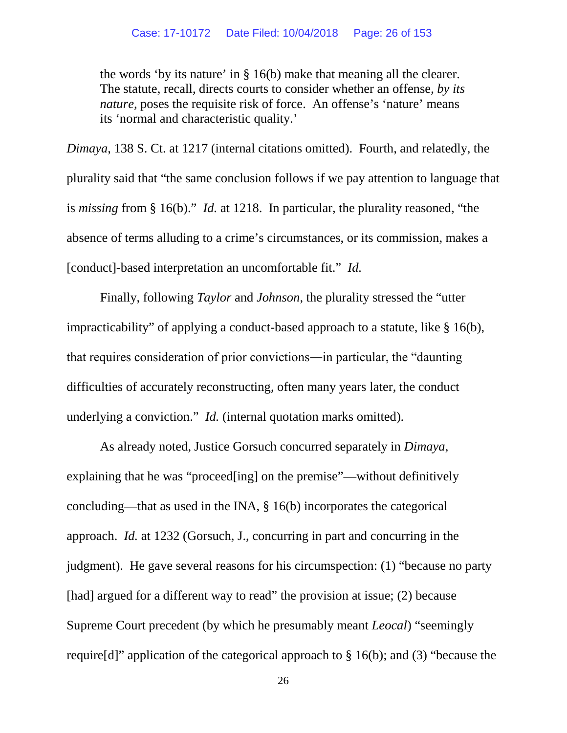> the words 'by its nature' in § 16(b) make that meaning all the clearer. The statute, recall, directs courts to consider whether an offense, *by its nature*, poses the requisite risk of force. An offense's 'nature' means its 'normal and characteristic quality.'

*Dimaya*, 138 S. Ct. at 1217 (internal citations omitted). Fourth, and relatedly, the plurality said that "the same conclusion follows if we pay attention to language that is *missing* from § 16(b)." *Id.* at 1218. In particular, the plurality reasoned, "the absence of terms alluding to a crime's circumstances, or its commission, makes a [conduct]-based interpretation an uncomfortable fit." *Id.*

Finally, following *Taylor* and *Johnson*, the plurality stressed the "utter impracticability" of applying a conduct-based approach to a statute, like § 16(b), that requires consideration of prior convictions—in particular, the "daunting difficulties of accurately reconstructing, often many years later, the conduct underlying a conviction." *Id.* (internal quotation marks omitted).

As already noted, Justice Gorsuch concurred separately in *Dimaya*, explaining that he was "proceed[ing] on the premise"—without definitively concluding—that as used in the INA, § 16(b) incorporates the categorical approach. *Id.* at 1232 (Gorsuch, J., concurring in part and concurring in the judgment). He gave several reasons for his circumspection: (1) "because no party [had] argued for a different way to read" the provision at issue; (2) because Supreme Court precedent (by which he presumably meant *Leocal*) "seemingly require[d]" application of the categorical approach to § 16(b); and (3) "because the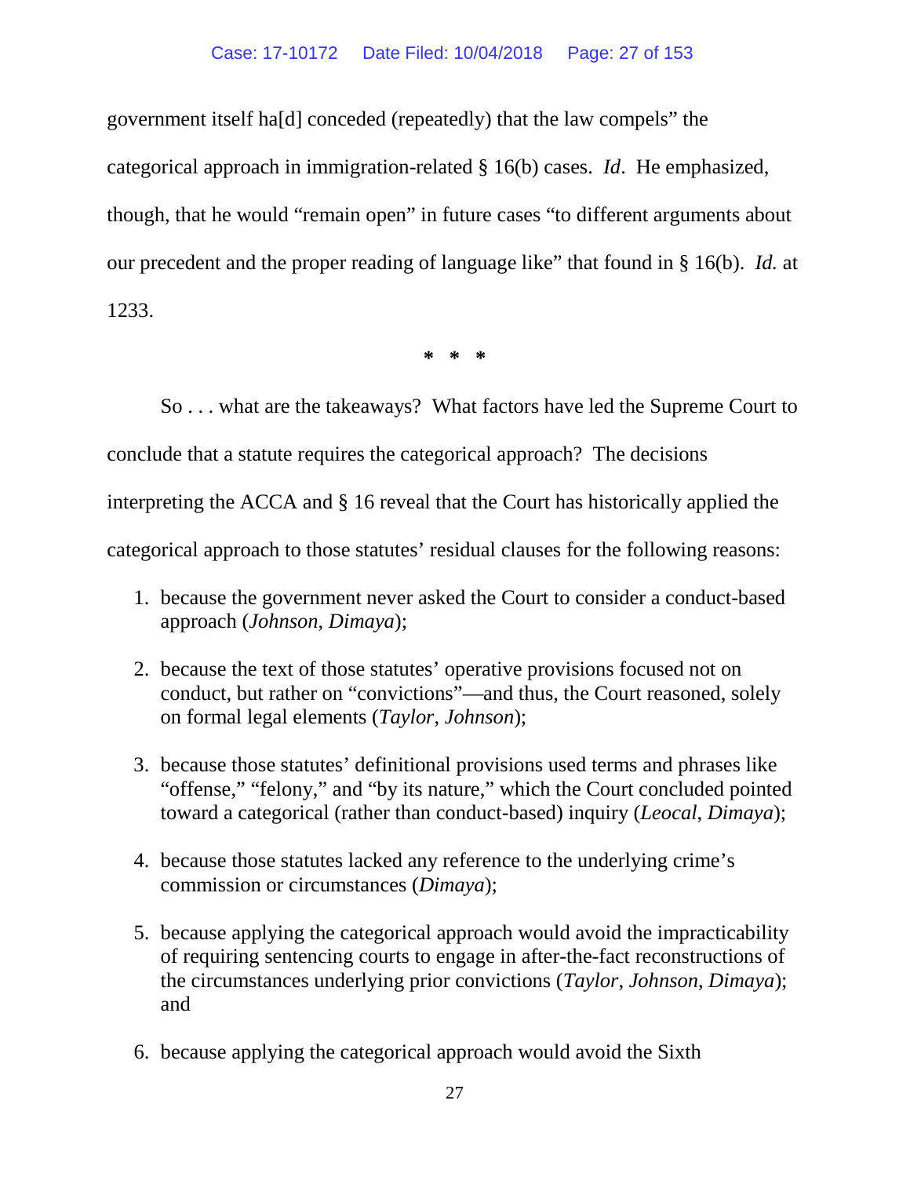government itself ha[d] conceded (repeatedly) that the law compels" the categorical approach in immigration-related § 16(b) cases. *Id*. He emphasized, though, that he would "remain open" in future cases "to different arguments about our precedent and the proper reading of language like" that found in § 16(b). *Id.* at 1233.

\* \* \*

So . . . what are the takeaways? What factors have led the Supreme Court to conclude that a statute requires the categorical approach? The decisions interpreting the ACCA and § 16 reveal that the Court has historically applied the categorical approach to those statutes' residual clauses for the following reasons:

1. because the government never asked the Court to consider a conduct-based approach (*Johnson*, *Dimaya*);

2. because the text of those statutes' operative provisions focused not on conduct, but rather on "convictions"—and thus, the Court reasoned, solely on formal legal elements (*Taylor*, *Johnson*);

3. because those statutes' definitional provisions used terms and phrases like "offense," "felony," and "by its nature," which the Court concluded pointed toward a categorical (rather than conduct-based) inquiry (*Leocal*, *Dimaya*);

4. because those statutes lacked any reference to the underlying crime's commission or circumstances (*Dimaya*);

5. because applying the categorical approach would avoid the impracticability of requiring sentencing courts to engage in after-the-fact reconstructions of the circumstances underlying prior convictions (*Taylor*, *Johnson*, *Dimaya*); and

6. because applying the categorical approach would avoid the Sixth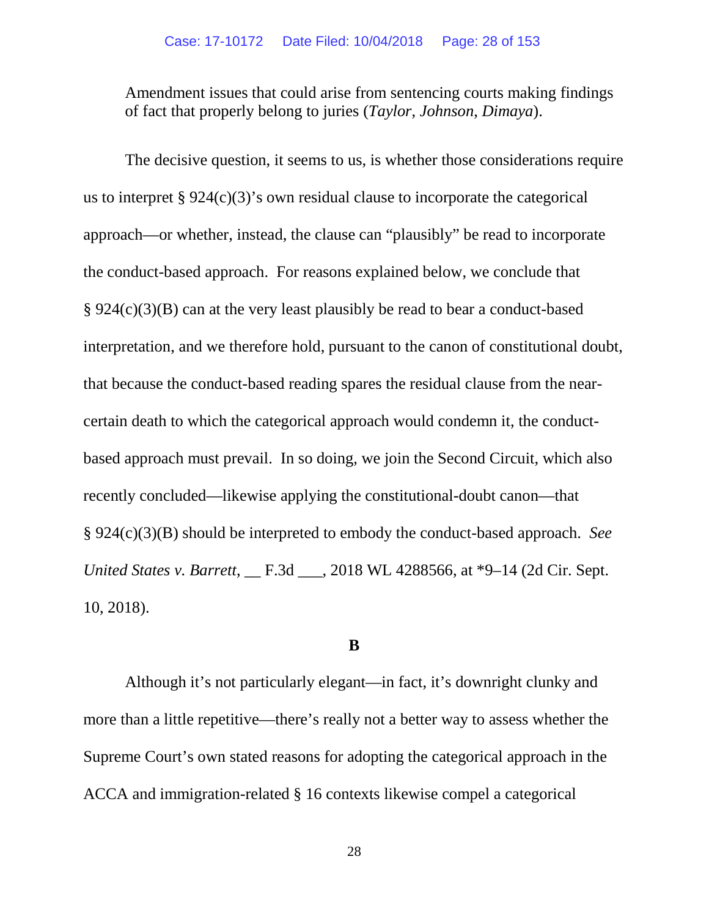Amendment issues that could arise from sentencing courts making findings of fact that properly belong to juries (*Taylor*, *Johnson*, *Dimaya*).

The decisive question, it seems to us, is whether those considerations require us to interpret § 924(c)(3)'s own residual clause to incorporate the categorical approach—or whether, instead, the clause can "plausibly" be read to incorporate the conduct-based approach. For reasons explained below, we conclude that § 924(c)(3)(B) can at the very least plausibly be read to bear a conduct-based interpretation, and we therefore hold, pursuant to the canon of constitutional doubt, that because the conduct-based reading spares the residual clause from the near-certain death to which the categorical approach would condemn it, the conduct-based approach must prevail. In so doing, we join the Second Circuit, which also recently concluded—likewise applying the constitutional-doubt canon—that § 924(c)(3)(B) should be interpreted to embody the conduct-based approach. *See United States v. Barrett*, __ F.3d ___, 2018 WL 4288566, at *9–14 (2d Cir. Sept. 10, 2018).

**B**

Although it's not particularly elegant—in fact, it's downright clunky and more than a little repetitive—there's really not a better way to assess whether the Supreme Court's own stated reasons for adopting the categorical approach in the ACCA and immigration-related § 16 contexts likewise compel a categorical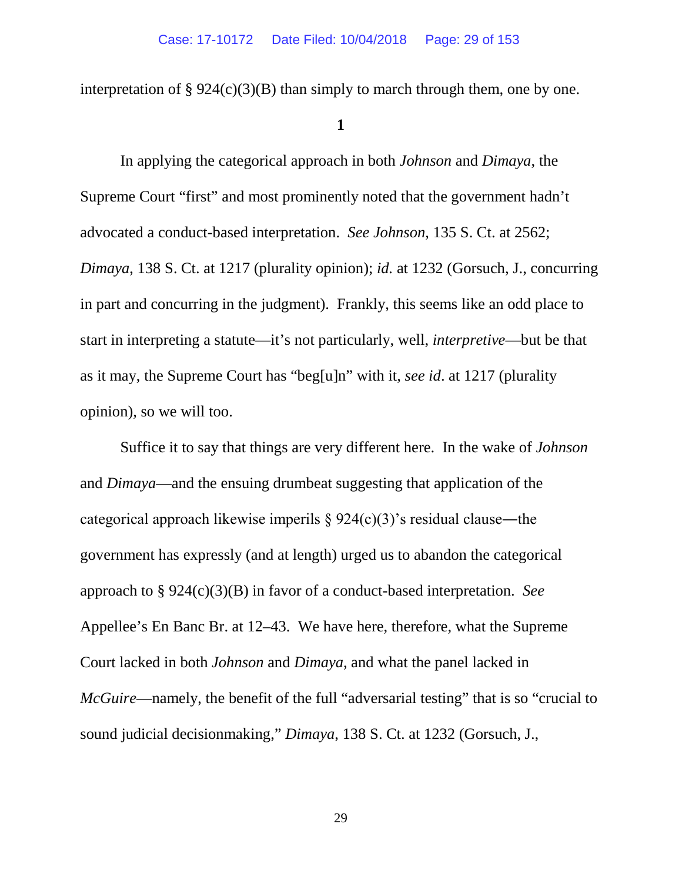interpretation of § 924(c)(3)(B) than simply to march through them, one by one.

**1**

In applying the categorical approach in both *Johnson* and *Dimaya*, the Supreme Court "first" and most prominently noted that the government hadn't advocated a conduct-based interpretation. *See Johnson*, 135 S. Ct. at 2562; *Dimaya*, 138 S. Ct. at 1217 (plurality opinion); *id.* at 1232 (Gorsuch, J., concurring in part and concurring in the judgment). Frankly, this seems like an odd place to start in interpreting a statute—it's not particularly, well, *interpretive*—but be that as it may, the Supreme Court has "beg[u]n" with it, *see id*. at 1217 (plurality opinion), so we will too.

Suffice it to say that things are very different here. In the wake of *Johnson* and *Dimaya*—and the ensuing drumbeat suggesting that application of the categorical approach likewise imperils § 924(c)(3)'s residual clause—the government has expressly (and at length) urged us to abandon the categorical approach to § 924(c)(3)(B) in favor of a conduct-based interpretation. *See* Appellee's En Banc Br. at 12–43. We have here, therefore, what the Supreme Court lacked in both *Johnson* and *Dimaya*, and what the panel lacked in *McGuire*—namely, the benefit of the full "adversarial testing" that is so "crucial to sound judicial decisionmaking," *Dimaya*, 138 S. Ct. at 1232 (Gorsuch, J.,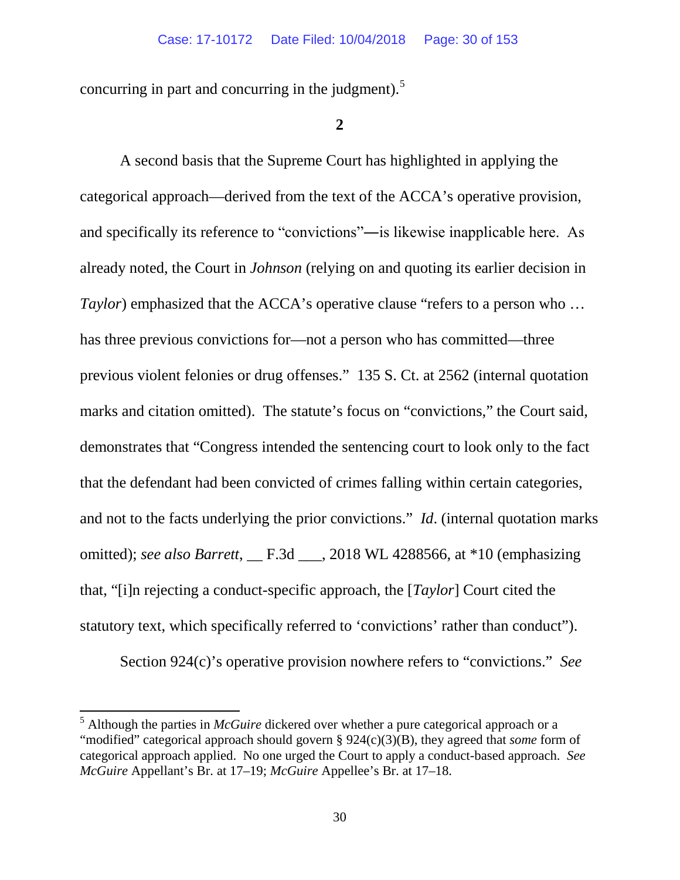concurring in part and concurring in the judgment).[5]

**2**

A second basis that the Supreme Court has highlighted in applying the categorical approach—derived from the text of the ACCA's operative provision, and specifically its reference to "convictions"—is likewise inapplicable here. As already noted, the Court in *Johnson* (relying on and quoting its earlier decision in *Taylor*) emphasized that the ACCA's operative clause "refers to a person who … has three previous convictions for—not a person who has committed—three previous violent felonies or drug offenses." 135 S. Ct. at 2562 (internal quotation marks and citation omitted). The statute's focus on "convictions," the Court said, demonstrates that "Congress intended the sentencing court to look only to the fact that the defendant had been convicted of crimes falling within certain categories, and not to the facts underlying the prior convictions." *Id*. (internal quotation marks omitted); *see also Barrett*, __ F.3d ___, 2018 WL 4288566, at *10 (emphasizing that, "[i]n rejecting a conduct-specific approach, the [*Taylor*] Court cited the statutory text, which specifically referred to 'convictions' rather than conduct").

Section 924(c)'s operative provision nowhere refers to "convictions." *See*

[5] Although the parties in *McGuire* dickered over whether a pure categorical approach or a "modified" categorical approach should govern § 924(c)(3)(B), they agreed that *some* form of categorical approach applied. No one urged the Court to apply a conduct-based approach. *See McGuire* Appellant's Br. at 17–19; *McGuire* Appellee's Br. at 17–18.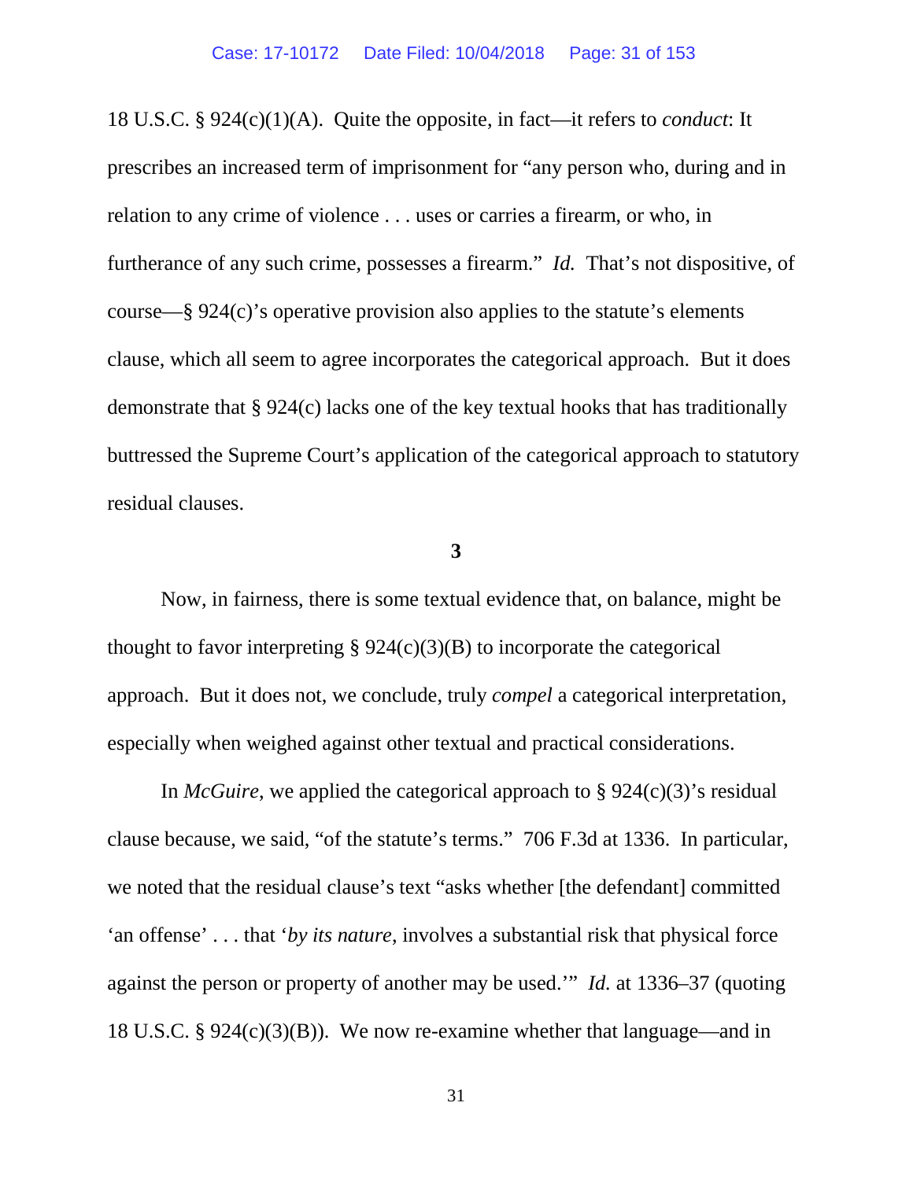18 U.S.C. § 924(c)(1)(A). Quite the opposite, in fact—it refers to *conduct*: It prescribes an increased term of imprisonment for "any person who, during and in relation to any crime of violence . . . uses or carries a firearm, or who, in furtherance of any such crime, possesses a firearm." *Id.* That's not dispositive, of course—§ 924(c)'s operative provision also applies to the statute's elements clause, which all seem to agree incorporates the categorical approach. But it does demonstrate that § 924(c) lacks one of the key textual hooks that has traditionally buttressed the Supreme Court's application of the categorical approach to statutory residual clauses.

**3**

Now, in fairness, there is some textual evidence that, on balance, might be thought to favor interpreting § 924(c)(3)(B) to incorporate the categorical approach. But it does not, we conclude, truly *compel* a categorical interpretation, especially when weighed against other textual and practical considerations.

In *McGuire*, we applied the categorical approach to § 924(c)(3)'s residual clause because, we said, "of the statute's terms." 706 F.3d at 1336. In particular, we noted that the residual clause's text "asks whether [the defendant] committed 'an offense' . . . that '*by its nature*, involves a substantial risk that physical force against the person or property of another may be used.'" *Id.* at 1336–37 (quoting 18 U.S.C. § 924(c)(3)(B)). We now re-examine whether that language—and in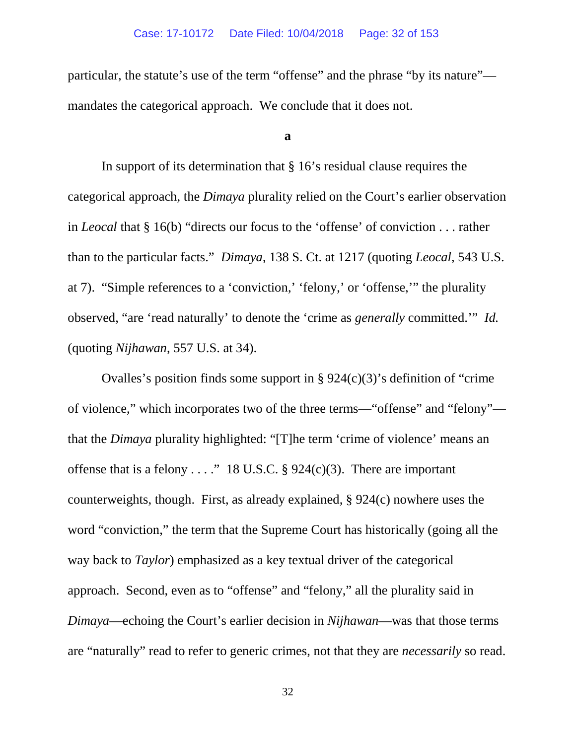particular, the statute's use of the term "offense" and the phrase "by its nature"—mandates the categorical approach. We conclude that it does not.

**a**

In support of its determination that § 16's residual clause requires the categorical approach, the *Dimaya* plurality relied on the Court's earlier observation in *Leocal* that § 16(b) "directs our focus to the 'offense' of conviction . . . rather than to the particular facts." *Dimaya*, 138 S. Ct. at 1217 (quoting *Leocal*, 543 U.S. at 7). "Simple references to a 'conviction,' 'felony,' or 'offense,'" the plurality observed, "are 'read naturally' to denote the 'crime as *generally* committed.'" *Id.* (quoting *Nijhawan*, 557 U.S. at 34).

Ovalles's position finds some support in § 924(c)(3)'s definition of "crime of violence," which incorporates two of the three terms—"offense" and "felony"—that the *Dimaya* plurality highlighted: "[T]he term 'crime of violence' means an offense that is a felony . . . ." 18 U.S.C. § 924(c)(3). There are important counterweights, though. First, as already explained, § 924(c) nowhere uses the word "conviction," the term that the Supreme Court has historically (going all the way back to *Taylor*) emphasized as a key textual driver of the categorical approach. Second, even as to "offense" and "felony," all the plurality said in *Dimaya*—echoing the Court's earlier decision in *Nijhawan*—was that those terms are "naturally" read to refer to generic crimes, not that they are *necessarily* so read.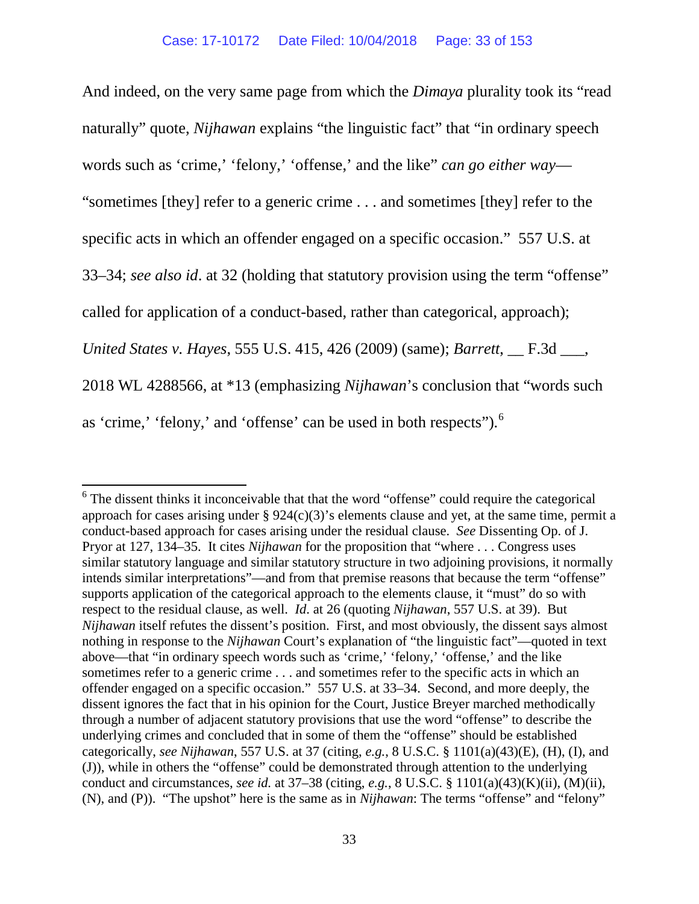And indeed, on the very same page from which the *Dimaya* plurality took its "read naturally" quote, *Nijhawan* explains "the linguistic fact" that "in ordinary speech words such as 'crime,' 'felony,' 'offense,' and the like" *can go either way*—"sometimes [they] refer to a generic crime . . . and sometimes [they] refer to the specific acts in which an offender engaged on a specific occasion." 557 U.S. at 33–34; *see also id*. at 32 (holding that statutory provision using the term "offense" called for application of a conduct-based, rather than categorical, approach); *United States v. Hayes*, 555 U.S. 415, 426 (2009) (same); *Barrett*, __ F.3d ___, 2018 WL 4288566, at *13 (emphasizing *Nijhawan*'s conclusion that "words such as 'crime,' 'felony,' and 'offense' can be used in both respects").[6]

---

[6] The dissent thinks it inconceivable that that the word "offense" could require the categorical approach for cases arising under § 924(c)(3)'s elements clause and yet, at the same time, permit a conduct-based approach for cases arising under the residual clause. *See* Dissenting Op. of J. Pryor at 127, 134–35. It cites *Nijhawan* for the proposition that "where . . . Congress uses similar statutory language and similar statutory structure in two adjoining provisions, it normally intends similar interpretations"—and from that premise reasons that because the term "offense" supports application of the categorical approach to the elements clause, it "must" do so with respect to the residual clause, as well. *Id*. at 26 (quoting *Nijhawan*, 557 U.S. at 39). But *Nijhawan* itself refutes the dissent's position. First, and most obviously, the dissent says almost nothing in response to the *Nijhawan* Court's explanation of "the linguistic fact"—quoted in text above—that "in ordinary speech words such as 'crime,' 'felony,' 'offense,' and the like sometimes refer to a generic crime . . . and sometimes refer to the specific acts in which an offender engaged on a specific occasion." 557 U.S. at 33–34. Second, and more deeply, the dissent ignores the fact that in his opinion for the Court, Justice Breyer marched methodically through a number of adjacent statutory provisions that use the word "offense" to describe the underlying crimes and concluded that in some of them the "offense" should be established categorically, *see Nijhawan*, 557 U.S. at 37 (citing, *e.g.*, 8 U.S.C. § 1101(a)(43)(E), (H), (I), and (J)), while in others the "offense" could be demonstrated through attention to the underlying conduct and circumstances, *see id.* at 37–38 (citing, *e.g.*, 8 U.S.C. § 1101(a)(43)(K)(ii), (M)(ii), (N), and (P)). "The upshot" here is the same as in *Nijhawan*: The terms "offense" and "felony"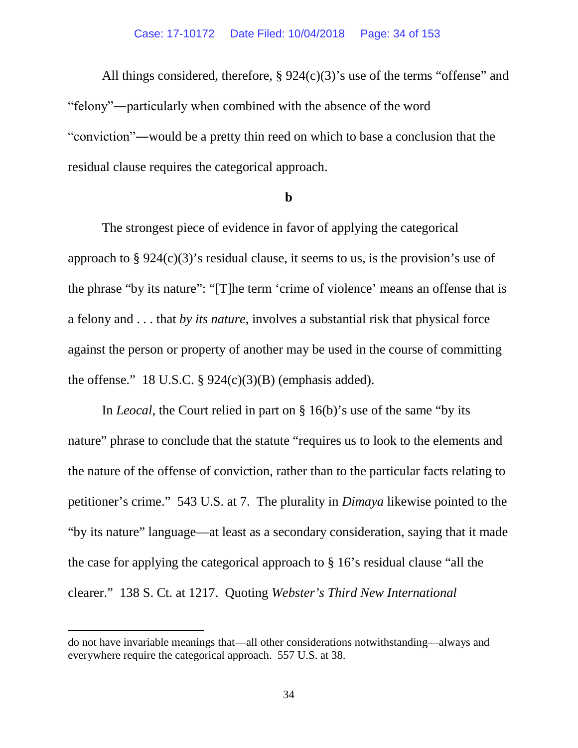All things considered, therefore, § 924(c)(3)'s use of the terms "offense" and "felony"—particularly when combined with the absence of the word "conviction"—would be a pretty thin reed on which to base a conclusion that the residual clause requires the categorical approach.

**b**

The strongest piece of evidence in favor of applying the categorical approach to § 924(c)(3)'s residual clause, it seems to us, is the provision's use of the phrase "by its nature": "[T]he term 'crime of violence' means an offense that is a felony and . . . that *by its nature*, involves a substantial risk that physical force against the person or property of another may be used in the course of committing the offense." 18 U.S.C. § 924(c)(3)(B) (emphasis added).

In *Leocal*, the Court relied in part on § 16(b)'s use of the same "by its nature" phrase to conclude that the statute "requires us to look to the elements and the nature of the offense of conviction, rather than to the particular facts relating to petitioner's crime." 543 U.S. at 7. The plurality in *Dimaya* likewise pointed to the "by its nature" language—at least as a secondary consideration, saying that it made the case for applying the categorical approach to § 16's residual clause "all the clearer." 138 S. Ct. at 1217. Quoting *Webster's Third New International*

---

do not have invariable meanings that—all other considerations notwithstanding—always and everywhere require the categorical approach. 557 U.S. at 38.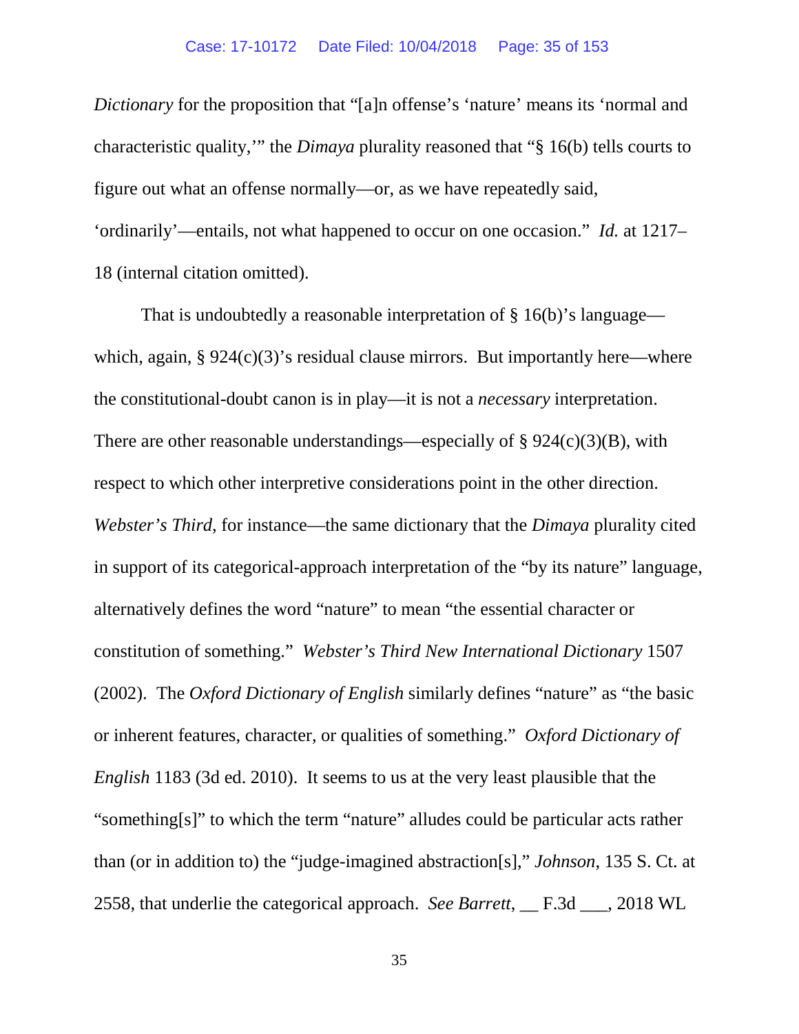*Dictionary* for the proposition that "[a]n offense's 'nature' means its 'normal and characteristic quality,'" the *Dimaya* plurality reasoned that "§ 16(b) tells courts to figure out what an offense normally—or, as we have repeatedly said, 'ordinarily'—entails, not what happened to occur on one occasion." *Id.* at 1217–18 (internal citation omitted).

That is undoubtedly a reasonable interpretation of § 16(b)'s language—which, again, § 924(c)(3)'s residual clause mirrors. But importantly here—where the constitutional-doubt canon is in play—it is not a *necessary* interpretation. There are other reasonable understandings—especially of § 924(c)(3)(B), with respect to which other interpretive considerations point in the other direction. *Webster's Third*, for instance—the same dictionary that the *Dimaya* plurality cited in support of its categorical-approach interpretation of the "by its nature" language, alternatively defines the word "nature" to mean "the essential character or constitution of something." *Webster's Third New International Dictionary* 1507 (2002). The *Oxford Dictionary of English* similarly defines "nature" as "the basic or inherent features, character, or qualities of something." *Oxford Dictionary of English* 1183 (3d ed. 2010). It seems to us at the very least plausible that the "something[s]" to which the term "nature" alludes could be particular acts rather than (or in addition to) the "judge-imagined abstraction[s]," *Johnson*, 135 S. Ct. at 2558, that underlie the categorical approach. *See Barrett*, __ F.3d ___, 2018 WL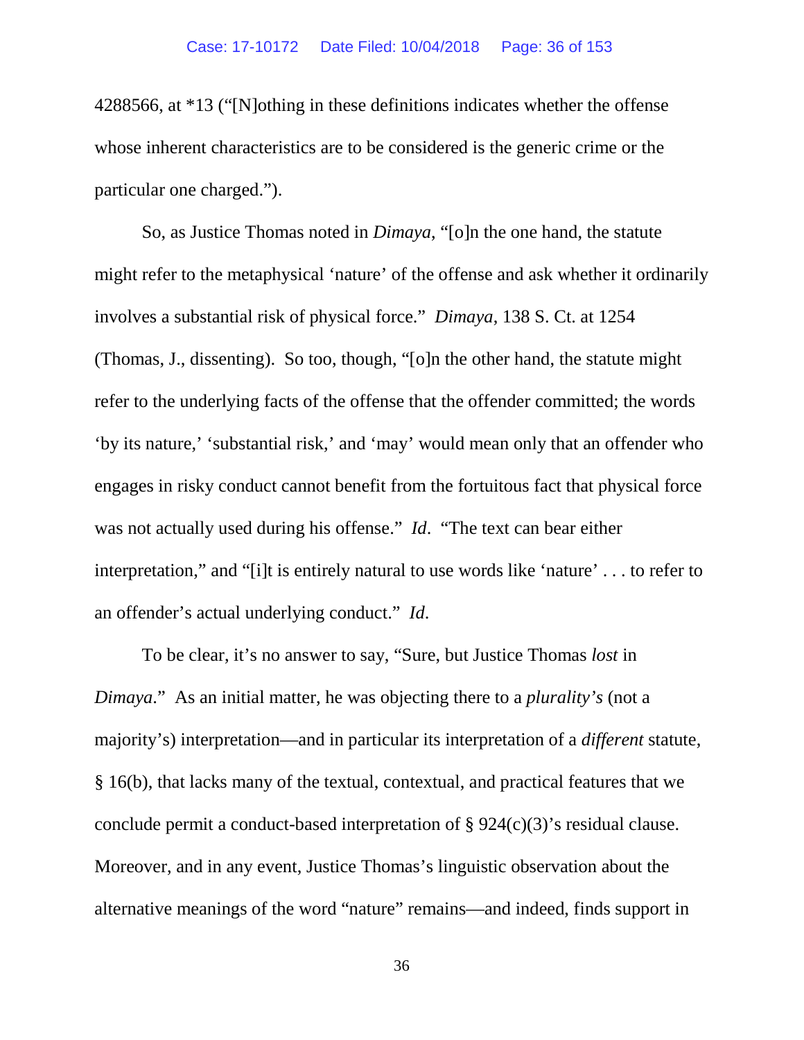4288566, at *13 ("[N]othing in these definitions indicates whether the offense whose inherent characteristics are to be considered is the generic crime or the particular one charged.").

So, as Justice Thomas noted in *Dimaya*, "[o]n the one hand, the statute might refer to the metaphysical 'nature' of the offense and ask whether it ordinarily involves a substantial risk of physical force." *Dimaya*, 138 S. Ct. at 1254 (Thomas, J., dissenting). So too, though, "[o]n the other hand, the statute might refer to the underlying facts of the offense that the offender committed; the words 'by its nature,' 'substantial risk,' and 'may' would mean only that an offender who engages in risky conduct cannot benefit from the fortuitous fact that physical force was not actually used during his offense." *Id*. "The text can bear either interpretation," and "[i]t is entirely natural to use words like 'nature' . . . to refer to an offender's actual underlying conduct." *Id*.

To be clear, it's no answer to say, "Sure, but Justice Thomas *lost* in *Dimaya*." As an initial matter, he was objecting there to a *plurality's* (not a majority's) interpretation—and in particular its interpretation of a *different* statute, § 16(b), that lacks many of the textual, contextual, and practical features that we conclude permit a conduct-based interpretation of § 924(c)(3)'s residual clause. Moreover, and in any event, Justice Thomas's linguistic observation about the alternative meanings of the word "nature" remains—and indeed, finds support in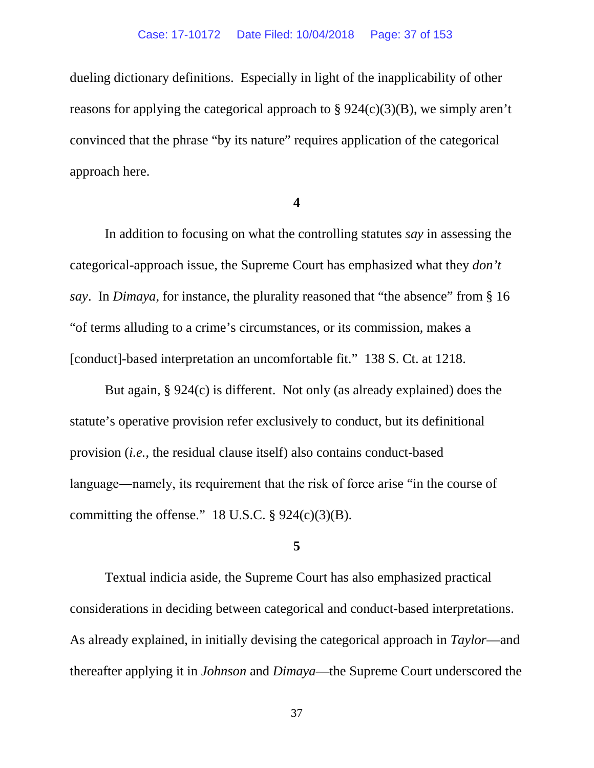dueling dictionary definitions. Especially in light of the inapplicability of other reasons for applying the categorical approach to § 924(c)(3)(B), we simply aren't convinced that the phrase "by its nature" requires application of the categorical approach here.

**4**

In addition to focusing on what the controlling statutes *say* in assessing the categorical-approach issue, the Supreme Court has emphasized what they *don't say*. In *Dimaya*, for instance, the plurality reasoned that "the absence" from § 16 "of terms alluding to a crime's circumstances, or its commission, makes a [conduct]-based interpretation an uncomfortable fit." 138 S. Ct. at 1218.

But again, § 924(c) is different. Not only (as already explained) does the statute's operative provision refer exclusively to conduct, but its definitional provision (*i.e.*, the residual clause itself) also contains conduct-based language—namely, its requirement that the risk of force arise "in the course of committing the offense." 18 U.S.C. § 924(c)(3)(B).

**5**

Textual indicia aside, the Supreme Court has also emphasized practical considerations in deciding between categorical and conduct-based interpretations. As already explained, in initially devising the categorical approach in *Taylor*—and thereafter applying it in *Johnson* and *Dimaya*—the Supreme Court underscored the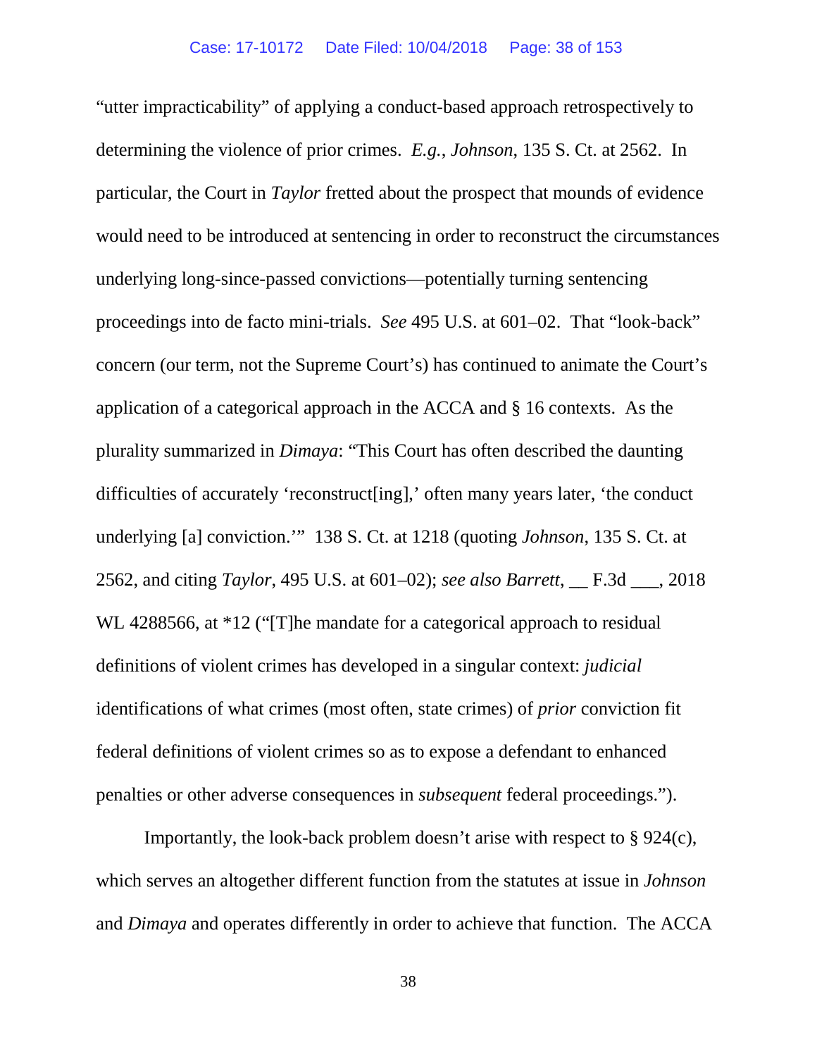"utter impracticability" of applying a conduct-based approach retrospectively to determining the violence of prior crimes. *E.g.*, *Johnson*, 135 S. Ct. at 2562. In particular, the Court in *Taylor* fretted about the prospect that mounds of evidence would need to be introduced at sentencing in order to reconstruct the circumstances underlying long-since-passed convictions—potentially turning sentencing proceedings into de facto mini-trials. *See* 495 U.S. at 601–02. That "look-back" concern (our term, not the Supreme Court's) has continued to animate the Court's application of a categorical approach in the ACCA and § 16 contexts. As the plurality summarized in *Dimaya*: "This Court has often described the daunting difficulties of accurately 'reconstruct[ing],' often many years later, 'the conduct underlying [a] conviction.'" 138 S. Ct. at 1218 (quoting *Johnson*, 135 S. Ct. at 2562, and citing *Taylor*, 495 U.S. at 601–02); *see also Barrett*, __ F.3d ___, 2018 WL 4288566, at *12 ("[T]he mandate for a categorical approach to residual definitions of violent crimes has developed in a singular context: *judicial* identifications of what crimes (most often, state crimes) of *prior* conviction fit federal definitions of violent crimes so as to expose a defendant to enhanced penalties or other adverse consequences in *subsequent* federal proceedings.").

Importantly, the look-back problem doesn't arise with respect to § 924(c), which serves an altogether different function from the statutes at issue in *Johnson* and *Dimaya* and operates differently in order to achieve that function. The ACCA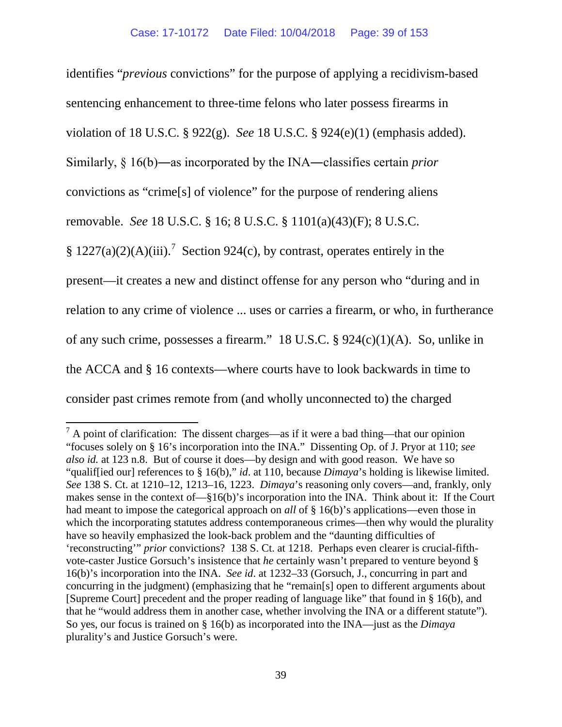identifies "*previous* convictions" for the purpose of applying a recidivism-based sentencing enhancement to three-time felons who later possess firearms in violation of 18 U.S.C. § 922(g). *See* 18 U.S.C. § 924(e)(1) (emphasis added). Similarly, § 16(b)―as incorporated by the INA―classifies certain *prior* convictions as "crime[s] of violence" for the purpose of rendering aliens removable. *See* 18 U.S.C. § 16; 8 U.S.C. § 1101(a)(43)(F); 8 U.S.C. § 1227(a)(2)(A)(iii).[7] Section 924(c), by contrast, operates entirely in the present—it creates a new and distinct offense for any person who "during and in relation to any crime of violence ... uses or carries a firearm, or who, in furtherance of any such crime, possesses a firearm." 18 U.S.C. § 924(c)(1)(A). So, unlike in the ACCA and § 16 contexts—where courts have to look backwards in time to consider past crimes remote from (and wholly unconnected to) the charged

[7] A point of clarification: The dissent charges—as if it were a bad thing—that our opinion "focuses solely on § 16's incorporation into the INA." Dissenting Op. of J. Pryor at 110; *see also id.* at 123 n.8. But of course it does—by design and with good reason. We have so "qualif[ied our] references to § 16(b)," *id*. at 110, because *Dimaya*'s holding is likewise limited. *See* 138 S. Ct. at 1210–12, 1213–16, 1223. *Dimaya*'s reasoning only covers—and, frankly, only makes sense in the context of—§16(b)'s incorporation into the INA. Think about it: If the Court had meant to impose the categorical approach on *all* of § 16(b)'s applications—even those in which the incorporating statutes address contemporaneous crimes—then why would the plurality have so heavily emphasized the look-back problem and the "daunting difficulties of 'reconstructing'" *prior* convictions? 138 S. Ct. at 1218. Perhaps even clearer is crucial-fifth-vote-caster Justice Gorsuch's insistence that *he* certainly wasn't prepared to venture beyond § 16(b)'s incorporation into the INA. *See id*. at 1232–33 (Gorsuch, J., concurring in part and concurring in the judgment) (emphasizing that he "remain[s] open to different arguments about [Supreme Court] precedent and the proper reading of language like" that found in § 16(b), and that he "would address them in another case, whether involving the INA or a different statute"). So yes, our focus is trained on § 16(b) as incorporated into the INA—just as the *Dimaya* plurality's and Justice Gorsuch's were.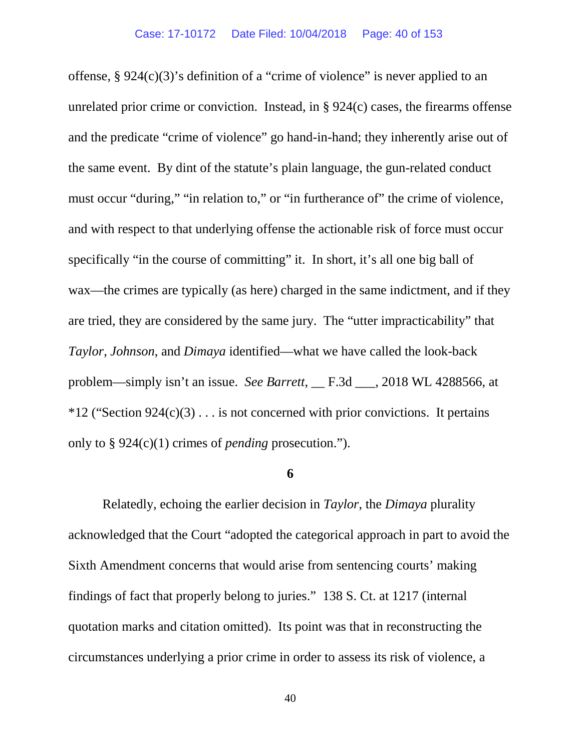offense, § 924(c)(3)'s definition of a "crime of violence" is never applied to an unrelated prior crime or conviction. Instead, in § 924(c) cases, the firearms offense and the predicate "crime of violence" go hand-in-hand; they inherently arise out of the same event. By dint of the statute's plain language, the gun-related conduct must occur "during," "in relation to," or "in furtherance of" the crime of violence, and with respect to that underlying offense the actionable risk of force must occur specifically "in the course of committing" it. In short, it's all one big ball of wax—the crimes are typically (as here) charged in the same indictment, and if they are tried, they are considered by the same jury. The "utter impracticability" that *Taylor*, *Johnson*, and *Dimaya* identified—what we have called the look-back problem—simply isn't an issue. *See Barrett*, __ F.3d ___, 2018 WL 4288566, at *12 ("Section 924(c)(3) . . . is not concerned with prior convictions. It pertains only to § 924(c)(1) crimes of *pending* prosecution.").

**6**

Relatedly, echoing the earlier decision in *Taylor*, the *Dimaya* plurality acknowledged that the Court "adopted the categorical approach in part to avoid the Sixth Amendment concerns that would arise from sentencing courts' making findings of fact that properly belong to juries." 138 S. Ct. at 1217 (internal quotation marks and citation omitted). Its point was that in reconstructing the circumstances underlying a prior crime in order to assess its risk of violence, a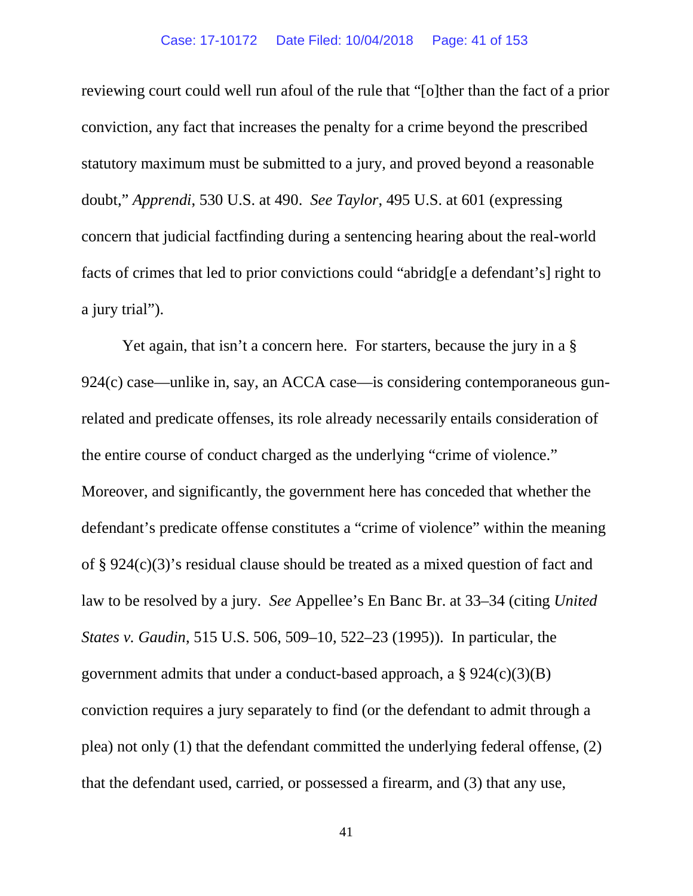reviewing court could well run afoul of the rule that "[o]ther than the fact of a prior conviction, any fact that increases the penalty for a crime beyond the prescribed statutory maximum must be submitted to a jury, and proved beyond a reasonable doubt," *Apprendi*, 530 U.S. at 490. *See Taylor*, 495 U.S. at 601 (expressing concern that judicial factfinding during a sentencing hearing about the real-world facts of crimes that led to prior convictions could "abridg[e a defendant's] right to a jury trial").

Yet again, that isn't a concern here. For starters, because the jury in a § 924(c) case—unlike in, say, an ACCA case—is considering contemporaneous gun-related and predicate offenses, its role already necessarily entails consideration of the entire course of conduct charged as the underlying "crime of violence." Moreover, and significantly, the government here has conceded that whether the defendant's predicate offense constitutes a "crime of violence" within the meaning of § 924(c)(3)'s residual clause should be treated as a mixed question of fact and law to be resolved by a jury. *See* Appellee's En Banc Br. at 33–34 (citing *United States v. Gaudin*, 515 U.S. 506, 509–10, 522–23 (1995)). In particular, the government admits that under a conduct-based approach, a § 924(c)(3)(B) conviction requires a jury separately to find (or the defendant to admit through a plea) not only (1) that the defendant committed the underlying federal offense, (2) that the defendant used, carried, or possessed a firearm, and (3) that any use,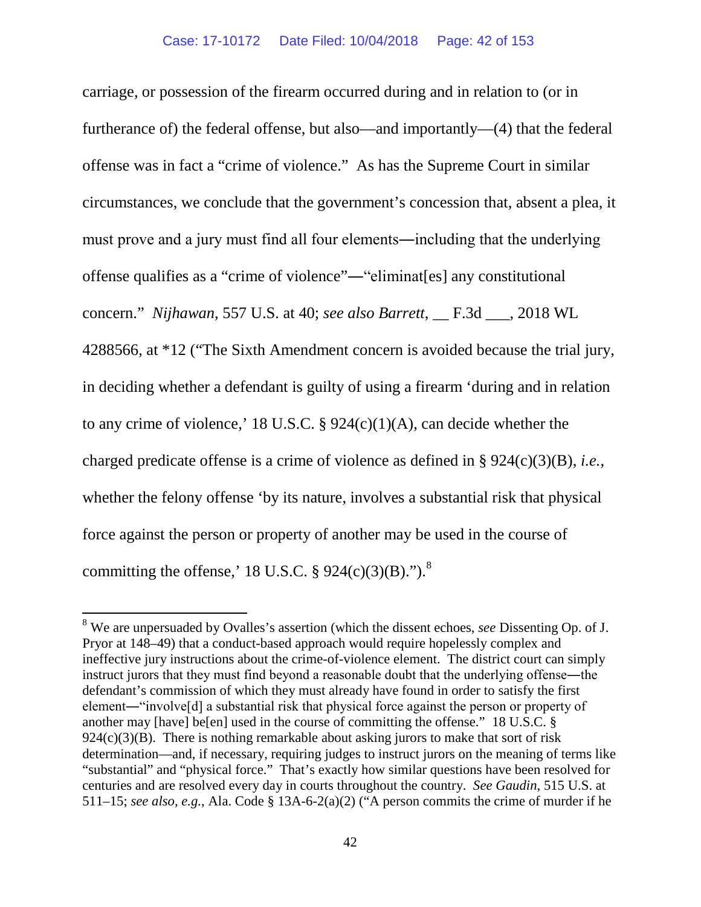carriage, or possession of the firearm occurred during and in relation to (or in furtherance of) the federal offense, but also—and importantly—(4) that the federal offense was in fact a "crime of violence." As has the Supreme Court in similar circumstances, we conclude that the government's concession that, absent a plea, it must prove and a jury must find all four elements―including that the underlying offense qualifies as a "crime of violence"―"eliminat[es] any constitutional concern." *Nijhawan*, 557 U.S. at 40; *see also Barrett*, __ F.3d ___, 2018 WL 4288566, at *12 ("The Sixth Amendment concern is avoided because the trial jury, in deciding whether a defendant is guilty of using a firearm 'during and in relation to any crime of violence,' 18 U.S.C. § 924(c)(1)(A), can decide whether the charged predicate offense is a crime of violence as defined in § 924(c)(3)(B), *i.e.*, whether the felony offense 'by its nature, involves a substantial risk that physical force against the person or property of another may be used in the course of committing the offense,' 18 U.S.C. § 924(c)(3)(B).").[8]

---

[8] We are unpersuaded by Ovalles's assertion (which the dissent echoes, *see* Dissenting Op. of J. Pryor at 148–49) that a conduct-based approach would require hopelessly complex and ineffective jury instructions about the crime-of-violence element. The district court can simply instruct jurors that they must find beyond a reasonable doubt that the underlying offense―the defendant's commission of which they must already have found in order to satisfy the first element―"involve[d] a substantial risk that physical force against the person or property of another may [have] be[en] used in the course of committing the offense." 18 U.S.C. § 924(c)(3)(B). There is nothing remarkable about asking jurors to make that sort of risk determination—and, if necessary, requiring judges to instruct jurors on the meaning of terms like "substantial" and "physical force." That's exactly how similar questions have been resolved for centuries and are resolved every day in courts throughout the country. *See Gaudin*, 515 U.S. at 511–15; *see also*, *e.g.*, Ala. Code § 13A-6-2(a)(2) ("A person commits the crime of murder if he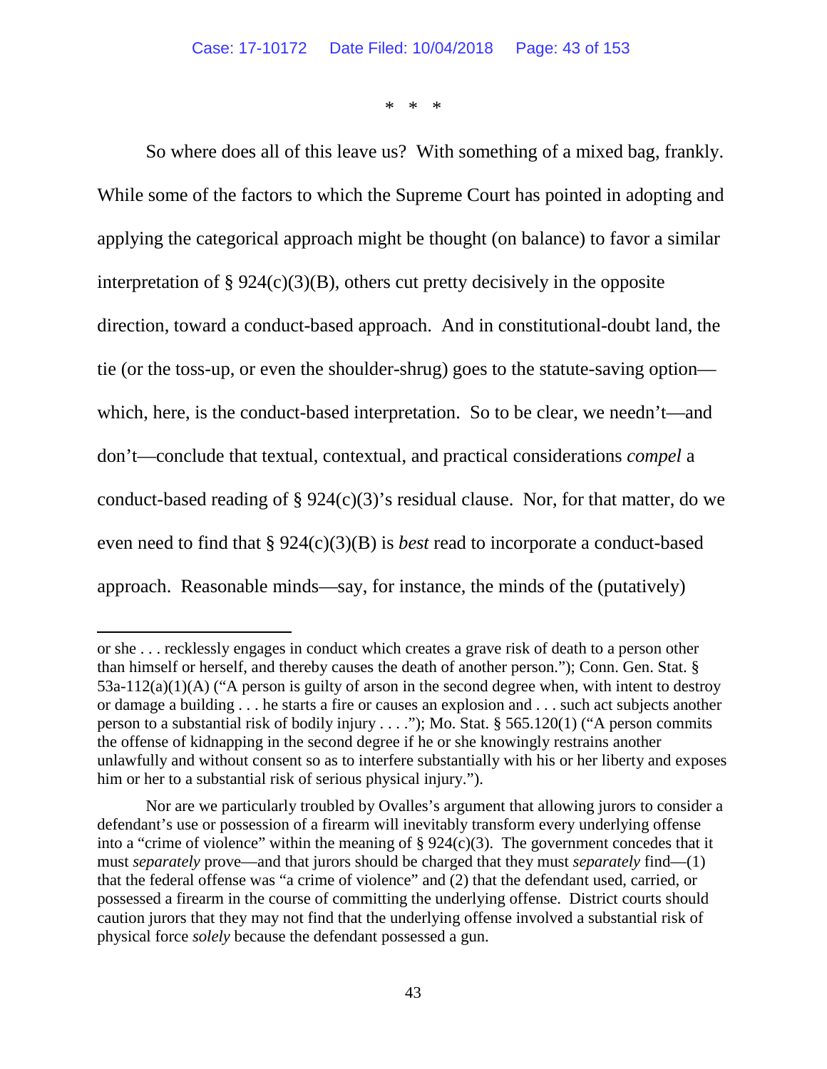\* \* \*

So where does all of this leave us? With something of a mixed bag, frankly. While some of the factors to which the Supreme Court has pointed in adopting and applying the categorical approach might be thought (on balance) to favor a similar interpretation of § 924(c)(3)(B), others cut pretty decisively in the opposite direction, toward a conduct-based approach. And in constitutional-doubt land, the tie (or the toss-up, or even the shoulder-shrug) goes to the statute-saving option—which, here, is the conduct-based interpretation. So to be clear, we needn't—and don't—conclude that textual, contextual, and practical considerations *compel* a conduct-based reading of § 924(c)(3)'s residual clause. Nor, for that matter, do we even need to find that § 924(c)(3)(B) is *best* read to incorporate a conduct-based approach. Reasonable minds—say, for instance, the minds of the (putatively)

---

or she . . . recklessly engages in conduct which creates a grave risk of death to a person other than himself or herself, and thereby causes the death of another person."); Conn. Gen. Stat. § 53a-112(a)(1)(A) ("A person is guilty of arson in the second degree when, with intent to destroy or damage a building . . . he starts a fire or causes an explosion and . . . such act subjects another person to a substantial risk of bodily injury . . . ."); Mo. Stat. § 565.120(1) ("A person commits the offense of kidnapping in the second degree if he or she knowingly restrains another unlawfully and without consent so as to interfere substantially with his or her liberty and exposes him or her to a substantial risk of serious physical injury.").

Nor are we particularly troubled by Ovalles's argument that allowing jurors to consider a defendant's use or possession of a firearm will inevitably transform every underlying offense into a "crime of violence" within the meaning of § 924(c)(3). The government concedes that it must *separately* prove—and that jurors should be charged that they must *separately* find—(1) that the federal offense was "a crime of violence" and (2) that the defendant used, carried, or possessed a firearm in the course of committing the underlying offense. District courts should caution jurors that they may not find that the underlying offense involved a substantial risk of physical force *solely* because the defendant possessed a gun.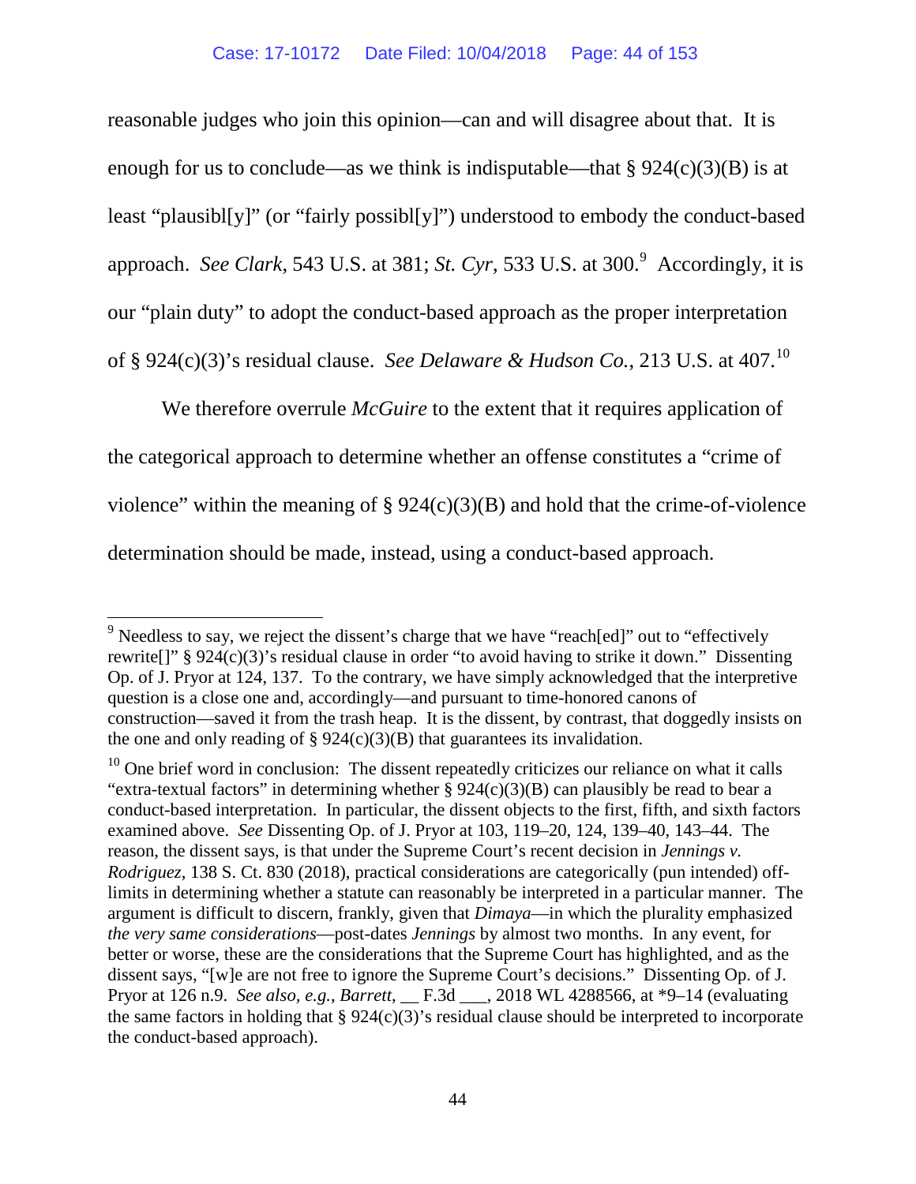reasonable judges who join this opinion—can and will disagree about that. It is enough for us to conclude—as we think is indisputable—that § 924(c)(3)(B) is at least "plausibl[y]" (or "fairly possibl[y]") understood to embody the conduct-based approach. *See Clark*, 543 U.S. at 381; *St. Cyr*, 533 U.S. at 300.[9] Accordingly, it is our "plain duty" to adopt the conduct-based approach as the proper interpretation of § 924(c)(3)'s residual clause. *See Delaware & Hudson Co.*, 213 U.S. at 407.[10]

We therefore overrule *McGuire* to the extent that it requires application of the categorical approach to determine whether an offense constitutes a "crime of violence" within the meaning of § 924(c)(3)(B) and hold that the crime-of-violence determination should be made, instead, using a conduct-based approach.

---

[9] Needless to say, we reject the dissent's charge that we have "reach[ed]" out to "effectively rewrite[]" § 924(c)(3)'s residual clause in order "to avoid having to strike it down." Dissenting Op. of J. Pryor at 124, 137. To the contrary, we have simply acknowledged that the interpretive question is a close one and, accordingly—and pursuant to time-honored canons of construction—saved it from the trash heap. It is the dissent, by contrast, that doggedly insists on the one and only reading of § 924(c)(3)(B) that guarantees its invalidation.

[10] One brief word in conclusion: The dissent repeatedly criticizes our reliance on what it calls "extra-textual factors" in determining whether § 924(c)(3)(B) can plausibly be read to bear a conduct-based interpretation. In particular, the dissent objects to the first, fifth, and sixth factors examined above. *See* Dissenting Op. of J. Pryor at 103, 119–20, 124, 139–40, 143–44. The reason, the dissent says, is that under the Supreme Court's recent decision in *Jennings v. Rodriguez*, 138 S. Ct. 830 (2018), practical considerations are categorically (pun intended) off-limits in determining whether a statute can reasonably be interpreted in a particular manner. The argument is difficult to discern, frankly, given that *Dimaya*—in which the plurality emphasized *the very same considerations*—post-dates *Jennings* by almost two months. In any event, for better or worse, these are the considerations that the Supreme Court has highlighted, and as the dissent says, "[w]e are not free to ignore the Supreme Court's decisions." Dissenting Op. of J. Pryor at 126 n.9. *See also, e.g.*, *Barrett*, __ F.3d ___, 2018 WL 4288566, at *9–14 (evaluating the same factors in holding that § 924(c)(3)'s residual clause should be interpreted to incorporate the conduct-based approach).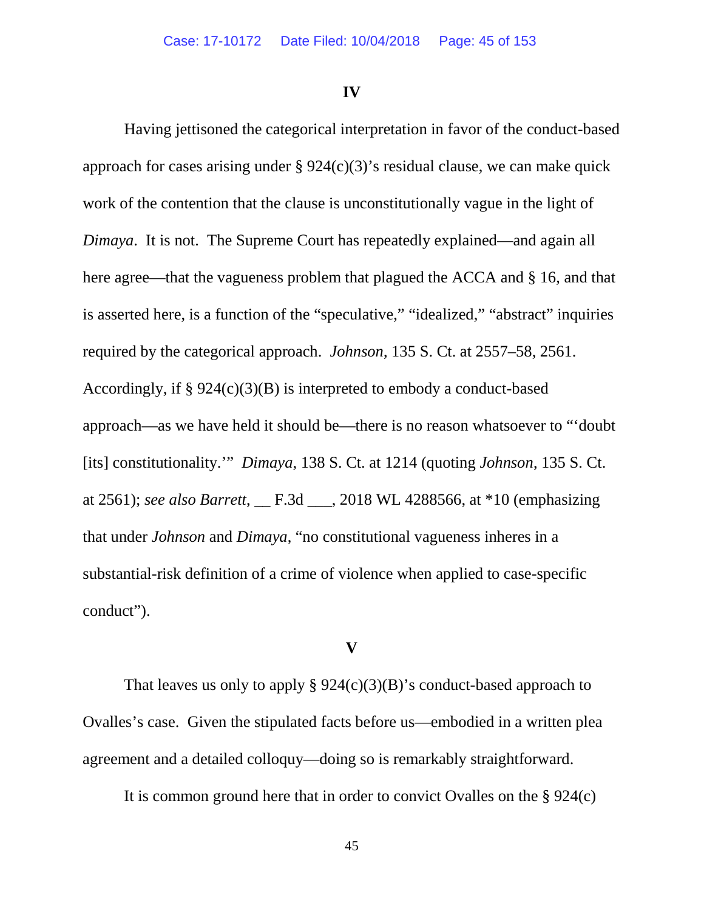## IV

Having jettisoned the categorical interpretation in favor of the conduct-based approach for cases arising under § 924(c)(3)'s residual clause, we can make quick work of the contention that the clause is unconstitutionally vague in the light of *Dimaya*. It is not. The Supreme Court has repeatedly explained—and again all here agree—that the vagueness problem that plagued the ACCA and § 16, and that is asserted here, is a function of the "speculative," "idealized," "abstract" inquiries required by the categorical approach. *Johnson*, 135 S. Ct. at 2557–58, 2561. Accordingly, if § 924(c)(3)(B) is interpreted to embody a conduct-based approach—as we have held it should be—there is no reason whatsoever to "'doubt [its] constitutionality.'" *Dimaya*, 138 S. Ct. at 1214 (quoting *Johnson*, 135 S. Ct. at 2561); *see also Barrett*, __ F.3d ___, 2018 WL 4288566, at *10 (emphasizing that under *Johnson* and *Dimaya*, "no constitutional vagueness inheres in a substantial-risk definition of a crime of violence when applied to case-specific conduct").

## V

That leaves us only to apply § 924(c)(3)(B)'s conduct-based approach to Ovalles's case. Given the stipulated facts before us—embodied in a written plea agreement and a detailed colloquy—doing so is remarkably straightforward.

It is common ground here that in order to convict Ovalles on the § 924(c)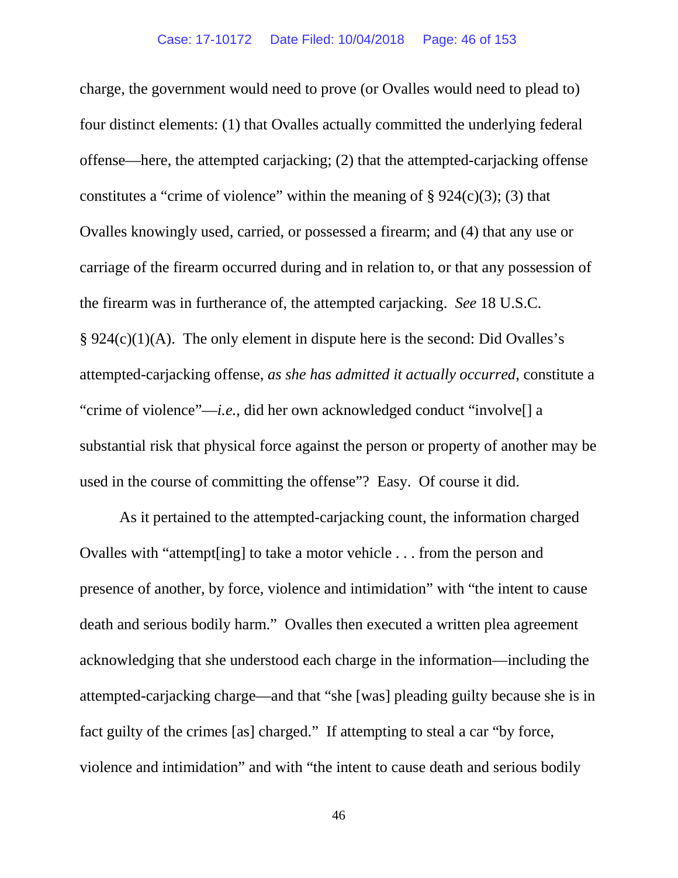charge, the government would need to prove (or Ovalles would need to plead to) four distinct elements: (1) that Ovalles actually committed the underlying federal offense—here, the attempted carjacking; (2) that the attempted-carjacking offense constitutes a "crime of violence" within the meaning of § 924(c)(3); (3) that Ovalles knowingly used, carried, or possessed a firearm; and (4) that any use or carriage of the firearm occurred during and in relation to, or that any possession of the firearm was in furtherance of, the attempted carjacking. *See* 18 U.S.C. § 924(c)(1)(A). The only element in dispute here is the second: Did Ovalles's attempted-carjacking offense, *as she has admitted it actually occurred*, constitute a "crime of violence"—*i.e.*, did her own acknowledged conduct "involve[] a substantial risk that physical force against the person or property of another may be used in the course of committing the offense"? Easy. Of course it did.

As it pertained to the attempted-carjacking count, the information charged Ovalles with "attempt[ing] to take a motor vehicle . . . from the person and presence of another, by force, violence and intimidation" with "the intent to cause death and serious bodily harm." Ovalles then executed a written plea agreement acknowledging that she understood each charge in the information—including the attempted-carjacking charge—and that "she [was] pleading guilty because she is in fact guilty of the crimes [as] charged." If attempting to steal a car "by force, violence and intimidation" and with "the intent to cause death and serious bodily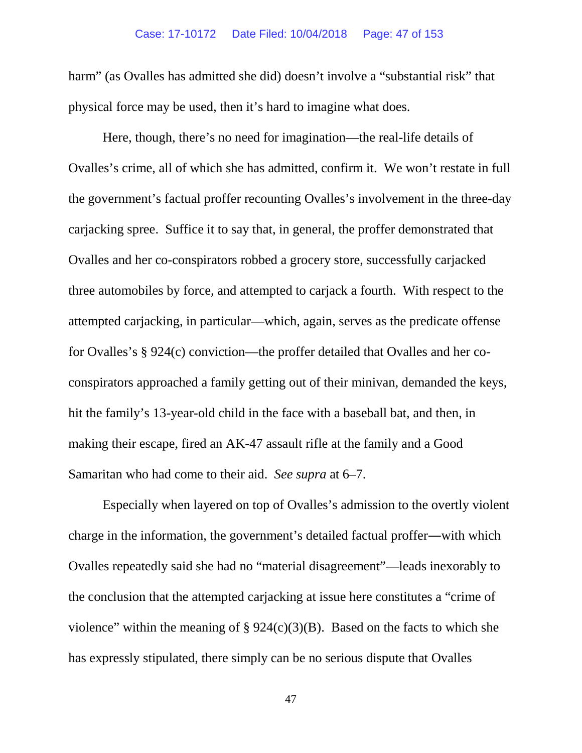harm" (as Ovalles has admitted she did) doesn't involve a "substantial risk" that physical force may be used, then it's hard to imagine what does.

Here, though, there's no need for imagination—the real-life details of Ovalles's crime, all of which she has admitted, confirm it. We won't restate in full the government's factual proffer recounting Ovalles's involvement in the three-day carjacking spree. Suffice it to say that, in general, the proffer demonstrated that Ovalles and her co-conspirators robbed a grocery store, successfully carjacked three automobiles by force, and attempted to carjack a fourth. With respect to the attempted carjacking, in particular—which, again, serves as the predicate offense for Ovalles's § 924(c) conviction—the proffer detailed that Ovalles and her co-conspirators approached a family getting out of their minivan, demanded the keys, hit the family's 13-year-old child in the face with a baseball bat, and then, in making their escape, fired an AK-47 assault rifle at the family and a Good Samaritan who had come to their aid. *See supra* at 6–7.

Especially when layered on top of Ovalles's admission to the overtly violent charge in the information, the government's detailed factual proffer―with which Ovalles repeatedly said she had no "material disagreement"—leads inexorably to the conclusion that the attempted carjacking at issue here constitutes a "crime of violence" within the meaning of § 924(c)(3)(B). Based on the facts to which she has expressly stipulated, there simply can be no serious dispute that Ovalles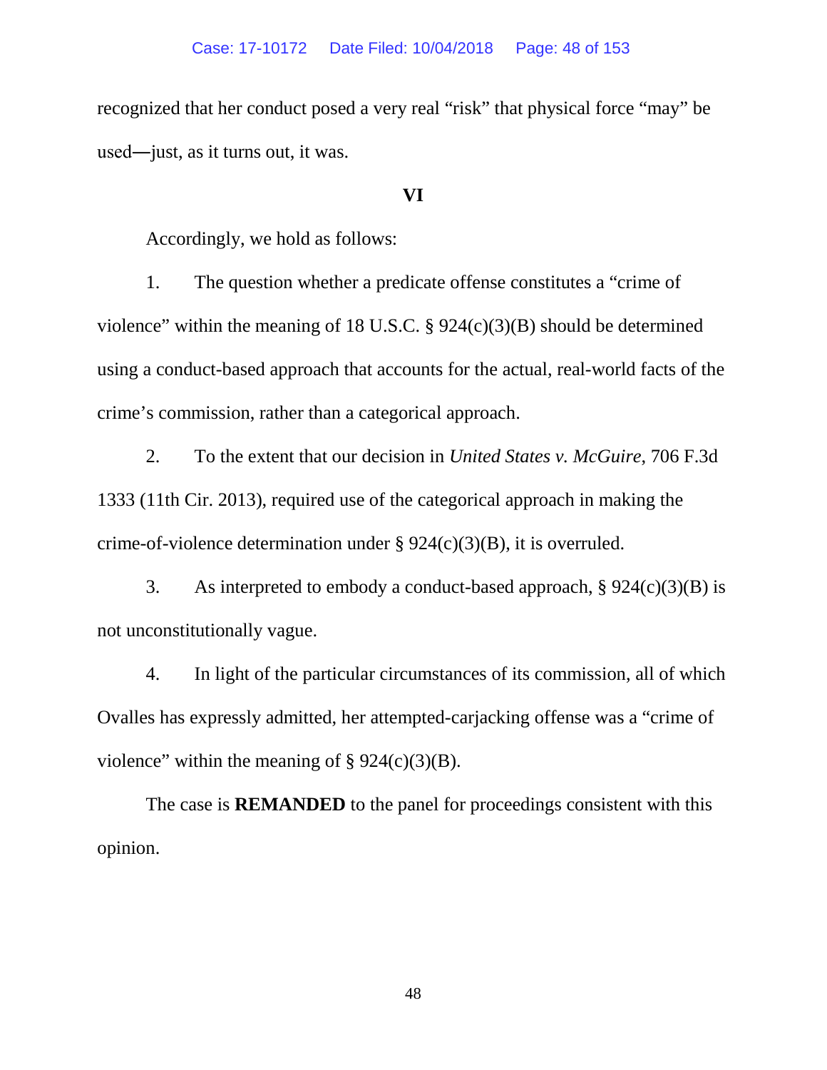recognized that her conduct posed a very real "risk" that physical force "may" be used—just, as it turns out, it was.

## VI

Accordingly, we hold as follows:

1. The question whether a predicate offense constitutes a "crime of violence" within the meaning of 18 U.S.C. § 924(c)(3)(B) should be determined using a conduct-based approach that accounts for the actual, real-world facts of the crime's commission, rather than a categorical approach.

2. To the extent that our decision in *United States v. McGuire*, 706 F.3d 1333 (11th Cir. 2013), required use of the categorical approach in making the crime-of-violence determination under § 924(c)(3)(B), it is overruled.

3. As interpreted to embody a conduct-based approach, § 924(c)(3)(B) is not unconstitutionally vague.

4. In light of the particular circumstances of its commission, all of which Ovalles has expressly admitted, her attempted-carjacking offense was a "crime of violence" within the meaning of § 924(c)(3)(B).

The case is **REMANDED** to the panel for proceedings consistent with this opinion.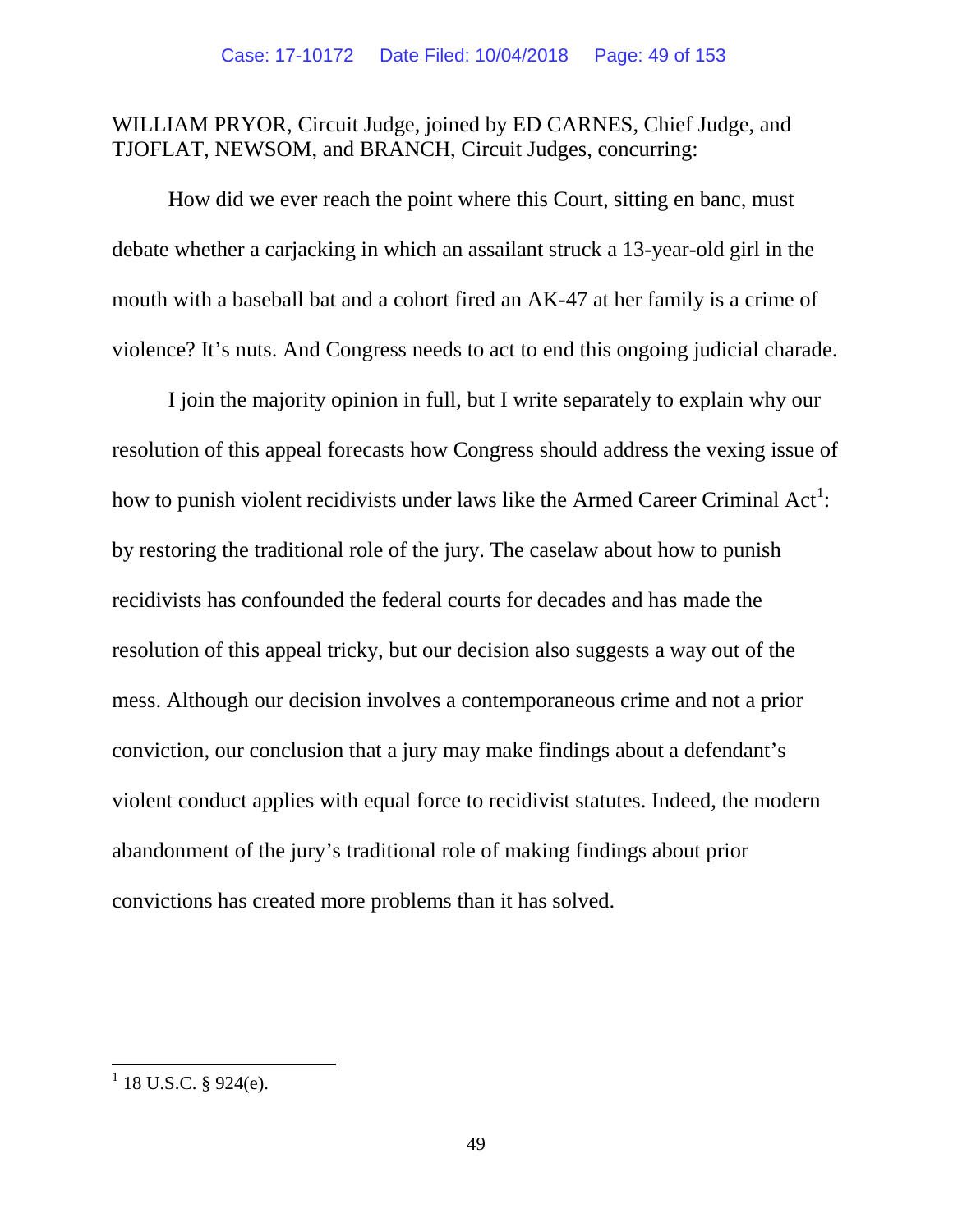WILLIAM PRYOR, Circuit Judge, joined by ED CARNES, Chief Judge, and TJOFLAT, NEWSOM, and BRANCH, Circuit Judges, concurring:

How did we ever reach the point where this Court, sitting en banc, must debate whether a carjacking in which an assailant struck a 13-year-old girl in the mouth with a baseball bat and a cohort fired an AK-47 at her family is a crime of violence? It's nuts. And Congress needs to act to end this ongoing judicial charade.

I join the majority opinion in full, but I write separately to explain why our resolution of this appeal forecasts how Congress should address the vexing issue of how to punish violent recidivists under laws like the Armed Career Criminal Act[1]: by restoring the traditional role of the jury. The caselaw about how to punish recidivists has confounded the federal courts for decades and has made the resolution of this appeal tricky, but our decision also suggests a way out of the mess. Although our decision involves a contemporaneous crime and not a prior conviction, our conclusion that a jury may make findings about a defendant's violent conduct applies with equal force to recidivist statutes. Indeed, the modern abandonment of the jury's traditional role of making findings about prior convictions has created more problems than it has solved.

---

[1] 18 U.S.C. § 924(e).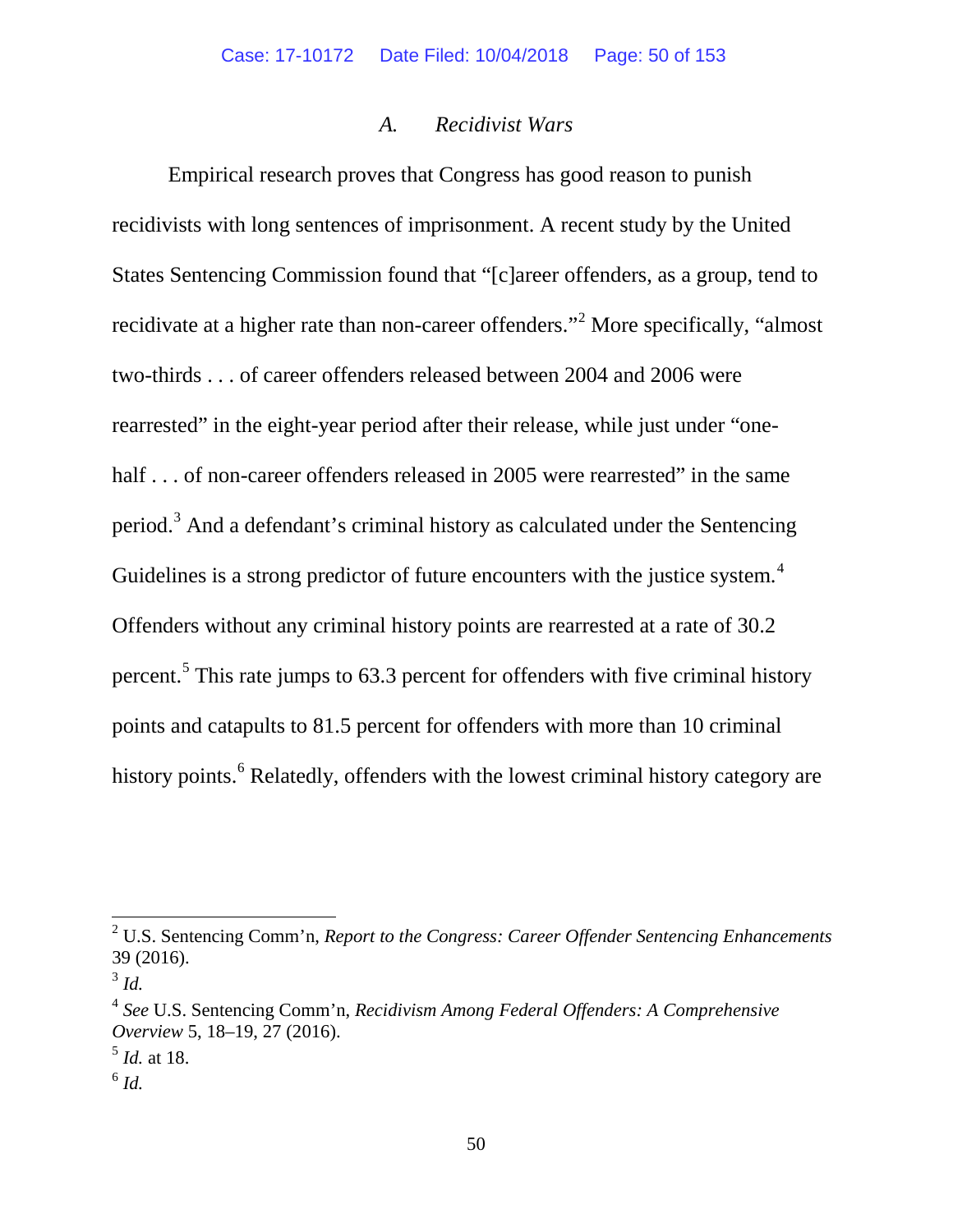### *A. Recidivist Wars*

Empirical research proves that Congress has good reason to punish recidivists with long sentences of imprisonment. A recent study by the United States Sentencing Commission found that "[c]areer offenders, as a group, tend to recidivate at a higher rate than non-career offenders."[2] More specifically, "almost two-thirds . . . of career offenders released between 2004 and 2006 were rearrested" in the eight-year period after their release, while just under "one-half . . . of non-career offenders released in 2005 were rearrested" in the same period.[3] And a defendant's criminal history as calculated under the Sentencing Guidelines is a strong predictor of future encounters with the justice system.[4] Offenders without any criminal history points are rearrested at a rate of 30.2 percent.[5] This rate jumps to 63.3 percent for offenders with five criminal history points and catapults to 81.5 percent for offenders with more than 10 criminal history points.[6] Relatedly, offenders with the lowest criminal history category are

---

[2] U.S. Sentencing Comm'n, *Report to the Congress: Career Offender Sentencing Enhancements* 39 (2016).

[3] *Id.*

[4] *See* U.S. Sentencing Comm'n, *Recidivism Among Federal Offenders: A Comprehensive Overview* 5, 18–19, 27 (2016).

[5] *Id.* at 18.

[6] *Id.*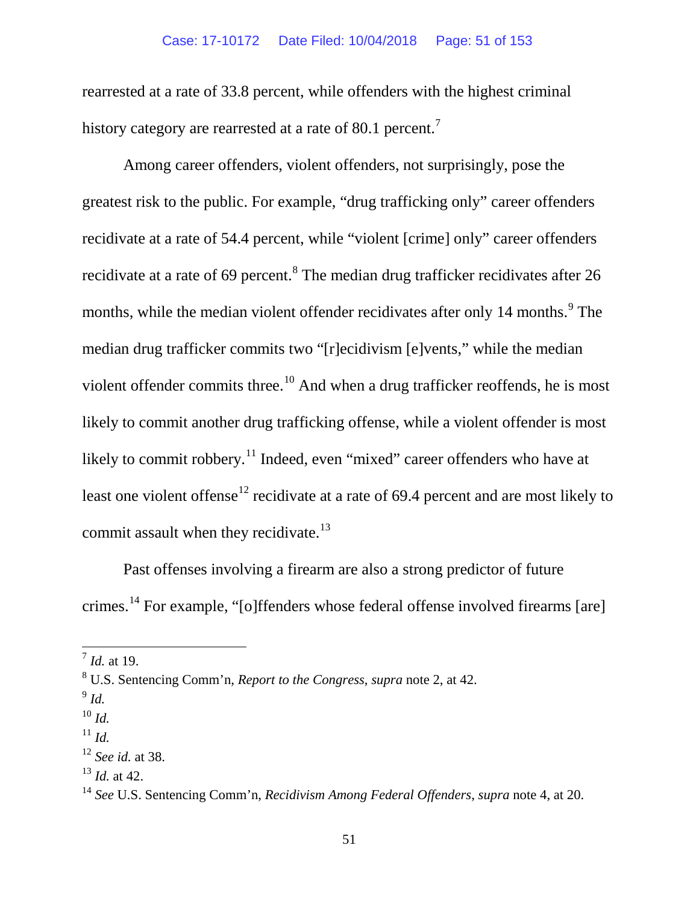rearrested at a rate of 33.8 percent, while offenders with the highest criminal history category are rearrested at a rate of 80.1 percent.[7]

Among career offenders, violent offenders, not surprisingly, pose the greatest risk to the public. For example, "drug trafficking only" career offenders recidivate at a rate of 54.4 percent, while "violent [crime] only" career offenders recidivate at a rate of 69 percent.[8] The median drug trafficker recidivates after 26 months, while the median violent offender recidivates after only 14 months.[9] The median drug trafficker commits two "[r]ecidivism [e]vents," while the median violent offender commits three.[10] And when a drug trafficker reoffends, he is most likely to commit another drug trafficking offense, while a violent offender is most likely to commit robbery.[11] Indeed, even "mixed" career offenders who have at least one violent offense[12] recidivate at a rate of 69.4 percent and are most likely to commit assault when they recidivate.[13]

Past offenses involving a firearm are also a strong predictor of future crimes.[14] For example, "[o]ffenders whose federal offense involved firearms [are]

---

[7] *Id.* at 19.

[8] U.S. Sentencing Comm'n, *Report to the Congress*, *supra* note 2, at 42.

[9] *Id.*

[10] *Id.*

[11] *Id.*

[12] *See id.* at 38.

[13] *Id.* at 42.

[14] *See* U.S. Sentencing Comm'n, *Recidivism Among Federal Offenders*, *supra* note 4, at 20.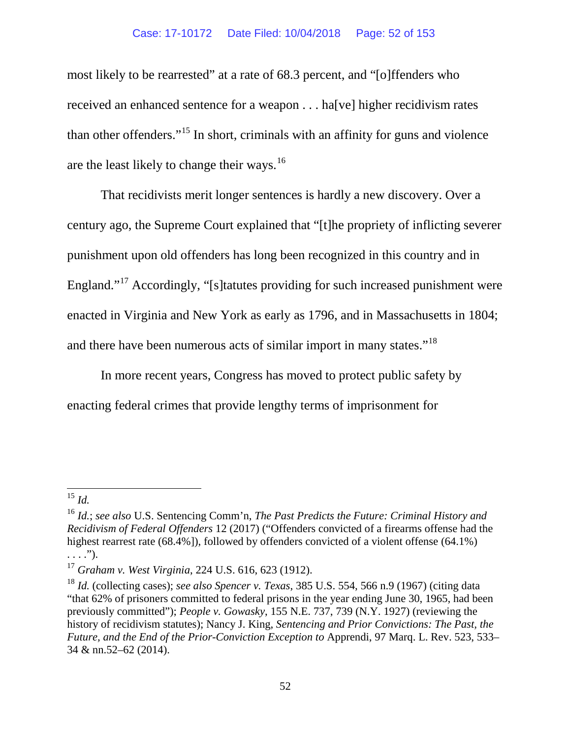most likely to be rearrested" at a rate of 68.3 percent, and "[o]ffenders who received an enhanced sentence for a weapon . . . ha[ve] higher recidivism rates than other offenders."[15] In short, criminals with an affinity for guns and violence are the least likely to change their ways.[16]

That recidivists merit longer sentences is hardly a new discovery. Over a century ago, the Supreme Court explained that "[t]he propriety of inflicting severer punishment upon old offenders has long been recognized in this country and in England."[17] Accordingly, "[s]tatutes providing for such increased punishment were enacted in Virginia and New York as early as 1796, and in Massachusetts in 1804; and there have been numerous acts of similar import in many states."[18]

In more recent years, Congress has moved to protect public safety by enacting federal crimes that provide lengthy terms of imprisonment for

---

[15] *Id.*

[16] *Id.*; *see also* U.S. Sentencing Comm'n, *The Past Predicts the Future: Criminal History and Recidivism of Federal Offenders* 12 (2017) ("Offenders convicted of a firearms offense had the highest rearrest rate (68.4%]), followed by offenders convicted of a violent offense (64.1%) . . . .").

[17] *Graham v. West Virginia*, 224 U.S. 616, 623 (1912).

[18] *Id.* (collecting cases); *see also Spencer v. Texas*, 385 U.S. 554, 566 n.9 (1967) (citing data "that 62% of prisoners committed to federal prisons in the year ending June 30, 1965, had been previously committed"); *People v. Gowasky*, 155 N.E. 737, 739 (N.Y. 1927) (reviewing the history of recidivism statutes); Nancy J. King, *Sentencing and Prior Convictions: The Past, the Future, and the End of the Prior-Conviction Exception to* Apprendi, 97 Marq. L. Rev. 523, 533–34 & nn.52–62 (2014).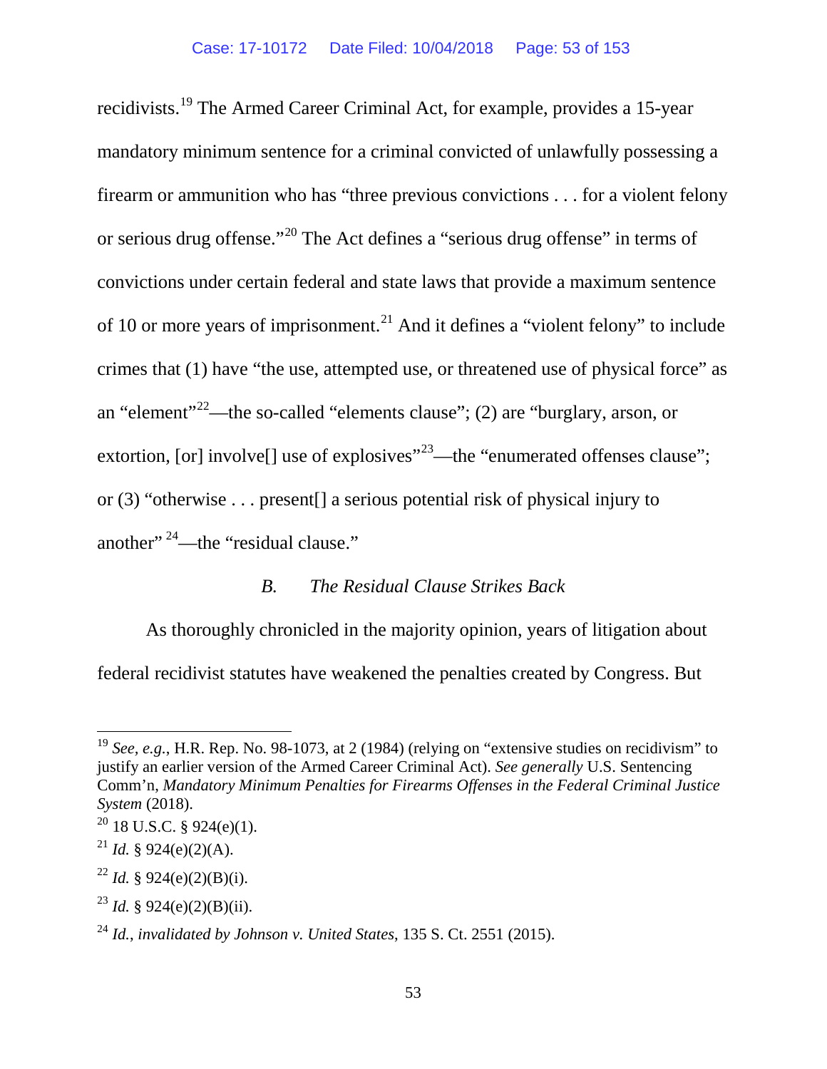recidivists.[19] The Armed Career Criminal Act, for example, provides a 15-year mandatory minimum sentence for a criminal convicted of unlawfully possessing a firearm or ammunition who has "three previous convictions . . . for a violent felony or serious drug offense."[20] The Act defines a "serious drug offense" in terms of convictions under certain federal and state laws that provide a maximum sentence of 10 or more years of imprisonment.[21] And it defines a "violent felony" to include crimes that (1) have "the use, attempted use, or threatened use of physical force" as an "element"[22]—the so-called "elements clause"; (2) are "burglary, arson, or extortion, [or] involve[] use of explosives"[23]—the "enumerated offenses clause"; or (3) "otherwise . . . present[] a serious potential risk of physical injury to another" [24]—the "residual clause."

### *B. The Residual Clause Strikes Back*

As thoroughly chronicled in the majority opinion, years of litigation about federal recidivist statutes have weakened the penalties created by Congress. But

---

[19] *See, e.g.*, H.R. Rep. No. 98-1073, at 2 (1984) (relying on "extensive studies on recidivism" to justify an earlier version of the Armed Career Criminal Act). *See generally* U.S. Sentencing Comm'n, *Mandatory Minimum Penalties for Firearms Offenses in the Federal Criminal Justice System* (2018).

[20] 18 U.S.C. § 924(e)(1).

[21] *Id.* § 924(e)(2)(A).

[22] *Id.* § 924(e)(2)(B)(i).

[23] *Id.* § 924(e)(2)(B)(ii).

[24] *Id.*, *invalidated by Johnson v. United States*, 135 S. Ct. 2551 (2015).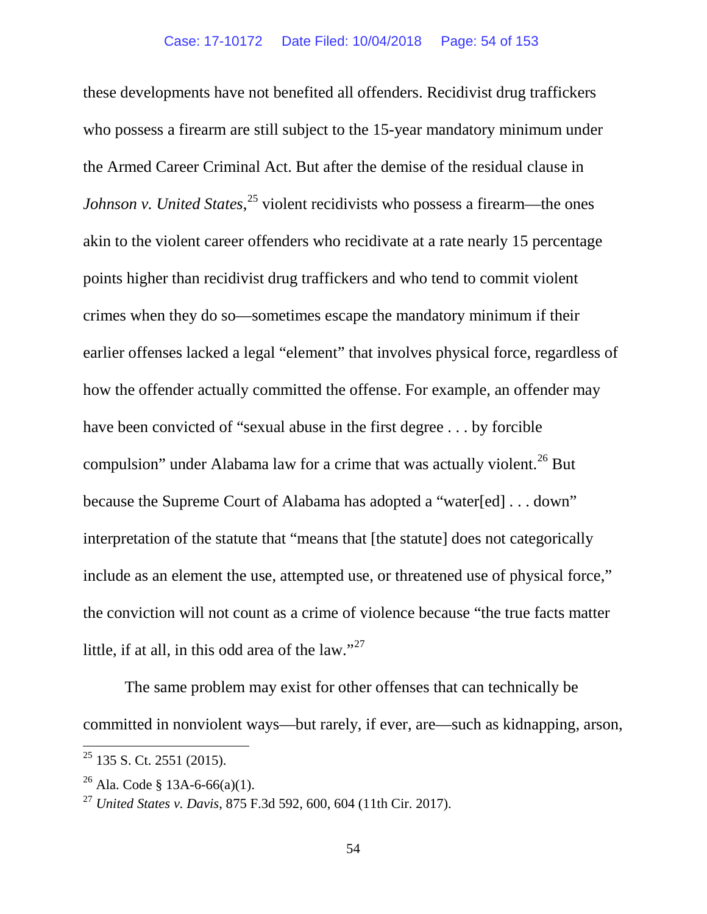these developments have not benefited all offenders. Recidivist drug traffickers who possess a firearm are still subject to the 15-year mandatory minimum under the Armed Career Criminal Act. But after the demise of the residual clause in *Johnson v. United States*,[25] violent recidivists who possess a firearm—the ones akin to the violent career offenders who recidivate at a rate nearly 15 percentage points higher than recidivist drug traffickers and who tend to commit violent crimes when they do so—sometimes escape the mandatory minimum if their earlier offenses lacked a legal "element" that involves physical force, regardless of how the offender actually committed the offense. For example, an offender may have been convicted of "sexual abuse in the first degree . . . by forcible compulsion" under Alabama law for a crime that was actually violent.[26] But because the Supreme Court of Alabama has adopted a "water[ed] . . . down" interpretation of the statute that "means that [the statute] does not categorically include as an element the use, attempted use, or threatened use of physical force," the conviction will not count as a crime of violence because "the true facts matter little, if at all, in this odd area of the law."[27]

The same problem may exist for other offenses that can technically be committed in nonviolent ways—but rarely, if ever, are—such as kidnapping, arson,

---

[25] 135 S. Ct. 2551 (2015).

[26] Ala. Code § 13A-6-66(a)(1).

[27] *United States v. Davis*, 875 F.3d 592, 600, 604 (11th Cir. 2017).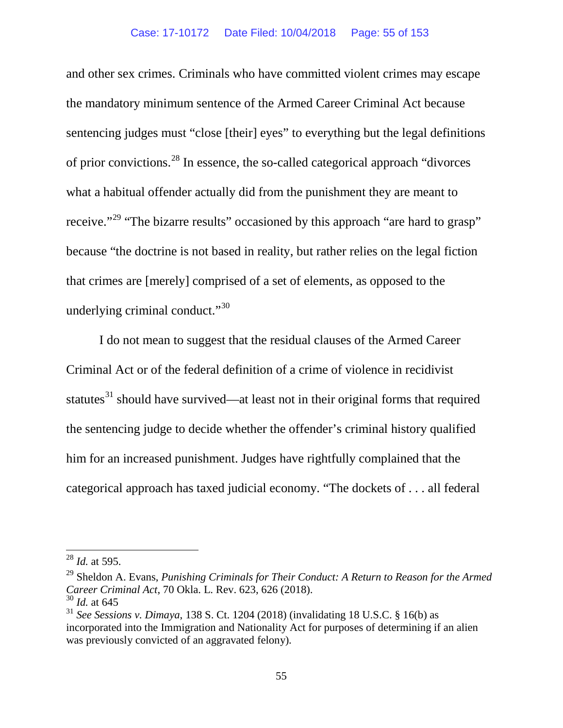and other sex crimes. Criminals who have committed violent crimes may escape the mandatory minimum sentence of the Armed Career Criminal Act because sentencing judges must "close [their] eyes" to everything but the legal definitions of prior convictions.[28] In essence, the so-called categorical approach "divorces what a habitual offender actually did from the punishment they are meant to receive."[29] "The bizarre results" occasioned by this approach "are hard to grasp" because "the doctrine is not based in reality, but rather relies on the legal fiction that crimes are [merely] comprised of a set of elements, as opposed to the underlying criminal conduct."[30]

I do not mean to suggest that the residual clauses of the Armed Career Criminal Act or of the federal definition of a crime of violence in recidivist statutes[31] should have survived—at least not in their original forms that required the sentencing judge to decide whether the offender's criminal history qualified him for an increased punishment. Judges have rightfully complained that the categorical approach has taxed judicial economy. "The dockets of . . . all federal

---

[28] *Id.* at 595.

[29] Sheldon A. Evans, *Punishing Criminals for Their Conduct: A Return to Reason for the Armed Career Criminal Act*, 70 Okla. L. Rev. 623, 626 (2018).

[30] *Id.* at 645

[31] *See Sessions v. Dimaya*, 138 S. Ct. 1204 (2018) (invalidating 18 U.S.C. § 16(b) as incorporated into the Immigration and Nationality Act for purposes of determining if an alien was previously convicted of an aggravated felony).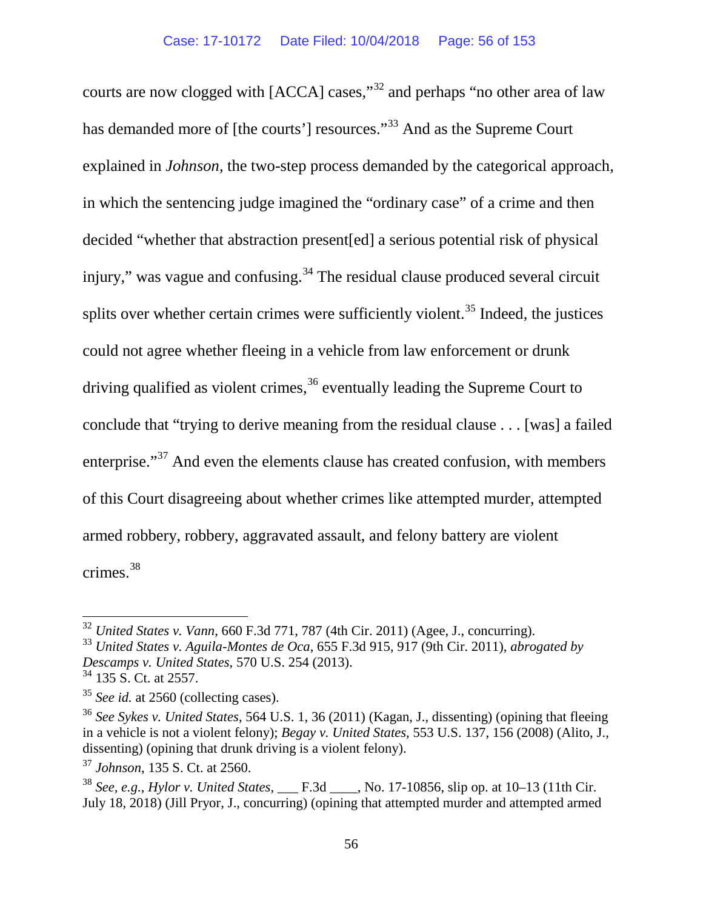courts are now clogged with [ACCA] cases,"[32] and perhaps "no other area of law has demanded more of [the courts'] resources."[33] And as the Supreme Court explained in *Johnson*, the two-step process demanded by the categorical approach, in which the sentencing judge imagined the "ordinary case" of a crime and then decided "whether that abstraction present[ed] a serious potential risk of physical injury," was vague and confusing.[34] The residual clause produced several circuit splits over whether certain crimes were sufficiently violent.[35] Indeed, the justices could not agree whether fleeing in a vehicle from law enforcement or drunk driving qualified as violent crimes,[36] eventually leading the Supreme Court to conclude that "trying to derive meaning from the residual clause . . . [was] a failed enterprise."[37] And even the elements clause has created confusion, with members of this Court disagreeing about whether crimes like attempted murder, attempted armed robbery, robbery, aggravated assault, and felony battery are violent crimes.[38]

---

[32] *United States v. Vann*, 660 F.3d 771, 787 (4th Cir. 2011) (Agee, J., concurring).

[33] *United States v. Aguila-Montes de Oca*, 655 F.3d 915, 917 (9th Cir. 2011), *abrogated by Descamps v. United States*, 570 U.S. 254 (2013).

[34] 135 S. Ct. at 2557.

[35] *See id.* at 2560 (collecting cases).

[36] *See Sykes v. United States*, 564 U.S. 1, 36 (2011) (Kagan, J., dissenting) (opining that fleeing in a vehicle is not a violent felony); *Begay v. United States*, 553 U.S. 137, 156 (2008) (Alito, J., dissenting) (opining that drunk driving is a violent felony).

[37] *Johnson*, 135 S. Ct. at 2560.

[38] *See, e.g.*, *Hylor v. United States*, ___ F.3d ____, No. 17-10856, slip op. at 10–13 (11th Cir. July 18, 2018) (Jill Pryor, J., concurring) (opining that attempted murder and attempted armed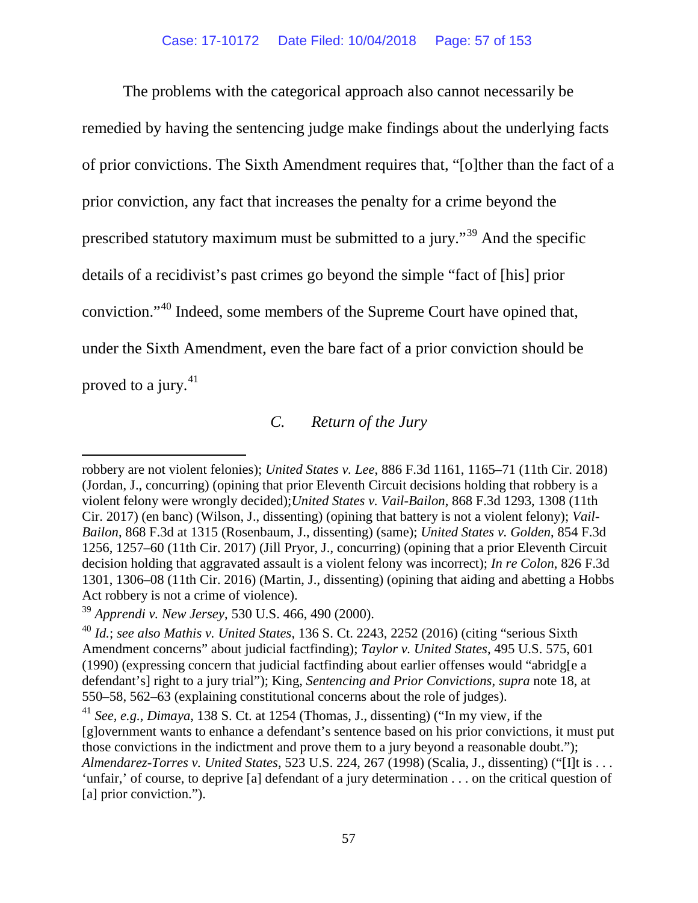The problems with the categorical approach also cannot necessarily be remedied by having the sentencing judge make findings about the underlying facts of prior convictions. The Sixth Amendment requires that, "[o]ther than the fact of a prior conviction, any fact that increases the penalty for a crime beyond the prescribed statutory maximum must be submitted to a jury."[39] And the specific details of a recidivist's past crimes go beyond the simple "fact of [his] prior conviction."[40] Indeed, some members of the Supreme Court have opined that, under the Sixth Amendment, even the bare fact of a prior conviction should be proved to a jury.[41]

### *C. Return of the Jury*

---

robbery are not violent felonies); *United States v. Lee*, 886 F.3d 1161, 1165–71 (11th Cir. 2018) (Jordan, J., concurring) (opining that prior Eleventh Circuit decisions holding that robbery is a violent felony were wrongly decided); *United States v. Vail-Bailon*, 868 F.3d 1293, 1308 (11th Cir. 2017) (en banc) (Wilson, J., dissenting) (opining that battery is not a violent felony); *Vail-Bailon*, 868 F.3d at 1315 (Rosenbaum, J., dissenting) (same); *United States v. Golden*, 854 F.3d 1256, 1257–60 (11th Cir. 2017) (Jill Pryor, J., concurring) (opining that a prior Eleventh Circuit decision holding that aggravated assault is a violent felony was incorrect); *In re Colon*, 826 F.3d 1301, 1306–08 (11th Cir. 2016) (Martin, J., dissenting) (opining that aiding and abetting a Hobbs Act robbery is not a crime of violence).

[39] *Apprendi v. New Jersey*, 530 U.S. 466, 490 (2000).

[40] *Id.*; *see also Mathis v. United States*, 136 S. Ct. 2243, 2252 (2016) (citing "serious Sixth Amendment concerns" about judicial factfinding); *Taylor v. United States*, 495 U.S. 575, 601 (1990) (expressing concern that judicial factfinding about earlier offenses would "abridg[e a defendant's] right to a jury trial"); King, *Sentencing and Prior Convictions*, *supra* note 18, at 550–58, 562–63 (explaining constitutional concerns about the role of judges).

[41] *See, e.g.*, *Dimaya*, 138 S. Ct. at 1254 (Thomas, J., dissenting) ("In my view, if the [g]overnment wants to enhance a defendant's sentence based on his prior convictions, it must put those convictions in the indictment and prove them to a jury beyond a reasonable doubt."); *Almendarez-Torres v. United States*, 523 U.S. 224, 267 (1998) (Scalia, J., dissenting) ("[I]t is . . . 'unfair,' of course, to deprive [a] defendant of a jury determination . . . on the critical question of [a] prior conviction.").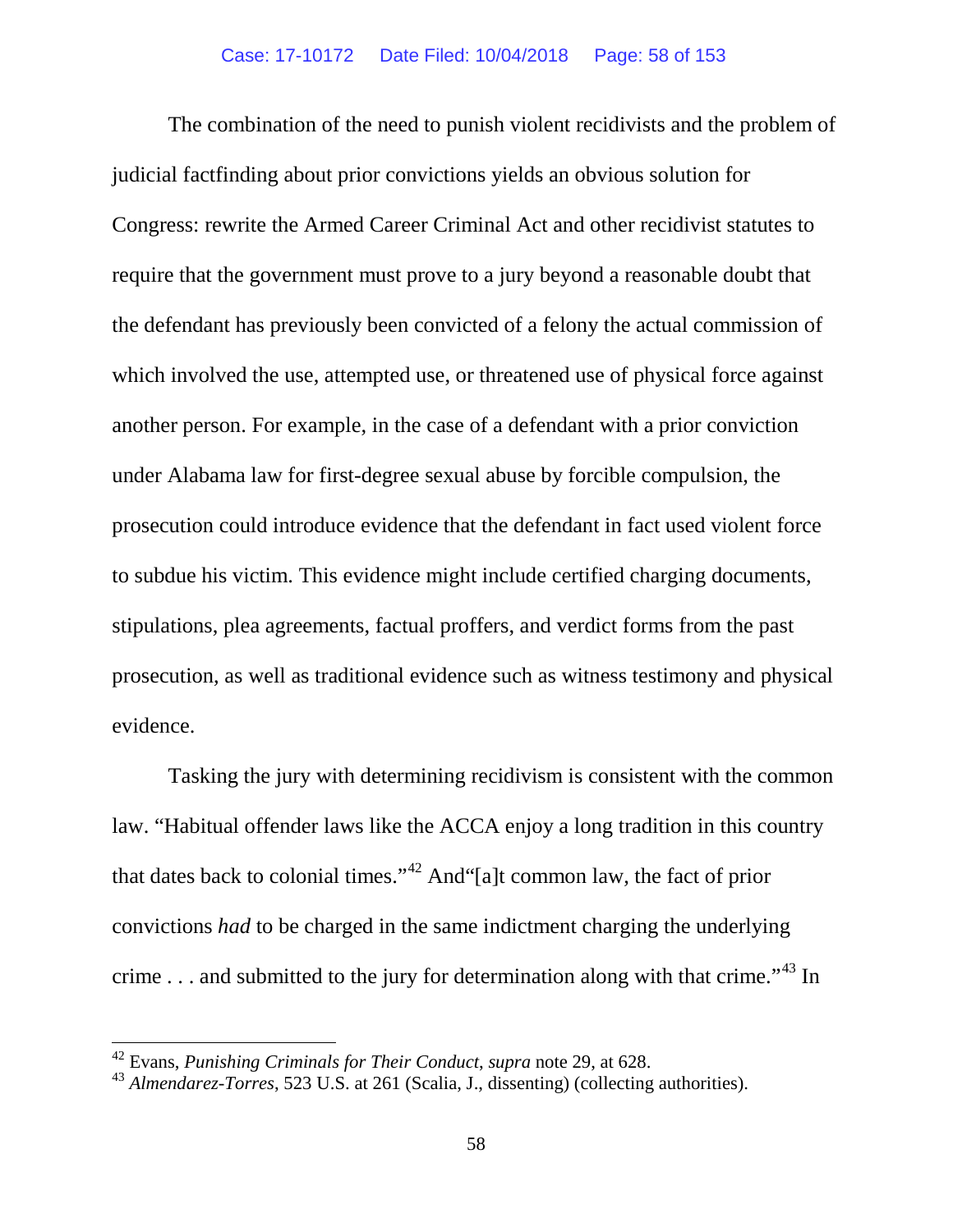The combination of the need to punish violent recidivists and the problem of judicial factfinding about prior convictions yields an obvious solution for Congress: rewrite the Armed Career Criminal Act and other recidivist statutes to require that the government must prove to a jury beyond a reasonable doubt that the defendant has previously been convicted of a felony the actual commission of which involved the use, attempted use, or threatened use of physical force against another person. For example, in the case of a defendant with a prior conviction under Alabama law for first-degree sexual abuse by forcible compulsion, the prosecution could introduce evidence that the defendant in fact used violent force to subdue his victim. This evidence might include certified charging documents, stipulations, plea agreements, factual proffers, and verdict forms from the past prosecution, as well as traditional evidence such as witness testimony and physical evidence.

Tasking the jury with determining recidivism is consistent with the common law. "Habitual offender laws like the ACCA enjoy a long tradition in this country that dates back to colonial times."[42] And"[a]t common law, the fact of prior convictions *had* to be charged in the same indictment charging the underlying crime . . . and submitted to the jury for determination along with that crime."[43] In

---

[42] Evans, *Punishing Criminals for Their Conduct*, *supra* note 29, at 628.

[43] *Almendarez-Torres*, 523 U.S. at 261 (Scalia, J., dissenting) (collecting authorities).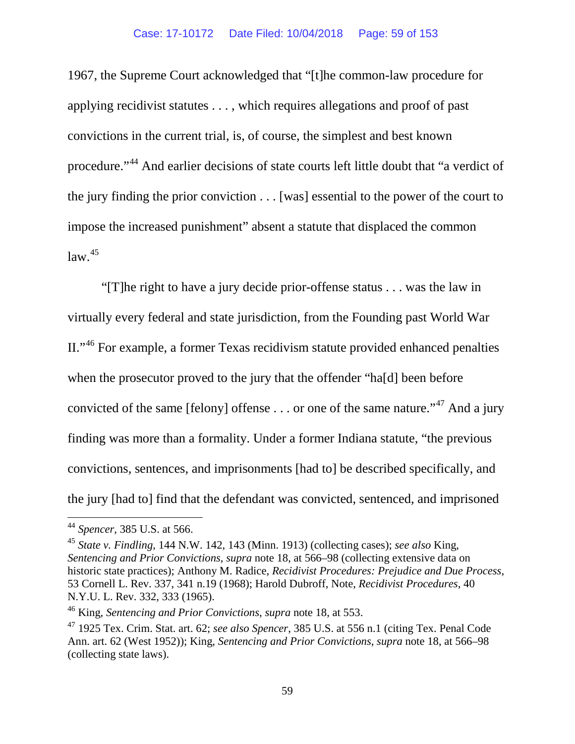1967, the Supreme Court acknowledged that "[t]he common-law procedure for applying recidivist statutes . . . , which requires allegations and proof of past convictions in the current trial, is, of course, the simplest and best known procedure."[44] And earlier decisions of state courts left little doubt that "a verdict of the jury finding the prior conviction . . . [was] essential to the power of the court to impose the increased punishment" absent a statute that displaced the common law.[45]

"[T]he right to have a jury decide prior-offense status . . . was the law in virtually every federal and state jurisdiction, from the Founding past World War II."[46] For example, a former Texas recidivism statute provided enhanced penalties when the prosecutor proved to the jury that the offender "ha[d] been before convicted of the same [felony] offense . . . or one of the same nature."[47] And a jury finding was more than a formality. Under a former Indiana statute, "the previous convictions, sentences, and imprisonments [had to] be described specifically, and the jury [had to] find that the defendant was convicted, sentenced, and imprisoned

---

[44] *Spencer*, 385 U.S. at 566.

[45] *State v. Findling*, 144 N.W. 142, 143 (Minn. 1913) (collecting cases); *see also* King, *Sentencing and Prior Convictions*, *supra* note 18, at 566–98 (collecting extensive data on historic state practices); Anthony M. Radice, *Recidivist Procedures: Prejudice and Due Process*, 53 Cornell L. Rev. 337, 341 n.19 (1968); Harold Dubroff, Note, *Recidivist Procedures*, 40 N.Y.U. L. Rev. 332, 333 (1965).

[46] King, *Sentencing and Prior Convictions*, *supra* note 18, at 553.

[47] 1925 Tex. Crim. Stat. art. 62; *see also Spencer*, 385 U.S. at 556 n.1 (citing Tex. Penal Code Ann. art. 62 (West 1952)); King, *Sentencing and Prior Convictions*, *supra* note 18, at 566–98 (collecting state laws).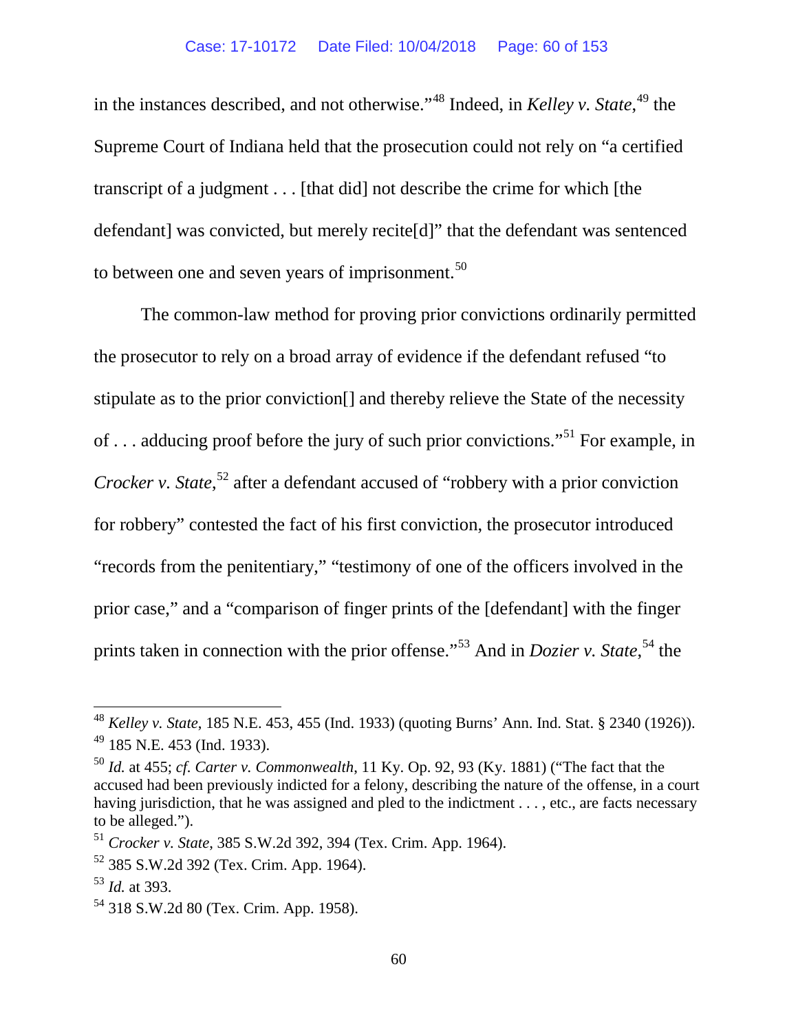in the instances described, and not otherwise."[48] Indeed, in *Kelley v. State*,[49] the Supreme Court of Indiana held that the prosecution could not rely on "a certified transcript of a judgment . . . [that did] not describe the crime for which [the defendant] was convicted, but merely recite[d]" that the defendant was sentenced to between one and seven years of imprisonment.[50]

The common-law method for proving prior convictions ordinarily permitted the prosecutor to rely on a broad array of evidence if the defendant refused "to stipulate as to the prior conviction[] and thereby relieve the State of the necessity of . . . adducing proof before the jury of such prior convictions."[51] For example, in *Crocker v. State*,[52] after a defendant accused of "robbery with a prior conviction for robbery" contested the fact of his first conviction, the prosecutor introduced "records from the penitentiary," "testimony of one of the officers involved in the prior case," and a "comparison of finger prints of the [defendant] with the finger prints taken in connection with the prior offense."[53] And in *Dozier v. State*,[54] the

---

[48] *Kelley v. State*, 185 N.E. 453, 455 (Ind. 1933) (quoting Burns' Ann. Ind. Stat. § 2340 (1926)).

[49] 185 N.E. 453 (Ind. 1933).

[50] *Id.* at 455; *cf. Carter v. Commonwealth*, 11 Ky. Op. 92, 93 (Ky. 1881) ("The fact that the accused had been previously indicted for a felony, describing the nature of the offense, in a court having jurisdiction, that he was assigned and pled to the indictment . . . , etc., are facts necessary to be alleged.").

[51] *Crocker v. State*, 385 S.W.2d 392, 394 (Tex. Crim. App. 1964).

[52] 385 S.W.2d 392 (Tex. Crim. App. 1964).

[53] *Id.* at 393.

[54] 318 S.W.2d 80 (Tex. Crim. App. 1958).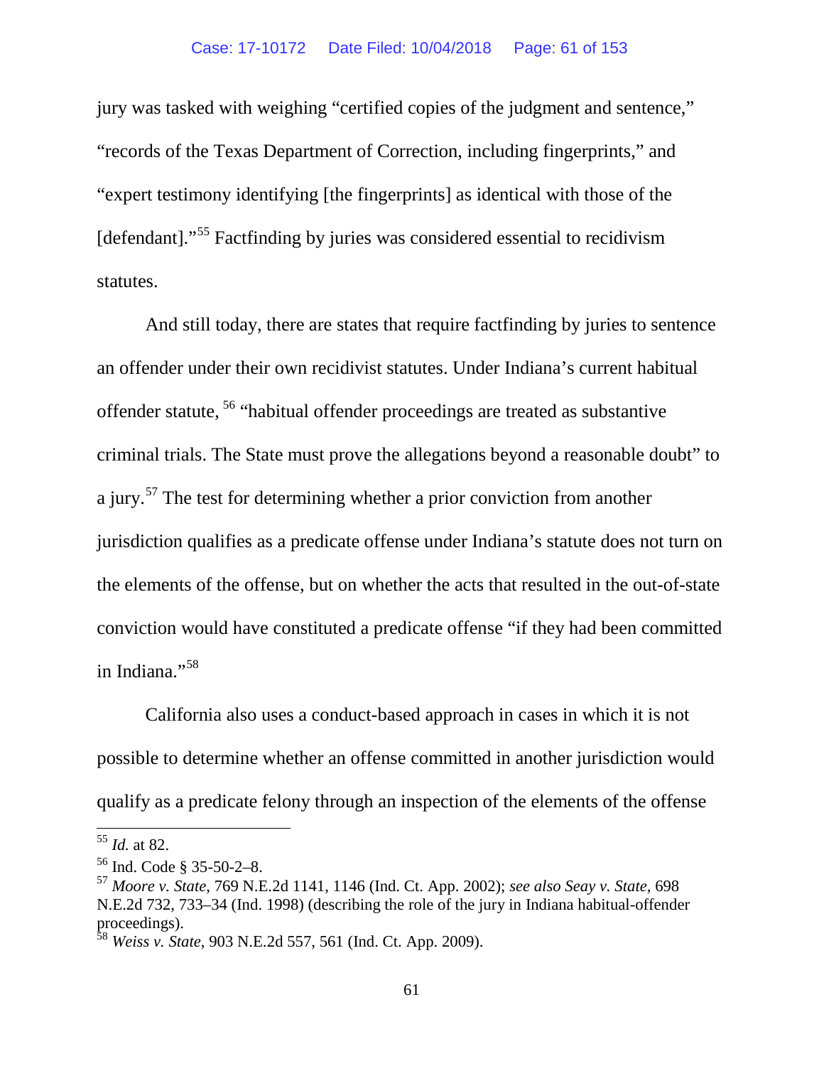jury was tasked with weighing "certified copies of the judgment and sentence," "records of the Texas Department of Correction, including fingerprints," and "expert testimony identifying [the fingerprints] as identical with those of the [defendant]."[55] Factfinding by juries was considered essential to recidivism statutes.

And still today, there are states that require factfinding by juries to sentence an offender under their own recidivist statutes. Under Indiana's current habitual offender statute, [56] "habitual offender proceedings are treated as substantive criminal trials. The State must prove the allegations beyond a reasonable doubt" to a jury.[57] The test for determining whether a prior conviction from another jurisdiction qualifies as a predicate offense under Indiana's statute does not turn on the elements of the offense, but on whether the acts that resulted in the out-of-state conviction would have constituted a predicate offense "if they had been committed in Indiana."[58]

California also uses a conduct-based approach in cases in which it is not possible to determine whether an offense committed in another jurisdiction would qualify as a predicate felony through an inspection of the elements of the offense

---

[55] *Id.* at 82.

[56] Ind. Code § 35-50-2–8.

[57] *Moore v. State*, 769 N.E.2d 1141, 1146 (Ind. Ct. App. 2002); *see also Seay v. State*, 698 N.E.2d 732, 733–34 (Ind. 1998) (describing the role of the jury in Indiana habitual-offender proceedings).

[58] *Weiss v. State*, 903 N.E.2d 557, 561 (Ind. Ct. App. 2009).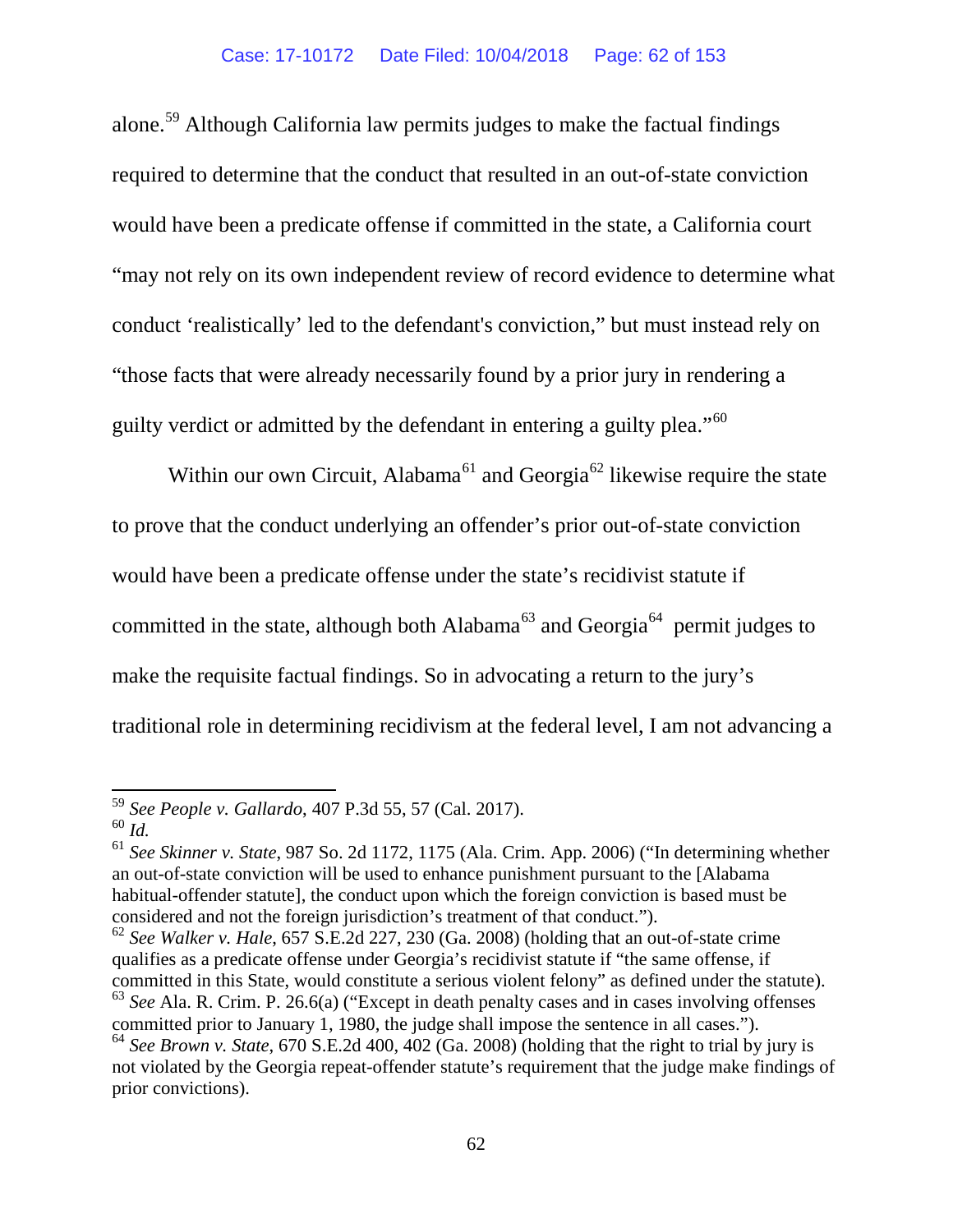alone.[59] Although California law permits judges to make the factual findings required to determine that the conduct that resulted in an out-of-state conviction would have been a predicate offense if committed in the state, a California court "may not rely on its own independent review of record evidence to determine what conduct 'realistically' led to the defendant's conviction," but must instead rely on "those facts that were already necessarily found by a prior jury in rendering a guilty verdict or admitted by the defendant in entering a guilty plea."[60]

Within our own Circuit, Alabama[61] and Georgia[62] likewise require the state to prove that the conduct underlying an offender's prior out-of-state conviction would have been a predicate offense under the state's recidivist statute if committed in the state, although both Alabama[63] and Georgia[64] permit judges to make the requisite factual findings. So in advocating a return to the jury's traditional role in determining recidivism at the federal level, I am not advancing a

---

[59] *See People v. Gallardo*, 407 P.3d 55, 57 (Cal. 2017).

[60] *Id.*

[61] *See Skinner v. State*, 987 So. 2d 1172, 1175 (Ala. Crim. App. 2006) ("In determining whether an out-of-state conviction will be used to enhance punishment pursuant to the [Alabama habitual-offender statute], the conduct upon which the foreign conviction is based must be considered and not the foreign jurisdiction's treatment of that conduct.").

[62] *See Walker v. Hale*, 657 S.E.2d 227, 230 (Ga. 2008) (holding that an out-of-state crime qualifies as a predicate offense under Georgia's recidivist statute if "the same offense, if committed in this State, would constitute a serious violent felony" as defined under the statute).

[63] *See* Ala. R. Crim. P. 26.6(a) ("Except in death penalty cases and in cases involving offenses committed prior to January 1, 1980, the judge shall impose the sentence in all cases.").

[64] *See Brown v. State*, 670 S.E.2d 400, 402 (Ga. 2008) (holding that the right to trial by jury is not violated by the Georgia repeat-offender statute's requirement that the judge make findings of prior convictions).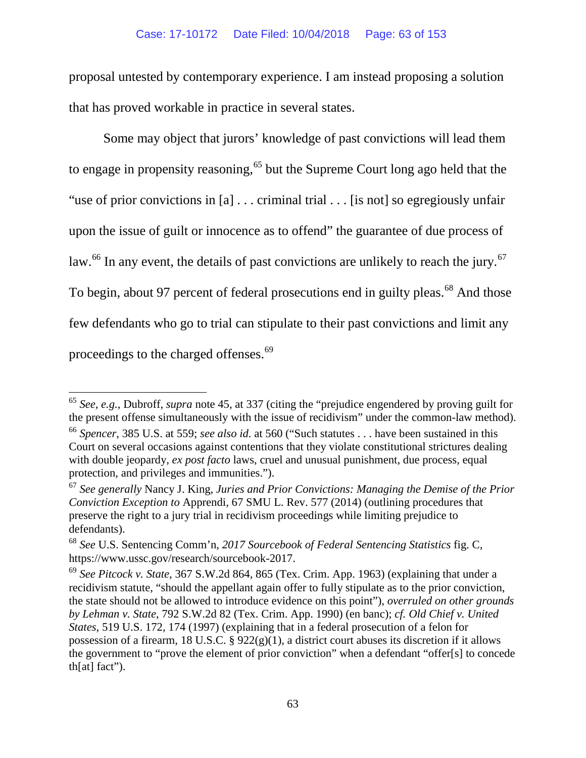proposal untested by contemporary experience. I am instead proposing a solution that has proved workable in practice in several states.

Some may object that jurors' knowledge of past convictions will lead them to engage in propensity reasoning,[65] but the Supreme Court long ago held that the "use of prior convictions in [a] . . . criminal trial . . . [is not] so egregiously unfair upon the issue of guilt or innocence as to offend" the guarantee of due process of law.[66] In any event, the details of past convictions are unlikely to reach the jury.[67] To begin, about 97 percent of federal prosecutions end in guilty pleas.[68] And those few defendants who go to trial can stipulate to their past convictions and limit any proceedings to the charged offenses.[69]

---

[65] *See, e.g.*, Dubroff, *supra* note 45, at 337 (citing the "prejudice engendered by proving guilt for the present offense simultaneously with the issue of recidivism" under the common-law method).

[66] *Spencer*, 385 U.S. at 559; *see also id.* at 560 ("Such statutes . . . have been sustained in this Court on several occasions against contentions that they violate constitutional strictures dealing with double jeopardy, *ex post facto* laws, cruel and unusual punishment, due process, equal protection, and privileges and immunities.").

[67] *See generally* Nancy J. King, *Juries and Prior Convictions: Managing the Demise of the Prior Conviction Exception to* Apprendi, 67 SMU L. Rev. 577 (2014) (outlining procedures that preserve the right to a jury trial in recidivism proceedings while limiting prejudice to defendants).

[68] *See* U.S. Sentencing Comm'n, *2017 Sourcebook of Federal Sentencing Statistics* fig. C, https://www.ussc.gov/research/sourcebook-2017.

[69] *See Pitcock v. State*, 367 S.W.2d 864, 865 (Tex. Crim. App. 1963) (explaining that under a recidivism statute, "should the appellant again offer to fully stipulate as to the prior conviction, the state should not be allowed to introduce evidence on this point"), *overruled on other grounds by Lehman v. State*, 792 S.W.2d 82 (Tex. Crim. App. 1990) (en banc); *cf. Old Chief v. United States*, 519 U.S. 172, 174 (1997) (explaining that in a federal prosecution of a felon for possession of a firearm, 18 U.S.C. § 922(g)(1), a district court abuses its discretion if it allows the government to "prove the element of prior conviction" when a defendant "offer[s] to concede th[at] fact").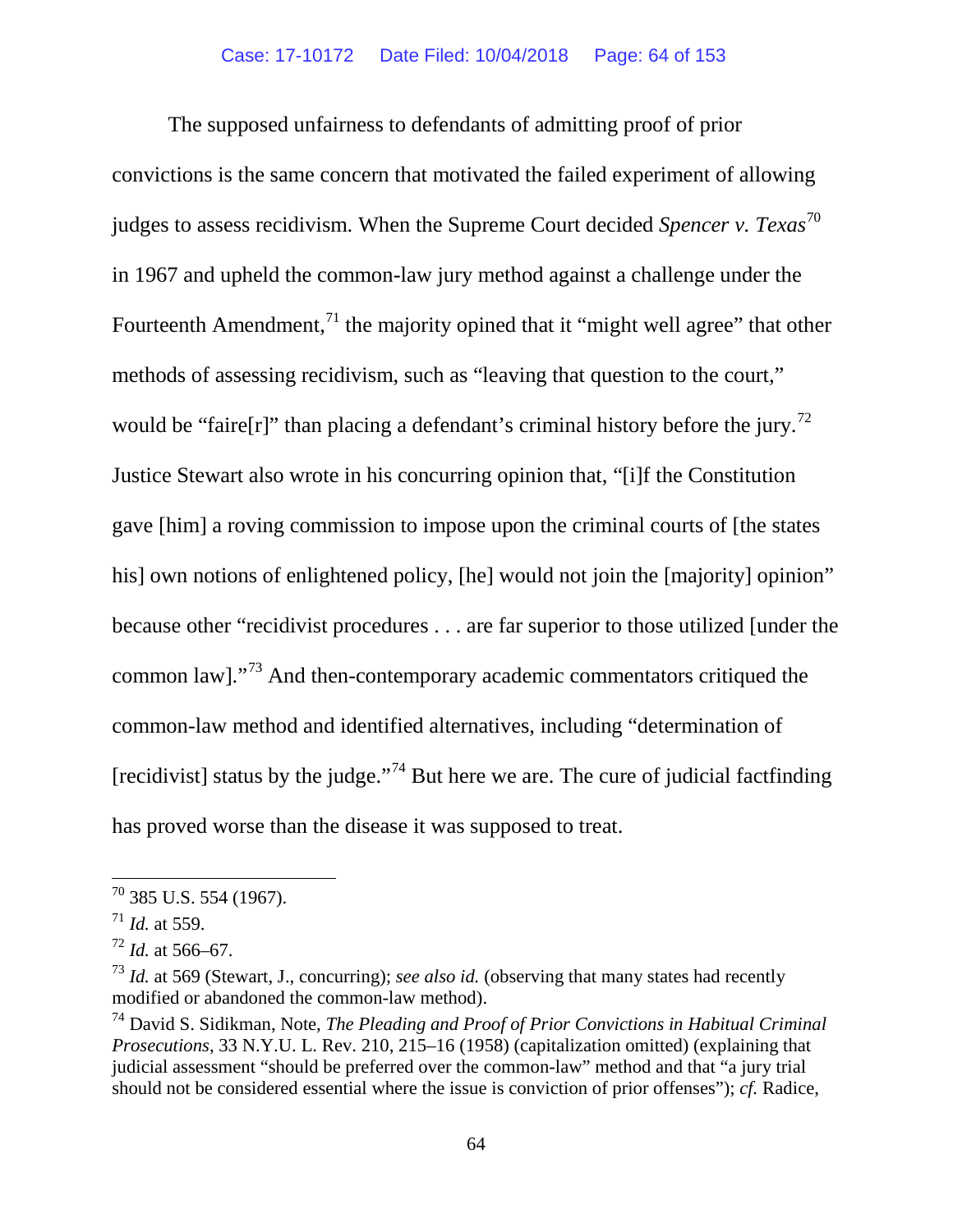The supposed unfairness to defendants of admitting proof of prior convictions is the same concern that motivated the failed experiment of allowing judges to assess recidivism. When the Supreme Court decided *Spencer v. Texas*[70] in 1967 and upheld the common-law jury method against a challenge under the Fourteenth Amendment,[71] the majority opined that it "might well agree" that other methods of assessing recidivism, such as "leaving that question to the court," would be "faire[r]" than placing a defendant's criminal history before the jury.[72] Justice Stewart also wrote in his concurring opinion that, "[i]f the Constitution gave [him] a roving commission to impose upon the criminal courts of [the states his] own notions of enlightened policy, [he] would not join the [majority] opinion" because other "recidivist procedures . . . are far superior to those utilized [under the common law]."[73] And then-contemporary academic commentators critiqued the common-law method and identified alternatives, including "determination of [recidivist] status by the judge."[74] But here we are. The cure of judicial factfinding has proved worse than the disease it was supposed to treat.

---

[70] 385 U.S. 554 (1967).

[71] *Id.* at 559.

[72] *Id.* at 566–67.

[73] *Id.* at 569 (Stewart, J., concurring); *see also id.* (observing that many states had recently modified or abandoned the common-law method).

[74] David S. Sidikman, Note, *The Pleading and Proof of Prior Convictions in Habitual Criminal Prosecutions*, 33 N.Y.U. L. Rev. 210, 215–16 (1958) (capitalization omitted) (explaining that judicial assessment "should be preferred over the common-law" method and that "a jury trial should not be considered essential where the issue is conviction of prior offenses"); *cf.* Radice,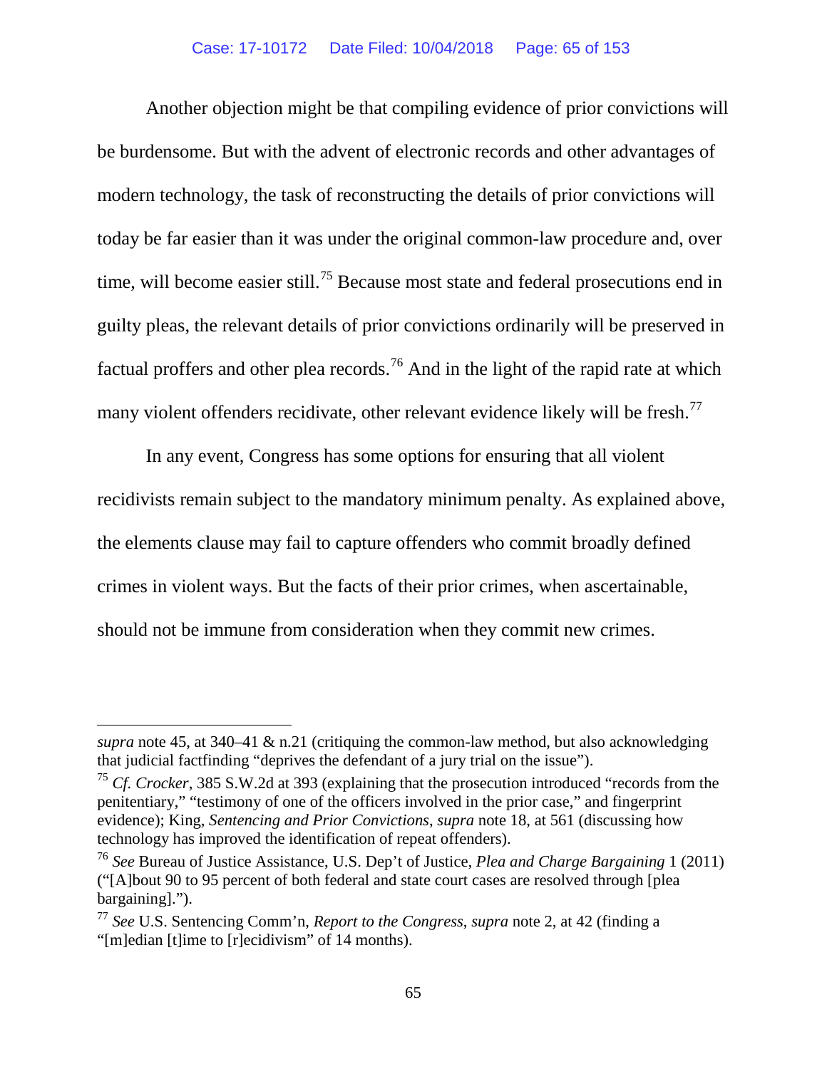Another objection might be that compiling evidence of prior convictions will be burdensome. But with the advent of electronic records and other advantages of modern technology, the task of reconstructing the details of prior convictions will today be far easier than it was under the original common-law procedure and, over time, will become easier still.[75] Because most state and federal prosecutions end in guilty pleas, the relevant details of prior convictions ordinarily will be preserved in factual proffers and other plea records.[76] And in the light of the rapid rate at which many violent offenders recidivate, other relevant evidence likely will be fresh.[77]

In any event, Congress has some options for ensuring that all violent recidivists remain subject to the mandatory minimum penalty. As explained above, the elements clause may fail to capture offenders who commit broadly defined crimes in violent ways. But the facts of their prior crimes, when ascertainable, should not be immune from consideration when they commit new crimes.

---

*supra* note 45, at 340–41 & n.21 (critiquing the common-law method, but also acknowledging that judicial factfinding "deprives the defendant of a jury trial on the issue").

[75] *Cf. Crocker*, 385 S.W.2d at 393 (explaining that the prosecution introduced "records from the penitentiary," "testimony of one of the officers involved in the prior case," and fingerprint evidence); King, *Sentencing and Prior Convictions*, *supra* note 18, at 561 (discussing how technology has improved the identification of repeat offenders).

[76] *See* Bureau of Justice Assistance, U.S. Dep't of Justice, *Plea and Charge Bargaining* 1 (2011) ("[A]bout 90 to 95 percent of both federal and state court cases are resolved through [plea bargaining].").

[77] *See* U.S. Sentencing Comm'n, *Report to the Congress*, *supra* note 2, at 42 (finding a "[m]edian [t]ime to [r]ecidivism" of 14 months).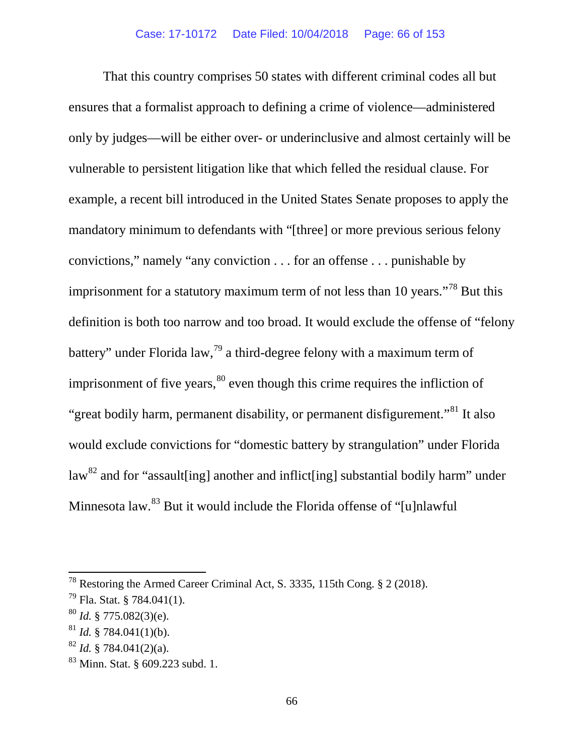That this country comprises 50 states with different criminal codes all but ensures that a formalist approach to defining a crime of violence—administered only by judges—will be either over- or underinclusive and almost certainly will be vulnerable to persistent litigation like that which felled the residual clause. For example, a recent bill introduced in the United States Senate proposes to apply the mandatory minimum to defendants with "[three] or more previous serious felony convictions," namely "any conviction . . . for an offense . . . punishable by imprisonment for a statutory maximum term of not less than 10 years."[78] But this definition is both too narrow and too broad. It would exclude the offense of "felony battery" under Florida law,[79] a third-degree felony with a maximum term of imprisonment of five years,[80] even though this crime requires the infliction of "great bodily harm, permanent disability, or permanent disfigurement."[81] It also would exclude convictions for "domestic battery by strangulation" under Florida law[82] and for "assault[ing] another and inflict[ing] substantial bodily harm" under Minnesota law.[83] But it would include the Florida offense of "[u]nlawful

---

[78] Restoring the Armed Career Criminal Act, S. 3335, 115th Cong. § 2 (2018).

[79] Fla. Stat. § 784.041(1).

[80] *Id.* § 775.082(3)(e).

[81] *Id.* § 784.041(1)(b).

[82] *Id.* § 784.041(2)(a).

[83] Minn. Stat. § 609.223 subd. 1.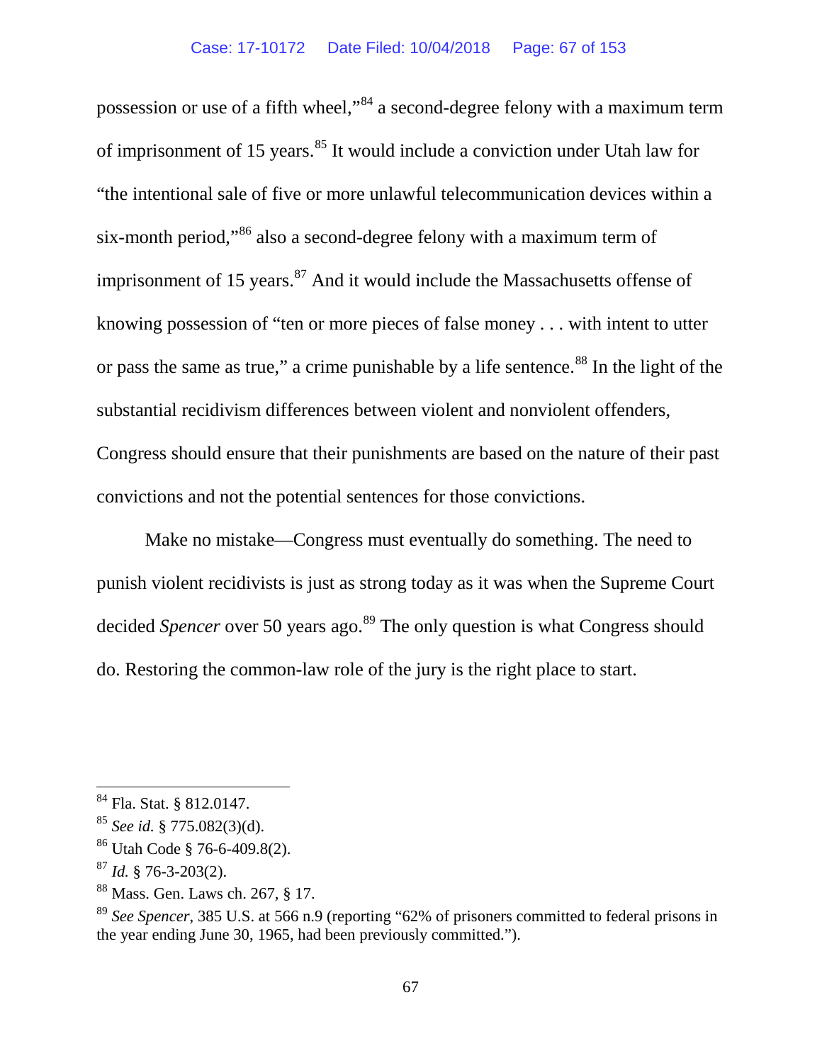possession or use of a fifth wheel,"[84] a second-degree felony with a maximum term of imprisonment of 15 years.[85] It would include a conviction under Utah law for "the intentional sale of five or more unlawful telecommunication devices within a six-month period,"[86] also a second-degree felony with a maximum term of imprisonment of 15 years.[87] And it would include the Massachusetts offense of knowing possession of "ten or more pieces of false money . . . with intent to utter or pass the same as true," a crime punishable by a life sentence.[88] In the light of the substantial recidivism differences between violent and nonviolent offenders, Congress should ensure that their punishments are based on the nature of their past convictions and not the potential sentences for those convictions.

Make no mistake—Congress must eventually do something. The need to punish violent recidivists is just as strong today as it was when the Supreme Court decided *Spencer* over 50 years ago.[89] The only question is what Congress should do. Restoring the common-law role of the jury is the right place to start.

---

[84] Fla. Stat. § 812.0147.

[85] *See id.* § 775.082(3)(d).

[86] Utah Code § 76-6-409.8(2).

[87] *Id.* § 76-3-203(2).

[88] Mass. Gen. Laws ch. 267, § 17.

[89] *See Spencer*, 385 U.S. at 566 n.9 (reporting "62% of prisoners committed to federal prisons in the year ending June 30, 1965, had been previously committed.").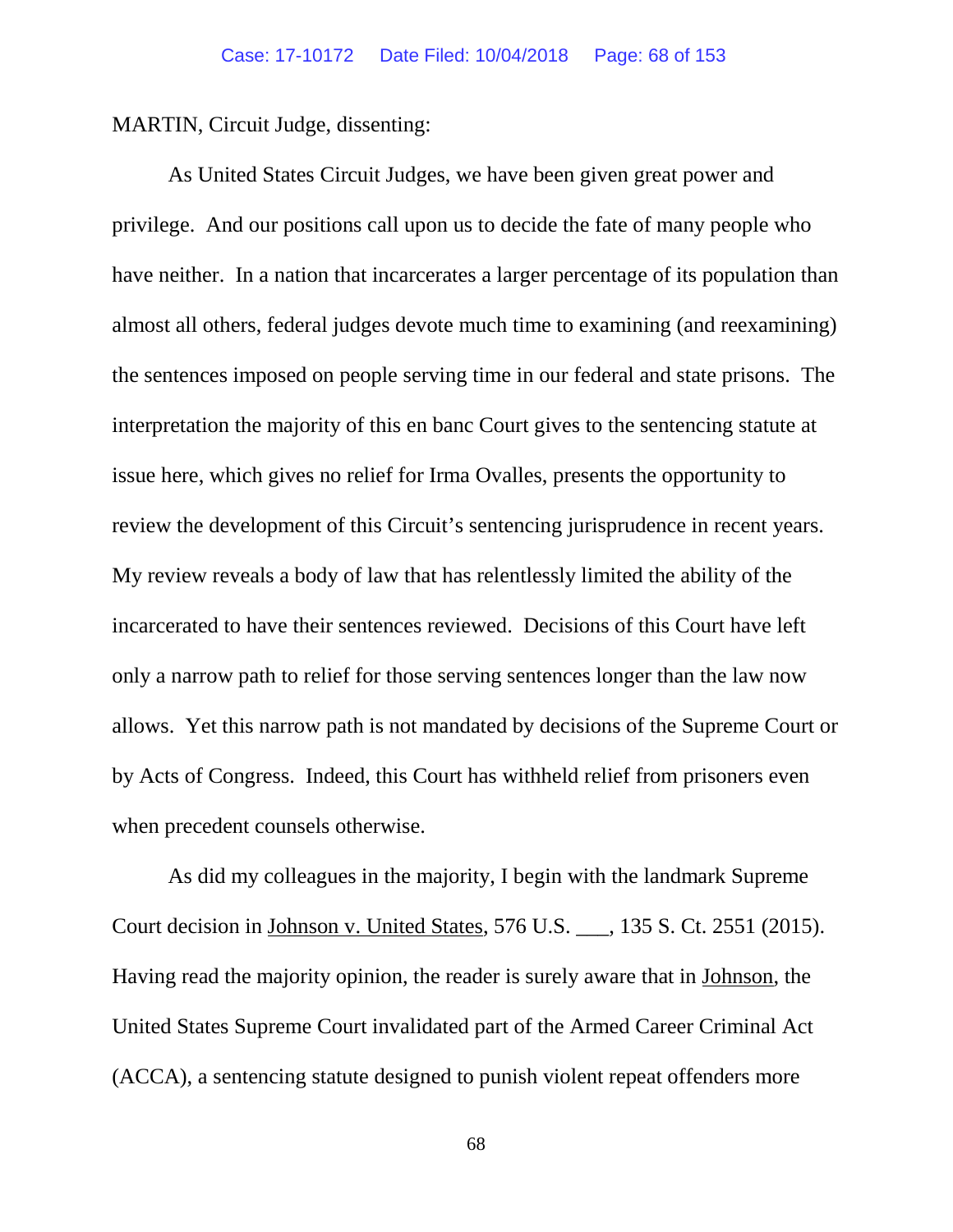MARTIN, Circuit Judge, dissenting:

As United States Circuit Judges, we have been given great power and privilege. And our positions call upon us to decide the fate of many people who have neither. In a nation that incarcerates a larger percentage of its population than almost all others, federal judges devote much time to examining (and reexamining) the sentences imposed on people serving time in our federal and state prisons. The interpretation the majority of this en banc Court gives to the sentencing statute at issue here, which gives no relief for Irma Ovalles, presents the opportunity to review the development of this Circuit's sentencing jurisprudence in recent years. My review reveals a body of law that has relentlessly limited the ability of the incarcerated to have their sentences reviewed. Decisions of this Court have left only a narrow path to relief for those serving sentences longer than the law now allows. Yet this narrow path is not mandated by decisions of the Supreme Court or by Acts of Congress. Indeed, this Court has withheld relief from prisoners even when precedent counsels otherwise.

As did my colleagues in the majority, I begin with the landmark Supreme Court decision in Johnson v. United States, 576 U.S. ___, 135 S. Ct. 2551 (2015). Having read the majority opinion, the reader is surely aware that in Johnson, the United States Supreme Court invalidated part of the Armed Career Criminal Act (ACCA), a sentencing statute designed to punish violent repeat offenders more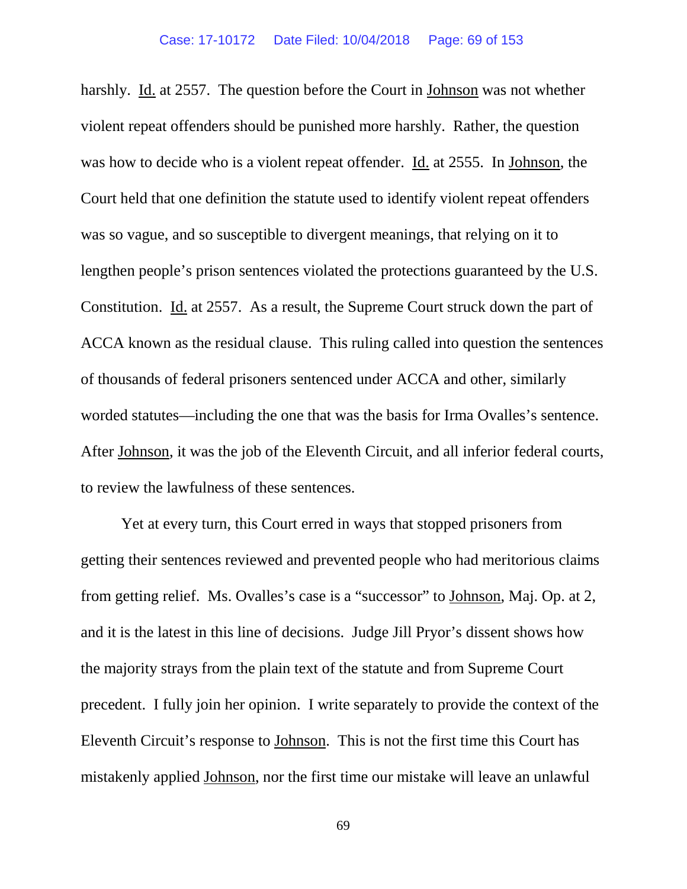harshly. Id. at 2557. The question before the Court in Johnson was not whether violent repeat offenders should be punished more harshly. Rather, the question was how to decide who is a violent repeat offender. Id. at 2555. In Johnson, the Court held that one definition the statute used to identify violent repeat offenders was so vague, and so susceptible to divergent meanings, that relying on it to lengthen people's prison sentences violated the protections guaranteed by the U.S. Constitution. Id. at 2557. As a result, the Supreme Court struck down the part of ACCA known as the residual clause. This ruling called into question the sentences of thousands of federal prisoners sentenced under ACCA and other, similarly worded statutes—including the one that was the basis for Irma Ovalles's sentence. After Johnson, it was the job of the Eleventh Circuit, and all inferior federal courts, to review the lawfulness of these sentences.

Yet at every turn, this Court erred in ways that stopped prisoners from getting their sentences reviewed and prevented people who had meritorious claims from getting relief. Ms. Ovalles's case is a "successor" to Johnson, Maj. Op. at 2, and it is the latest in this line of decisions. Judge Jill Pryor's dissent shows how the majority strays from the plain text of the statute and from Supreme Court precedent. I fully join her opinion. I write separately to provide the context of the Eleventh Circuit's response to Johnson. This is not the first time this Court has mistakenly applied Johnson, nor the first time our mistake will leave an unlawful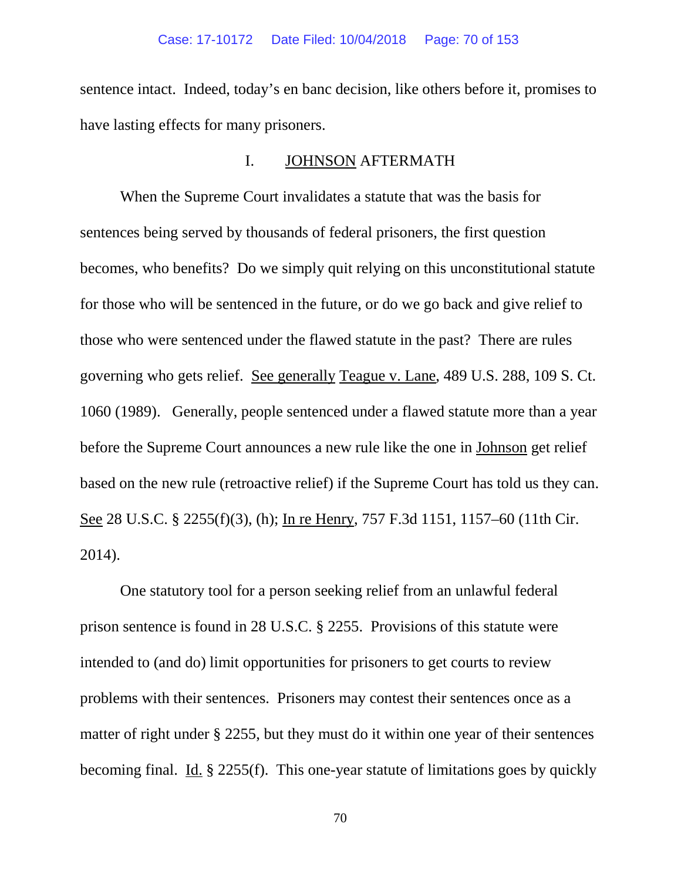sentence intact. Indeed, today's en banc decision, like others before it, promises to have lasting effects for many prisoners.

## I. JOHNSON AFTERMATH

When the Supreme Court invalidates a statute that was the basis for sentences being served by thousands of federal prisoners, the first question becomes, who benefits? Do we simply quit relying on this unconstitutional statute for those who will be sentenced in the future, or do we go back and give relief to those who were sentenced under the flawed statute in the past? There are rules governing who gets relief. See generally Teague v. Lane, 489 U.S. 288, 109 S. Ct. 1060 (1989). Generally, people sentenced under a flawed statute more than a year before the Supreme Court announces a new rule like the one in Johnson get relief based on the new rule (retroactive relief) if the Supreme Court has told us they can. See 28 U.S.C. § 2255(f)(3), (h); In re Henry, 757 F.3d 1151, 1157–60 (11th Cir. 2014).

One statutory tool for a person seeking relief from an unlawful federal prison sentence is found in 28 U.S.C. § 2255. Provisions of this statute were intended to (and do) limit opportunities for prisoners to get courts to review problems with their sentences. Prisoners may contest their sentences once as a matter of right under § 2255, but they must do it within one year of their sentences becoming final. Id. § 2255(f). This one-year statute of limitations goes by quickly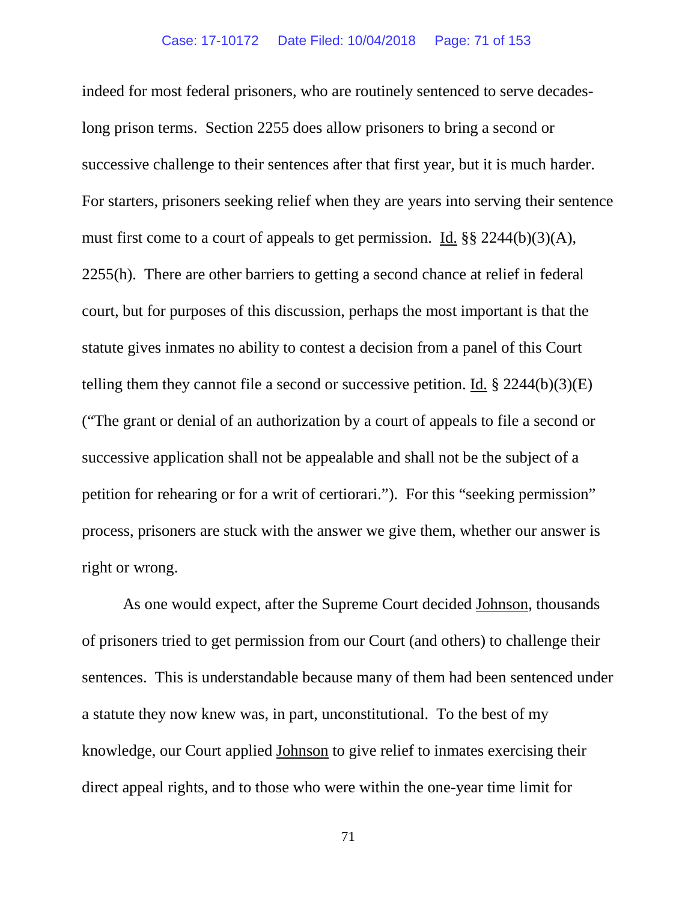indeed for most federal prisoners, who are routinely sentenced to serve decades-long prison terms. Section 2255 does allow prisoners to bring a second or successive challenge to their sentences after that first year, but it is much harder. For starters, prisoners seeking relief when they are years into serving their sentence must first come to a court of appeals to get permission. Id. §§ 2244(b)(3)(A), 2255(h). There are other barriers to getting a second chance at relief in federal court, but for purposes of this discussion, perhaps the most important is that the statute gives inmates no ability to contest a decision from a panel of this Court telling them they cannot file a second or successive petition. Id. § 2244(b)(3)(E) ("The grant or denial of an authorization by a court of appeals to file a second or successive application shall not be appealable and shall not be the subject of a petition for rehearing or for a writ of certiorari."). For this "seeking permission" process, prisoners are stuck with the answer we give them, whether our answer is right or wrong.

As one would expect, after the Supreme Court decided Johnson, thousands of prisoners tried to get permission from our Court (and others) to challenge their sentences. This is understandable because many of them had been sentenced under a statute they now knew was, in part, unconstitutional. To the best of my knowledge, our Court applied Johnson to give relief to inmates exercising their direct appeal rights, and to those who were within the one-year time limit for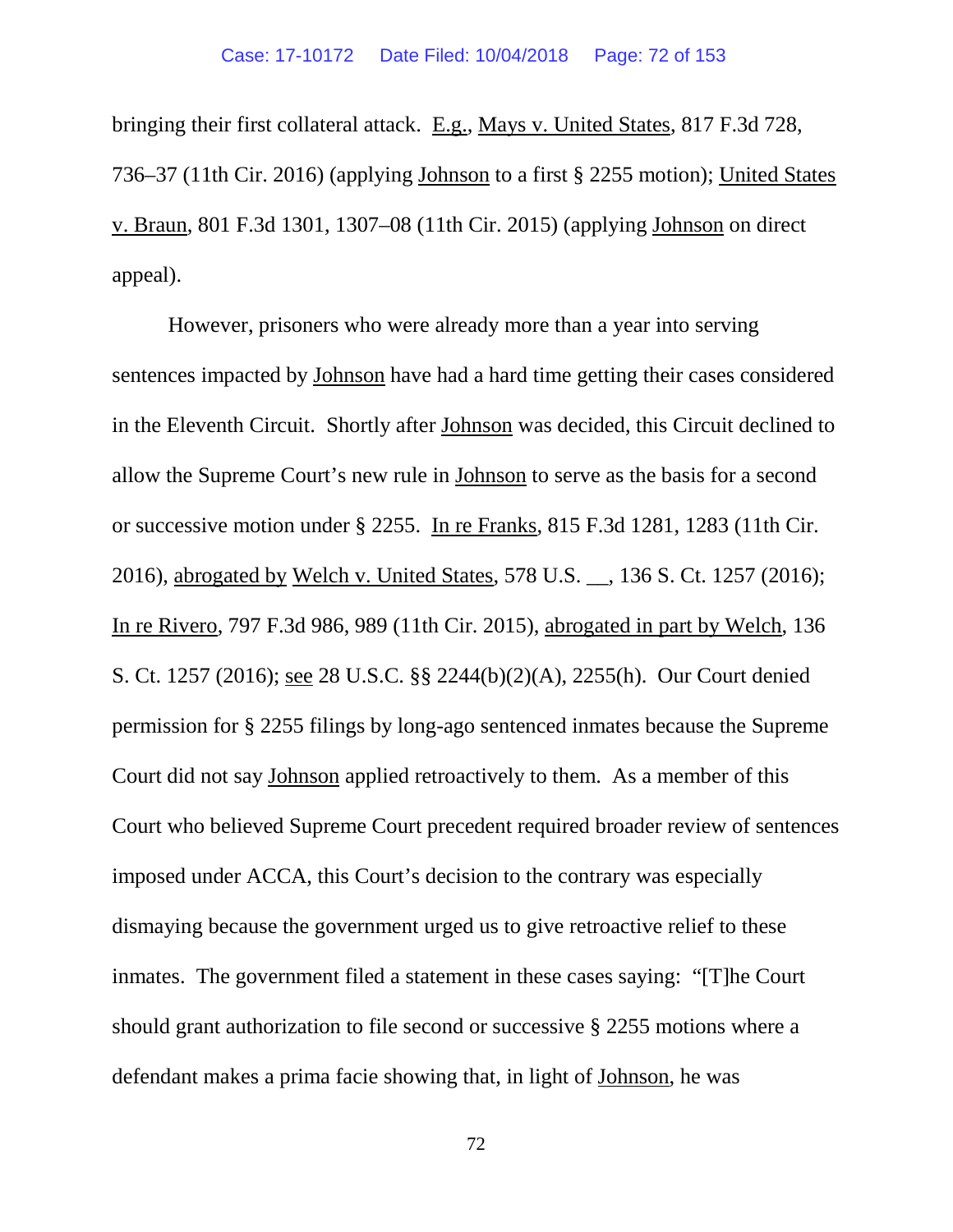bringing their first collateral attack. E.g., Mays v. United States, 817 F.3d 728, 736–37 (11th Cir. 2016) (applying Johnson to a first § 2255 motion); United States v. Braun, 801 F.3d 1301, 1307–08 (11th Cir. 2015) (applying Johnson on direct appeal).

However, prisoners who were already more than a year into serving sentences impacted by Johnson have had a hard time getting their cases considered in the Eleventh Circuit. Shortly after Johnson was decided, this Circuit declined to allow the Supreme Court's new rule in Johnson to serve as the basis for a second or successive motion under § 2255. In re Franks, 815 F.3d 1281, 1283 (11th Cir. 2016), abrogated by Welch v. United States, 578 U.S. __, 136 S. Ct. 1257 (2016); In re Rivero, 797 F.3d 986, 989 (11th Cir. 2015), abrogated in part by Welch, 136 S. Ct. 1257 (2016); see 28 U.S.C. §§ 2244(b)(2)(A), 2255(h). Our Court denied permission for § 2255 filings by long-ago sentenced inmates because the Supreme Court did not say Johnson applied retroactively to them. As a member of this Court who believed Supreme Court precedent required broader review of sentences imposed under ACCA, this Court's decision to the contrary was especially dismaying because the government urged us to give retroactive relief to these inmates. The government filed a statement in these cases saying: "[T]he Court should grant authorization to file second or successive § 2255 motions where a defendant makes a prima facie showing that, in light of Johnson, he was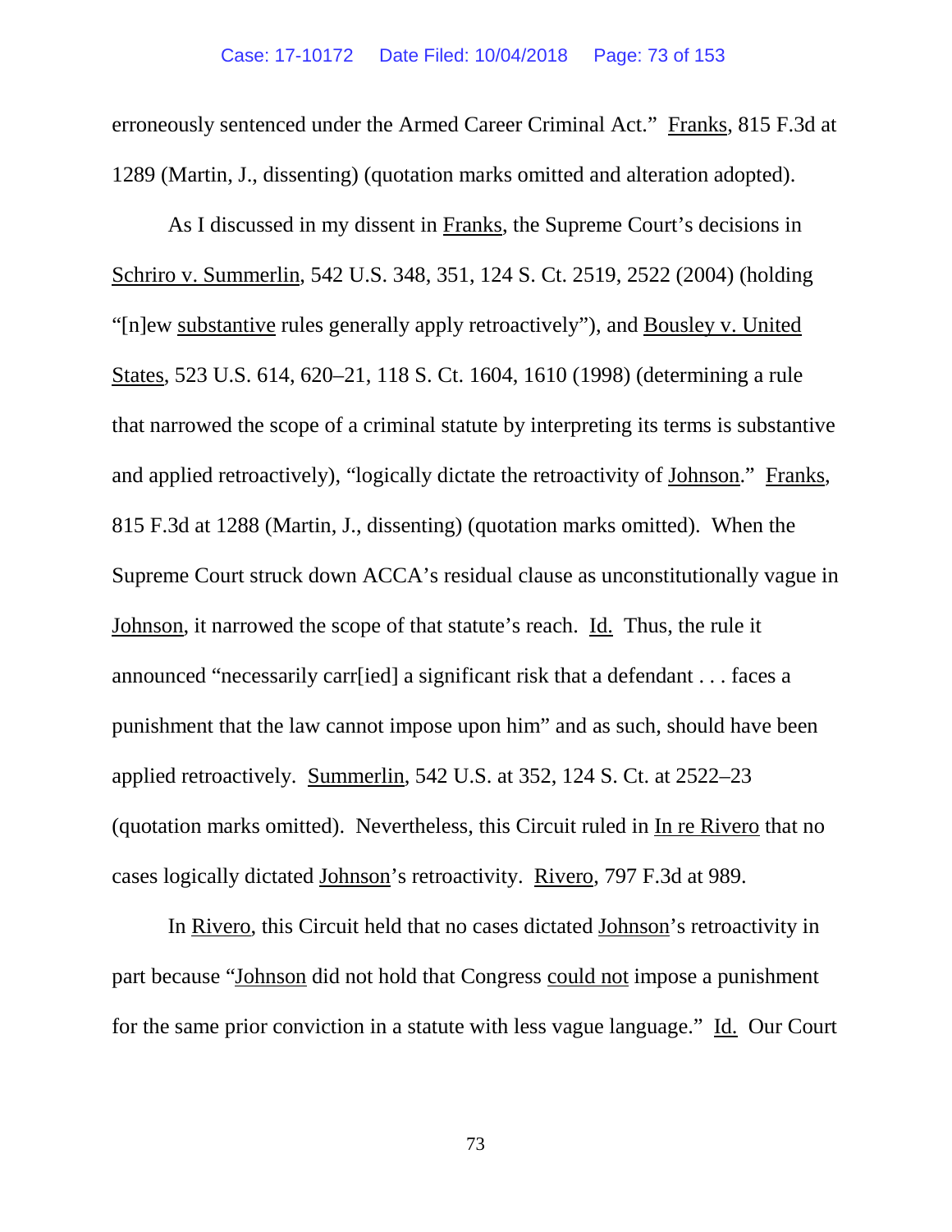erroneously sentenced under the Armed Career Criminal Act." Franks, 815 F.3d at 1289 (Martin, J., dissenting) (quotation marks omitted and alteration adopted).

As I discussed in my dissent in Franks, the Supreme Court's decisions in Schriro v. Summerlin, 542 U.S. 348, 351, 124 S. Ct. 2519, 2522 (2004) (holding "[n]ew substantive rules generally apply retroactively"), and Bousley v. United States, 523 U.S. 614, 620–21, 118 S. Ct. 1604, 1610 (1998) (determining a rule that narrowed the scope of a criminal statute by interpreting its terms is substantive and applied retroactively), "logically dictate the retroactivity of Johnson." Franks, 815 F.3d at 1288 (Martin, J., dissenting) (quotation marks omitted). When the Supreme Court struck down ACCA's residual clause as unconstitutionally vague in Johnson, it narrowed the scope of that statute's reach. Id. Thus, the rule it announced "necessarily carr[ied] a significant risk that a defendant . . . faces a punishment that the law cannot impose upon him" and as such, should have been applied retroactively. Summerlin, 542 U.S. at 352, 124 S. Ct. at 2522–23 (quotation marks omitted). Nevertheless, this Circuit ruled in In re Rivero that no cases logically dictated Johnson's retroactivity. Rivero, 797 F.3d at 989.

In Rivero, this Circuit held that no cases dictated Johnson's retroactivity in part because "Johnson did not hold that Congress could not impose a punishment for the same prior conviction in a statute with less vague language." Id. Our Court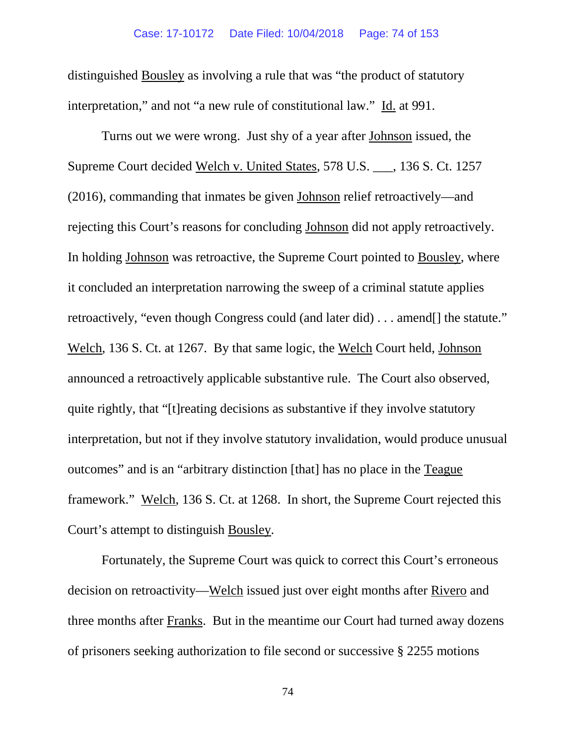distinguished Bousley as involving a rule that was "the product of statutory interpretation," and not "a new rule of constitutional law." Id. at 991.

Turns out we were wrong. Just shy of a year after Johnson issued, the Supreme Court decided Welch v. United States, 578 U.S. ___, 136 S. Ct. 1257 (2016), commanding that inmates be given Johnson relief retroactively—and rejecting this Court's reasons for concluding Johnson did not apply retroactively. In holding Johnson was retroactive, the Supreme Court pointed to Bousley, where it concluded an interpretation narrowing the sweep of a criminal statute applies retroactively, "even though Congress could (and later did) . . . amend[] the statute." Welch, 136 S. Ct. at 1267. By that same logic, the Welch Court held, Johnson announced a retroactively applicable substantive rule. The Court also observed, quite rightly, that "[t]reating decisions as substantive if they involve statutory interpretation, but not if they involve statutory invalidation, would produce unusual outcomes" and is an "arbitrary distinction [that] has no place in the Teague framework." Welch, 136 S. Ct. at 1268. In short, the Supreme Court rejected this Court's attempt to distinguish Bousley.

Fortunately, the Supreme Court was quick to correct this Court's erroneous decision on retroactivity—Welch issued just over eight months after Rivero and three months after Franks. But in the meantime our Court had turned away dozens of prisoners seeking authorization to file second or successive § 2255 motions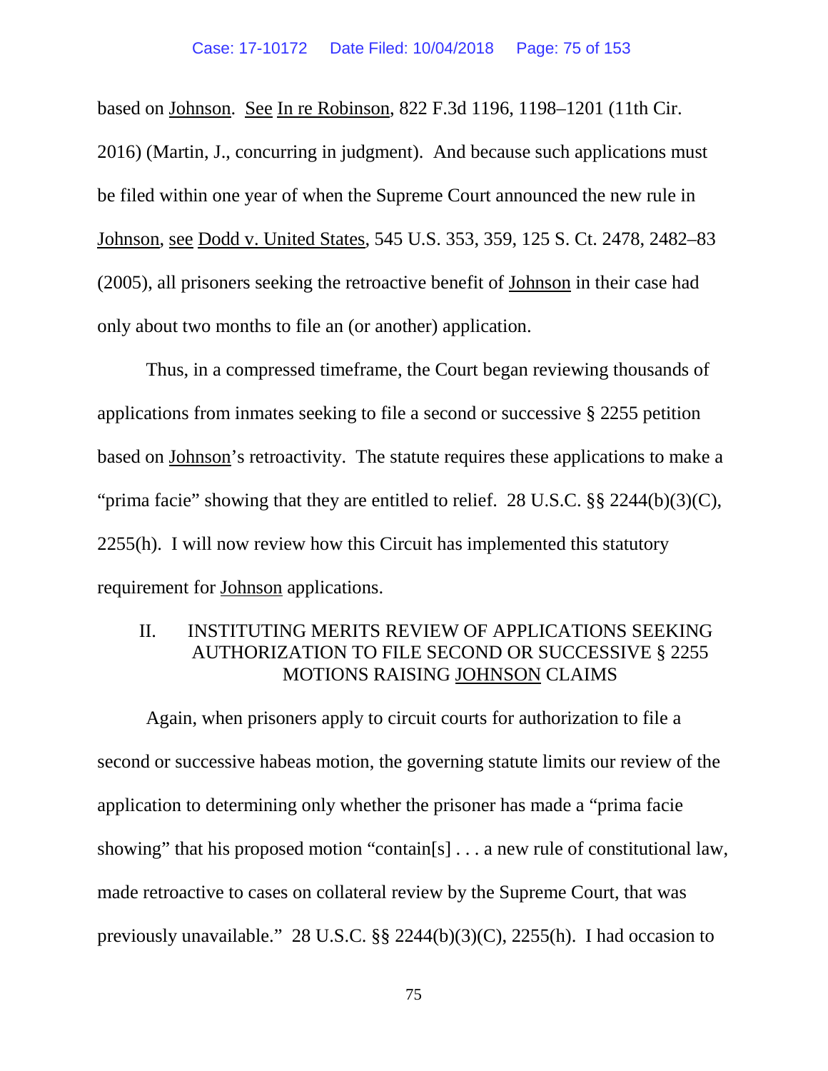based on Johnson. See In re Robinson, 822 F.3d 1196, 1198–1201 (11th Cir. 2016) (Martin, J., concurring in judgment). And because such applications must be filed within one year of when the Supreme Court announced the new rule in Johnson, see Dodd v. United States, 545 U.S. 353, 359, 125 S. Ct. 2478, 2482–83 (2005), all prisoners seeking the retroactive benefit of Johnson in their case had only about two months to file an (or another) application.

Thus, in a compressed timeframe, the Court began reviewing thousands of applications from inmates seeking to file a second or successive § 2255 petition based on Johnson's retroactivity. The statute requires these applications to make a "prima facie" showing that they are entitled to relief. 28 U.S.C. §§ 2244(b)(3)(C), 2255(h). I will now review how this Circuit has implemented this statutory requirement for Johnson applications.

## II. INSTITUTING MERITS REVIEW OF APPLICATIONS SEEKING AUTHORIZATION TO FILE SECOND OR SUCCESSIVE § 2255 MOTIONS RAISING JOHNSON CLAIMS

Again, when prisoners apply to circuit courts for authorization to file a second or successive habeas motion, the governing statute limits our review of the application to determining only whether the prisoner has made a "prima facie showing" that his proposed motion "contain[s] . . . a new rule of constitutional law, made retroactive to cases on collateral review by the Supreme Court, that was previously unavailable." 28 U.S.C. §§ 2244(b)(3)(C), 2255(h). I had occasion to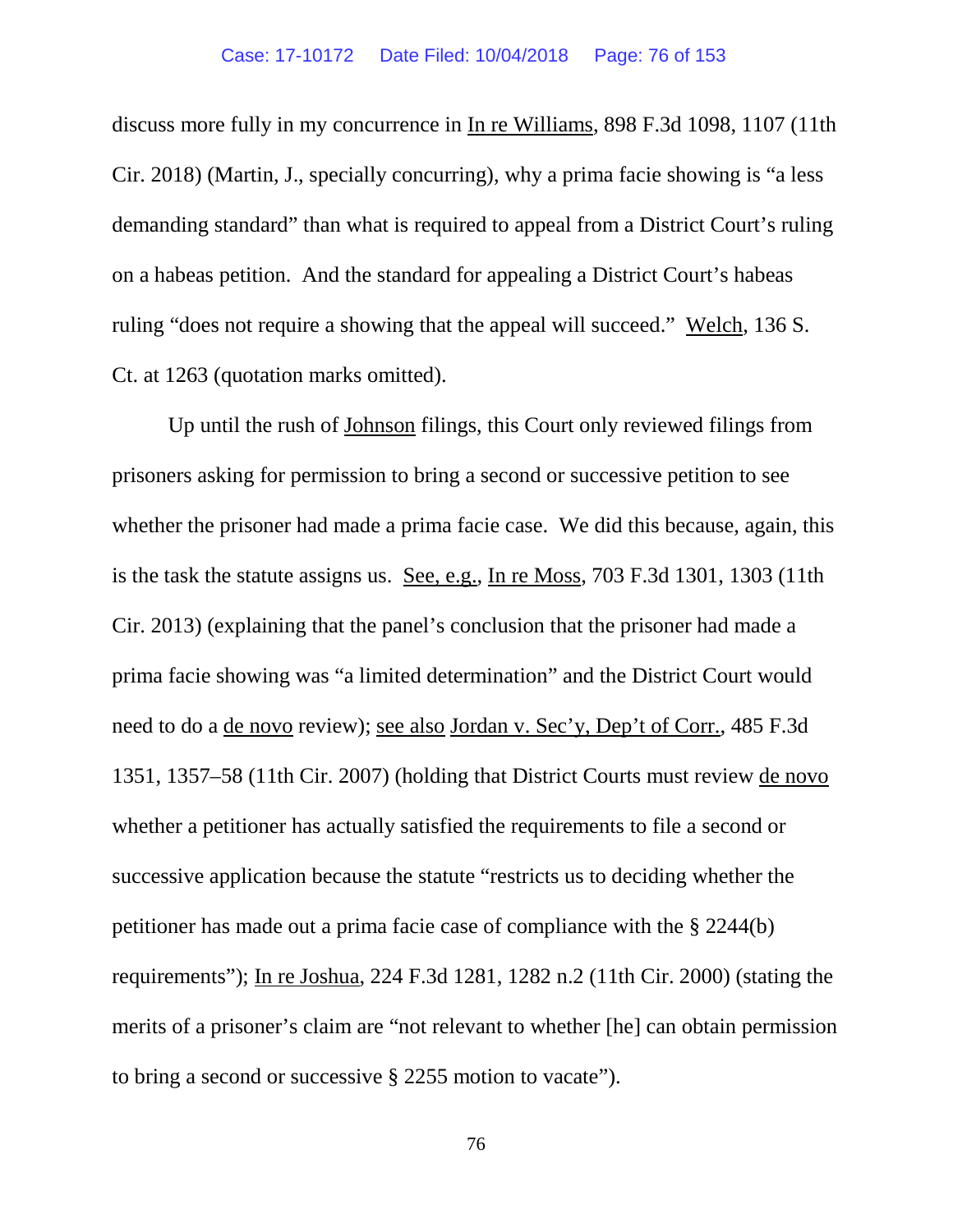discuss more fully in my concurrence in In re Williams, 898 F.3d 1098, 1107 (11th Cir. 2018) (Martin, J., specially concurring), why a prima facie showing is "a less demanding standard" than what is required to appeal from a District Court's ruling on a habeas petition. And the standard for appealing a District Court's habeas ruling "does not require a showing that the appeal will succeed." Welch, 136 S. Ct. at 1263 (quotation marks omitted).

Up until the rush of Johnson filings, this Court only reviewed filings from prisoners asking for permission to bring a second or successive petition to see whether the prisoner had made a prima facie case. We did this because, again, this is the task the statute assigns us. See, e.g., In re Moss, 703 F.3d 1301, 1303 (11th Cir. 2013) (explaining that the panel's conclusion that the prisoner had made a prima facie showing was "a limited determination" and the District Court would need to do a de novo review); see also Jordan v. Sec'y, Dep't of Corr., 485 F.3d 1351, 1357–58 (11th Cir. 2007) (holding that District Courts must review de novo whether a petitioner has actually satisfied the requirements to file a second or successive application because the statute "restricts us to deciding whether the petitioner has made out a prima facie case of compliance with the § 2244(b) requirements"); In re Joshua, 224 F.3d 1281, 1282 n.2 (11th Cir. 2000) (stating the merits of a prisoner's claim are "not relevant to whether [he] can obtain permission to bring a second or successive § 2255 motion to vacate").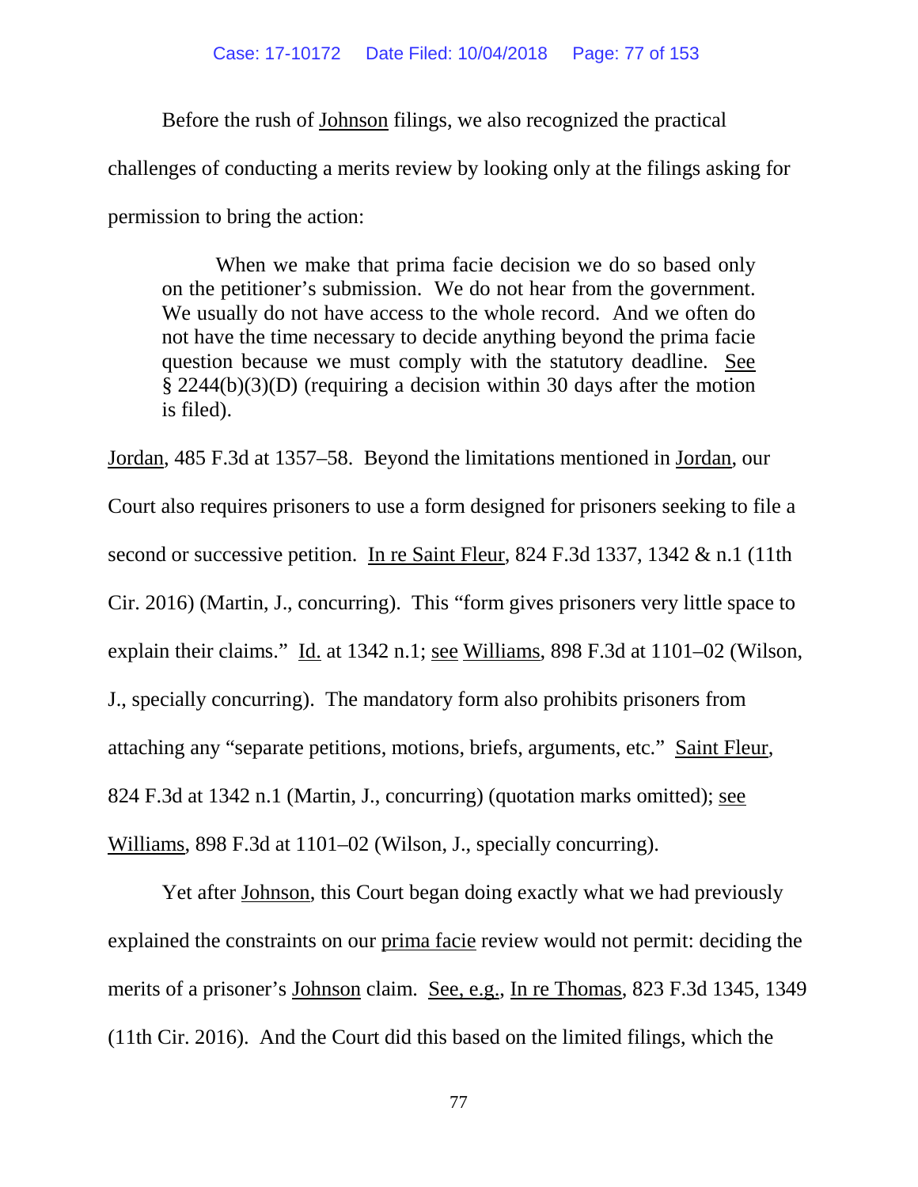Before the rush of Johnson filings, we also recognized the practical challenges of conducting a merits review by looking only at the filings asking for permission to bring the action:

> When we make that prima facie decision we do so based only on the petitioner's submission. We do not hear from the government. We usually do not have access to the whole record. And we often do not have the time necessary to decide anything beyond the prima facie question because we must comply with the statutory deadline. See § 2244(b)(3)(D) (requiring a decision within 30 days after the motion is filed).

Jordan, 485 F.3d at 1357–58. Beyond the limitations mentioned in Jordan, our Court also requires prisoners to use a form designed for prisoners seeking to file a second or successive petition. In re Saint Fleur, 824 F.3d 1337, 1342 & n.1 (11th Cir. 2016) (Martin, J., concurring). This "form gives prisoners very little space to explain their claims." Id. at 1342 n.1; see Williams, 898 F.3d at 1101–02 (Wilson, J., specially concurring). The mandatory form also prohibits prisoners from attaching any "separate petitions, motions, briefs, arguments, etc." Saint Fleur, 824 F.3d at 1342 n.1 (Martin, J., concurring) (quotation marks omitted); see Williams, 898 F.3d at 1101–02 (Wilson, J., specially concurring).

Yet after Johnson, this Court began doing exactly what we had previously explained the constraints on our prima facie review would not permit: deciding the merits of a prisoner's Johnson claim. See, e.g., In re Thomas, 823 F.3d 1345, 1349 (11th Cir. 2016). And the Court did this based on the limited filings, which the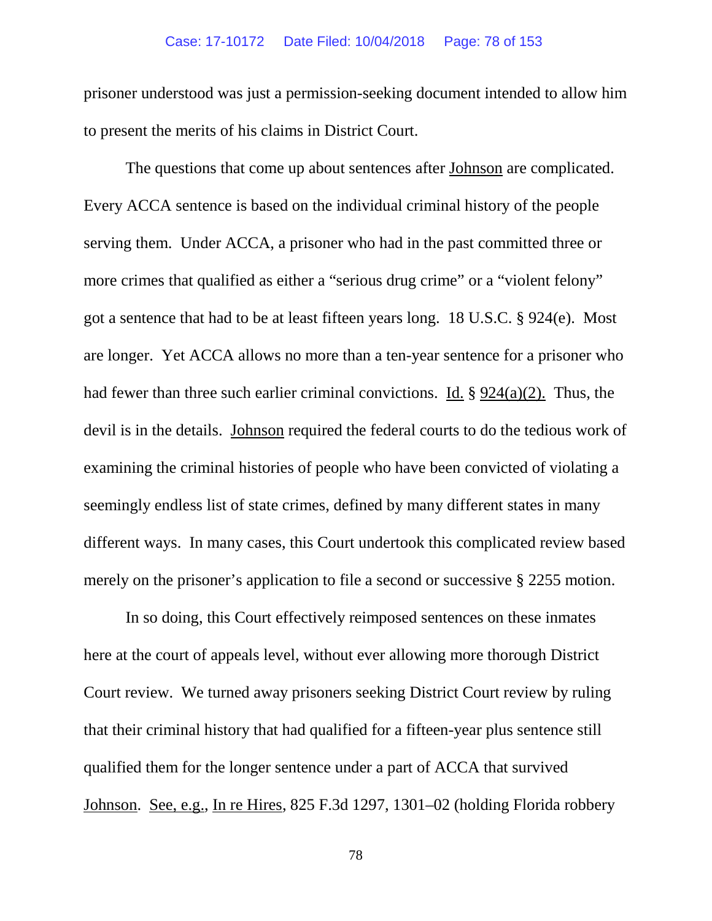prisoner understood was just a permission-seeking document intended to allow him to present the merits of his claims in District Court.

The questions that come up about sentences after Johnson are complicated. Every ACCA sentence is based on the individual criminal history of the people serving them. Under ACCA, a prisoner who had in the past committed three or more crimes that qualified as either a "serious drug crime" or a "violent felony" got a sentence that had to be at least fifteen years long. 18 U.S.C. § 924(e). Most are longer. Yet ACCA allows no more than a ten-year sentence for a prisoner who had fewer than three such earlier criminal convictions. Id. § 924(a)(2). Thus, the devil is in the details. Johnson required the federal courts to do the tedious work of examining the criminal histories of people who have been convicted of violating a seemingly endless list of state crimes, defined by many different states in many different ways. In many cases, this Court undertook this complicated review based merely on the prisoner's application to file a second or successive § 2255 motion.

In so doing, this Court effectively reimposed sentences on these inmates here at the court of appeals level, without ever allowing more thorough District Court review. We turned away prisoners seeking District Court review by ruling that their criminal history that had qualified for a fifteen-year plus sentence still qualified them for the longer sentence under a part of ACCA that survived Johnson. See, e.g., In re Hires, 825 F.3d 1297, 1301–02 (holding Florida robbery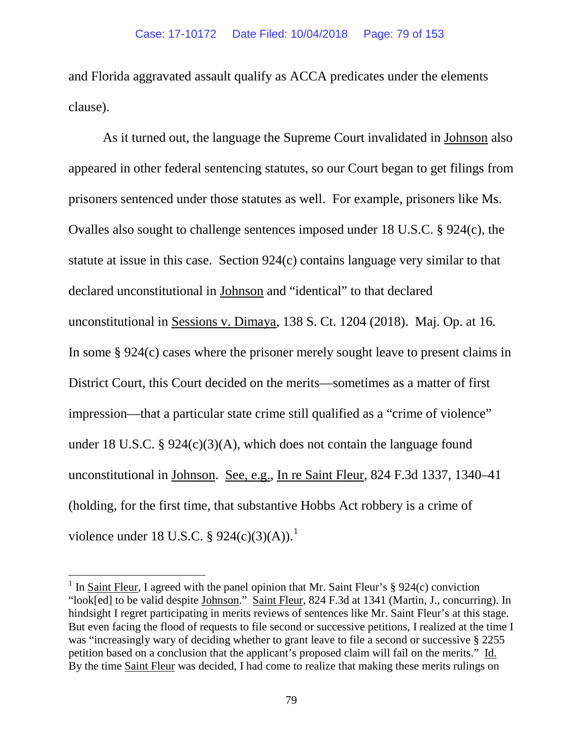and Florida aggravated assault qualify as ACCA predicates under the elements clause).

As it turned out, the language the Supreme Court invalidated in Johnson also appeared in other federal sentencing statutes, so our Court began to get filings from prisoners sentenced under those statutes as well. For example, prisoners like Ms. Ovalles also sought to challenge sentences imposed under 18 U.S.C. § 924(c), the statute at issue in this case. Section 924(c) contains language very similar to that declared unconstitutional in Johnson and "identical" to that declared unconstitutional in Sessions v. Dimaya, 138 S. Ct. 1204 (2018). Maj. Op. at 16. In some § 924(c) cases where the prisoner merely sought leave to present claims in District Court, this Court decided on the merits—sometimes as a matter of first impression—that a particular state crime still qualified as a "crime of violence" under 18 U.S.C. § 924(c)(3)(A), which does not contain the language found unconstitutional in Johnson. See, e.g., In re Saint Fleur, 824 F.3d 1337, 1340–41 (holding, for the first time, that substantive Hobbs Act robbery is a crime of violence under 18 U.S.C. § 924(c)(3)(A)).[1]

[1] In Saint Fleur, I agreed with the panel opinion that Mr. Saint Fleur's § 924(c) conviction "look[ed] to be valid despite Johnson." Saint Fleur, 824 F.3d at 1341 (Martin, J., concurring). In hindsight I regret participating in merits reviews of sentences like Mr. Saint Fleur's at this stage. But even facing the flood of requests to file second or successive petitions, I realized at the time I was "increasingly wary of deciding whether to grant leave to file a second or successive § 2255 petition based on a conclusion that the applicant's proposed claim will fail on the merits." Id. By the time Saint Fleur was decided, I had come to realize that making these merits rulings on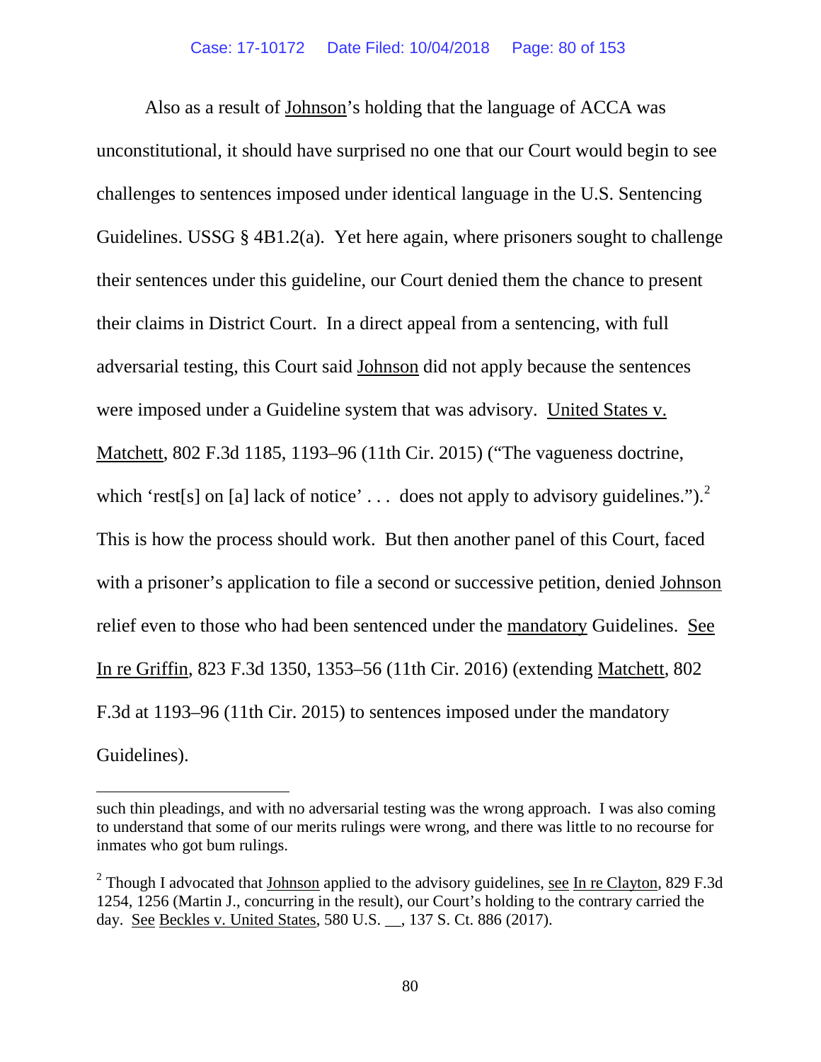Also as a result of Johnson's holding that the language of ACCA was unconstitutional, it should have surprised no one that our Court would begin to see challenges to sentences imposed under identical language in the U.S. Sentencing Guidelines. USSG § 4B1.2(a). Yet here again, where prisoners sought to challenge their sentences under this guideline, our Court denied them the chance to present their claims in District Court. In a direct appeal from a sentencing, with full adversarial testing, this Court said Johnson did not apply because the sentences were imposed under a Guideline system that was advisory. United States v. Matchett, 802 F.3d 1185, 1193–96 (11th Cir. 2015) ("The vagueness doctrine, which 'rest[s] on [a] lack of notice' . . . does not apply to advisory guidelines.").[2] This is how the process should work. But then another panel of this Court, faced with a prisoner's application to file a second or successive petition, denied Johnson relief even to those who had been sentenced under the mandatory Guidelines. See In re Griffin, 823 F.3d 1350, 1353–56 (11th Cir. 2016) (extending Matchett, 802 F.3d at 1193–96 (11th Cir. 2015) to sentences imposed under the mandatory Guidelines).

---

such thin pleadings, and with no adversarial testing was the wrong approach. I was also coming to understand that some of our merits rulings were wrong, and there was little to no recourse for inmates who got bum rulings.

[2] Though I advocated that Johnson applied to the advisory guidelines, see In re Clayton, 829 F.3d 1254, 1256 (Martin J., concurring in the result), our Court's holding to the contrary carried the day. See Beckles v. United States, 580 U.S. __, 137 S. Ct. 886 (2017).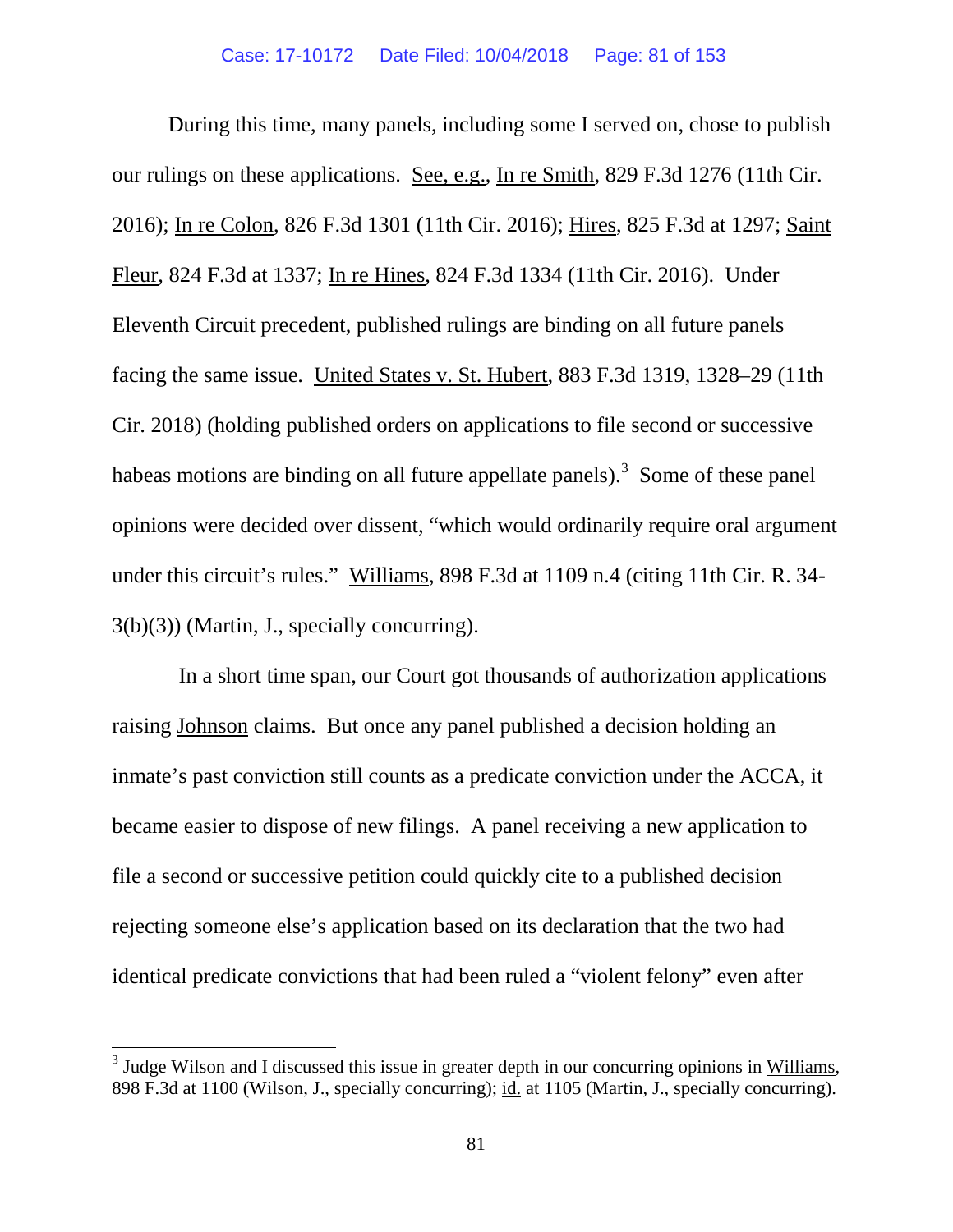During this time, many panels, including some I served on, chose to publish our rulings on these applications. See, e.g., In re Smith, 829 F.3d 1276 (11th Cir. 2016); In re Colon, 826 F.3d 1301 (11th Cir. 2016); Hires, 825 F.3d at 1297; Saint Fleur, 824 F.3d at 1337; In re Hines, 824 F.3d 1334 (11th Cir. 2016). Under Eleventh Circuit precedent, published rulings are binding on all future panels facing the same issue. United States v. St. Hubert, 883 F.3d 1319, 1328–29 (11th Cir. 2018) (holding published orders on applications to file second or successive habeas motions are binding on all future appellate panels).[3] Some of these panel opinions were decided over dissent, "which would ordinarily require oral argument under this circuit's rules." Williams, 898 F.3d at 1109 n.4 (citing 11th Cir. R. 34-3(b)(3)) (Martin, J., specially concurring).

In a short time span, our Court got thousands of authorization applications raising Johnson claims. But once any panel published a decision holding an inmate's past conviction still counts as a predicate conviction under the ACCA, it became easier to dispose of new filings. A panel receiving a new application to file a second or successive petition could quickly cite to a published decision rejecting someone else's application based on its declaration that the two had identical predicate convictions that had been ruled a "violent felony" even after

[3] Judge Wilson and I discussed this issue in greater depth in our concurring opinions in Williams, 898 F.3d at 1100 (Wilson, J., specially concurring); id. at 1105 (Martin, J., specially concurring).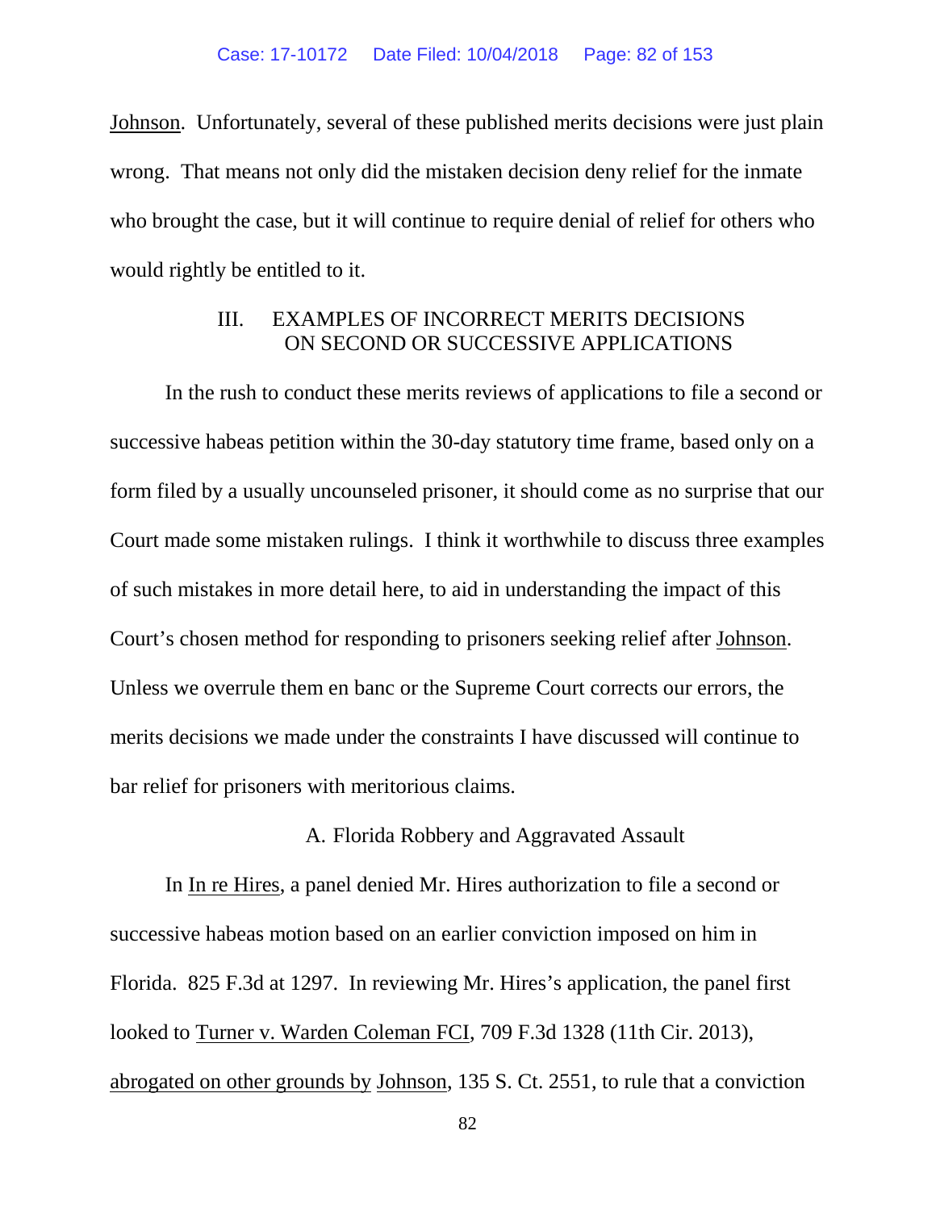Johnson. Unfortunately, several of these published merits decisions were just plain wrong. That means not only did the mistaken decision deny relief for the inmate who brought the case, but it will continue to require denial of relief for others who would rightly be entitled to it.

## III. EXAMPLES OF INCORRECT MERITS DECISIONS ON SECOND OR SUCCESSIVE APPLICATIONS

In the rush to conduct these merits reviews of applications to file a second or successive habeas petition within the 30-day statutory time frame, based only on a form filed by a usually uncounseled prisoner, it should come as no surprise that our Court made some mistaken rulings. I think it worthwhile to discuss three examples of such mistakes in more detail here, to aid in understanding the impact of this Court's chosen method for responding to prisoners seeking relief after Johnson. Unless we overrule them en banc or the Supreme Court corrects our errors, the merits decisions we made under the constraints I have discussed will continue to bar relief for prisoners with meritorious claims.

### A. Florida Robbery and Aggravated Assault

In In re Hires, a panel denied Mr. Hires authorization to file a second or successive habeas motion based on an earlier conviction imposed on him in Florida. 825 F.3d at 1297. In reviewing Mr. Hires's application, the panel first looked to Turner v. Warden Coleman FCI, 709 F.3d 1328 (11th Cir. 2013), abrogated on other grounds by Johnson, 135 S. Ct. 2551, to rule that a conviction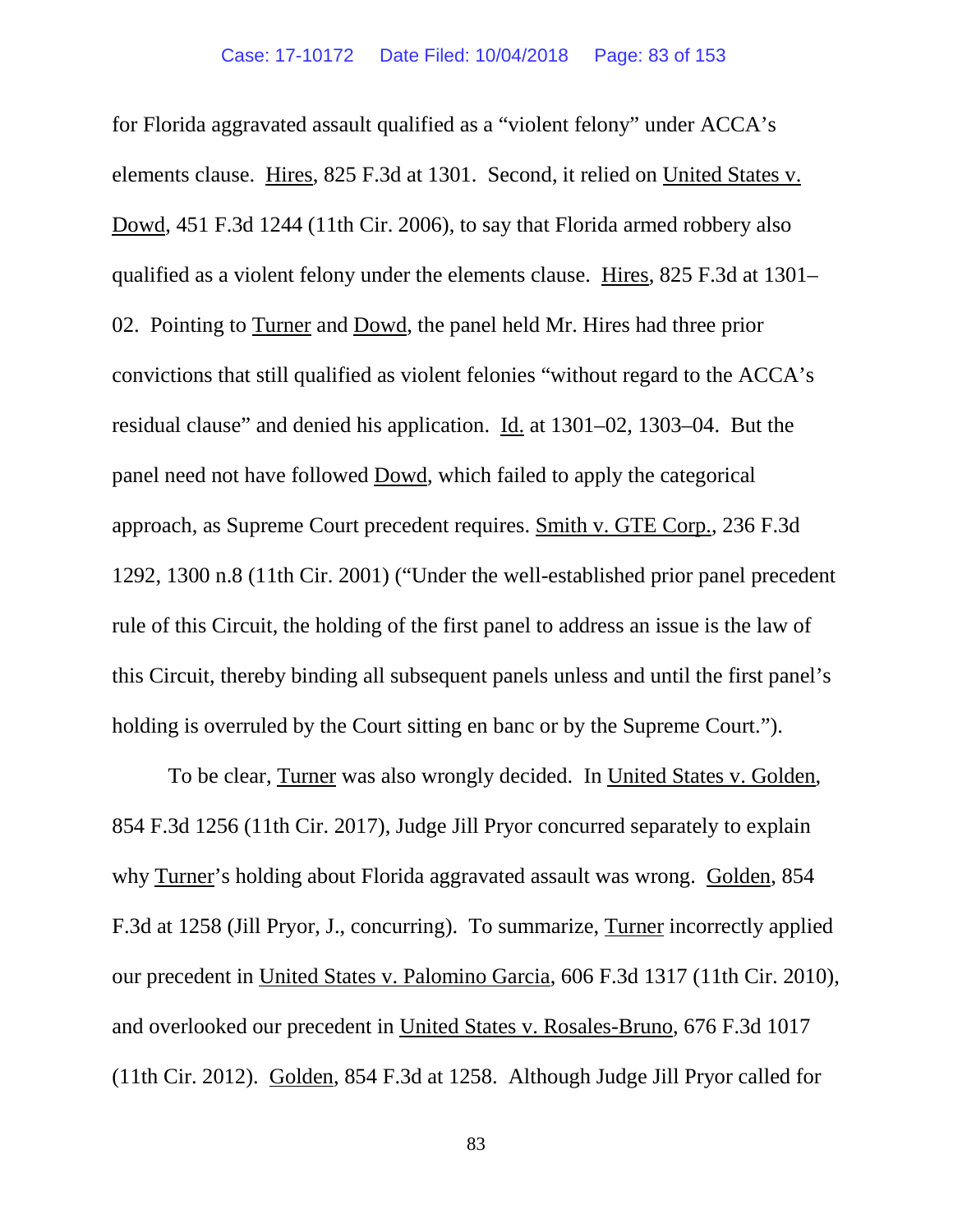for Florida aggravated assault qualified as a "violent felony" under ACCA's elements clause. Hires, 825 F.3d at 1301. Second, it relied on United States v. Dowd, 451 F.3d 1244 (11th Cir. 2006), to say that Florida armed robbery also qualified as a violent felony under the elements clause. Hires, 825 F.3d at 1301–02. Pointing to Turner and Dowd, the panel held Mr. Hires had three prior convictions that still qualified as violent felonies "without regard to the ACCA's residual clause" and denied his application. Id. at 1301–02, 1303–04. But the panel need not have followed Dowd, which failed to apply the categorical approach, as Supreme Court precedent requires. Smith v. GTE Corp., 236 F.3d 1292, 1300 n.8 (11th Cir. 2001) ("Under the well-established prior panel precedent rule of this Circuit, the holding of the first panel to address an issue is the law of this Circuit, thereby binding all subsequent panels unless and until the first panel's holding is overruled by the Court sitting en banc or by the Supreme Court.").

To be clear, Turner was also wrongly decided. In United States v. Golden, 854 F.3d 1256 (11th Cir. 2017), Judge Jill Pryor concurred separately to explain why Turner's holding about Florida aggravated assault was wrong. Golden, 854 F.3d at 1258 (Jill Pryor, J., concurring). To summarize, Turner incorrectly applied our precedent in United States v. Palomino Garcia, 606 F.3d 1317 (11th Cir. 2010), and overlooked our precedent in United States v. Rosales-Bruno, 676 F.3d 1017 (11th Cir. 2012). Golden, 854 F.3d at 1258. Although Judge Jill Pryor called for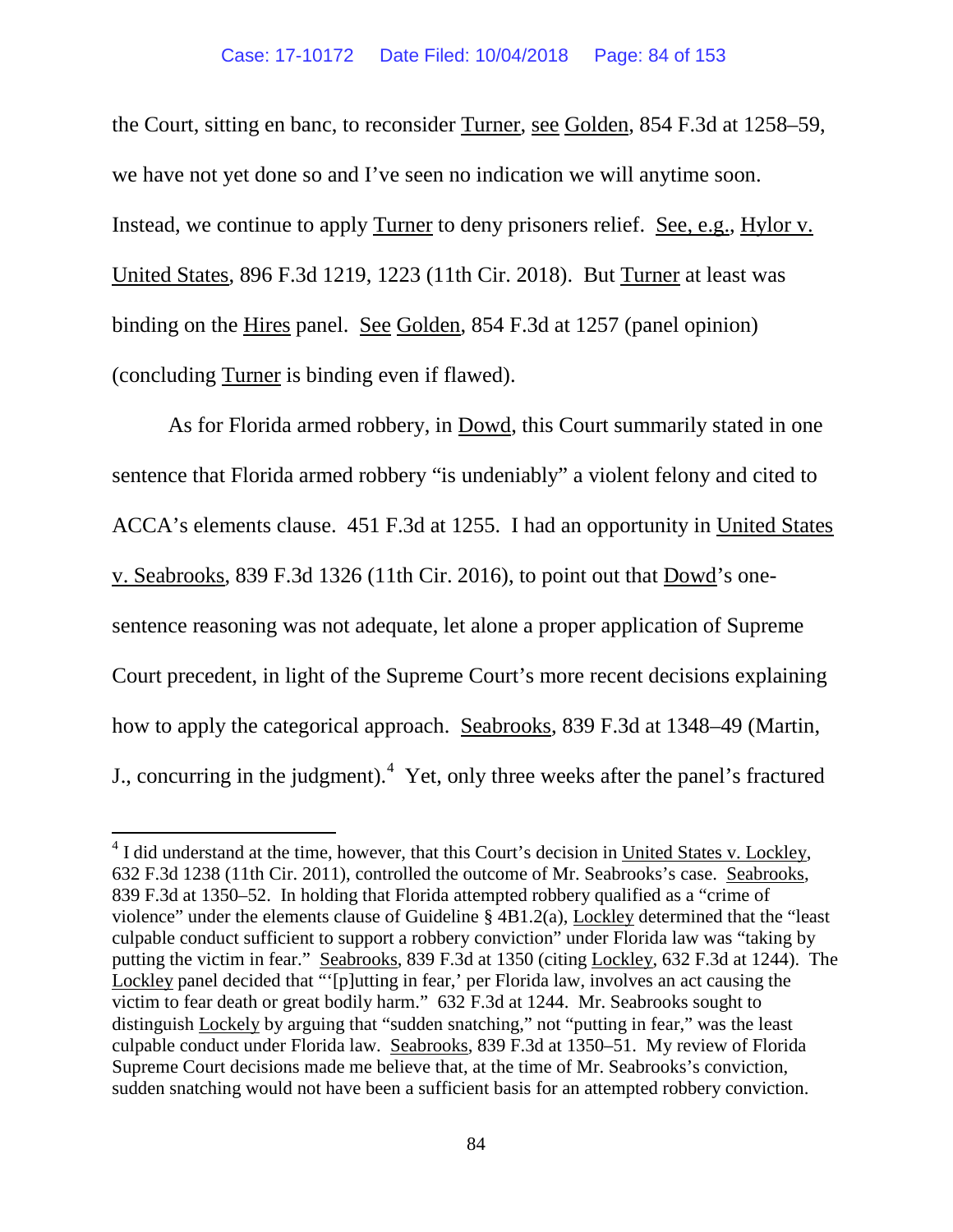the Court, sitting en banc, to reconsider Turner, see Golden, 854 F.3d at 1258–59, we have not yet done so and I've seen no indication we will anytime soon. Instead, we continue to apply Turner to deny prisoners relief. See, e.g., Hylor v. United States, 896 F.3d 1219, 1223 (11th Cir. 2018). But Turner at least was binding on the Hires panel. See Golden, 854 F.3d at 1257 (panel opinion) (concluding Turner is binding even if flawed).

As for Florida armed robbery, in Dowd, this Court summarily stated in one sentence that Florida armed robbery "is undeniably" a violent felony and cited to ACCA's elements clause. 451 F.3d at 1255. I had an opportunity in United States v. Seabrooks, 839 F.3d 1326 (11th Cir. 2016), to point out that Dowd's one-sentence reasoning was not adequate, let alone a proper application of Supreme Court precedent, in light of the Supreme Court's more recent decisions explaining how to apply the categorical approach. Seabrooks, 839 F.3d at 1348–49 (Martin, J., concurring in the judgment).[4] Yet, only three weeks after the panel's fractured

---

[4] I did understand at the time, however, that this Court's decision in United States v. Lockley, 632 F.3d 1238 (11th Cir. 2011), controlled the outcome of Mr. Seabrooks's case. Seabrooks, 839 F.3d at 1350–52. In holding that Florida attempted robbery qualified as a "crime of violence" under the elements clause of Guideline § 4B1.2(a), Lockley determined that the "least culpable conduct sufficient to support a robbery conviction" under Florida law was "taking by putting the victim in fear." Seabrooks, 839 F.3d at 1350 (citing Lockley, 632 F.3d at 1244). The Lockley panel decided that "'[p]utting in fear,' per Florida law, involves an act causing the victim to fear death or great bodily harm." 632 F.3d at 1244. Mr. Seabrooks sought to distinguish Lockely by arguing that "sudden snatching," not "putting in fear," was the least culpable conduct under Florida law. Seabrooks, 839 F.3d at 1350–51. My review of Florida Supreme Court decisions made me believe that, at the time of Mr. Seabrooks's conviction, sudden snatching would not have been a sufficient basis for an attempted robbery conviction.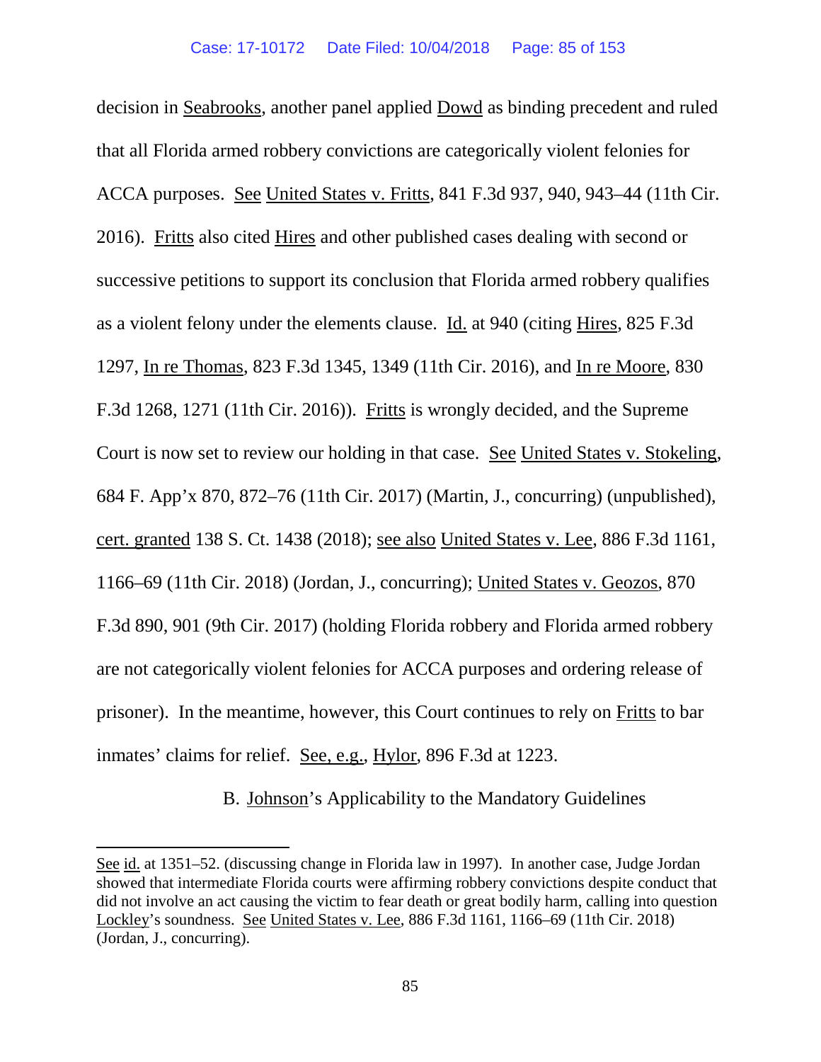decision in Seabrooks, another panel applied Dowd as binding precedent and ruled that all Florida armed robbery convictions are categorically violent felonies for ACCA purposes. See United States v. Fritts, 841 F.3d 937, 940, 943–44 (11th Cir. 2016). Fritts also cited Hires and other published cases dealing with second or successive petitions to support its conclusion that Florida armed robbery qualifies as a violent felony under the elements clause. Id. at 940 (citing Hires, 825 F.3d 1297, In re Thomas, 823 F.3d 1345, 1349 (11th Cir. 2016), and In re Moore, 830 F.3d 1268, 1271 (11th Cir. 2016)). Fritts is wrongly decided, and the Supreme Court is now set to review our holding in that case. See United States v. Stokeling, 684 F. App'x 870, 872–76 (11th Cir. 2017) (Martin, J., concurring) (unpublished), cert. granted 138 S. Ct. 1438 (2018); see also United States v. Lee, 886 F.3d 1161, 1166–69 (11th Cir. 2018) (Jordan, J., concurring); United States v. Geozos, 870 F.3d 890, 901 (9th Cir. 2017) (holding Florida robbery and Florida armed robbery are not categorically violent felonies for ACCA purposes and ordering release of prisoner). In the meantime, however, this Court continues to rely on Fritts to bar inmates' claims for relief. See, e.g., Hylor, 896 F.3d at 1223.

### B. Johnson's Applicability to the Mandatory Guidelines

---

See id. at 1351–52. (discussing change in Florida law in 1997). In another case, Judge Jordan showed that intermediate Florida courts were affirming robbery convictions despite conduct that did not involve an act causing the victim to fear death or great bodily harm, calling into question Lockley's soundness. See United States v. Lee, 886 F.3d 1161, 1166–69 (11th Cir. 2018) (Jordan, J., concurring).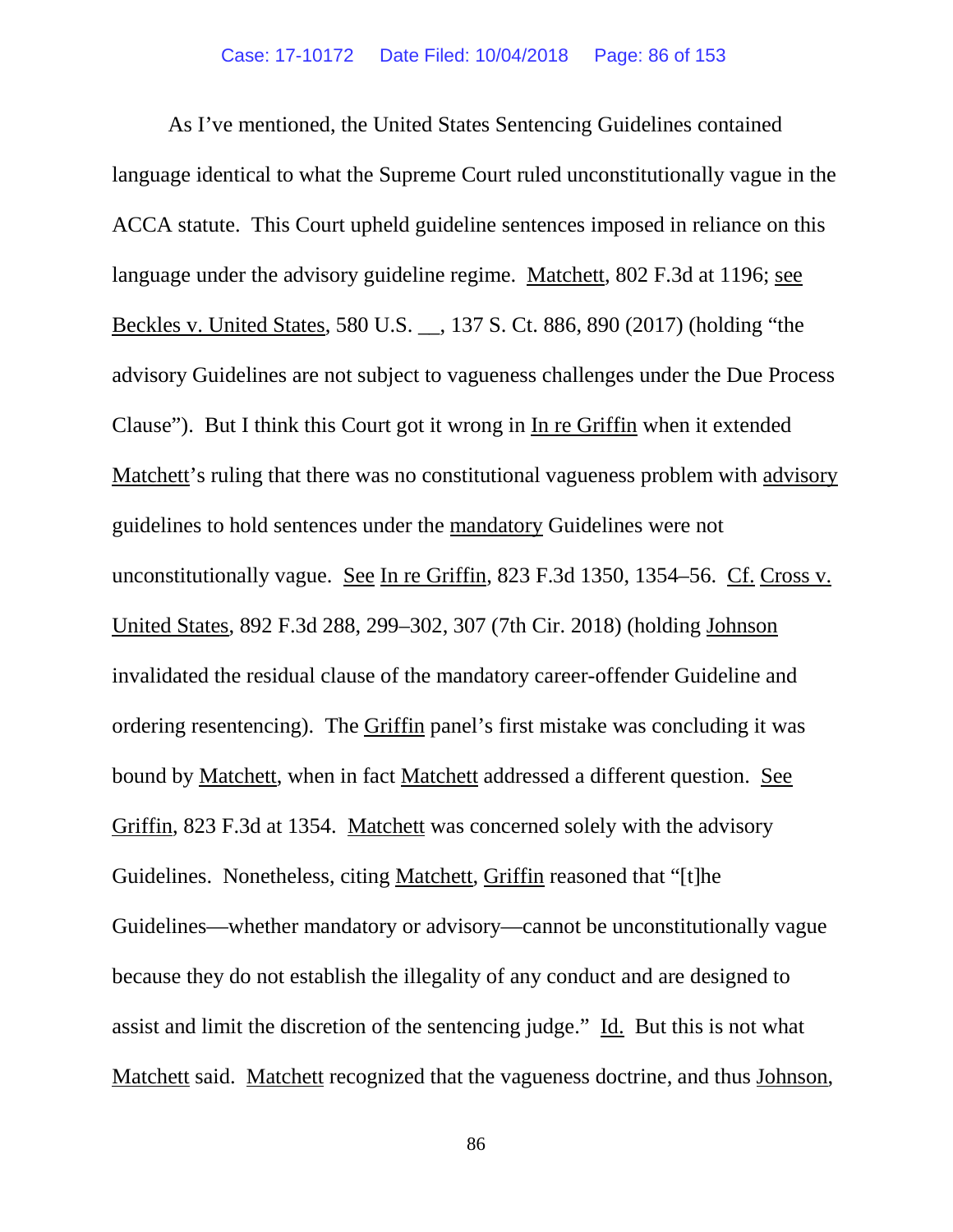As I've mentioned, the United States Sentencing Guidelines contained language identical to what the Supreme Court ruled unconstitutionally vague in the ACCA statute. This Court upheld guideline sentences imposed in reliance on this language under the advisory guideline regime. Matchett, 802 F.3d at 1196; see Beckles v. United States, 580 U.S. __, 137 S. Ct. 886, 890 (2017) (holding "the advisory Guidelines are not subject to vagueness challenges under the Due Process Clause"). But I think this Court got it wrong in In re Griffin when it extended Matchett's ruling that there was no constitutional vagueness problem with advisory guidelines to hold sentences under the mandatory Guidelines were not unconstitutionally vague. See In re Griffin, 823 F.3d 1350, 1354–56. Cf. Cross v. United States, 892 F.3d 288, 299–302, 307 (7th Cir. 2018) (holding Johnson invalidated the residual clause of the mandatory career-offender Guideline and ordering resentencing). The Griffin panel's first mistake was concluding it was bound by Matchett, when in fact Matchett addressed a different question. See Griffin, 823 F.3d at 1354. Matchett was concerned solely with the advisory Guidelines. Nonetheless, citing Matchett, Griffin reasoned that "[t]he Guidelines—whether mandatory or advisory—cannot be unconstitutionally vague because they do not establish the illegality of any conduct and are designed to assist and limit the discretion of the sentencing judge." Id. But this is not what Matchett said. Matchett recognized that the vagueness doctrine, and thus Johnson,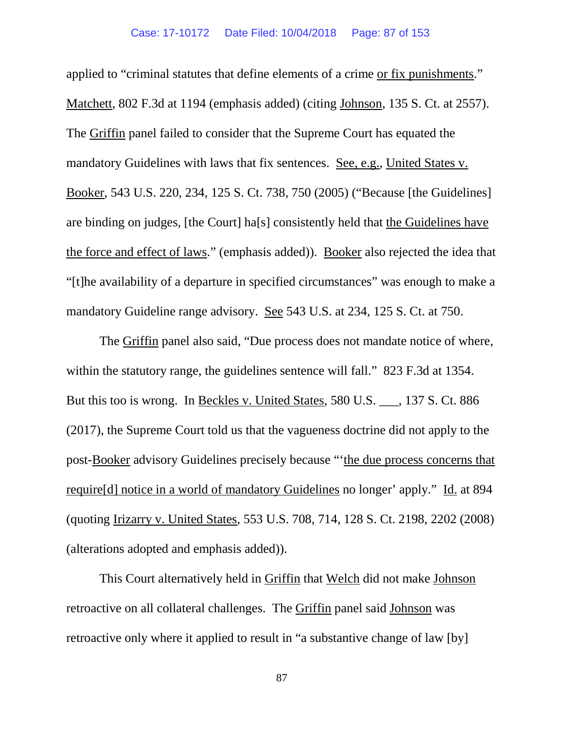applied to "criminal statutes that define elements of a crime or fix punishments." Matchett, 802 F.3d at 1194 (emphasis added) (citing Johnson, 135 S. Ct. at 2557). The Griffin panel failed to consider that the Supreme Court has equated the mandatory Guidelines with laws that fix sentences. See, e.g., United States v. Booker, 543 U.S. 220, 234, 125 S. Ct. 738, 750 (2005) ("Because [the Guidelines] are binding on judges, [the Court] ha[s] consistently held that the Guidelines have the force and effect of laws." (emphasis added)). Booker also rejected the idea that "[t]he availability of a departure in specified circumstances" was enough to make a mandatory Guideline range advisory. See 543 U.S. at 234, 125 S. Ct. at 750.

The Griffin panel also said, "Due process does not mandate notice of where, within the statutory range, the guidelines sentence will fall." 823 F.3d at 1354. But this too is wrong. In Beckles v. United States, 580 U.S. ___, 137 S. Ct. 886 (2017), the Supreme Court told us that the vagueness doctrine did not apply to the post-Booker advisory Guidelines precisely because "'the due process concerns that require[d] notice in a world of mandatory Guidelines no longer' apply." Id. at 894 (quoting Irizarry v. United States, 553 U.S. 708, 714, 128 S. Ct. 2198, 2202 (2008) (alterations adopted and emphasis added)).

This Court alternatively held in Griffin that Welch did not make Johnson retroactive on all collateral challenges. The Griffin panel said Johnson was retroactive only where it applied to result in "a substantive change of law [by]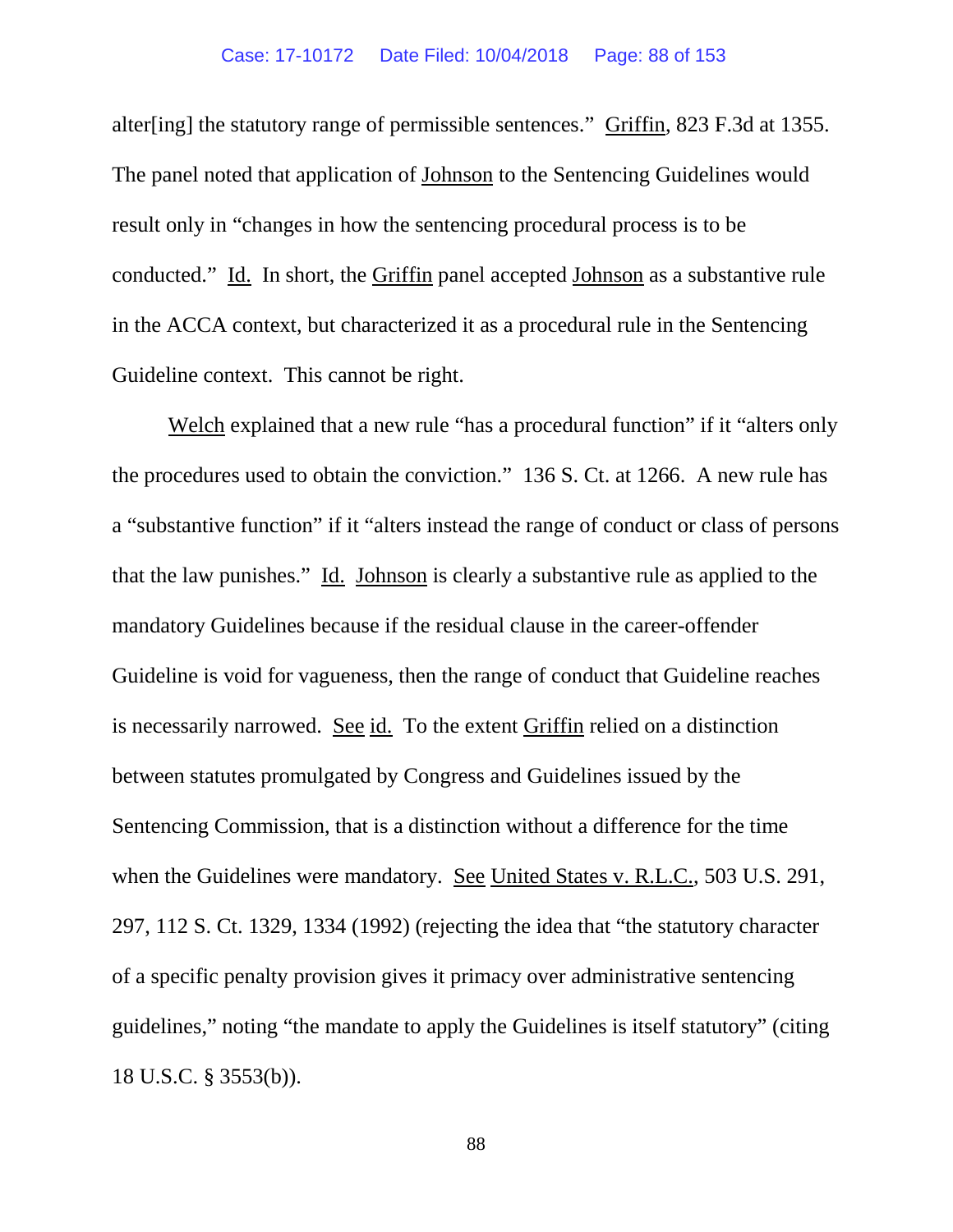alter[ing] the statutory range of permissible sentences." Griffin, 823 F.3d at 1355. The panel noted that application of Johnson to the Sentencing Guidelines would result only in "changes in how the sentencing procedural process is to be conducted." Id. In short, the Griffin panel accepted Johnson as a substantive rule in the ACCA context, but characterized it as a procedural rule in the Sentencing Guideline context. This cannot be right.

Welch explained that a new rule "has a procedural function" if it "alters only the procedures used to obtain the conviction." 136 S. Ct. at 1266. A new rule has a "substantive function" if it "alters instead the range of conduct or class of persons that the law punishes." Id. Johnson is clearly a substantive rule as applied to the mandatory Guidelines because if the residual clause in the career-offender Guideline is void for vagueness, then the range of conduct that Guideline reaches is necessarily narrowed. See id. To the extent Griffin relied on a distinction between statutes promulgated by Congress and Guidelines issued by the Sentencing Commission, that is a distinction without a difference for the time when the Guidelines were mandatory. See United States v. R.L.C., 503 U.S. 291, 297, 112 S. Ct. 1329, 1334 (1992) (rejecting the idea that "the statutory character of a specific penalty provision gives it primacy over administrative sentencing guidelines," noting "the mandate to apply the Guidelines is itself statutory" (citing 18 U.S.C. § 3553(b)).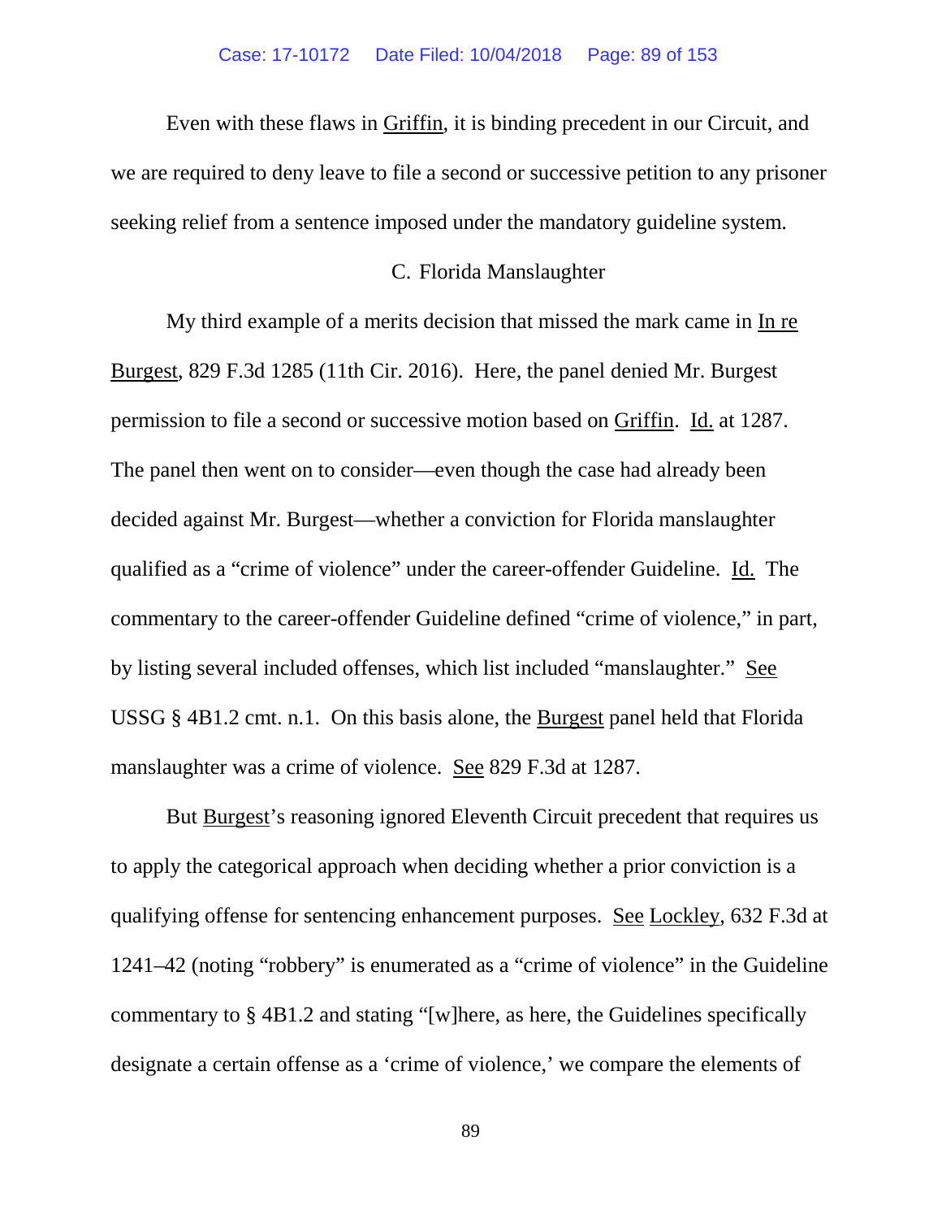Even with these flaws in Griffin, it is binding precedent in our Circuit, and we are required to deny leave to file a second or successive petition to any prisoner seeking relief from a sentence imposed under the mandatory guideline system.

### C. Florida Manslaughter

My third example of a merits decision that missed the mark came in In re Burgest, 829 F.3d 1285 (11th Cir. 2016). Here, the panel denied Mr. Burgest permission to file a second or successive motion based on Griffin. Id. at 1287. The panel then went on to consider—even though the case had already been decided against Mr. Burgest—whether a conviction for Florida manslaughter qualified as a "crime of violence" under the career-offender Guideline. Id. The commentary to the career-offender Guideline defined "crime of violence," in part, by listing several included offenses, which list included "manslaughter." See USSG § 4B1.2 cmt. n.1. On this basis alone, the Burgest panel held that Florida manslaughter was a crime of violence. See 829 F.3d at 1287.

But Burgest's reasoning ignored Eleventh Circuit precedent that requires us to apply the categorical approach when deciding whether a prior conviction is a qualifying offense for sentencing enhancement purposes. See Lockley, 632 F.3d at 1241–42 (noting "robbery" is enumerated as a "crime of violence" in the Guideline commentary to § 4B1.2 and stating "[w]here, as here, the Guidelines specifically designate a certain offense as a 'crime of violence,' we compare the elements of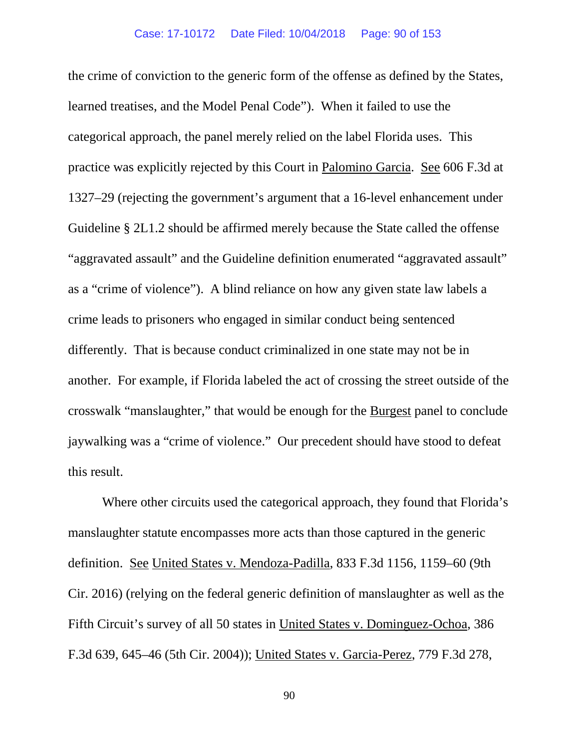the crime of conviction to the generic form of the offense as defined by the States, learned treatises, and the Model Penal Code"). When it failed to use the categorical approach, the panel merely relied on the label Florida uses. This practice was explicitly rejected by this Court in Palomino Garcia. See 606 F.3d at 1327–29 (rejecting the government's argument that a 16-level enhancement under Guideline § 2L1.2 should be affirmed merely because the State called the offense "aggravated assault" and the Guideline definition enumerated "aggravated assault" as a "crime of violence"). A blind reliance on how any given state law labels a crime leads to prisoners who engaged in similar conduct being sentenced differently. That is because conduct criminalized in one state may not be in another. For example, if Florida labeled the act of crossing the street outside of the crosswalk "manslaughter," that would be enough for the Burgest panel to conclude jaywalking was a "crime of violence." Our precedent should have stood to defeat this result.

Where other circuits used the categorical approach, they found that Florida's manslaughter statute encompasses more acts than those captured in the generic definition. See United States v. Mendoza-Padilla, 833 F.3d 1156, 1159–60 (9th Cir. 2016) (relying on the federal generic definition of manslaughter as well as the Fifth Circuit's survey of all 50 states in United States v. Dominguez-Ochoa, 386 F.3d 639, 645–46 (5th Cir. 2004)); United States v. Garcia-Perez, 779 F.3d 278,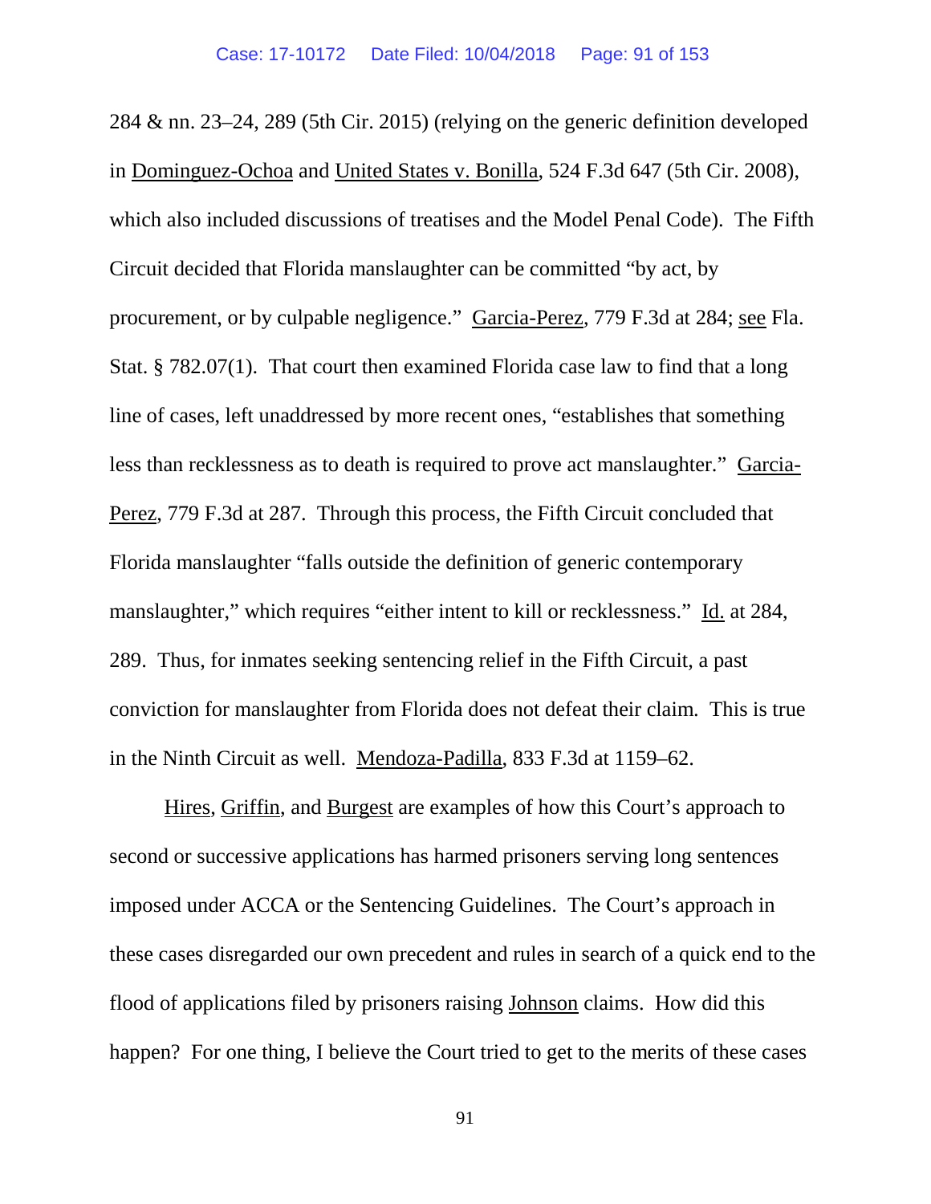284 & nn. 23–24, 289 (5th Cir. 2015) (relying on the generic definition developed in Dominguez-Ochoa and United States v. Bonilla, 524 F.3d 647 (5th Cir. 2008), which also included discussions of treatises and the Model Penal Code). The Fifth Circuit decided that Florida manslaughter can be committed "by act, by procurement, or by culpable negligence." Garcia-Perez, 779 F.3d at 284; see Fla. Stat. § 782.07(1). That court then examined Florida case law to find that a long line of cases, left unaddressed by more recent ones, "establishes that something less than recklessness as to death is required to prove act manslaughter." Garcia-Perez, 779 F.3d at 287. Through this process, the Fifth Circuit concluded that Florida manslaughter "falls outside the definition of generic contemporary manslaughter," which requires "either intent to kill or recklessness." Id. at 284, 289. Thus, for inmates seeking sentencing relief in the Fifth Circuit, a past conviction for manslaughter from Florida does not defeat their claim. This is true in the Ninth Circuit as well. Mendoza-Padilla, 833 F.3d at 1159–62.

Hires, Griffin, and Burgest are examples of how this Court's approach to second or successive applications has harmed prisoners serving long sentences imposed under ACCA or the Sentencing Guidelines. The Court's approach in these cases disregarded our own precedent and rules in search of a quick end to the flood of applications filed by prisoners raising Johnson claims. How did this happen? For one thing, I believe the Court tried to get to the merits of these cases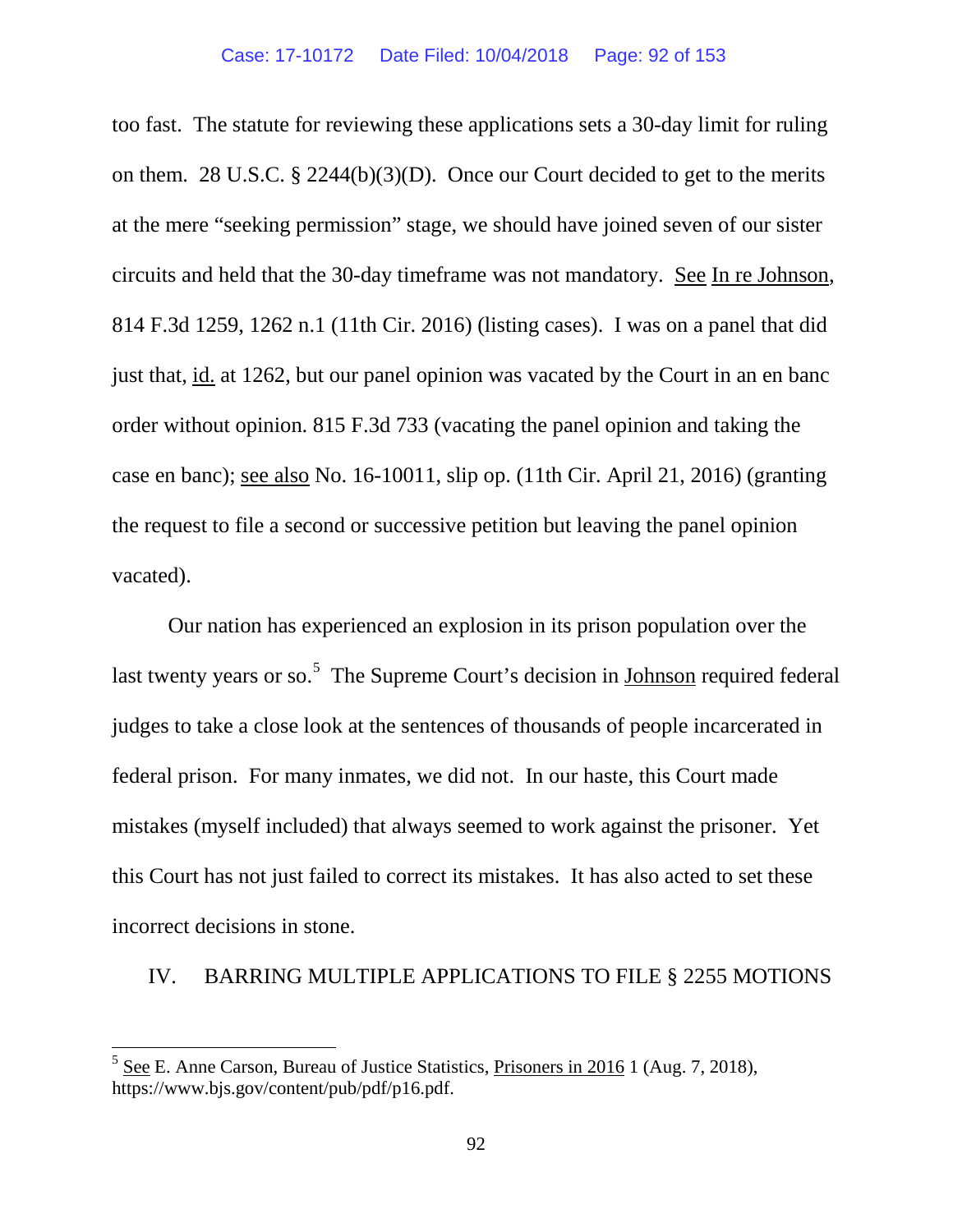too fast. The statute for reviewing these applications sets a 30-day limit for ruling on them. 28 U.S.C. § 2244(b)(3)(D). Once our Court decided to get to the merits at the mere "seeking permission" stage, we should have joined seven of our sister circuits and held that the 30-day timeframe was not mandatory. See In re Johnson, 814 F.3d 1259, 1262 n.1 (11th Cir. 2016) (listing cases). I was on a panel that did just that, id. at 1262, but our panel opinion was vacated by the Court in an en banc order without opinion. 815 F.3d 733 (vacating the panel opinion and taking the case en banc); see also No. 16-10011, slip op. (11th Cir. April 21, 2016) (granting the request to file a second or successive petition but leaving the panel opinion vacated).

Our nation has experienced an explosion in its prison population over the last twenty years or so.[5] The Supreme Court's decision in Johnson required federal judges to take a close look at the sentences of thousands of people incarcerated in federal prison. For many inmates, we did not. In our haste, this Court made mistakes (myself included) that always seemed to work against the prisoner. Yet this Court has not just failed to correct its mistakes. It has also acted to set these incorrect decisions in stone.

## IV. BARRING MULTIPLE APPLICATIONS TO FILE § 2255 MOTIONS

---

[5] See E. Anne Carson, Bureau of Justice Statistics, Prisoners in 2016 1 (Aug. 7, 2018), https://www.bjs.gov/content/pub/pdf/p16.pdf.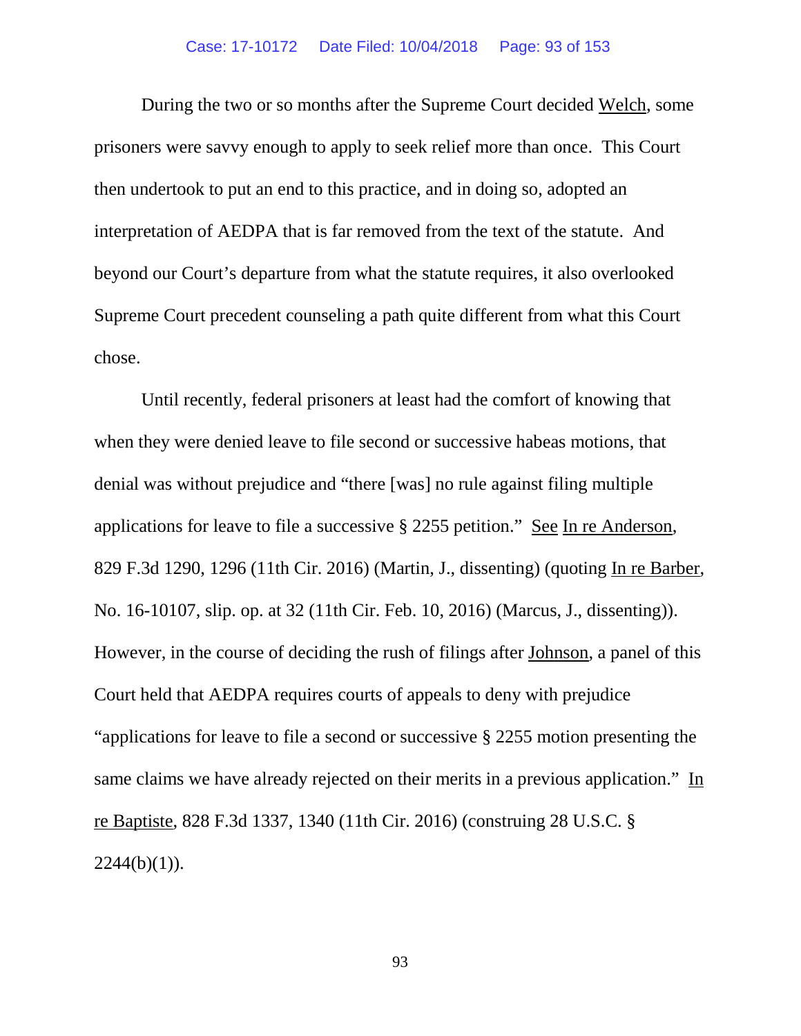During the two or so months after the Supreme Court decided Welch, some prisoners were savvy enough to apply to seek relief more than once. This Court then undertook to put an end to this practice, and in doing so, adopted an interpretation of AEDPA that is far removed from the text of the statute. And beyond our Court's departure from what the statute requires, it also overlooked Supreme Court precedent counseling a path quite different from what this Court chose.

Until recently, federal prisoners at least had the comfort of knowing that when they were denied leave to file second or successive habeas motions, that denial was without prejudice and "there [was] no rule against filing multiple applications for leave to file a successive § 2255 petition." See In re Anderson, 829 F.3d 1290, 1296 (11th Cir. 2016) (Martin, J., dissenting) (quoting In re Barber, No. 16-10107, slip. op. at 32 (11th Cir. Feb. 10, 2016) (Marcus, J., dissenting)). However, in the course of deciding the rush of filings after Johnson, a panel of this Court held that AEDPA requires courts of appeals to deny with prejudice "applications for leave to file a second or successive § 2255 motion presenting the same claims we have already rejected on their merits in a previous application." In re Baptiste, 828 F.3d 1337, 1340 (11th Cir. 2016) (construing 28 U.S.C. § 2244(b)(1)).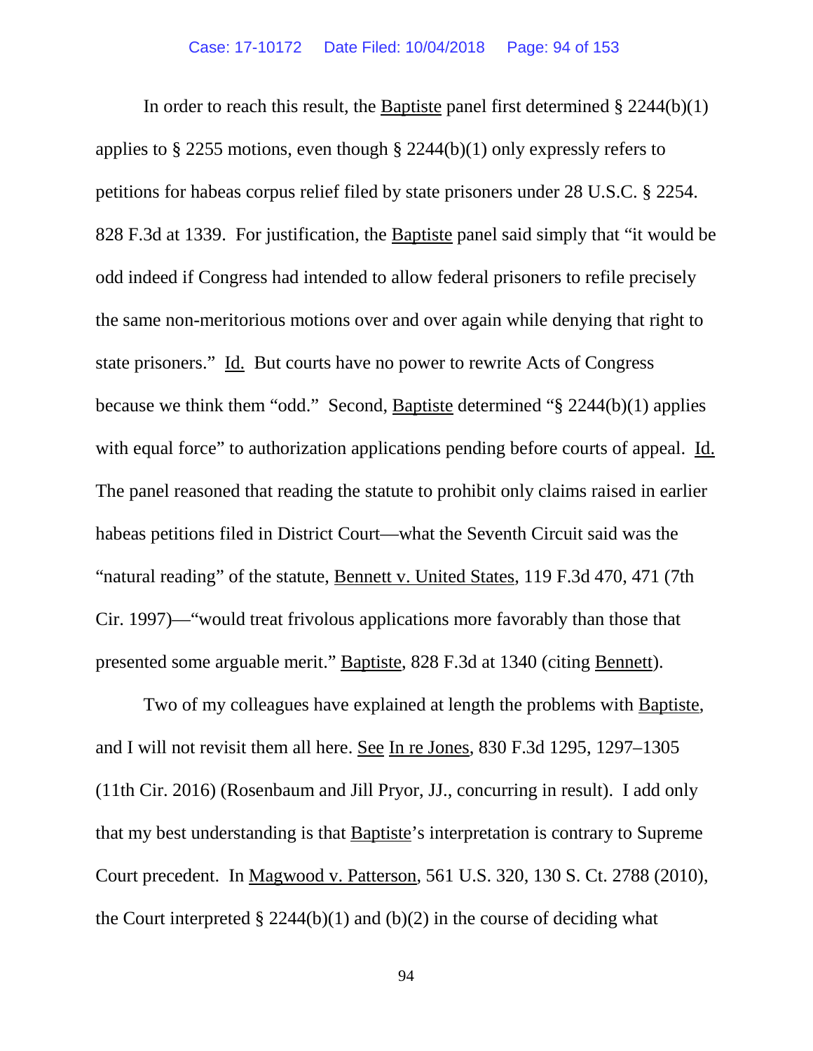In order to reach this result, the Baptiste panel first determined § 2244(b)(1) applies to § 2255 motions, even though § 2244(b)(1) only expressly refers to petitions for habeas corpus relief filed by state prisoners under 28 U.S.C. § 2254. 828 F.3d at 1339. For justification, the Baptiste panel said simply that "it would be odd indeed if Congress had intended to allow federal prisoners to refile precisely the same non-meritorious motions over and over again while denying that right to state prisoners." Id. But courts have no power to rewrite Acts of Congress because we think them "odd." Second, Baptiste determined "§ 2244(b)(1) applies with equal force" to authorization applications pending before courts of appeal. Id. The panel reasoned that reading the statute to prohibit only claims raised in earlier habeas petitions filed in District Court—what the Seventh Circuit said was the "natural reading" of the statute, Bennett v. United States, 119 F.3d 470, 471 (7th Cir. 1997)—"would treat frivolous applications more favorably than those that presented some arguable merit." Baptiste, 828 F.3d at 1340 (citing Bennett).

Two of my colleagues have explained at length the problems with Baptiste, and I will not revisit them all here. See In re Jones, 830 F.3d 1295, 1297–1305 (11th Cir. 2016) (Rosenbaum and Jill Pryor, JJ., concurring in result). I add only that my best understanding is that Baptiste's interpretation is contrary to Supreme Court precedent. In Magwood v. Patterson, 561 U.S. 320, 130 S. Ct. 2788 (2010), the Court interpreted § 2244(b)(1) and (b)(2) in the course of deciding what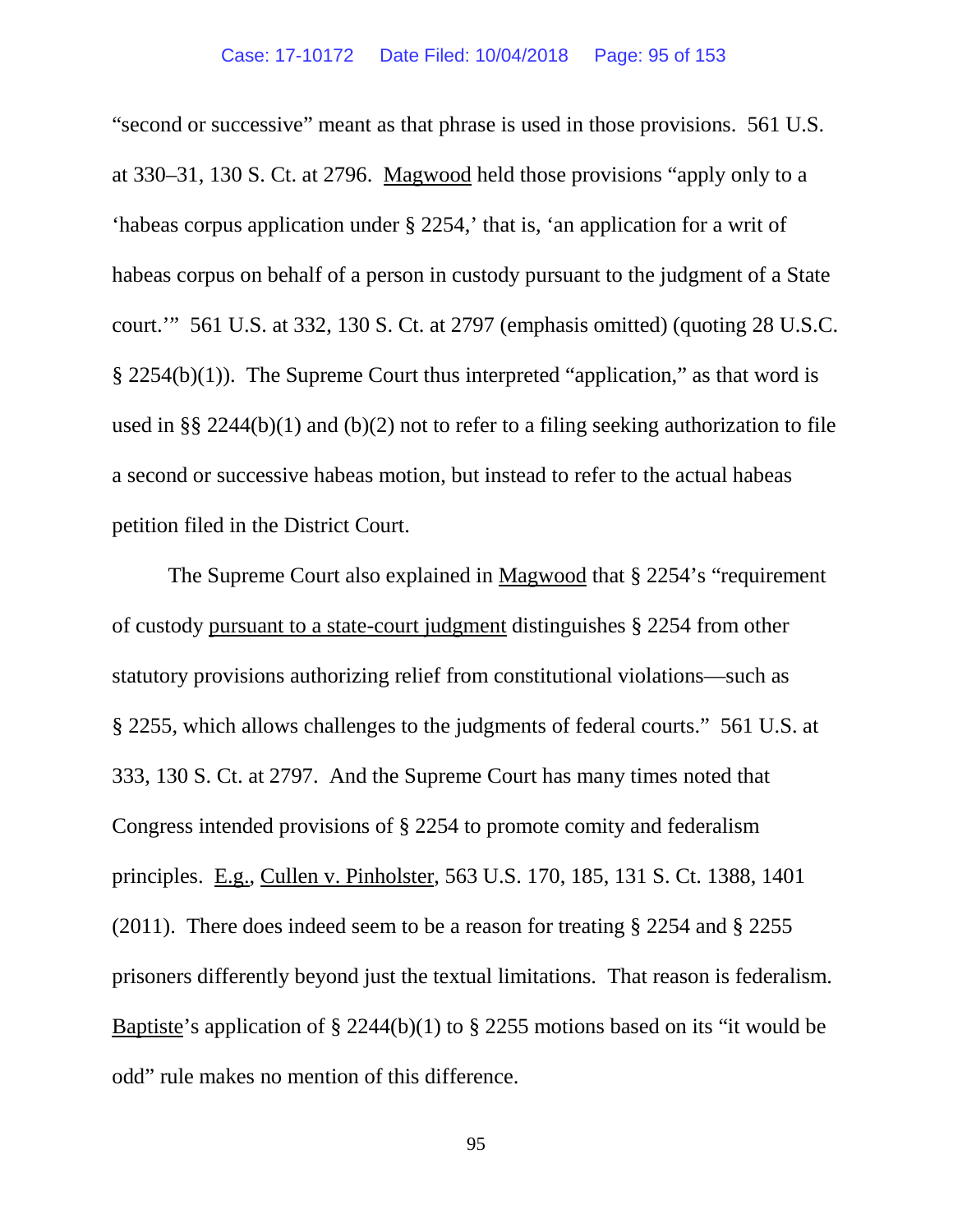"second or successive" meant as that phrase is used in those provisions. 561 U.S. at 330–31, 130 S. Ct. at 2796. Magwood held those provisions "apply only to a 'habeas corpus application under § 2254,' that is, 'an application for a writ of habeas corpus on behalf of a person in custody pursuant to the judgment of a State court.'" 561 U.S. at 332, 130 S. Ct. at 2797 (emphasis omitted) (quoting 28 U.S.C. § 2254(b)(1)). The Supreme Court thus interpreted "application," as that word is used in §§ 2244(b)(1) and (b)(2) not to refer to a filing seeking authorization to file a second or successive habeas motion, but instead to refer to the actual habeas petition filed in the District Court.

The Supreme Court also explained in Magwood that § 2254's "requirement of custody pursuant to a state-court judgment distinguishes § 2254 from other statutory provisions authorizing relief from constitutional violations—such as § 2255, which allows challenges to the judgments of federal courts." 561 U.S. at 333, 130 S. Ct. at 2797. And the Supreme Court has many times noted that Congress intended provisions of § 2254 to promote comity and federalism principles. E.g., Cullen v. Pinholster, 563 U.S. 170, 185, 131 S. Ct. 1388, 1401 (2011). There does indeed seem to be a reason for treating § 2254 and § 2255 prisoners differently beyond just the textual limitations. That reason is federalism. Baptiste's application of § 2244(b)(1) to § 2255 motions based on its "it would be odd" rule makes no mention of this difference.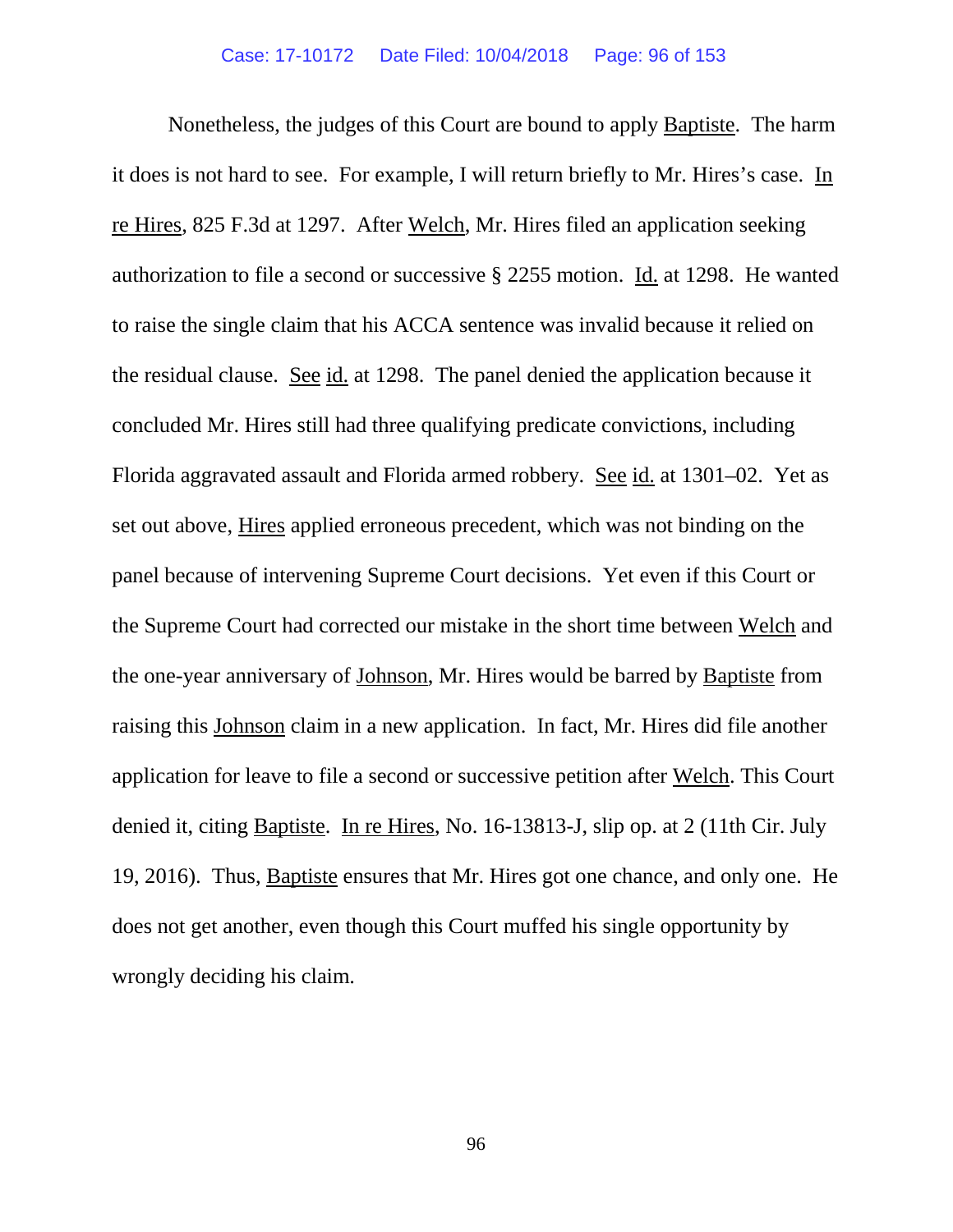Nonetheless, the judges of this Court are bound to apply Baptiste. The harm it does is not hard to see. For example, I will return briefly to Mr. Hires's case. In re Hires, 825 F.3d at 1297. After Welch, Mr. Hires filed an application seeking authorization to file a second or successive § 2255 motion. Id. at 1298. He wanted to raise the single claim that his ACCA sentence was invalid because it relied on the residual clause. See id. at 1298. The panel denied the application because it concluded Mr. Hires still had three qualifying predicate convictions, including Florida aggravated assault and Florida armed robbery. See id. at 1301–02. Yet as set out above, Hires applied erroneous precedent, which was not binding on the panel because of intervening Supreme Court decisions. Yet even if this Court or the Supreme Court had corrected our mistake in the short time between Welch and the one-year anniversary of Johnson, Mr. Hires would be barred by Baptiste from raising this Johnson claim in a new application. In fact, Mr. Hires did file another application for leave to file a second or successive petition after Welch. This Court denied it, citing Baptiste. In re Hires, No. 16-13813-J, slip op. at 2 (11th Cir. July 19, 2016). Thus, Baptiste ensures that Mr. Hires got one chance, and only one. He does not get another, even though this Court muffed his single opportunity by wrongly deciding his claim.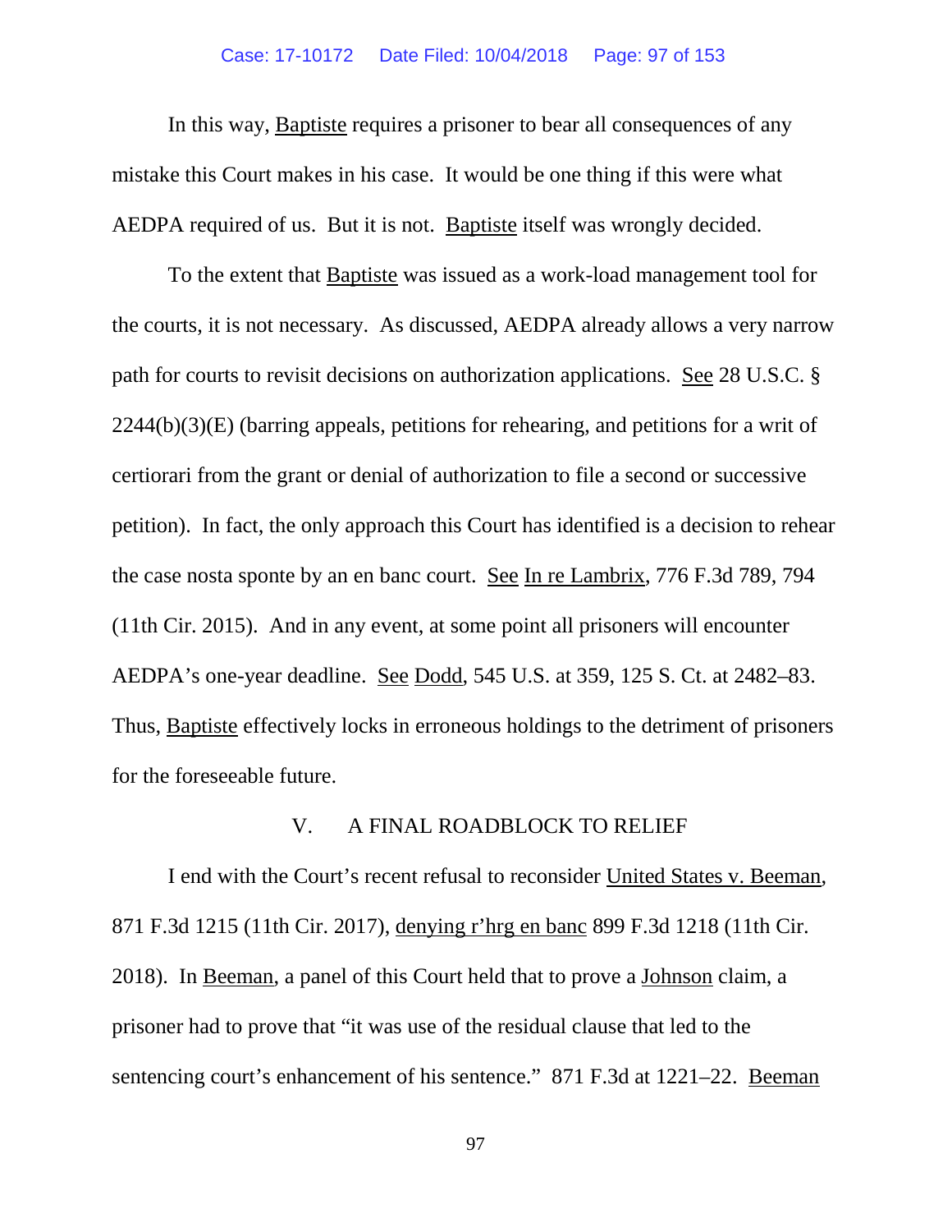In this way, Baptiste requires a prisoner to bear all consequences of any mistake this Court makes in his case. It would be one thing if this were what AEDPA required of us. But it is not. Baptiste itself was wrongly decided.

To the extent that Baptiste was issued as a work-load management tool for the courts, it is not necessary. As discussed, AEDPA already allows a very narrow path for courts to revisit decisions on authorization applications. See 28 U.S.C. § 2244(b)(3)(E) (barring appeals, petitions for rehearing, and petitions for a writ of certiorari from the grant or denial of authorization to file a second or successive petition). In fact, the only approach this Court has identified is a decision to rehear the case nosta sponte by an en banc court. See In re Lambrix, 776 F.3d 789, 794 (11th Cir. 2015). And in any event, at some point all prisoners will encounter AEDPA's one-year deadline. See Dodd, 545 U.S. at 359, 125 S. Ct. at 2482–83. Thus, Baptiste effectively locks in erroneous holdings to the detriment of prisoners for the foreseeable future.

## V. A FINAL ROADBLOCK TO RELIEF

I end with the Court's recent refusal to reconsider United States v. Beeman, 871 F.3d 1215 (11th Cir. 2017), denying r'hrg en banc 899 F.3d 1218 (11th Cir. 2018). In Beeman, a panel of this Court held that to prove a Johnson claim, a prisoner had to prove that "it was use of the residual clause that led to the sentencing court's enhancement of his sentence." 871 F.3d at 1221–22. Beeman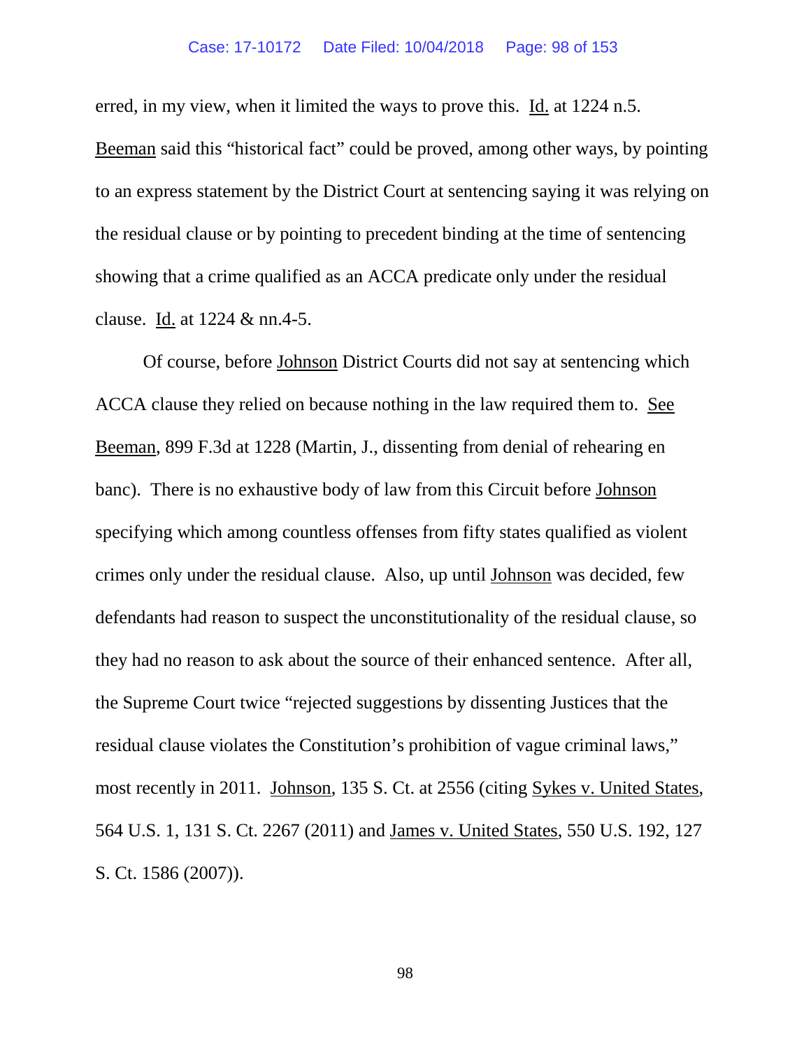erred, in my view, when it limited the ways to prove this. Id. at 1224 n.5. Beeman said this "historical fact" could be proved, among other ways, by pointing to an express statement by the District Court at sentencing saying it was relying on the residual clause or by pointing to precedent binding at the time of sentencing showing that a crime qualified as an ACCA predicate only under the residual clause. Id. at 1224 & nn.4-5.

Of course, before Johnson District Courts did not say at sentencing which ACCA clause they relied on because nothing in the law required them to. See Beeman, 899 F.3d at 1228 (Martin, J., dissenting from denial of rehearing en banc). There is no exhaustive body of law from this Circuit before Johnson specifying which among countless offenses from fifty states qualified as violent crimes only under the residual clause. Also, up until Johnson was decided, few defendants had reason to suspect the unconstitutionality of the residual clause, so they had no reason to ask about the source of their enhanced sentence. After all, the Supreme Court twice "rejected suggestions by dissenting Justices that the residual clause violates the Constitution's prohibition of vague criminal laws," most recently in 2011. Johnson, 135 S. Ct. at 2556 (citing Sykes v. United States, 564 U.S. 1, 131 S. Ct. 2267 (2011) and James v. United States, 550 U.S. 192, 127 S. Ct. 1586 (2007)).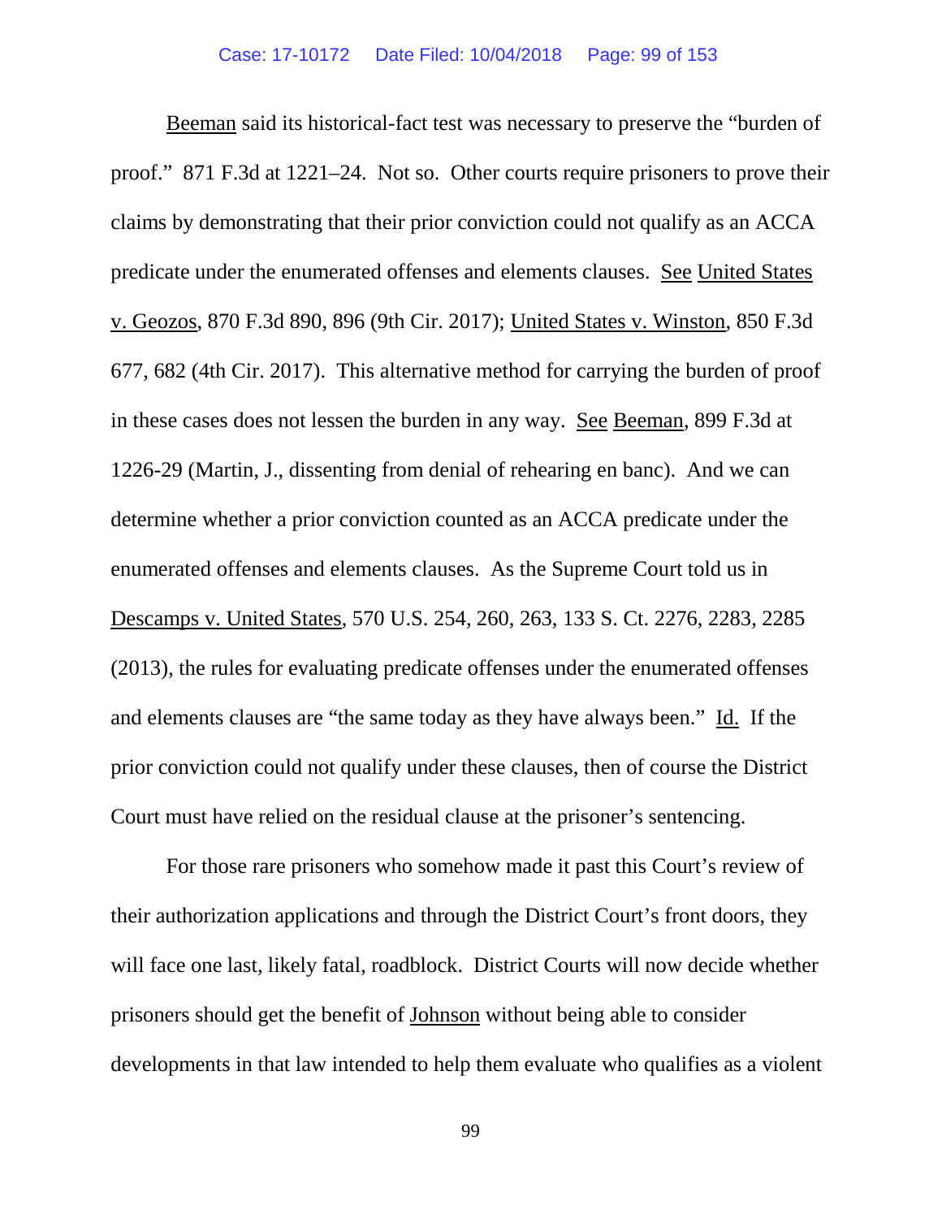Beeman said its historical-fact test was necessary to preserve the "burden of proof." 871 F.3d at 1221–24. Not so. Other courts require prisoners to prove their claims by demonstrating that their prior conviction could not qualify as an ACCA predicate under the enumerated offenses and elements clauses. See United States v. Geozos, 870 F.3d 890, 896 (9th Cir. 2017); United States v. Winston, 850 F.3d 677, 682 (4th Cir. 2017). This alternative method for carrying the burden of proof in these cases does not lessen the burden in any way. See Beeman, 899 F.3d at 1226-29 (Martin, J., dissenting from denial of rehearing en banc). And we can determine whether a prior conviction counted as an ACCA predicate under the enumerated offenses and elements clauses. As the Supreme Court told us in Descamps v. United States, 570 U.S. 254, 260, 263, 133 S. Ct. 2276, 2283, 2285 (2013), the rules for evaluating predicate offenses under the enumerated offenses and elements clauses are "the same today as they have always been." Id. If the prior conviction could not qualify under these clauses, then of course the District Court must have relied on the residual clause at the prisoner's sentencing.

For those rare prisoners who somehow made it past this Court's review of their authorization applications and through the District Court's front doors, they will face one last, likely fatal, roadblock. District Courts will now decide whether prisoners should get the benefit of Johnson without being able to consider developments in that law intended to help them evaluate who qualifies as a violent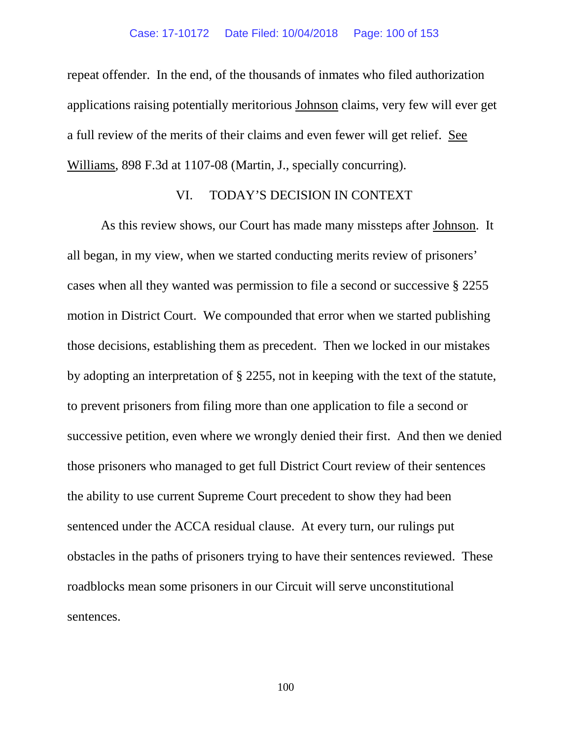repeat offender. In the end, of the thousands of inmates who filed authorization applications raising potentially meritorious Johnson claims, very few will ever get a full review of the merits of their claims and even fewer will get relief. See Williams, 898 F.3d at 1107-08 (Martin, J., specially concurring).

## VI. TODAY'S DECISION IN CONTEXT

As this review shows, our Court has made many missteps after Johnson. It all began, in my view, when we started conducting merits review of prisoners' cases when all they wanted was permission to file a second or successive § 2255 motion in District Court. We compounded that error when we started publishing those decisions, establishing them as precedent. Then we locked in our mistakes by adopting an interpretation of § 2255, not in keeping with the text of the statute, to prevent prisoners from filing more than one application to file a second or successive petition, even where we wrongly denied their first. And then we denied those prisoners who managed to get full District Court review of their sentences the ability to use current Supreme Court precedent to show they had been sentenced under the ACCA residual clause. At every turn, our rulings put obstacles in the paths of prisoners trying to have their sentences reviewed. These roadblocks mean some prisoners in our Circuit will serve unconstitutional sentences.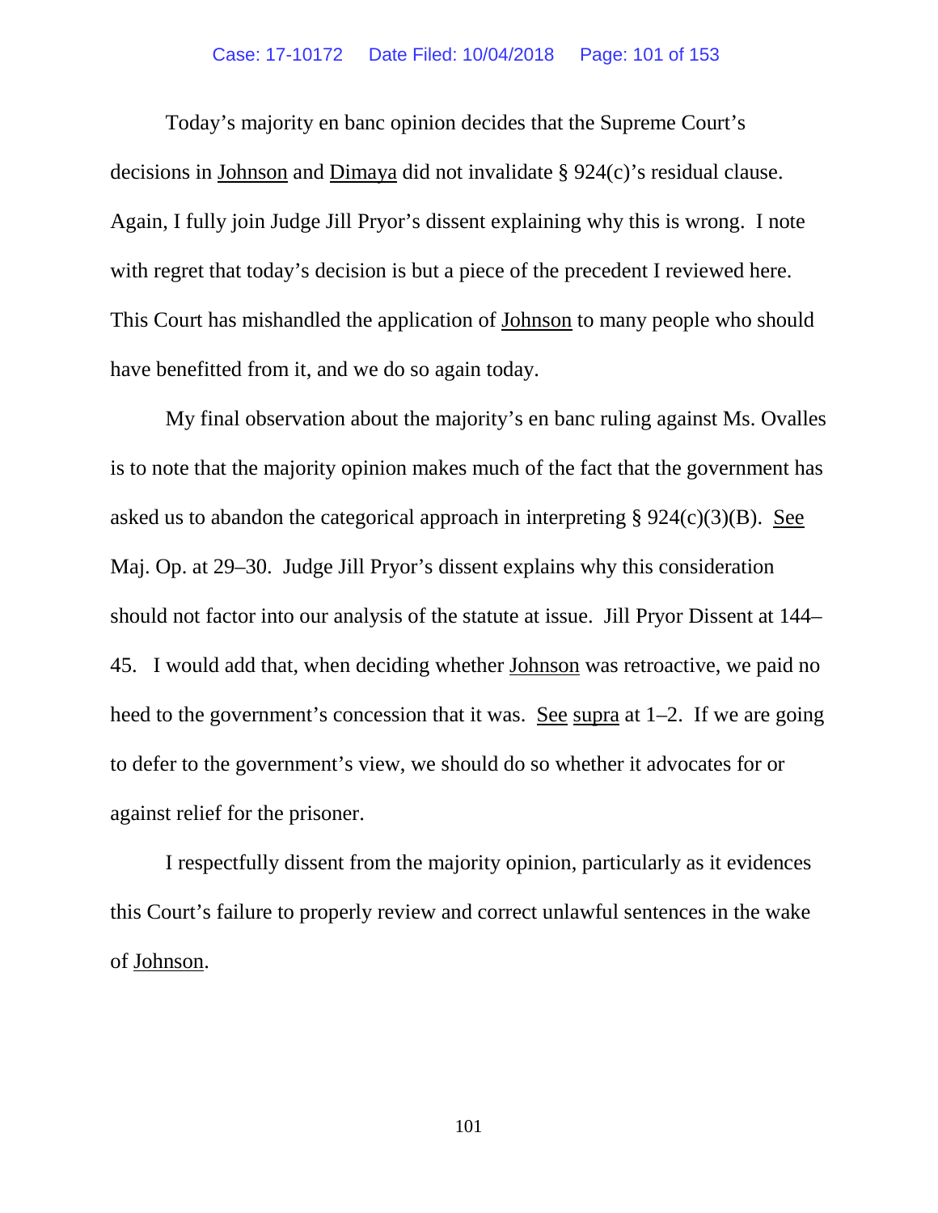Today's majority en banc opinion decides that the Supreme Court's decisions in Johnson and Dimaya did not invalidate § 924(c)'s residual clause. Again, I fully join Judge Jill Pryor's dissent explaining why this is wrong. I note with regret that today's decision is but a piece of the precedent I reviewed here. This Court has mishandled the application of Johnson to many people who should have benefitted from it, and we do so again today.

My final observation about the majority's en banc ruling against Ms. Ovalles is to note that the majority opinion makes much of the fact that the government has asked us to abandon the categorical approach in interpreting § 924(c)(3)(B). See Maj. Op. at 29–30. Judge Jill Pryor's dissent explains why this consideration should not factor into our analysis of the statute at issue. Jill Pryor Dissent at 144–45. I would add that, when deciding whether Johnson was retroactive, we paid no heed to the government's concession that it was. See supra at 1–2. If we are going to defer to the government's view, we should do so whether it advocates for or against relief for the prisoner.

I respectfully dissent from the majority opinion, particularly as it evidences this Court's failure to properly review and correct unlawful sentences in the wake of Johnson.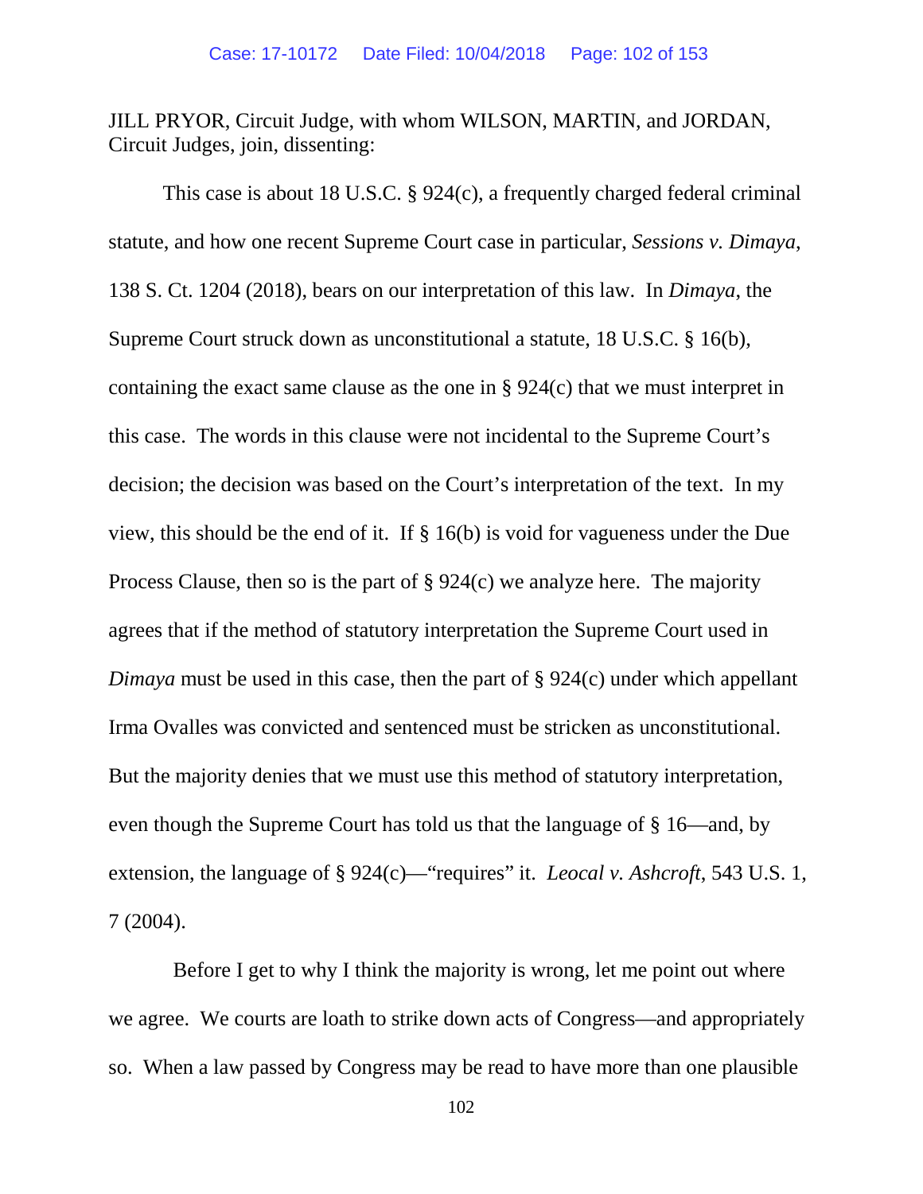JILL PRYOR, Circuit Judge, with whom WILSON, MARTIN, and JORDAN, Circuit Judges, join, dissenting:

This case is about 18 U.S.C. § 924(c), a frequently charged federal criminal statute, and how one recent Supreme Court case in particular, *Sessions v. Dimaya*, 138 S. Ct. 1204 (2018), bears on our interpretation of this law. In *Dimaya*, the Supreme Court struck down as unconstitutional a statute, 18 U.S.C. § 16(b), containing the exact same clause as the one in § 924(c) that we must interpret in this case. The words in this clause were not incidental to the Supreme Court's decision; the decision was based on the Court's interpretation of the text. In my view, this should be the end of it. If § 16(b) is void for vagueness under the Due Process Clause, then so is the part of § 924(c) we analyze here. The majority agrees that if the method of statutory interpretation the Supreme Court used in *Dimaya* must be used in this case, then the part of § 924(c) under which appellant Irma Ovalles was convicted and sentenced must be stricken as unconstitutional. But the majority denies that we must use this method of statutory interpretation, even though the Supreme Court has told us that the language of § 16—and, by extension, the language of § 924(c)—"requires" it. *Leocal v. Ashcroft*, 543 U.S. 1, 7 (2004).

Before I get to why I think the majority is wrong, let me point out where we agree. We courts are loath to strike down acts of Congress—and appropriately so. When a law passed by Congress may be read to have more than one plausible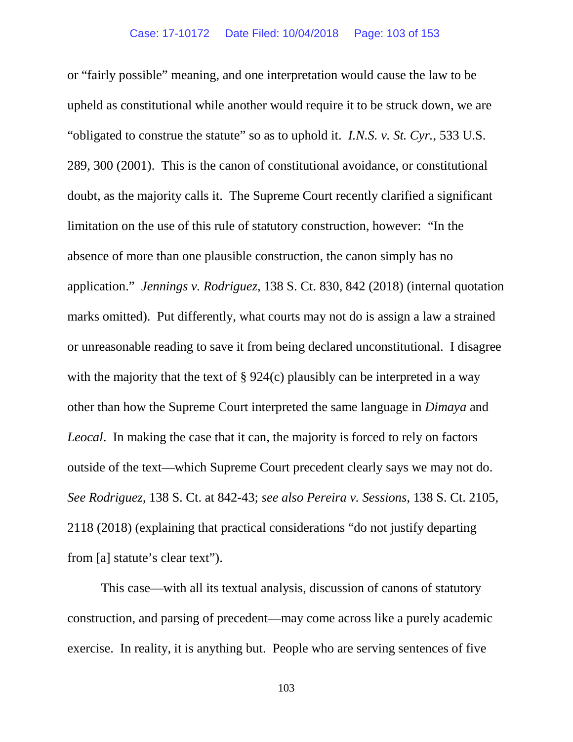or "fairly possible" meaning, and one interpretation would cause the law to be upheld as constitutional while another would require it to be struck down, we are "obligated to construe the statute" so as to uphold it. *I.N.S. v. St. Cyr.*, 533 U.S. 289, 300 (2001). This is the canon of constitutional avoidance, or constitutional doubt, as the majority calls it. The Supreme Court recently clarified a significant limitation on the use of this rule of statutory construction, however: "In the absence of more than one plausible construction, the canon simply has no application." *Jennings v. Rodriguez*, 138 S. Ct. 830, 842 (2018) (internal quotation marks omitted). Put differently, what courts may not do is assign a law a strained or unreasonable reading to save it from being declared unconstitutional. I disagree with the majority that the text of § 924(c) plausibly can be interpreted in a way other than how the Supreme Court interpreted the same language in *Dimaya* and *Leocal*. In making the case that it can, the majority is forced to rely on factors outside of the text—which Supreme Court precedent clearly says we may not do. *See Rodriguez*, 138 S. Ct. at 842-43; *see also Pereira v. Sessions*, 138 S. Ct. 2105, 2118 (2018) (explaining that practical considerations "do not justify departing from [a] statute's clear text").

This case—with all its textual analysis, discussion of canons of statutory construction, and parsing of precedent—may come across like a purely academic exercise. In reality, it is anything but. People who are serving sentences of five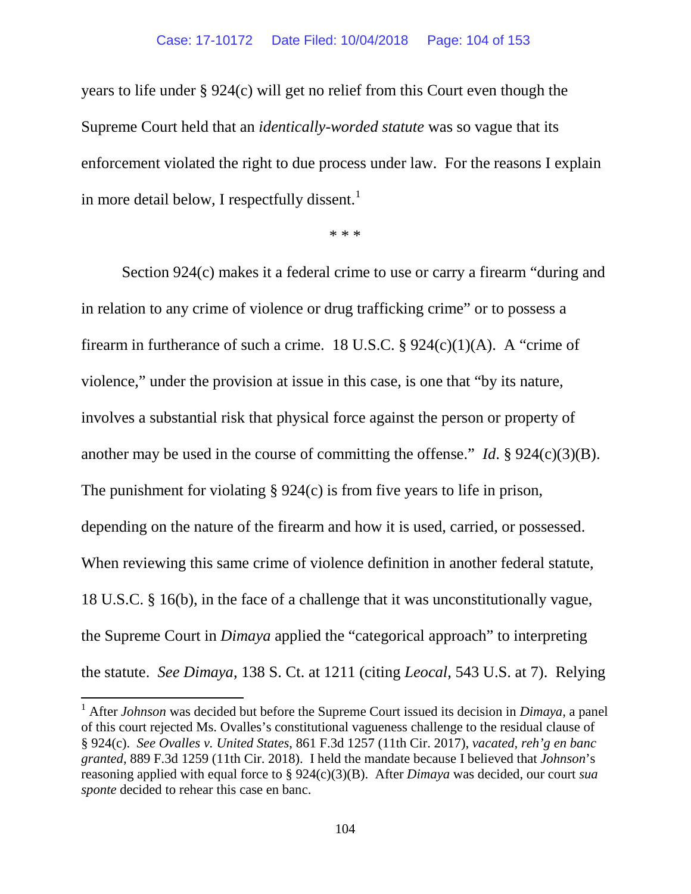years to life under § 924(c) will get no relief from this Court even though the Supreme Court held that an *identically-worded statute* was so vague that its enforcement violated the right to due process under law. For the reasons I explain in more detail below, I respectfully dissent.[1]

\* \* \*

Section 924(c) makes it a federal crime to use or carry a firearm "during and in relation to any crime of violence or drug trafficking crime" or to possess a firearm in furtherance of such a crime. 18 U.S.C. § 924(c)(1)(A). A "crime of violence," under the provision at issue in this case, is one that "by its nature, involves a substantial risk that physical force against the person or property of another may be used in the course of committing the offense." *Id*. § 924(c)(3)(B). The punishment for violating § 924(c) is from five years to life in prison, depending on the nature of the firearm and how it is used, carried, or possessed. When reviewing this same crime of violence definition in another federal statute, 18 U.S.C. § 16(b), in the face of a challenge that it was unconstitutionally vague, the Supreme Court in *Dimaya* applied the "categorical approach" to interpreting the statute. *See Dimaya*, 138 S. Ct. at 1211 (citing *Leocal*, 543 U.S. at 7). Relying

---

[1] After *Johnson* was decided but before the Supreme Court issued its decision in *Dimaya*, a panel of this court rejected Ms. Ovalles's constitutional vagueness challenge to the residual clause of § 924(c). *See Ovalles v. United States*, 861 F.3d 1257 (11th Cir. 2017), *vacated, reh'g en banc granted*, 889 F.3d 1259 (11th Cir. 2018). I held the mandate because I believed that *Johnson*'s reasoning applied with equal force to § 924(c)(3)(B). After *Dimaya* was decided, our court *sua sponte* decided to rehear this case en banc.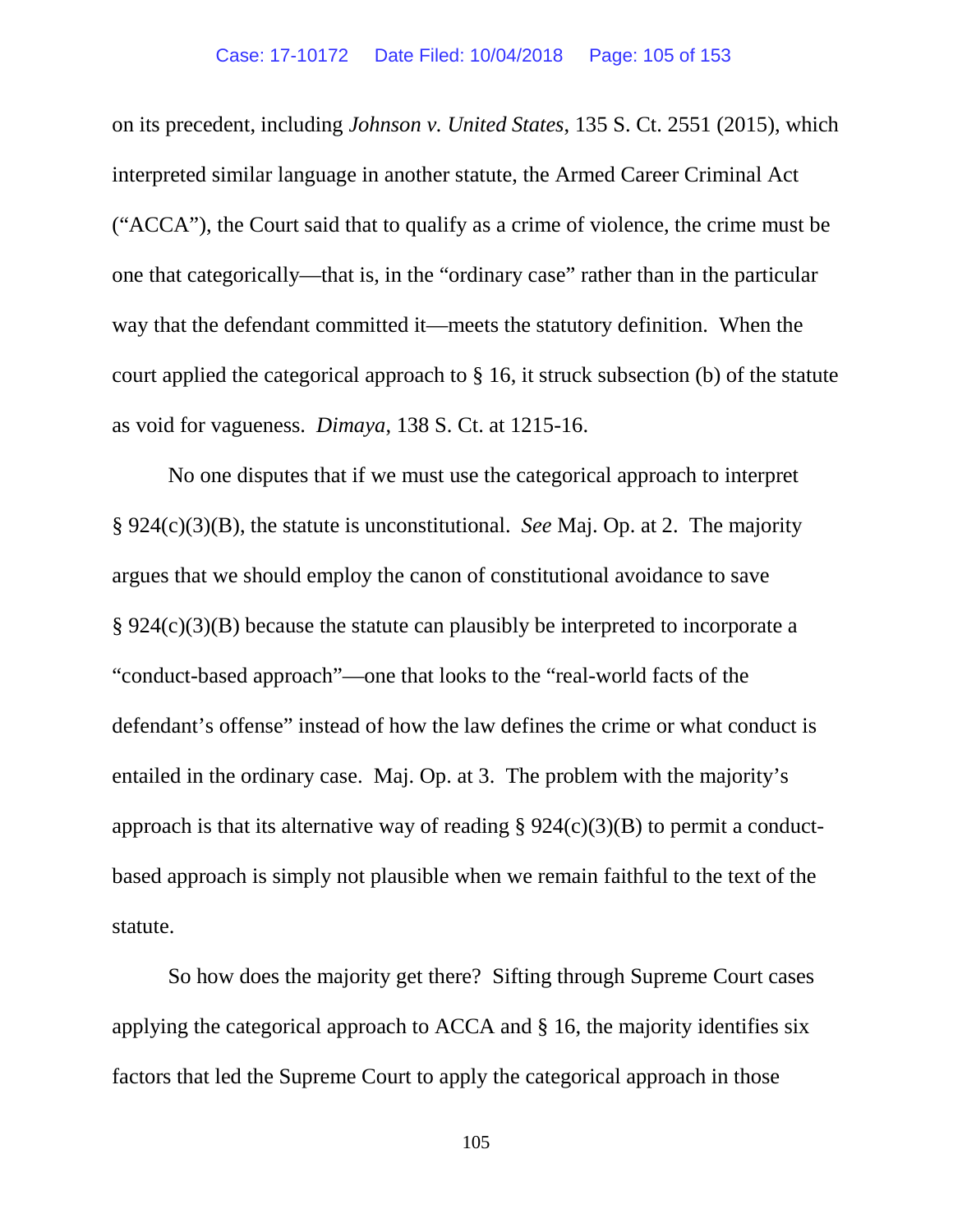on its precedent, including *Johnson v. United States*, 135 S. Ct. 2551 (2015), which interpreted similar language in another statute, the Armed Career Criminal Act ("ACCA"), the Court said that to qualify as a crime of violence, the crime must be one that categorically—that is, in the "ordinary case" rather than in the particular way that the defendant committed it—meets the statutory definition. When the court applied the categorical approach to § 16, it struck subsection (b) of the statute as void for vagueness. *Dimaya*, 138 S. Ct. at 1215-16.

No one disputes that if we must use the categorical approach to interpret § 924(c)(3)(B), the statute is unconstitutional. *See* Maj. Op. at 2. The majority argues that we should employ the canon of constitutional avoidance to save § 924(c)(3)(B) because the statute can plausibly be interpreted to incorporate a "conduct-based approach"—one that looks to the "real-world facts of the defendant's offense" instead of how the law defines the crime or what conduct is entailed in the ordinary case. Maj. Op. at 3. The problem with the majority's approach is that its alternative way of reading § 924(c)(3)(B) to permit a conduct-based approach is simply not plausible when we remain faithful to the text of the statute.

So how does the majority get there? Sifting through Supreme Court cases applying the categorical approach to ACCA and § 16, the majority identifies six factors that led the Supreme Court to apply the categorical approach in those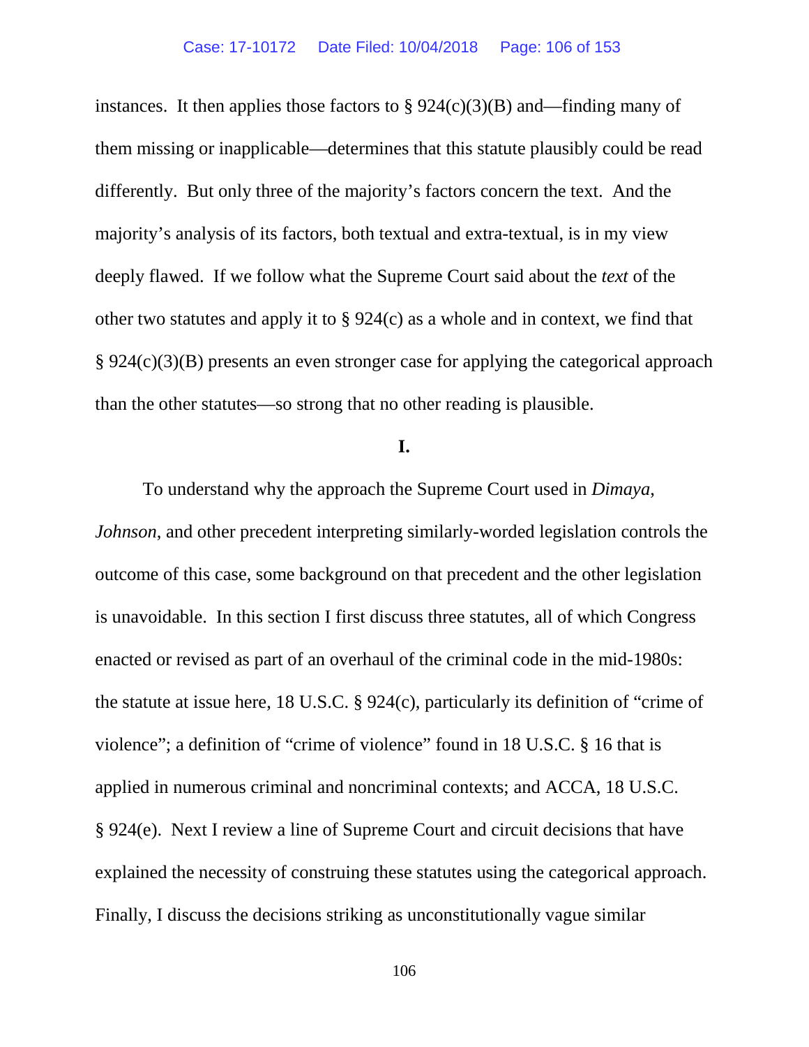instances. It then applies those factors to § 924(c)(3)(B) and—finding many of them missing or inapplicable—determines that this statute plausibly could be read differently. But only three of the majority's factors concern the text. And the majority's analysis of its factors, both textual and extra-textual, is in my view deeply flawed. If we follow what the Supreme Court said about the *text* of the other two statutes and apply it to § 924(c) as a whole and in context, we find that § 924(c)(3)(B) presents an even stronger case for applying the categorical approach than the other statutes—so strong that no other reading is plausible.

**I.**

To understand why the approach the Supreme Court used in *Dimaya*, *Johnson*, and other precedent interpreting similarly-worded legislation controls the outcome of this case, some background on that precedent and the other legislation is unavoidable. In this section I first discuss three statutes, all of which Congress enacted or revised as part of an overhaul of the criminal code in the mid-1980s: the statute at issue here, 18 U.S.C. § 924(c), particularly its definition of "crime of violence"; a definition of "crime of violence" found in 18 U.S.C. § 16 that is applied in numerous criminal and noncriminal contexts; and ACCA, 18 U.S.C. § 924(e). Next I review a line of Supreme Court and circuit decisions that have explained the necessity of construing these statutes using the categorical approach. Finally, I discuss the decisions striking as unconstitutionally vague similar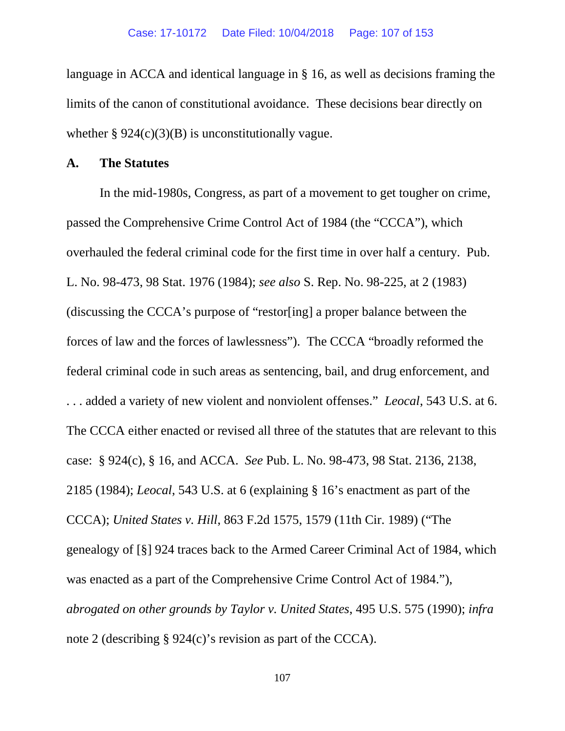language in ACCA and identical language in § 16, as well as decisions framing the limits of the canon of constitutional avoidance. These decisions bear directly on whether § 924(c)(3)(B) is unconstitutionally vague.

**A. The Statutes**

In the mid-1980s, Congress, as part of a movement to get tougher on crime, passed the Comprehensive Crime Control Act of 1984 (the "CCCA"), which overhauled the federal criminal code for the first time in over half a century. Pub. L. No. 98-473, 98 Stat. 1976 (1984); *see also* S. Rep. No. 98-225, at 2 (1983) (discussing the CCCA's purpose of "restor[ing] a proper balance between the forces of law and the forces of lawlessness"). The CCCA "broadly reformed the federal criminal code in such areas as sentencing, bail, and drug enforcement, and . . . added a variety of new violent and nonviolent offenses." *Leocal*, 543 U.S. at 6. The CCCA either enacted or revised all three of the statutes that are relevant to this case: § 924(c), § 16, and ACCA. *See* Pub. L. No. 98-473, 98 Stat. 2136, 2138, 2185 (1984); *Leocal*, 543 U.S. at 6 (explaining § 16's enactment as part of the CCCA); *United States v. Hill*, 863 F.2d 1575, 1579 (11th Cir. 1989) ("The genealogy of [§] 924 traces back to the Armed Career Criminal Act of 1984, which was enacted as a part of the Comprehensive Crime Control Act of 1984."), *abrogated on other grounds by Taylor v. United States*, 495 U.S. 575 (1990); *infra* note 2 (describing § 924(c)'s revision as part of the CCCA).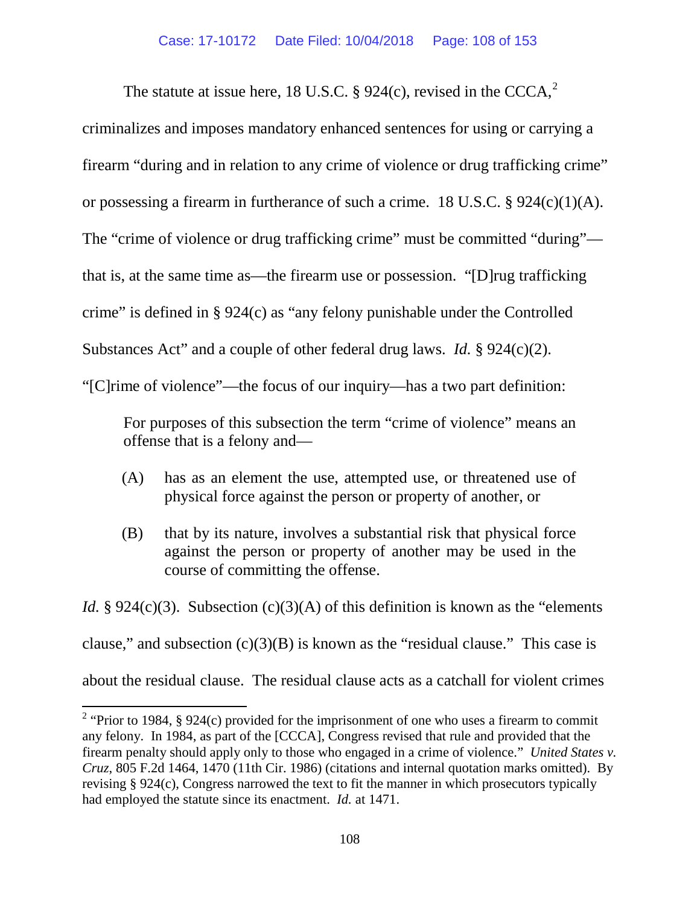The statute at issue here, 18 U.S.C. § 924(c), revised in the CCCA,[2] criminalizes and imposes mandatory enhanced sentences for using or carrying a firearm "during and in relation to any crime of violence or drug trafficking crime" or possessing a firearm in furtherance of such a crime. 18 U.S.C. § 924(c)(1)(A). The "crime of violence or drug trafficking crime" must be committed "during"—that is, at the same time as—the firearm use or possession. "[D]rug trafficking crime" is defined in § 924(c) as "any felony punishable under the Controlled Substances Act" and a couple of other federal drug laws. *Id.* § 924(c)(2). "[C]rime of violence"—the focus of our inquiry—has a two part definition:

> For purposes of this subsection the term "crime of violence" means an offense that is a felony and—
>
> (A) has as an element the use, attempted use, or threatened use of physical force against the person or property of another, or
>
> (B) that by its nature, involves a substantial risk that physical force against the person or property of another may be used in the course of committing the offense.

*Id.* § 924(c)(3). Subsection (c)(3)(A) of this definition is known as the "elements clause," and subsection (c)(3)(B) is known as the "residual clause." This case is about the residual clause. The residual clause acts as a catchall for violent crimes

---

[2] "Prior to 1984, § 924(c) provided for the imprisonment of one who uses a firearm to commit any felony. In 1984, as part of the [CCCA], Congress revised that rule and provided that the firearm penalty should apply only to those who engaged in a crime of violence." *United States v. Cruz*, 805 F.2d 1464, 1470 (11th Cir. 1986) (citations and internal quotation marks omitted). By revising § 924(c), Congress narrowed the text to fit the manner in which prosecutors typically had employed the statute since its enactment. *Id.* at 1471.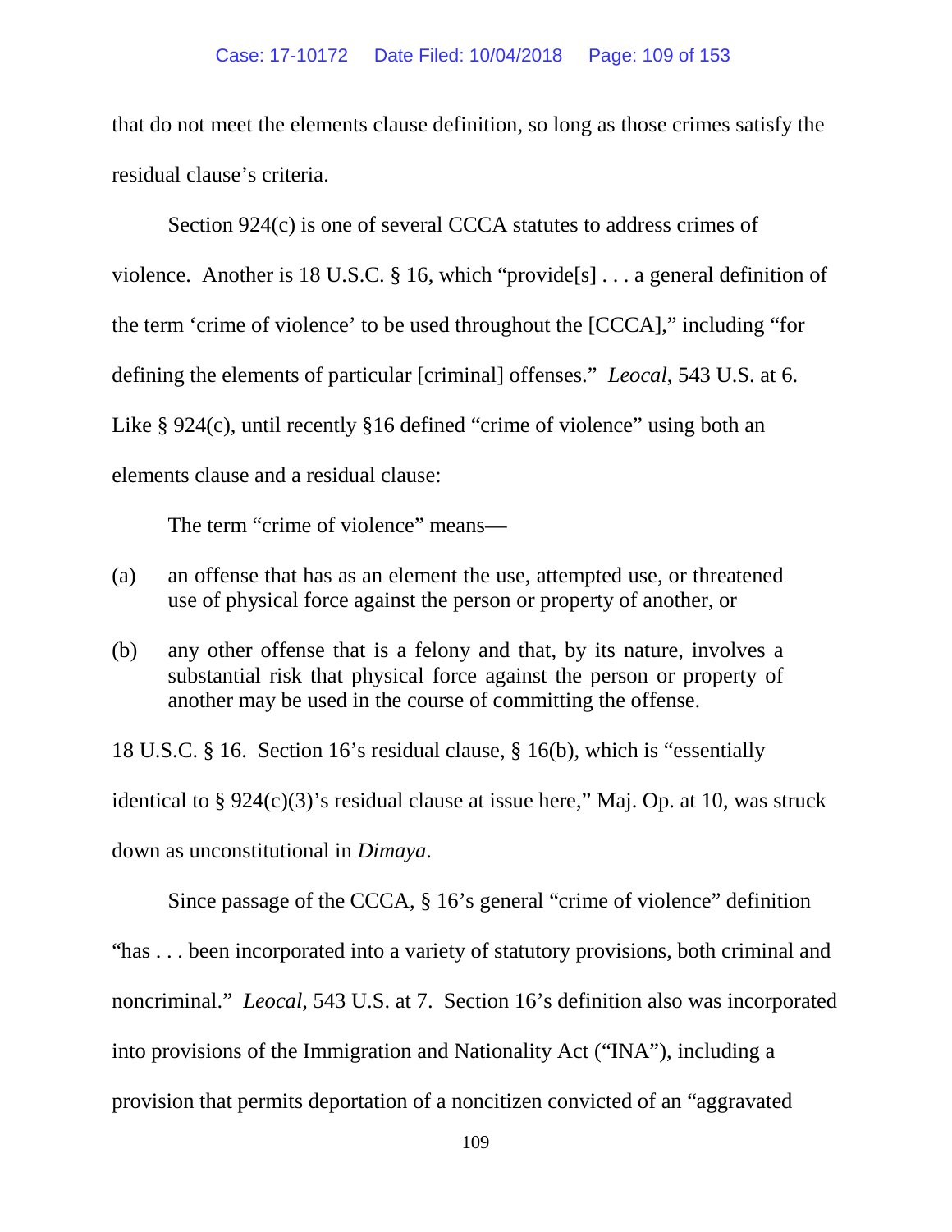that do not meet the elements clause definition, so long as those crimes satisfy the residual clause's criteria.

Section 924(c) is one of several CCCA statutes to address crimes of violence. Another is 18 U.S.C. § 16, which "provide[s] . . . a general definition of the term 'crime of violence' to be used throughout the [CCCA]," including "for defining the elements of particular [criminal] offenses." *Leocal*, 543 U.S. at 6. Like § 924(c), until recently §16 defined "crime of violence" using both an elements clause and a residual clause:

> The term "crime of violence" means—
>
> (a) an offense that has as an element the use, attempted use, or threatened use of physical force against the person or property of another, or
>
> (b) any other offense that is a felony and that, by its nature, involves a substantial risk that physical force against the person or property of another may be used in the course of committing the offense.

18 U.S.C. § 16. Section 16's residual clause, § 16(b), which is "essentially identical to § 924(c)(3)'s residual clause at issue here," Maj. Op. at 10, was struck down as unconstitutional in *Dimaya*.

Since passage of the CCCA, § 16's general "crime of violence" definition "has . . . been incorporated into a variety of statutory provisions, both criminal and noncriminal." *Leocal*, 543 U.S. at 7. Section 16's definition also was incorporated into provisions of the Immigration and Nationality Act ("INA"), including a provision that permits deportation of a noncitizen convicted of an "aggravated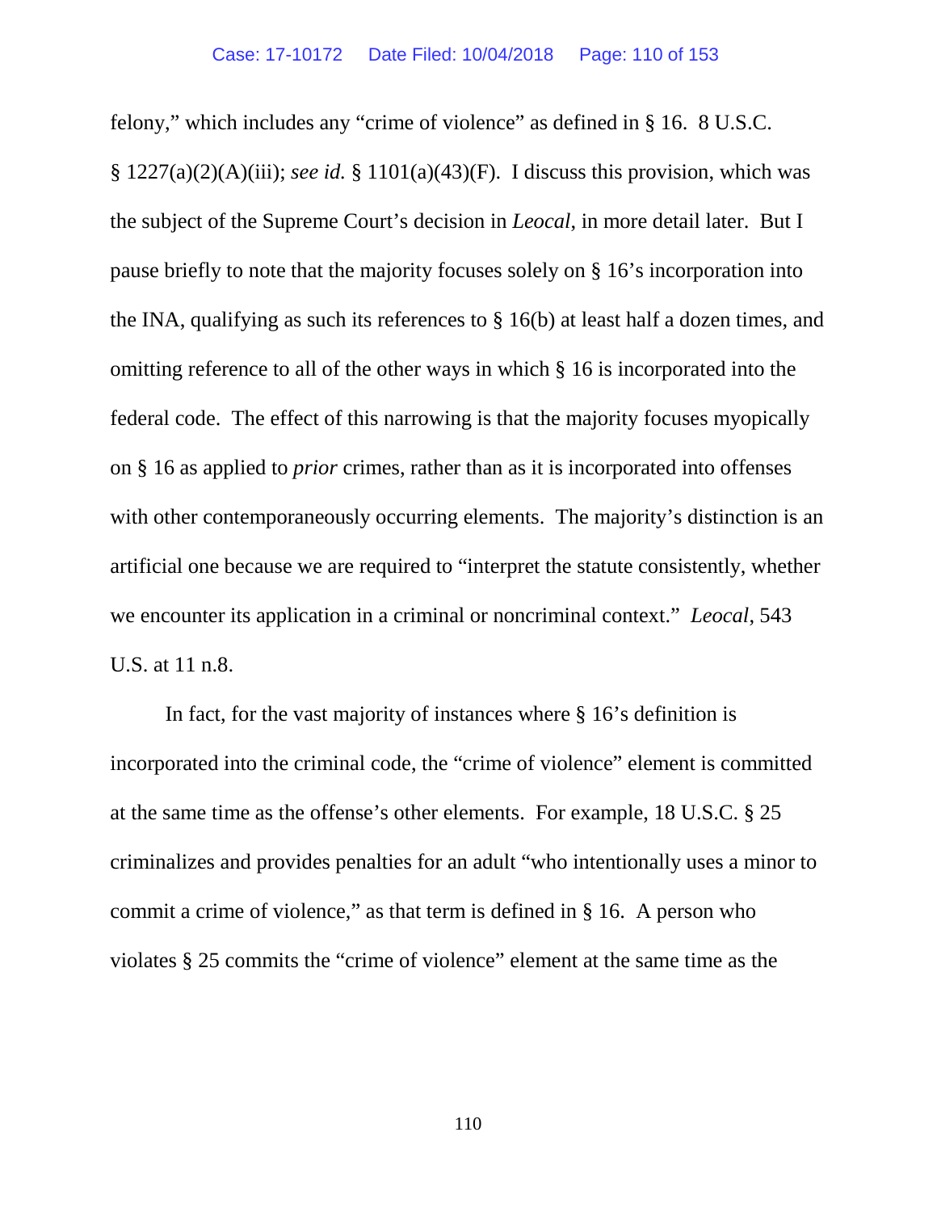felony," which includes any "crime of violence" as defined in § 16. 8 U.S.C. § 1227(a)(2)(A)(iii); *see id.* § 1101(a)(43)(F). I discuss this provision, which was the subject of the Supreme Court's decision in *Leocal*, in more detail later. But I pause briefly to note that the majority focuses solely on § 16's incorporation into the INA, qualifying as such its references to § 16(b) at least half a dozen times, and omitting reference to all of the other ways in which § 16 is incorporated into the federal code. The effect of this narrowing is that the majority focuses myopically on § 16 as applied to *prior* crimes, rather than as it is incorporated into offenses with other contemporaneously occurring elements. The majority's distinction is an artificial one because we are required to "interpret the statute consistently, whether we encounter its application in a criminal or noncriminal context." *Leocal*, 543 U.S. at 11 n.8.

In fact, for the vast majority of instances where § 16's definition is incorporated into the criminal code, the "crime of violence" element is committed at the same time as the offense's other elements. For example, 18 U.S.C. § 25 criminalizes and provides penalties for an adult "who intentionally uses a minor to commit a crime of violence," as that term is defined in § 16. A person who violates § 25 commits the "crime of violence" element at the same time as the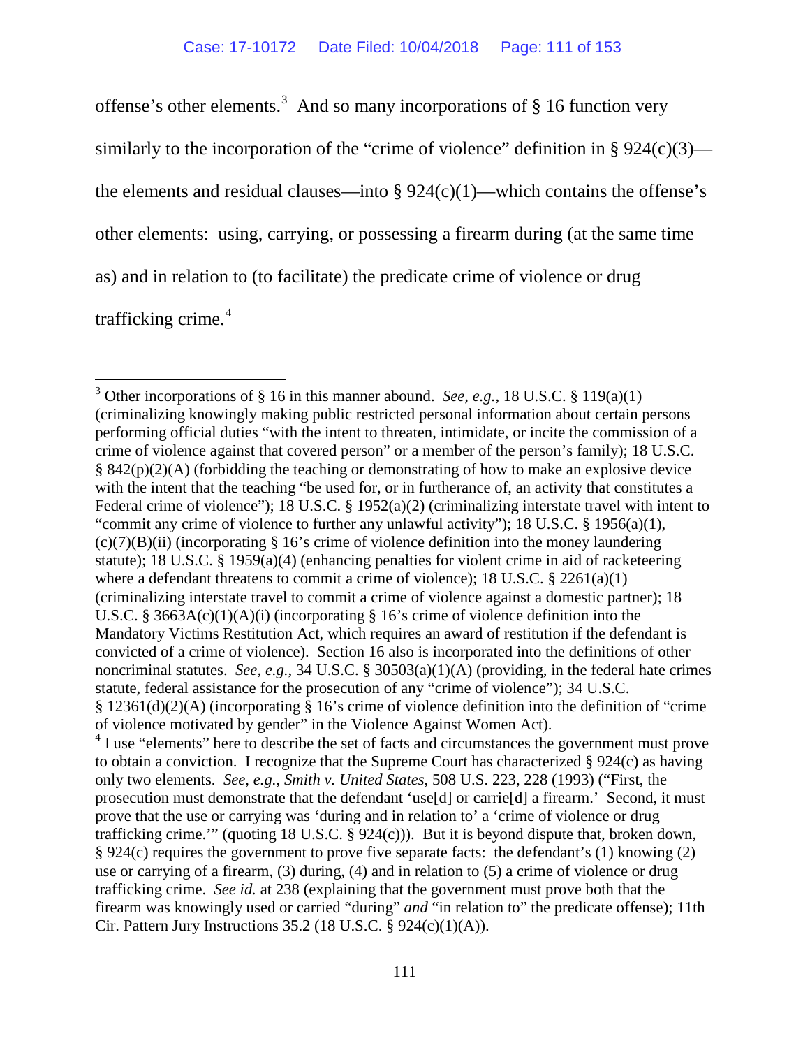offense's other elements.[3] And so many incorporations of § 16 function very similarly to the incorporation of the "crime of violence" definition in § 924(c)(3)—the elements and residual clauses—into § 924(c)(1)—which contains the offense's other elements: using, carrying, or possessing a firearm during (at the same time as) and in relation to (to facilitate) the predicate crime of violence or drug trafficking crime.[4]

---

[3] Other incorporations of § 16 in this manner abound. *See, e.g.*, 18 U.S.C. § 119(a)(1) (criminalizing knowingly making public restricted personal information about certain persons performing official duties "with the intent to threaten, intimidate, or incite the commission of a crime of violence against that covered person" or a member of the person's family); 18 U.S.C. § 842(p)(2)(A) (forbidding the teaching or demonstrating of how to make an explosive device with the intent that the teaching "be used for, or in furtherance of, an activity that constitutes a Federal crime of violence"); 18 U.S.C. § 1952(a)(2) (criminalizing interstate travel with intent to "commit any crime of violence to further any unlawful activity"); 18 U.S.C. § 1956(a)(1), (c)(7)(B)(ii) (incorporating § 16's crime of violence definition into the money laundering statute); 18 U.S.C. § 1959(a)(4) (enhancing penalties for violent crime in aid of racketeering where a defendant threatens to commit a crime of violence); 18 U.S.C. § 2261(a)(1) (criminalizing interstate travel to commit a crime of violence against a domestic partner); 18 U.S.C. § 3663A(c)(1)(A)(i) (incorporating § 16's crime of violence definition into the Mandatory Victims Restitution Act, which requires an award of restitution if the defendant is convicted of a crime of violence). Section 16 also is incorporated into the definitions of other noncriminal statutes. *See, e.g.*, 34 U.S.C. § 30503(a)(1)(A) (providing, in the federal hate crimes statute, federal assistance for the prosecution of any "crime of violence"); 34 U.S.C. § 12361(d)(2)(A) (incorporating § 16's crime of violence definition into the definition of "crime of violence motivated by gender" in the Violence Against Women Act).

[4] I use "elements" here to describe the set of facts and circumstances the government must prove to obtain a conviction. I recognize that the Supreme Court has characterized § 924(c) as having only two elements. *See, e.g.*, *Smith v. United States*, 508 U.S. 223, 228 (1993) ("First, the prosecution must demonstrate that the defendant 'use[d] or carrie[d] a firearm.' Second, it must prove that the use or carrying was 'during and in relation to' a 'crime of violence or drug trafficking crime.'" (quoting 18 U.S.C. § 924(c))). But it is beyond dispute that, broken down, § 924(c) requires the government to prove five separate facts: the defendant's (1) knowing (2) use or carrying of a firearm, (3) during, (4) and in relation to (5) a crime of violence or drug trafficking crime. *See id.* at 238 (explaining that the government must prove both that the firearm was knowingly used or carried "during" *and* "in relation to" the predicate offense); 11th Cir. Pattern Jury Instructions 35.2 (18 U.S.C. § 924(c)(1)(A)).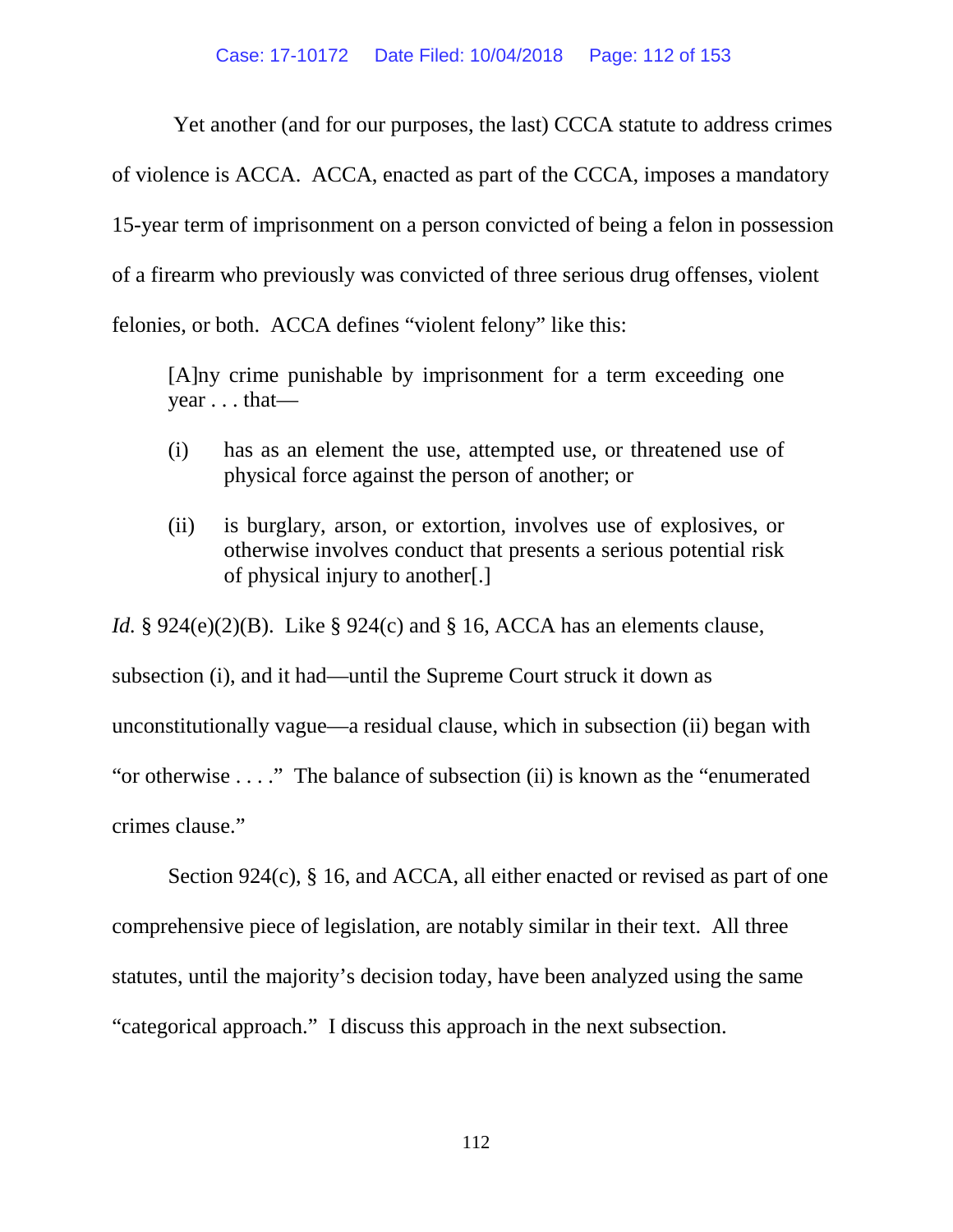Yet another (and for our purposes, the last) CCCA statute to address crimes of violence is ACCA. ACCA, enacted as part of the CCCA, imposes a mandatory 15-year term of imprisonment on a person convicted of being a felon in possession of a firearm who previously was convicted of three serious drug offenses, violent felonies, or both. ACCA defines "violent felony" like this:

> [A]ny crime punishable by imprisonment for a term exceeding one year . . . that—
>
> (i) has as an element the use, attempted use, or threatened use of physical force against the person of another; or
>
> (ii) is burglary, arson, or extortion, involves use of explosives, or otherwise involves conduct that presents a serious potential risk of physical injury to another[.]

*Id.* § 924(e)(2)(B). Like § 924(c) and § 16, ACCA has an elements clause, subsection (i), and it had—until the Supreme Court struck it down as unconstitutionally vague—a residual clause, which in subsection (ii) began with "or otherwise . . . ." The balance of subsection (ii) is known as the "enumerated crimes clause."

Section 924(c), § 16, and ACCA, all either enacted or revised as part of one comprehensive piece of legislation, are notably similar in their text. All three statutes, until the majority's decision today, have been analyzed using the same "categorical approach." I discuss this approach in the next subsection.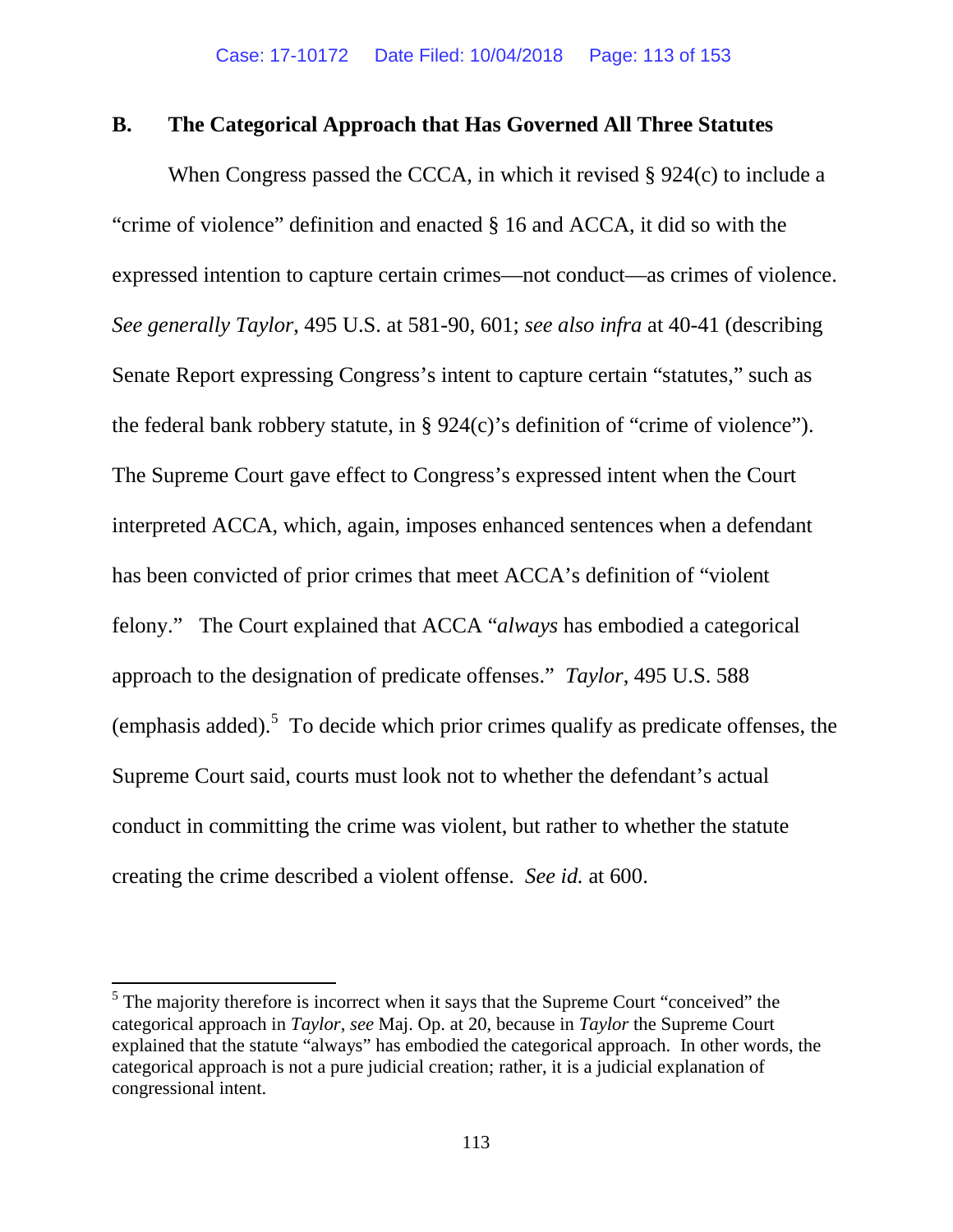## B. The Categorical Approach that Has Governed All Three Statutes

When Congress passed the CCCA, in which it revised § 924(c) to include a "crime of violence" definition and enacted § 16 and ACCA, it did so with the expressed intention to capture certain crimes—not conduct—as crimes of violence. *See generally Taylor*, 495 U.S. at 581-90, 601; *see also infra* at 40-41 (describing Senate Report expressing Congress's intent to capture certain "statutes," such as the federal bank robbery statute, in § 924(c)'s definition of "crime of violence"). The Supreme Court gave effect to Congress's expressed intent when the Court interpreted ACCA, which, again, imposes enhanced sentences when a defendant has been convicted of prior crimes that meet ACCA's definition of "violent felony." The Court explained that ACCA "*always* has embodied a categorical approach to the designation of predicate offenses." *Taylor*, 495 U.S. 588 (emphasis added).[5] To decide which prior crimes qualify as predicate offenses, the Supreme Court said, courts must look not to whether the defendant's actual conduct in committing the crime was violent, but rather to whether the statute creating the crime described a violent offense. *See id.* at 600.

---

[5] The majority therefore is incorrect when it says that the Supreme Court "conceived" the categorical approach in *Taylor*, *see* Maj. Op. at 20, because in *Taylor* the Supreme Court explained that the statute "always" has embodied the categorical approach. In other words, the categorical approach is not a pure judicial creation; rather, it is a judicial explanation of congressional intent.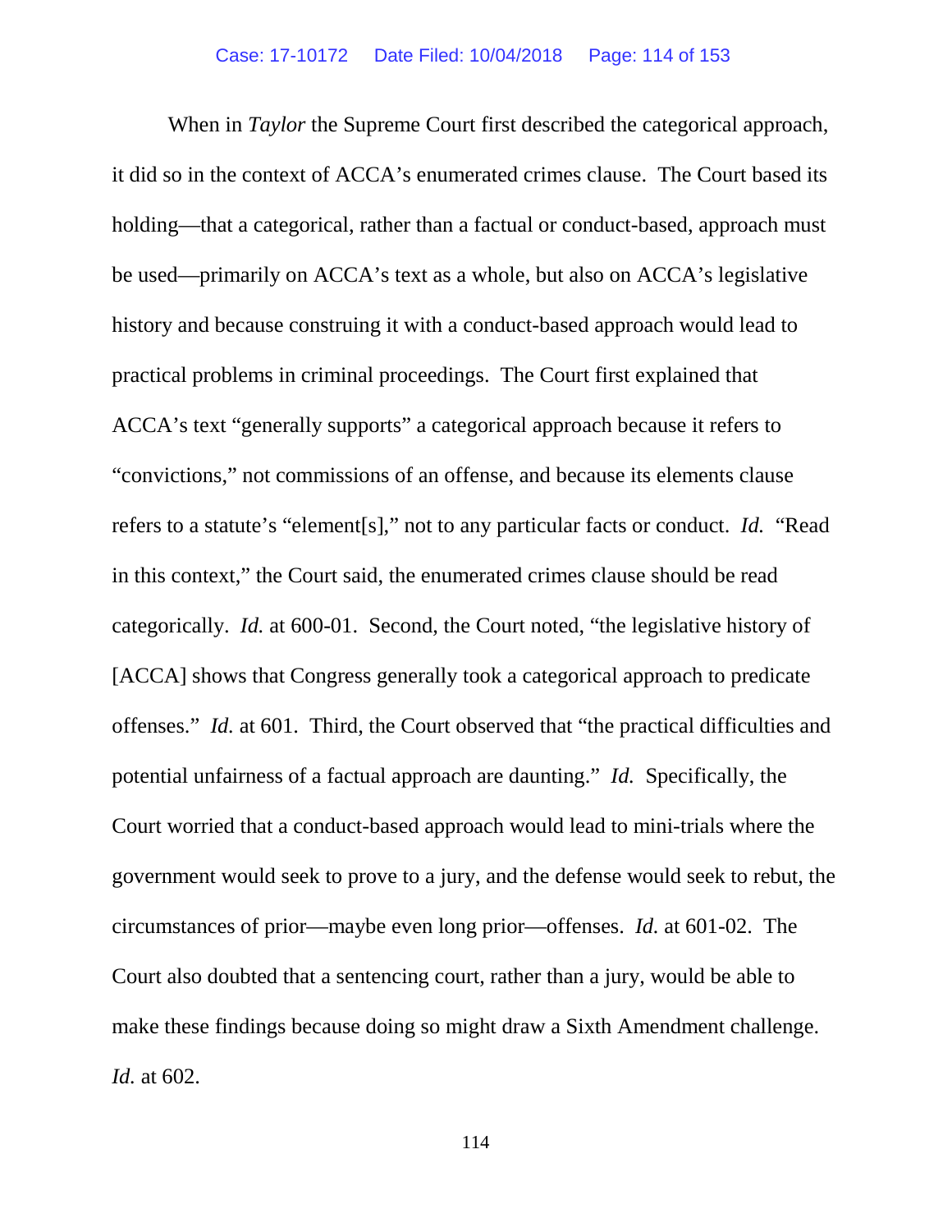When in *Taylor* the Supreme Court first described the categorical approach, it did so in the context of ACCA's enumerated crimes clause. The Court based its holding—that a categorical, rather than a factual or conduct-based, approach must be used—primarily on ACCA's text as a whole, but also on ACCA's legislative history and because construing it with a conduct-based approach would lead to practical problems in criminal proceedings. The Court first explained that ACCA's text "generally supports" a categorical approach because it refers to "convictions," not commissions of an offense, and because its elements clause refers to a statute's "element[s]," not to any particular facts or conduct. *Id.* "Read in this context," the Court said, the enumerated crimes clause should be read categorically. *Id.* at 600-01. Second, the Court noted, "the legislative history of [ACCA] shows that Congress generally took a categorical approach to predicate offenses." *Id.* at 601. Third, the Court observed that "the practical difficulties and potential unfairness of a factual approach are daunting." *Id.* Specifically, the Court worried that a conduct-based approach would lead to mini-trials where the government would seek to prove to a jury, and the defense would seek to rebut, the circumstances of prior—maybe even long prior—offenses. *Id.* at 601-02. The Court also doubted that a sentencing court, rather than a jury, would be able to make these findings because doing so might draw a Sixth Amendment challenge. *Id.* at 602.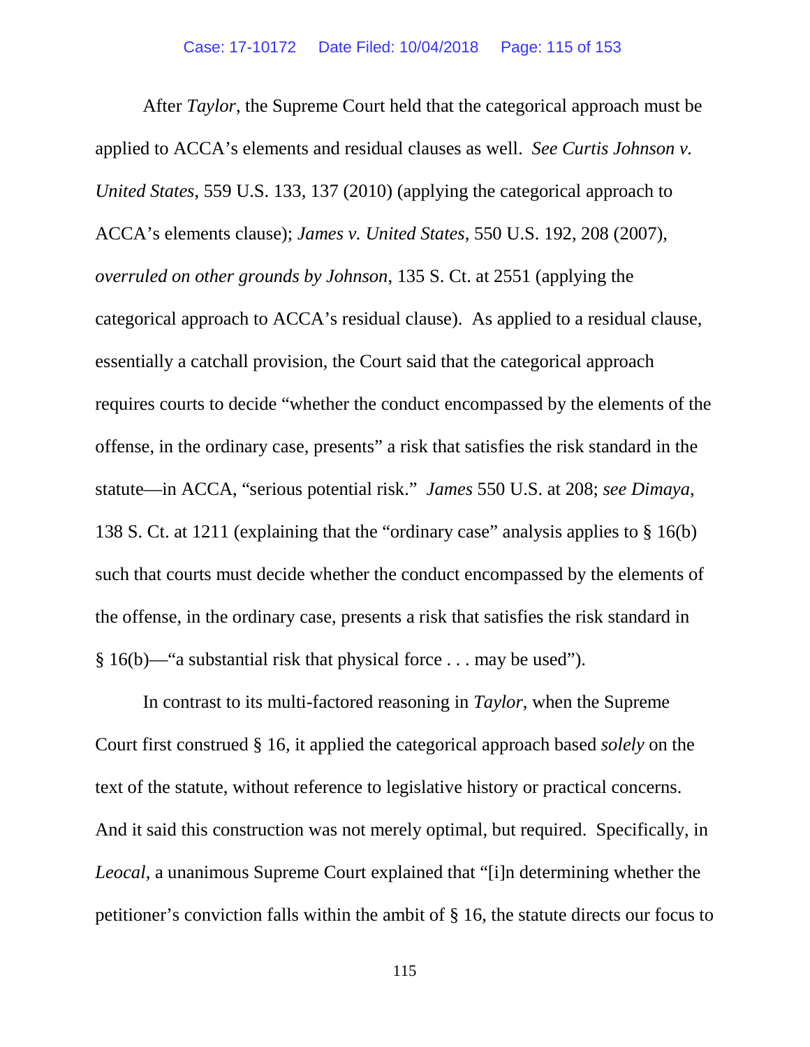After *Taylor*, the Supreme Court held that the categorical approach must be applied to ACCA's elements and residual clauses as well. *See Curtis Johnson v. United States*, 559 U.S. 133, 137 (2010) (applying the categorical approach to ACCA's elements clause); *James v. United States*, 550 U.S. 192, 208 (2007), *overruled on other grounds by Johnson*, 135 S. Ct. at 2551 (applying the categorical approach to ACCA's residual clause). As applied to a residual clause, essentially a catchall provision, the Court said that the categorical approach requires courts to decide "whether the conduct encompassed by the elements of the offense, in the ordinary case, presents" a risk that satisfies the risk standard in the statute—in ACCA, "serious potential risk." *James* 550 U.S. at 208; *see Dimaya*, 138 S. Ct. at 1211 (explaining that the "ordinary case" analysis applies to § 16(b) such that courts must decide whether the conduct encompassed by the elements of the offense, in the ordinary case, presents a risk that satisfies the risk standard in § 16(b)—"a substantial risk that physical force . . . may be used").

In contrast to its multi-factored reasoning in *Taylor*, when the Supreme Court first construed § 16, it applied the categorical approach based *solely* on the text of the statute, without reference to legislative history or practical concerns. And it said this construction was not merely optimal, but required. Specifically, in *Leocal*, a unanimous Supreme Court explained that "[i]n determining whether the petitioner's conviction falls within the ambit of § 16, the statute directs our focus to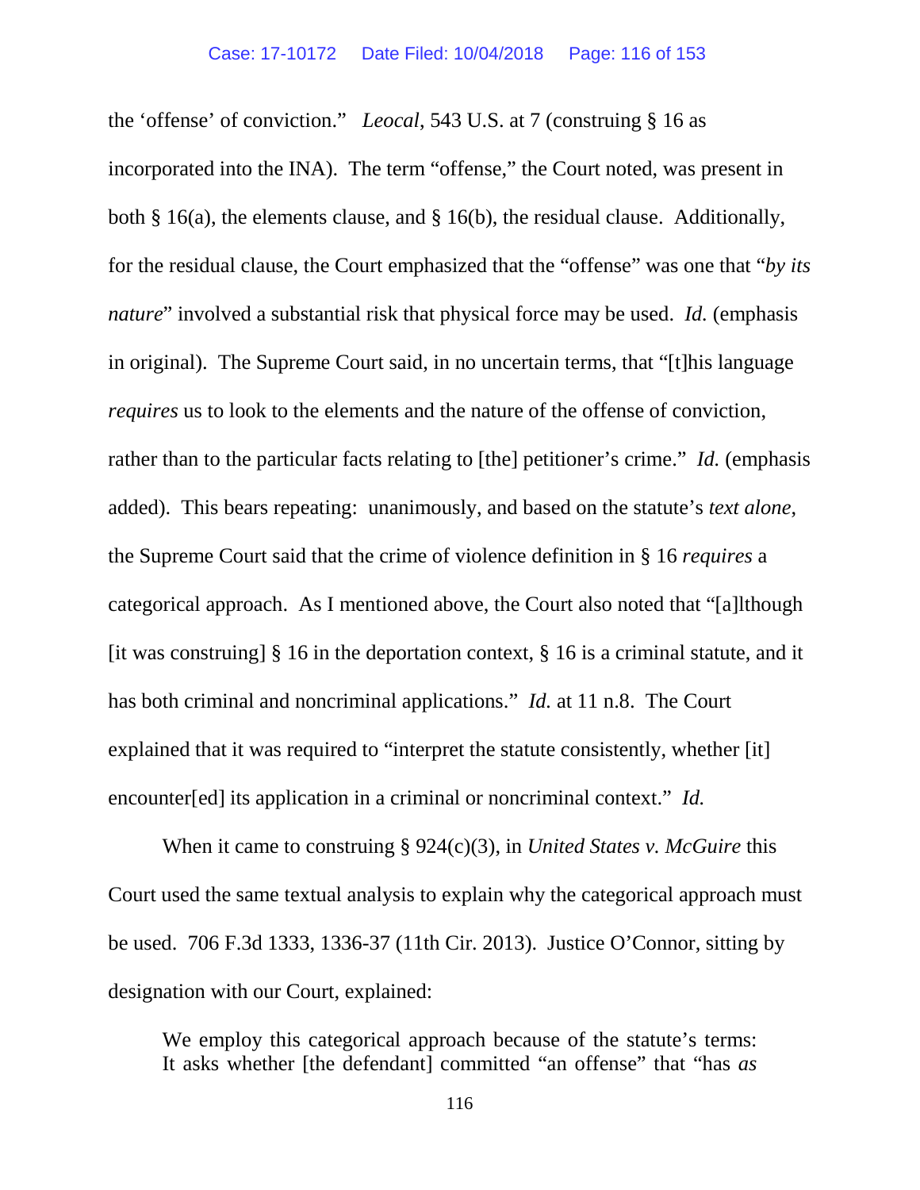the 'offense' of conviction." *Leocal*, 543 U.S. at 7 (construing § 16 as incorporated into the INA). The term "offense," the Court noted, was present in both § 16(a), the elements clause, and § 16(b), the residual clause. Additionally, for the residual clause, the Court emphasized that the "offense" was one that "*by its nature*" involved a substantial risk that physical force may be used. *Id.* (emphasis in original). The Supreme Court said, in no uncertain terms, that "[t]his language *requires* us to look to the elements and the nature of the offense of conviction, rather than to the particular facts relating to [the] petitioner's crime." *Id.* (emphasis added). This bears repeating: unanimously, and based on the statute's *text alone*, the Supreme Court said that the crime of violence definition in § 16 *requires* a categorical approach. As I mentioned above, the Court also noted that "[a]lthough [it was construing] § 16 in the deportation context, § 16 is a criminal statute, and it has both criminal and noncriminal applications." *Id.* at 11 n.8. The Court explained that it was required to "interpret the statute consistently, whether [it] encounter[ed] its application in a criminal or noncriminal context." *Id.*

When it came to construing § 924(c)(3), in *United States v. McGuire* this Court used the same textual analysis to explain why the categorical approach must be used. 706 F.3d 1333, 1336-37 (11th Cir. 2013). Justice O'Connor, sitting by designation with our Court, explained:

> We employ this categorical approach because of the statute's terms: It asks whether [the defendant] committed "an offense" that "has *as*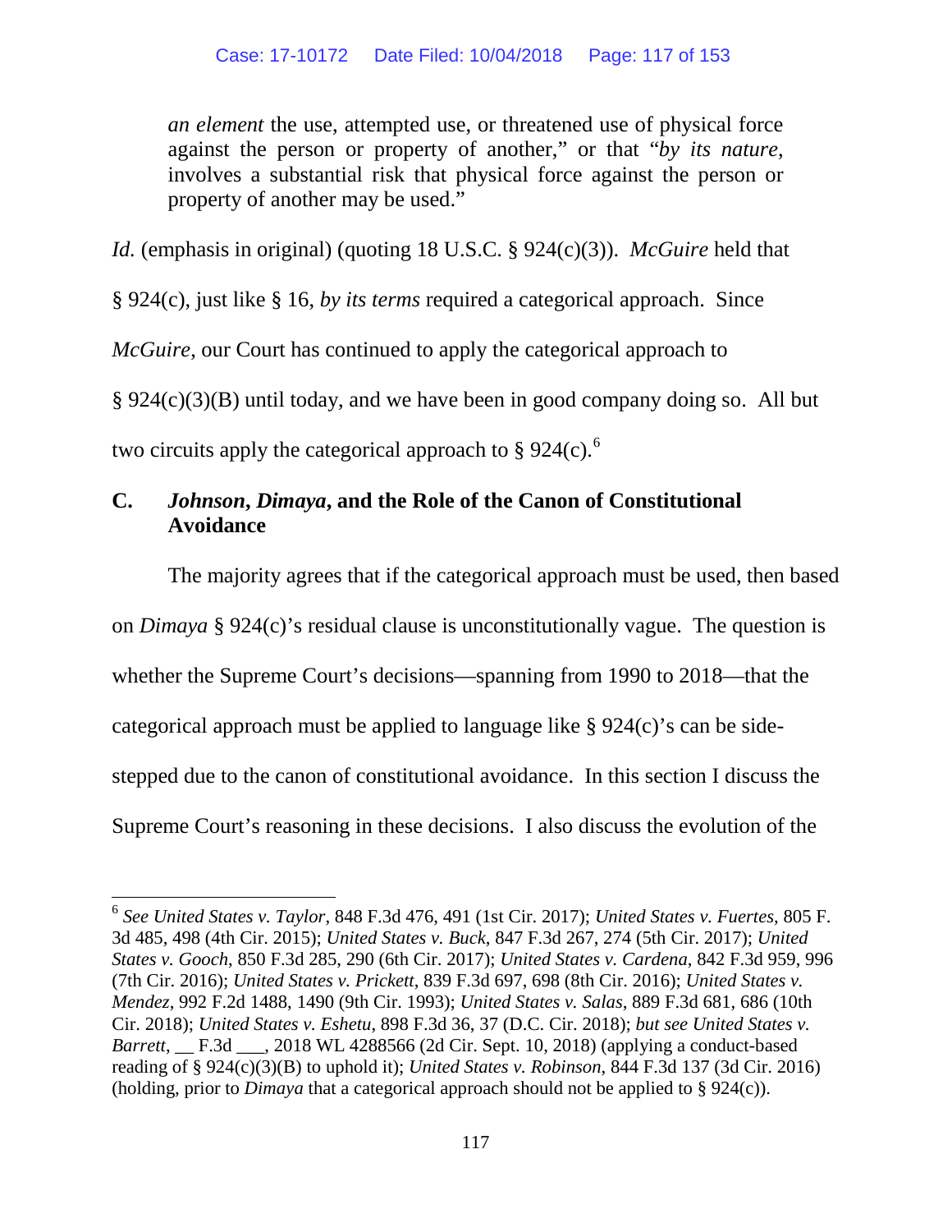> *an element* the use, attempted use, or threatened use of physical force against the person or property of another," or that "*by its nature*, involves a substantial risk that physical force against the person or property of another may be used."

*Id.* (emphasis in original) (quoting 18 U.S.C. § 924(c)(3)). *McGuire* held that § 924(c), just like § 16, *by its terms* required a categorical approach. Since *McGuire*, our Court has continued to apply the categorical approach to § 924(c)(3)(B) until today, and we have been in good company doing so. All but two circuits apply the categorical approach to § 924(c).[6]

## C. *Johnson*, *Dimaya*, and the Role of the Canon of Constitutional Avoidance

The majority agrees that if the categorical approach must be used, then based on *Dimaya* § 924(c)'s residual clause is unconstitutionally vague. The question is whether the Supreme Court's decisions—spanning from 1990 to 2018—that the categorical approach must be applied to language like § 924(c)'s can be side-stepped due to the canon of constitutional avoidance. In this section I discuss the Supreme Court's reasoning in these decisions. I also discuss the evolution of the

---

[6] *See United States v. Taylor*, 848 F.3d 476, 491 (1st Cir. 2017); *United States v. Fuertes*, 805 F. 3d 485, 498 (4th Cir. 2015); *United States v. Buck*, 847 F.3d 267, 274 (5th Cir. 2017); *United States v. Gooch*, 850 F.3d 285, 290 (6th Cir. 2017); *United States v. Cardena*, 842 F.3d 959, 996 (7th Cir. 2016); *United States v. Prickett*, 839 F.3d 697, 698 (8th Cir. 2016); *United States v. Mendez*, 992 F.2d 1488, 1490 (9th Cir. 1993); *United States v. Salas*, 889 F.3d 681, 686 (10th Cir. 2018); *United States v. Eshetu*, 898 F.3d 36, 37 (D.C. Cir. 2018); *but see United States v. Barrett*, __ F.3d ___, 2018 WL 4288566 (2d Cir. Sept. 10, 2018) (applying a conduct-based reading of § 924(c)(3)(B) to uphold it); *United States v. Robinson*, 844 F.3d 137 (3d Cir. 2016) (holding, prior to *Dimaya* that a categorical approach should not be applied to § 924(c)).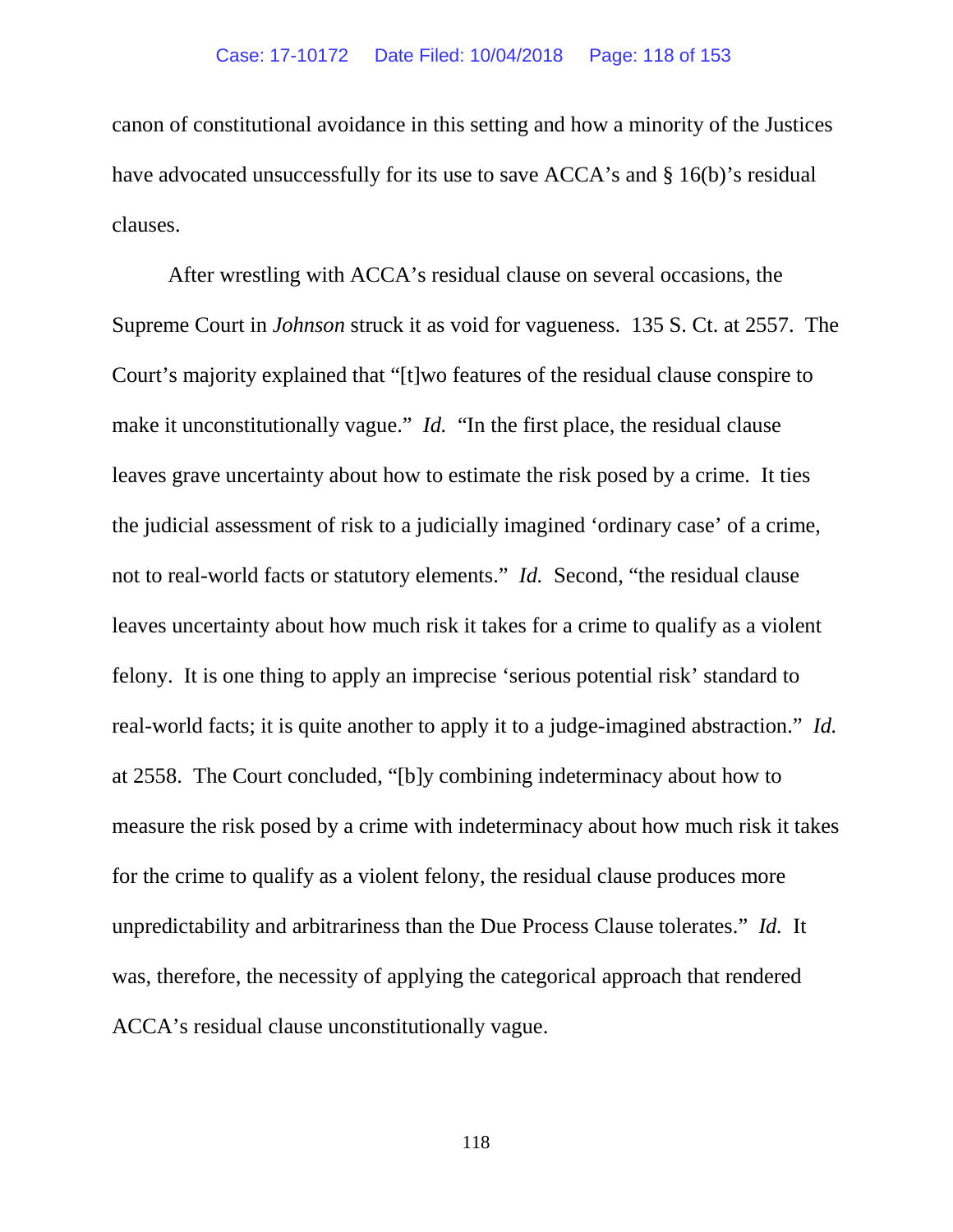canon of constitutional avoidance in this setting and how a minority of the Justices have advocated unsuccessfully for its use to save ACCA's and § 16(b)'s residual clauses.

After wrestling with ACCA's residual clause on several occasions, the Supreme Court in *Johnson* struck it as void for vagueness. 135 S. Ct. at 2557. The Court's majority explained that "[t]wo features of the residual clause conspire to make it unconstitutionally vague." *Id.* "In the first place, the residual clause leaves grave uncertainty about how to estimate the risk posed by a crime. It ties the judicial assessment of risk to a judicially imagined 'ordinary case' of a crime, not to real-world facts or statutory elements." *Id.* Second, "the residual clause leaves uncertainty about how much risk it takes for a crime to qualify as a violent felony. It is one thing to apply an imprecise 'serious potential risk' standard to real-world facts; it is quite another to apply it to a judge-imagined abstraction." *Id.* at 2558. The Court concluded, "[b]y combining indeterminacy about how to measure the risk posed by a crime with indeterminacy about how much risk it takes for the crime to qualify as a violent felony, the residual clause produces more unpredictability and arbitrariness than the Due Process Clause tolerates." *Id.* It was, therefore, the necessity of applying the categorical approach that rendered ACCA's residual clause unconstitutionally vague.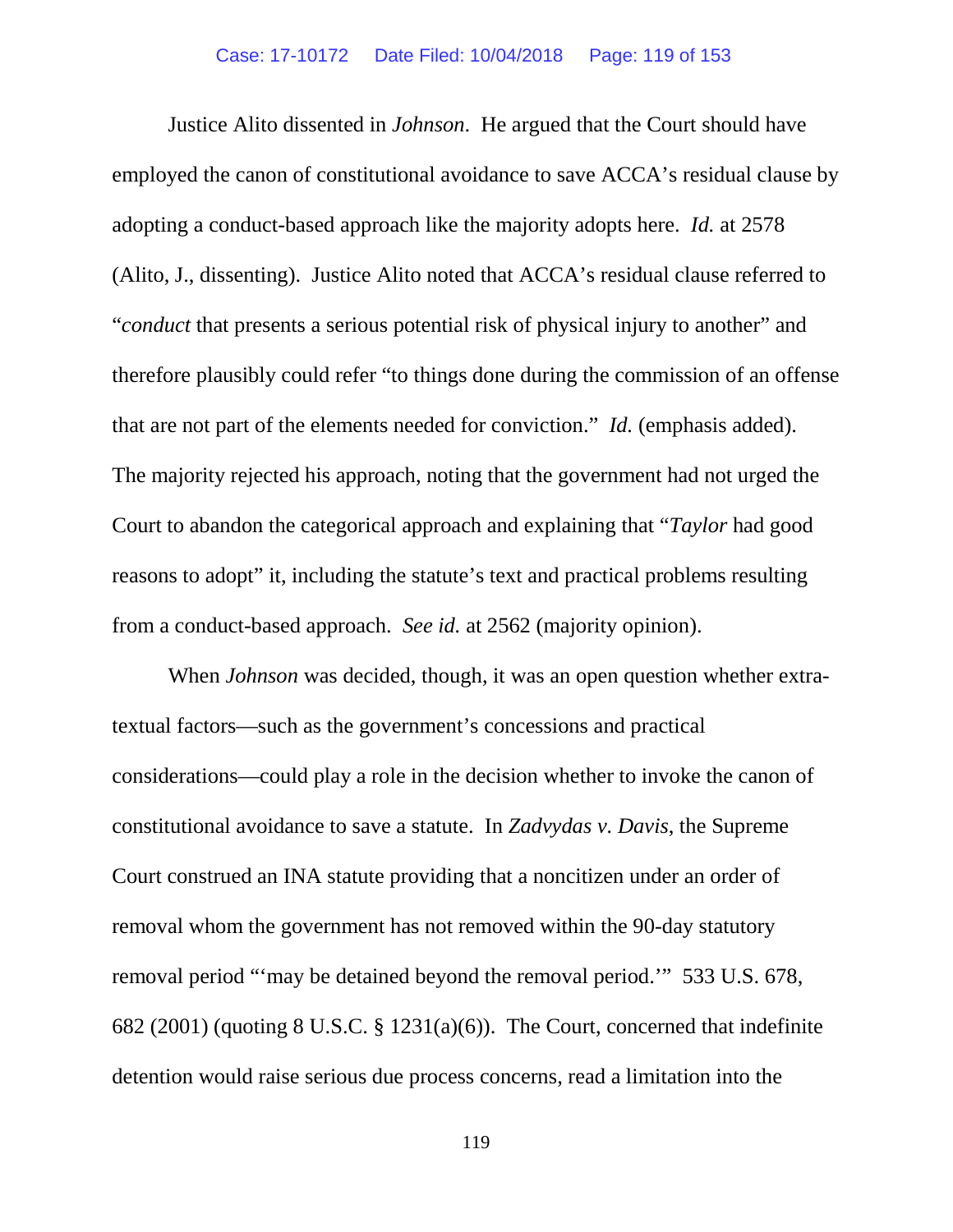Justice Alito dissented in *Johnson*. He argued that the Court should have employed the canon of constitutional avoidance to save ACCA's residual clause by adopting a conduct-based approach like the majority adopts here. *Id.* at 2578 (Alito, J., dissenting). Justice Alito noted that ACCA's residual clause referred to "*conduct* that presents a serious potential risk of physical injury to another" and therefore plausibly could refer "to things done during the commission of an offense that are not part of the elements needed for conviction." *Id.* (emphasis added). The majority rejected his approach, noting that the government had not urged the Court to abandon the categorical approach and explaining that "*Taylor* had good reasons to adopt" it, including the statute's text and practical problems resulting from a conduct-based approach. *See id.* at 2562 (majority opinion).

When *Johnson* was decided, though, it was an open question whether extra-textual factors—such as the government's concessions and practical considerations—could play a role in the decision whether to invoke the canon of constitutional avoidance to save a statute. In *Zadvydas v. Davis*, the Supreme Court construed an INA statute providing that a noncitizen under an order of removal whom the government has not removed within the 90-day statutory removal period "'may be detained beyond the removal period.'" 533 U.S. 678, 682 (2001) (quoting 8 U.S.C. § 1231(a)(6)). The Court, concerned that indefinite detention would raise serious due process concerns, read a limitation into the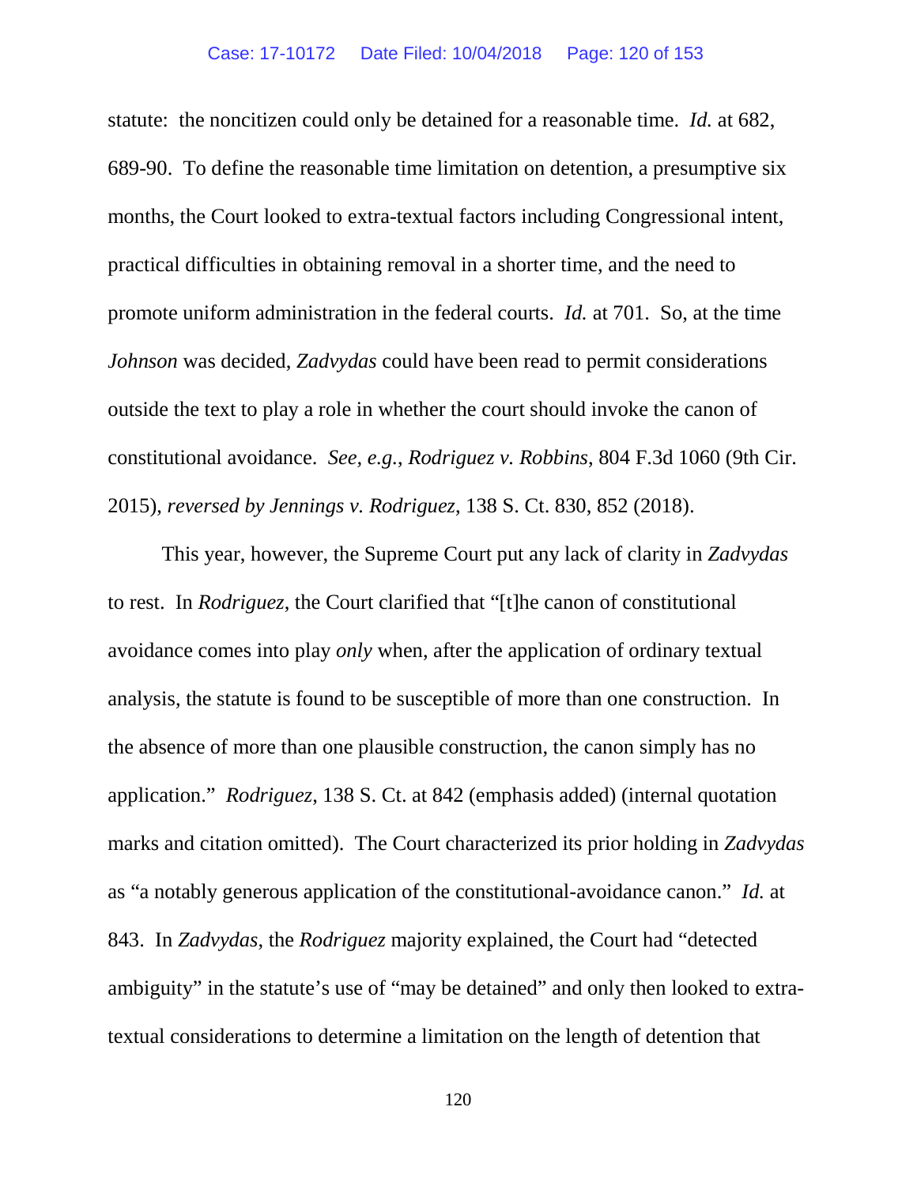statute: the noncitizen could only be detained for a reasonable time. *Id.* at 682, 689-90. To define the reasonable time limitation on detention, a presumptive six months, the Court looked to extra-textual factors including Congressional intent, practical difficulties in obtaining removal in a shorter time, and the need to promote uniform administration in the federal courts. *Id.* at 701. So, at the time *Johnson* was decided, *Zadvydas* could have been read to permit considerations outside the text to play a role in whether the court should invoke the canon of constitutional avoidance. *See, e.g.*, *Rodriguez v. Robbins*, 804 F.3d 1060 (9th Cir. 2015), *reversed by Jennings v. Rodriguez*, 138 S. Ct. 830, 852 (2018).

This year, however, the Supreme Court put any lack of clarity in *Zadvydas* to rest. In *Rodriguez*, the Court clarified that "[t]he canon of constitutional avoidance comes into play *only* when, after the application of ordinary textual analysis, the statute is found to be susceptible of more than one construction. In the absence of more than one plausible construction, the canon simply has no application." *Rodriguez*, 138 S. Ct. at 842 (emphasis added) (internal quotation marks and citation omitted). The Court characterized its prior holding in *Zadvydas* as "a notably generous application of the constitutional-avoidance canon." *Id.* at 843. In *Zadvydas*, the *Rodriguez* majority explained, the Court had "detected ambiguity" in the statute's use of "may be detained" and only then looked to extra-textual considerations to determine a limitation on the length of detention that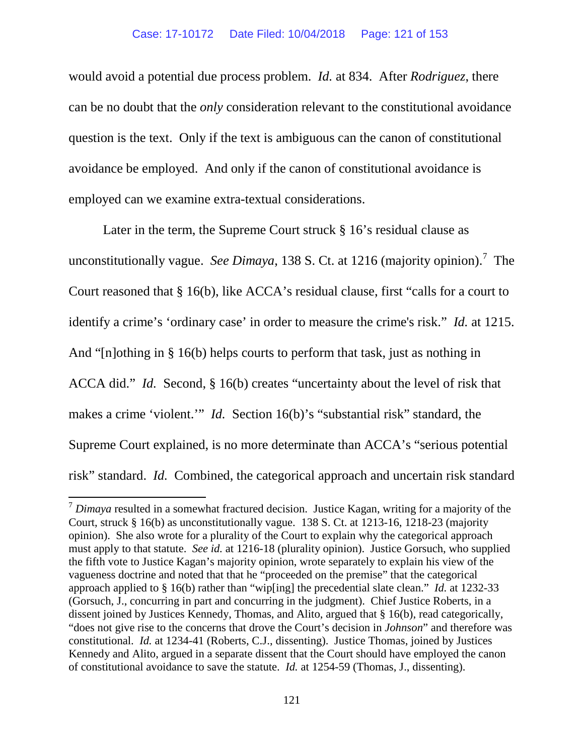would avoid a potential due process problem. *Id.* at 834. After *Rodriguez*, there can be no doubt that the *only* consideration relevant to the constitutional avoidance question is the text. Only if the text is ambiguous can the canon of constitutional avoidance be employed. And only if the canon of constitutional avoidance is employed can we examine extra-textual considerations.

Later in the term, the Supreme Court struck § 16's residual clause as unconstitutionally vague. *See Dimaya*, 138 S. Ct. at 1216 (majority opinion).[7] The Court reasoned that § 16(b), like ACCA's residual clause, first "calls for a court to identify a crime's 'ordinary case' in order to measure the crime's risk." *Id.* at 1215. And "[n]othing in § 16(b) helps courts to perform that task, just as nothing in ACCA did." *Id.* Second, § 16(b) creates "uncertainty about the level of risk that makes a crime 'violent.'" *Id.* Section 16(b)'s "substantial risk" standard, the Supreme Court explained, is no more determinate than ACCA's "serious potential risk" standard. *Id.* Combined, the categorical approach and uncertain risk standard

---

[7] *Dimaya* resulted in a somewhat fractured decision. Justice Kagan, writing for a majority of the Court, struck § 16(b) as unconstitutionally vague. 138 S. Ct. at 1213-16, 1218-23 (majority opinion). She also wrote for a plurality of the Court to explain why the categorical approach must apply to that statute. *See id.* at 1216-18 (plurality opinion). Justice Gorsuch, who supplied the fifth vote to Justice Kagan's majority opinion, wrote separately to explain his view of the vagueness doctrine and noted that that he "proceeded on the premise" that the categorical approach applied to § 16(b) rather than "wip[ing] the precedential slate clean." *Id.* at 1232-33 (Gorsuch, J., concurring in part and concurring in the judgment). Chief Justice Roberts, in a dissent joined by Justices Kennedy, Thomas, and Alito, argued that § 16(b), read categorically, "does not give rise to the concerns that drove the Court's decision in *Johnson*" and therefore was constitutional. *Id.* at 1234-41 (Roberts, C.J., dissenting). Justice Thomas, joined by Justices Kennedy and Alito, argued in a separate dissent that the Court should have employed the canon of constitutional avoidance to save the statute. *Id.* at 1254-59 (Thomas, J., dissenting).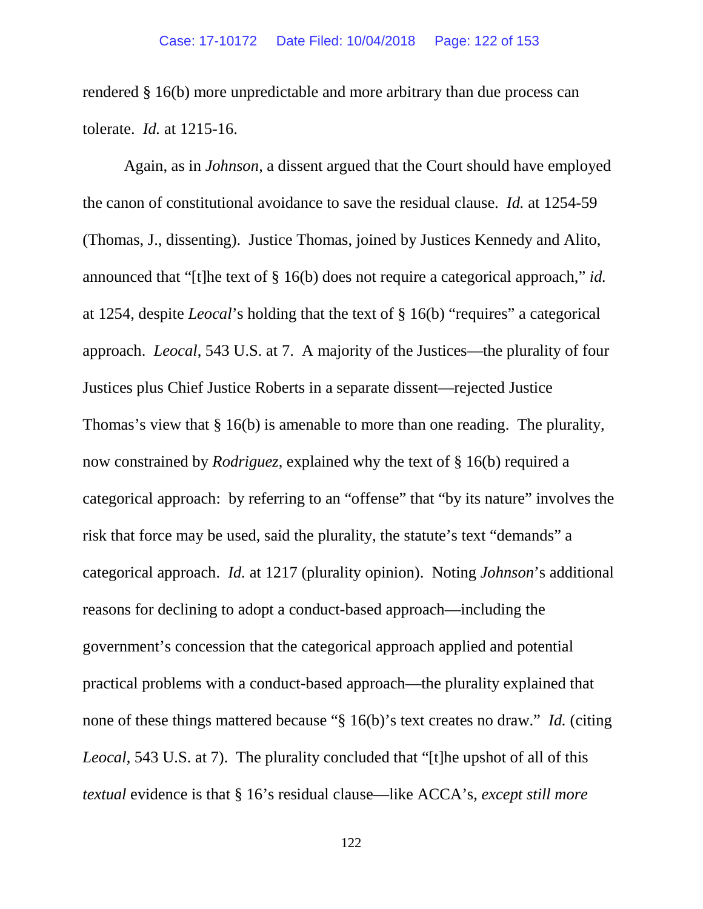rendered § 16(b) more unpredictable and more arbitrary than due process can tolerate. *Id.* at 1215-16.

Again, as in *Johnson*, a dissent argued that the Court should have employed the canon of constitutional avoidance to save the residual clause. *Id.* at 1254-59 (Thomas, J., dissenting). Justice Thomas, joined by Justices Kennedy and Alito, announced that "[t]he text of § 16(b) does not require a categorical approach," *id.* at 1254, despite *Leocal*'s holding that the text of § 16(b) "requires" a categorical approach. *Leocal*, 543 U.S. at 7. A majority of the Justices—the plurality of four Justices plus Chief Justice Roberts in a separate dissent—rejected Justice Thomas's view that § 16(b) is amenable to more than one reading. The plurality, now constrained by *Rodriguez*, explained why the text of § 16(b) required a categorical approach: by referring to an "offense" that "by its nature" involves the risk that force may be used, said the plurality, the statute's text "demands" a categorical approach. *Id.* at 1217 (plurality opinion). Noting *Johnson*'s additional reasons for declining to adopt a conduct-based approach—including the government's concession that the categorical approach applied and potential practical problems with a conduct-based approach—the plurality explained that none of these things mattered because "§ 16(b)'s text creates no draw." *Id.* (citing *Leocal*, 543 U.S. at 7). The plurality concluded that "[t]he upshot of all of this *textual* evidence is that § 16's residual clause—like ACCA's, *except still more*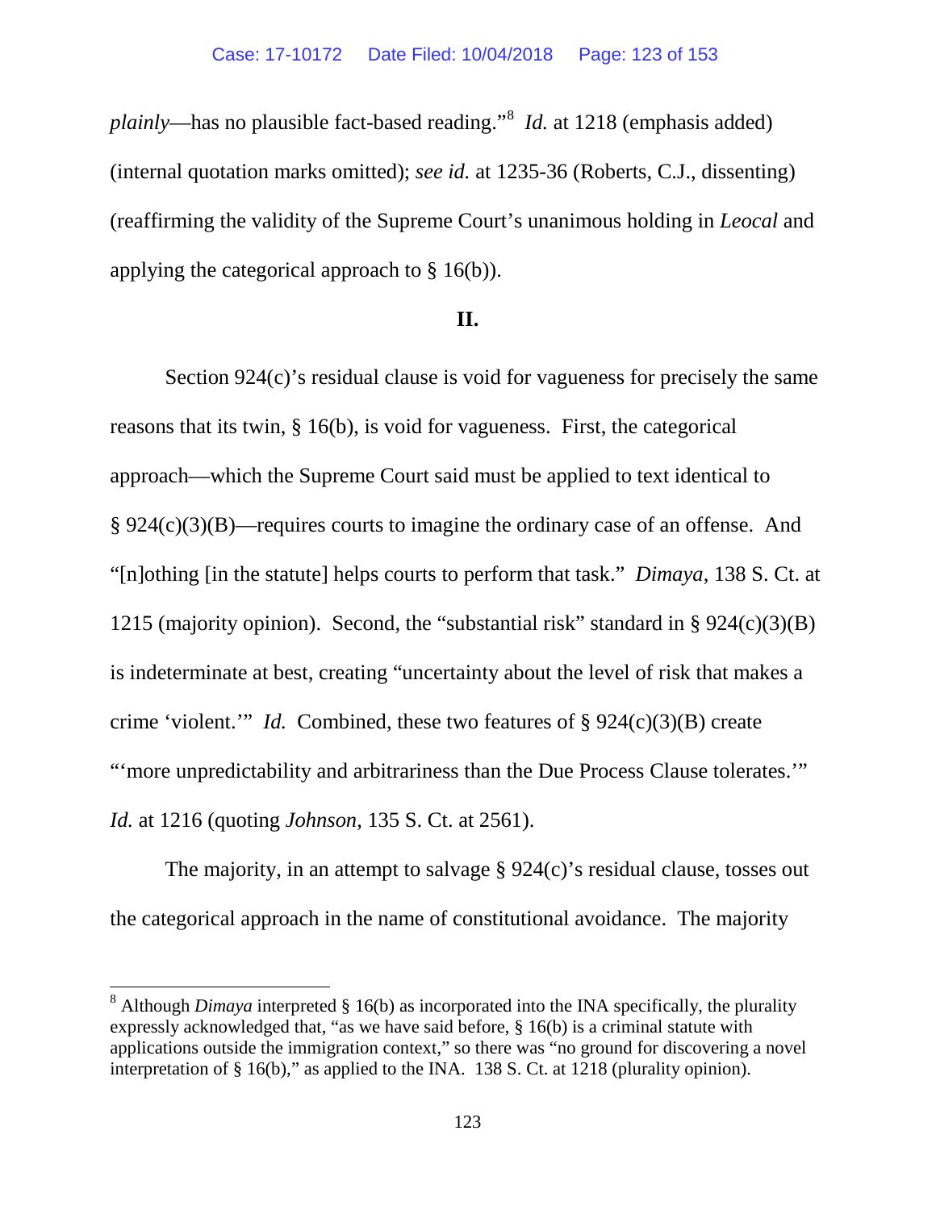*plainly*—has no plausible fact-based reading."[8] *Id.* at 1218 (emphasis added) (internal quotation marks omitted); *see id.* at 1235-36 (Roberts, C.J., dissenting) (reaffirming the validity of the Supreme Court's unanimous holding in *Leocal* and applying the categorical approach to § 16(b)).

**II.**

Section 924(c)'s residual clause is void for vagueness for precisely the same reasons that its twin, § 16(b), is void for vagueness. First, the categorical approach—which the Supreme Court said must be applied to text identical to § 924(c)(3)(B)—requires courts to imagine the ordinary case of an offense. And "[n]othing [in the statute] helps courts to perform that task." *Dimaya*, 138 S. Ct. at 1215 (majority opinion). Second, the "substantial risk" standard in § 924(c)(3)(B) is indeterminate at best, creating "uncertainty about the level of risk that makes a crime 'violent.'" *Id.* Combined, these two features of § 924(c)(3)(B) create "'more unpredictability and arbitrariness than the Due Process Clause tolerates.'" *Id.* at 1216 (quoting *Johnson*, 135 S. Ct. at 2561).

The majority, in an attempt to salvage § 924(c)'s residual clause, tosses out the categorical approach in the name of constitutional avoidance. The majority

---

[8] Although *Dimaya* interpreted § 16(b) as incorporated into the INA specifically, the plurality expressly acknowledged that, "as we have said before, § 16(b) is a criminal statute with applications outside the immigration context," so there was "no ground for discovering a novel interpretation of § 16(b)," as applied to the INA. 138 S. Ct. at 1218 (plurality opinion).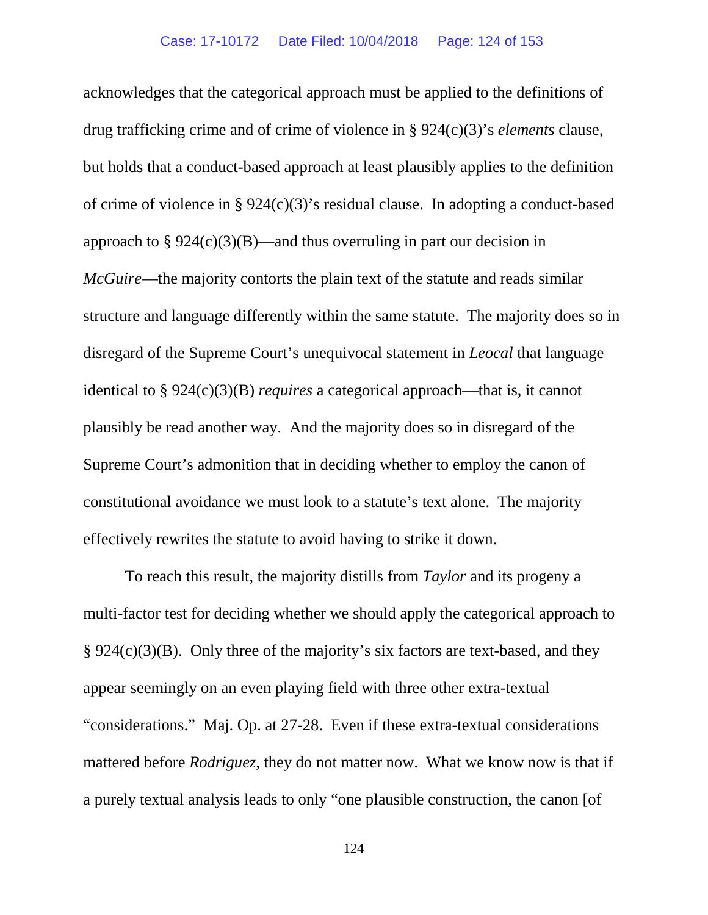acknowledges that the categorical approach must be applied to the definitions of drug trafficking crime and of crime of violence in § 924(c)(3)'s *elements* clause, but holds that a conduct-based approach at least plausibly applies to the definition of crime of violence in § 924(c)(3)'s residual clause. In adopting a conduct-based approach to § 924(c)(3)(B)—and thus overruling in part our decision in *McGuire*—the majority contorts the plain text of the statute and reads similar structure and language differently within the same statute. The majority does so in disregard of the Supreme Court's unequivocal statement in *Leocal* that language identical to § 924(c)(3)(B) *requires* a categorical approach—that is, it cannot plausibly be read another way. And the majority does so in disregard of the Supreme Court's admonition that in deciding whether to employ the canon of constitutional avoidance we must look to a statute's text alone. The majority effectively rewrites the statute to avoid having to strike it down.

To reach this result, the majority distills from *Taylor* and its progeny a multi-factor test for deciding whether we should apply the categorical approach to § 924(c)(3)(B). Only three of the majority's six factors are text-based, and they appear seemingly on an even playing field with three other extra-textual "considerations." Maj. Op. at 27-28. Even if these extra-textual considerations mattered before *Rodriguez*, they do not matter now. What we know now is that if a purely textual analysis leads to only "one plausible construction, the canon [of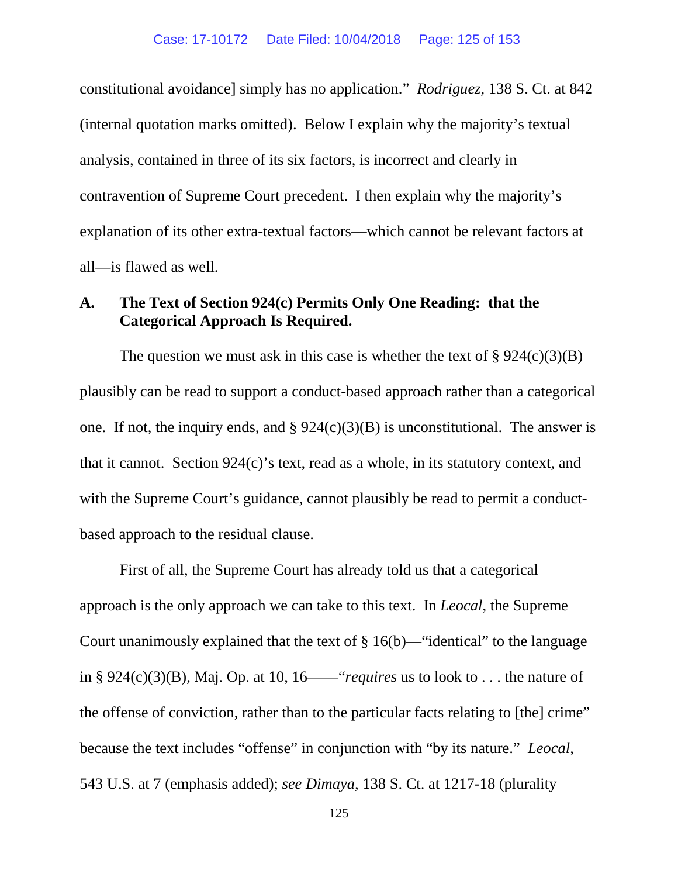constitutional avoidance] simply has no application." *Rodriguez*, 138 S. Ct. at 842 (internal quotation marks omitted). Below I explain why the majority's textual analysis, contained in three of its six factors, is incorrect and clearly in contravention of Supreme Court precedent. I then explain why the majority's explanation of its other extra-textual factors—which cannot be relevant factors at all—is flawed as well.

### A. The Text of Section 924(c) Permits Only One Reading: that the Categorical Approach Is Required.

The question we must ask in this case is whether the text of § 924(c)(3)(B) plausibly can be read to support a conduct-based approach rather than a categorical one. If not, the inquiry ends, and § 924(c)(3)(B) is unconstitutional. The answer is that it cannot. Section 924(c)'s text, read as a whole, in its statutory context, and with the Supreme Court's guidance, cannot plausibly be read to permit a conduct-based approach to the residual clause.

First of all, the Supreme Court has already told us that a categorical approach is the only approach we can take to this text. In *Leocal*, the Supreme Court unanimously explained that the text of § 16(b)—"identical" to the language in § 924(c)(3)(B), Maj. Op. at 10, 16——"*requires* us to look to . . . the nature of the offense of conviction, rather than to the particular facts relating to [the] crime" because the text includes "offense" in conjunction with "by its nature." *Leocal*, 543 U.S. at 7 (emphasis added); *see Dimaya*, 138 S. Ct. at 1217-18 (plurality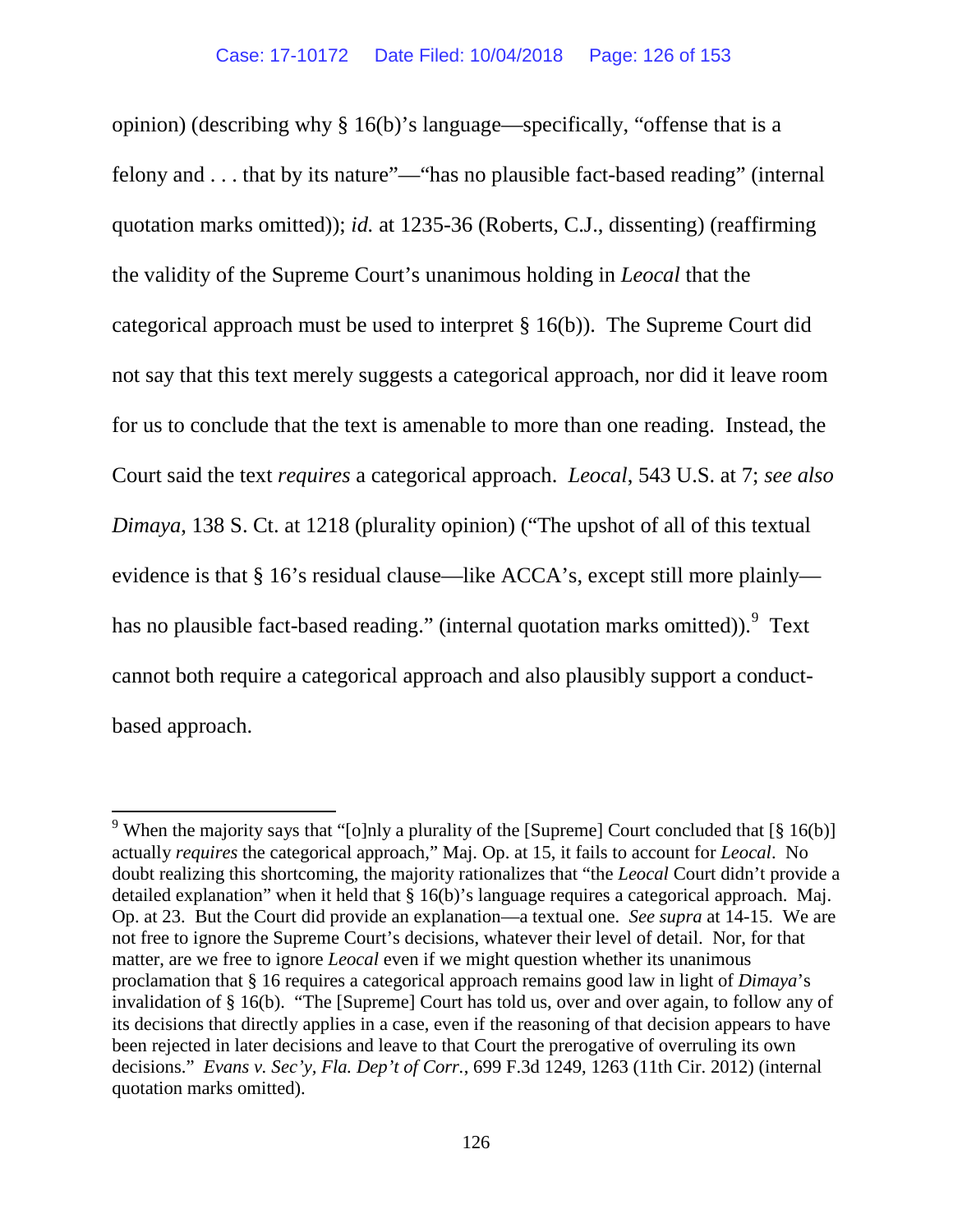opinion) (describing why § 16(b)'s language—specifically, "offense that is a felony and . . . that by its nature"—"has no plausible fact-based reading" (internal quotation marks omitted)); *id.* at 1235-36 (Roberts, C.J., dissenting) (reaffirming the validity of the Supreme Court's unanimous holding in *Leocal* that the categorical approach must be used to interpret § 16(b)). The Supreme Court did not say that this text merely suggests a categorical approach, nor did it leave room for us to conclude that the text is amenable to more than one reading. Instead, the Court said the text *requires* a categorical approach. *Leocal*, 543 U.S. at 7; *see also Dimaya*, 138 S. Ct. at 1218 (plurality opinion) ("The upshot of all of this textual evidence is that § 16's residual clause—like ACCA's, except still more plainly—has no plausible fact-based reading." (internal quotation marks omitted)).[9] Text cannot both require a categorical approach and also plausibly support a conduct-based approach.

---

[9] When the majority says that "[o]nly a plurality of the [Supreme] Court concluded that [§ 16(b)] actually *requires* the categorical approach," Maj. Op. at 15, it fails to account for *Leocal*. No doubt realizing this shortcoming, the majority rationalizes that "the *Leocal* Court didn't provide a detailed explanation" when it held that § 16(b)'s language requires a categorical approach. Maj. Op. at 23. But the Court did provide an explanation—a textual one. *See supra* at 14-15. We are not free to ignore the Supreme Court's decisions, whatever their level of detail. Nor, for that matter, are we free to ignore *Leocal* even if we might question whether its unanimous proclamation that § 16 requires a categorical approach remains good law in light of *Dimaya*'s invalidation of § 16(b). "The [Supreme] Court has told us, over and over again, to follow any of its decisions that directly applies in a case, even if the reasoning of that decision appears to have been rejected in later decisions and leave to that Court the prerogative of overruling its own decisions." *Evans v. Sec'y, Fla. Dep't of Corr.*, 699 F.3d 1249, 1263 (11th Cir. 2012) (internal quotation marks omitted).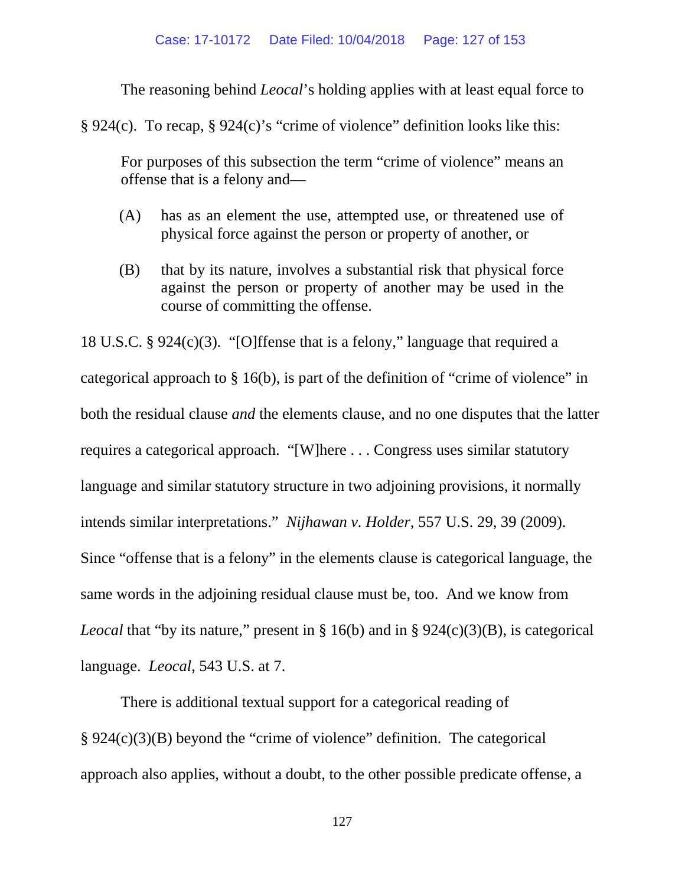The reasoning behind *Leocal*'s holding applies with at least equal force to § 924(c). To recap, § 924(c)'s "crime of violence" definition looks like this:

> For purposes of this subsection the term "crime of violence" means an offense that is a felony and—
>
> (A) has as an element the use, attempted use, or threatened use of physical force against the person or property of another, or
>
> (B) that by its nature, involves a substantial risk that physical force against the person or property of another may be used in the course of committing the offense.

18 U.S.C. § 924(c)(3). "[O]ffense that is a felony," language that required a categorical approach to § 16(b), is part of the definition of "crime of violence" in both the residual clause *and* the elements clause, and no one disputes that the latter requires a categorical approach. "[W]here . . . Congress uses similar statutory language and similar statutory structure in two adjoining provisions, it normally intends similar interpretations." *Nijhawan v. Holder*, 557 U.S. 29, 39 (2009). Since "offense that is a felony" in the elements clause is categorical language, the same words in the adjoining residual clause must be, too. And we know from *Leocal* that "by its nature," present in § 16(b) and in § 924(c)(3)(B), is categorical language. *Leocal*, 543 U.S. at 7.

There is additional textual support for a categorical reading of § 924(c)(3)(B) beyond the "crime of violence" definition. The categorical approach also applies, without a doubt, to the other possible predicate offense, a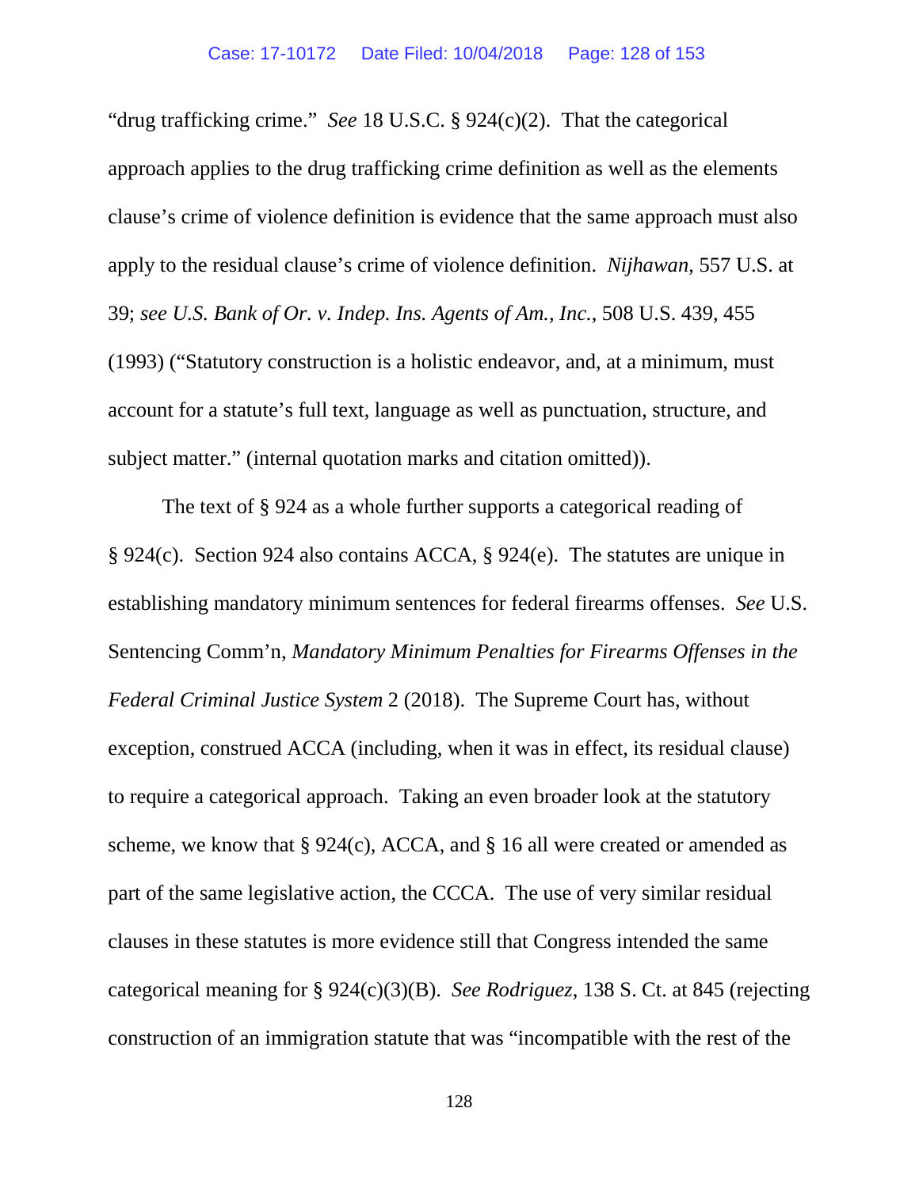"drug trafficking crime." *See* 18 U.S.C. § 924(c)(2). That the categorical approach applies to the drug trafficking crime definition as well as the elements clause's crime of violence definition is evidence that the same approach must also apply to the residual clause's crime of violence definition. *Nijhawan*, 557 U.S. at 39; *see U.S. Bank of Or. v. Indep. Ins. Agents of Am., Inc.*, 508 U.S. 439, 455 (1993) ("Statutory construction is a holistic endeavor, and, at a minimum, must account for a statute's full text, language as well as punctuation, structure, and subject matter." (internal quotation marks and citation omitted)).

The text of § 924 as a whole further supports a categorical reading of § 924(c). Section 924 also contains ACCA, § 924(e). The statutes are unique in establishing mandatory minimum sentences for federal firearms offenses. *See* U.S. Sentencing Comm'n, *Mandatory Minimum Penalties for Firearms Offenses in the Federal Criminal Justice System* 2 (2018). The Supreme Court has, without exception, construed ACCA (including, when it was in effect, its residual clause) to require a categorical approach. Taking an even broader look at the statutory scheme, we know that § 924(c), ACCA, and § 16 all were created or amended as part of the same legislative action, the CCCA. The use of very similar residual clauses in these statutes is more evidence still that Congress intended the same categorical meaning for § 924(c)(3)(B). *See Rodriguez*, 138 S. Ct. at 845 (rejecting construction of an immigration statute that was "incompatible with the rest of the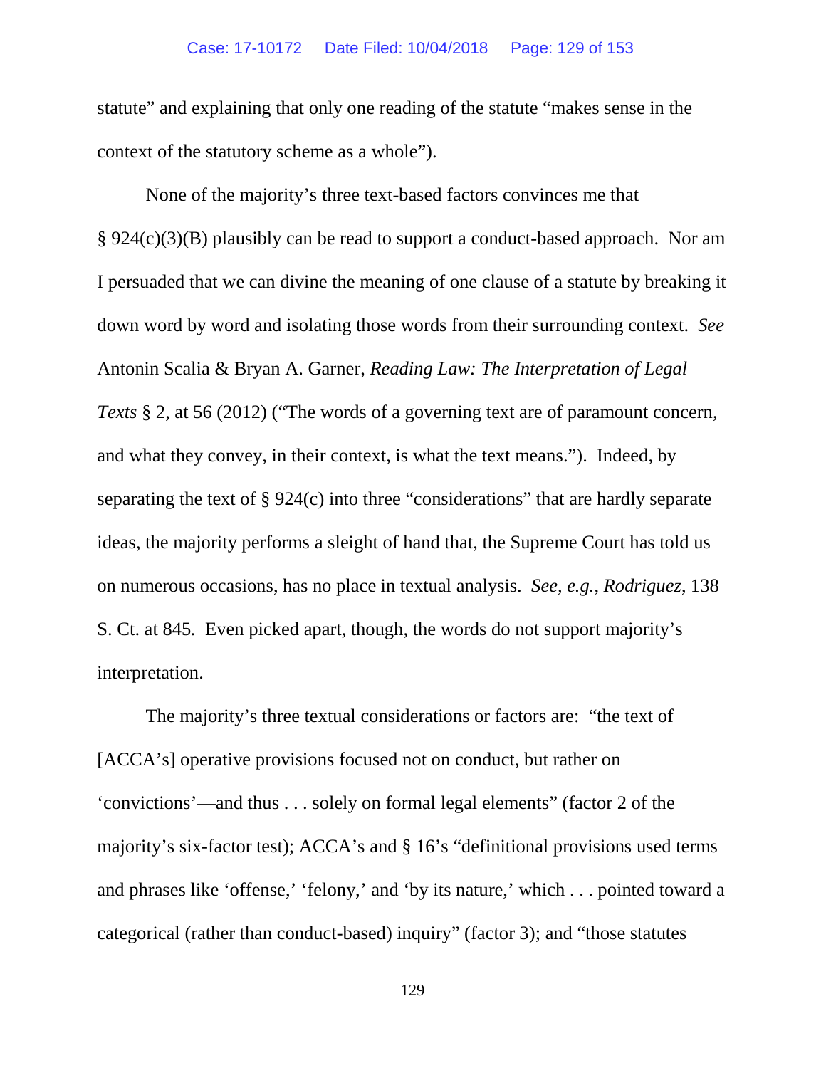statute" and explaining that only one reading of the statute "makes sense in the context of the statutory scheme as a whole").

None of the majority's three text-based factors convinces me that § 924(c)(3)(B) plausibly can be read to support a conduct-based approach. Nor am I persuaded that we can divine the meaning of one clause of a statute by breaking it down word by word and isolating those words from their surrounding context. *See* Antonin Scalia & Bryan A. Garner, *Reading Law: The Interpretation of Legal Texts* § 2, at 56 (2012) ("The words of a governing text are of paramount concern, and what they convey, in their context, is what the text means."). Indeed, by separating the text of § 924(c) into three "considerations" that are hardly separate ideas, the majority performs a sleight of hand that, the Supreme Court has told us on numerous occasions, has no place in textual analysis. *See, e.g.*, *Rodriguez*, 138 S. Ct. at 845. Even picked apart, though, the words do not support majority's interpretation.

The majority's three textual considerations or factors are: "the text of [ACCA's] operative provisions focused not on conduct, but rather on 'convictions'—and thus . . . solely on formal legal elements" (factor 2 of the majority's six-factor test); ACCA's and § 16's "definitional provisions used terms and phrases like 'offense,' 'felony,' and 'by its nature,' which . . . pointed toward a categorical (rather than conduct-based) inquiry" (factor 3); and "those statutes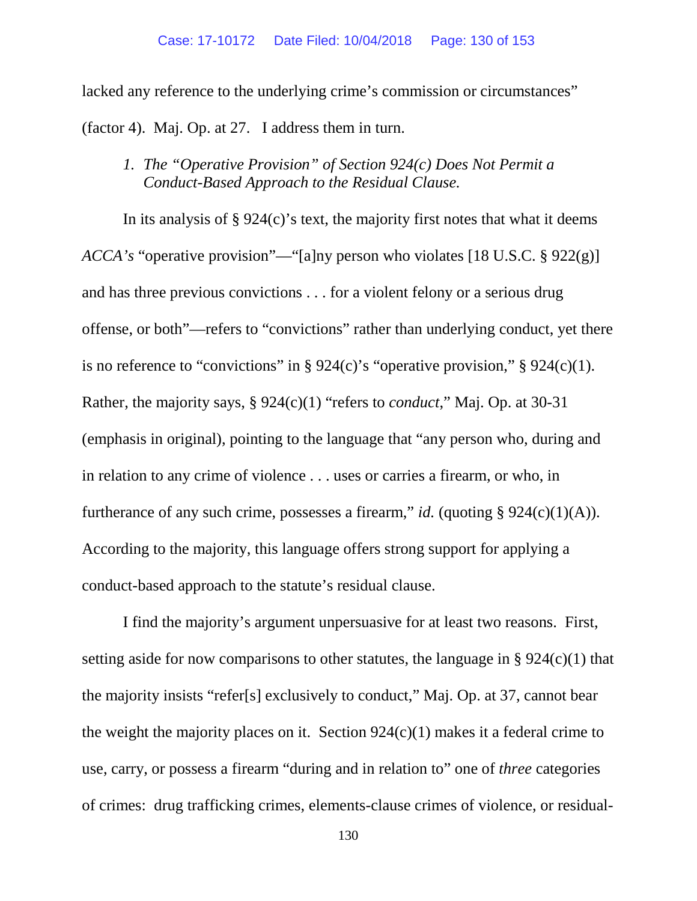lacked any reference to the underlying crime's commission or circumstances" (factor 4). Maj. Op. at 27. I address them in turn.

*1. The "Operative Provision" of Section 924(c) Does Not Permit a Conduct-Based Approach to the Residual Clause.*

In its analysis of § 924(c)'s text, the majority first notes that what it deems *ACCA's* "operative provision"—"[a]ny person who violates [18 U.S.C. § 922(g)] and has three previous convictions . . . for a violent felony or a serious drug offense, or both"—refers to "convictions" rather than underlying conduct, yet there is no reference to "convictions" in § 924(c)'s "operative provision," § 924(c)(1). Rather, the majority says, § 924(c)(1) "refers to *conduct*," Maj. Op. at 30-31 (emphasis in original), pointing to the language that "any person who, during and in relation to any crime of violence . . . uses or carries a firearm, or who, in furtherance of any such crime, possesses a firearm," *id.* (quoting § 924(c)(1)(A)). According to the majority, this language offers strong support for applying a conduct-based approach to the statute's residual clause.

I find the majority's argument unpersuasive for at least two reasons. First, setting aside for now comparisons to other statutes, the language in § 924(c)(1) that the majority insists "refer[s] exclusively to conduct," Maj. Op. at 37, cannot bear the weight the majority places on it. Section 924(c)(1) makes it a federal crime to use, carry, or possess a firearm "during and in relation to" one of *three* categories of crimes: drug trafficking crimes, elements-clause crimes of violence, or residual-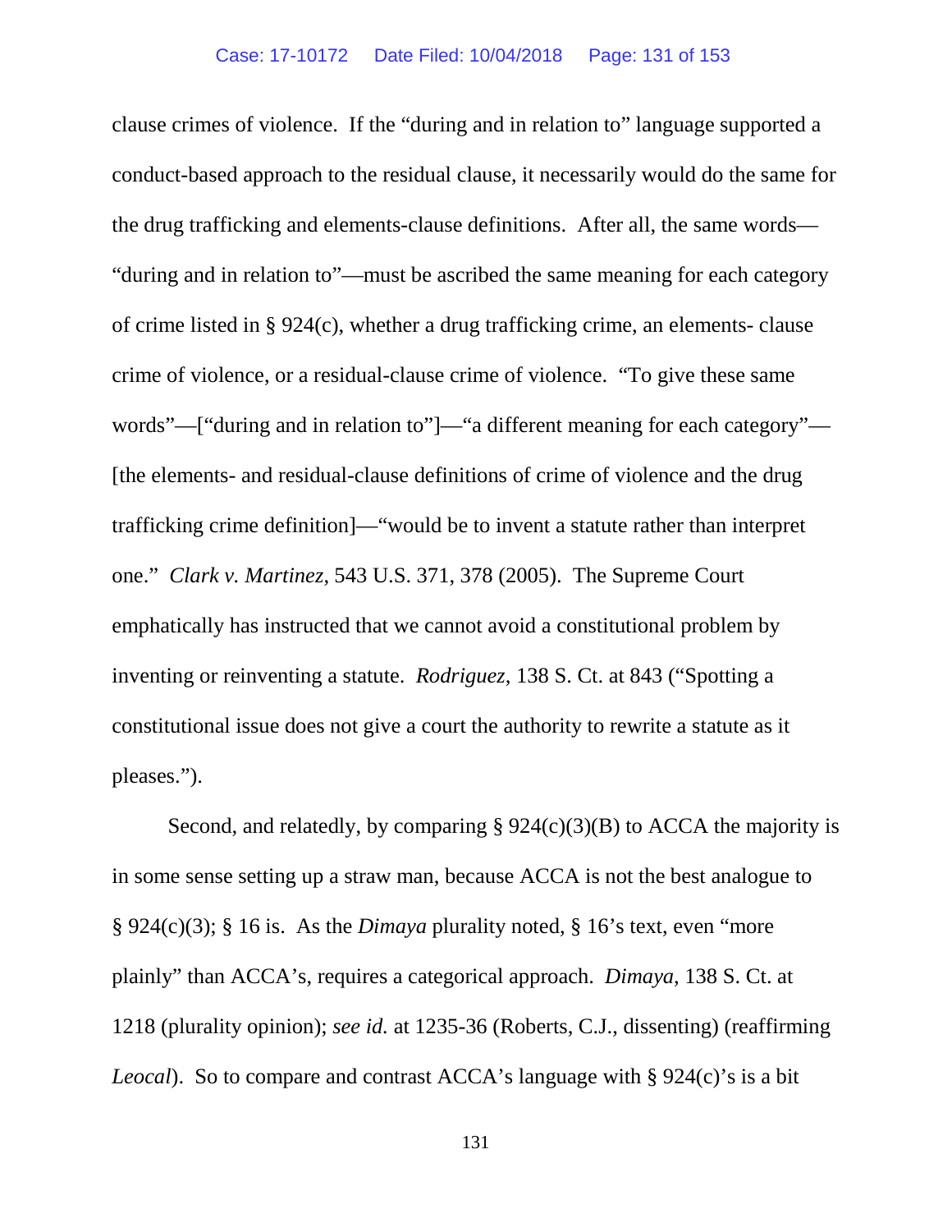clause crimes of violence. If the "during and in relation to" language supported a conduct-based approach to the residual clause, it necessarily would do the same for the drug trafficking and elements-clause definitions. After all, the same words—"during and in relation to"—must be ascribed the same meaning for each category of crime listed in § 924(c), whether a drug trafficking crime, an elements- clause crime of violence, or a residual-clause crime of violence. "To give these same words"—["during and in relation to"]—"a different meaning for each category"—[the elements- and residual-clause definitions of crime of violence and the drug trafficking crime definition]—"would be to invent a statute rather than interpret one." *Clark v. Martinez*, 543 U.S. 371, 378 (2005). The Supreme Court emphatically has instructed that we cannot avoid a constitutional problem by inventing or reinventing a statute. *Rodriguez*, 138 S. Ct. at 843 ("Spotting a constitutional issue does not give a court the authority to rewrite a statute as it pleases.").

Second, and relatedly, by comparing § 924(c)(3)(B) to ACCA the majority is in some sense setting up a straw man, because ACCA is not the best analogue to § 924(c)(3); § 16 is. As the *Dimaya* plurality noted, § 16's text, even "more plainly" than ACCA's, requires a categorical approach. *Dimaya*, 138 S. Ct. at 1218 (plurality opinion); *see id.* at 1235-36 (Roberts, C.J., dissenting) (reaffirming *Leocal*). So to compare and contrast ACCA's language with § 924(c)'s is a bit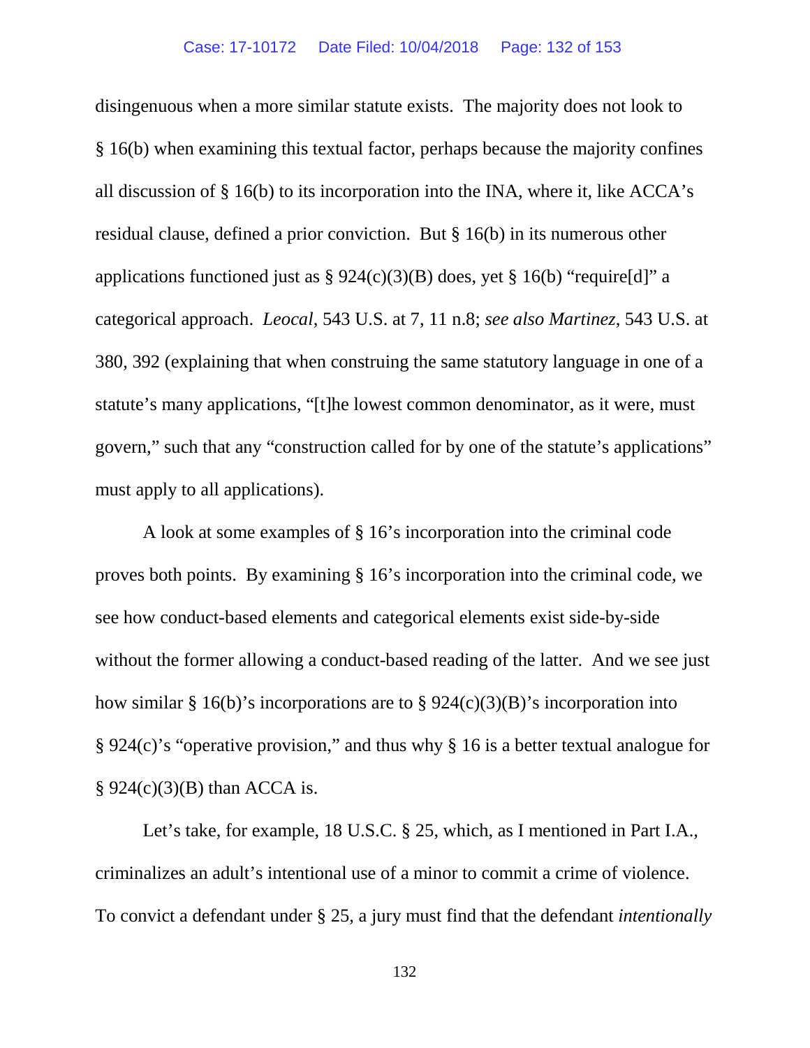disingenuous when a more similar statute exists. The majority does not look to § 16(b) when examining this textual factor, perhaps because the majority confines all discussion of § 16(b) to its incorporation into the INA, where it, like ACCA's residual clause, defined a prior conviction. But § 16(b) in its numerous other applications functioned just as § 924(c)(3)(B) does, yet § 16(b) "require[d]" a categorical approach. *Leocal*, 543 U.S. at 7, 11 n.8; *see also Martinez*, 543 U.S. at 380, 392 (explaining that when construing the same statutory language in one of a statute's many applications, "[t]he lowest common denominator, as it were, must govern," such that any "construction called for by one of the statute's applications" must apply to all applications).

A look at some examples of § 16's incorporation into the criminal code proves both points. By examining § 16's incorporation into the criminal code, we see how conduct-based elements and categorical elements exist side-by-side without the former allowing a conduct-based reading of the latter. And we see just how similar § 16(b)'s incorporations are to § 924(c)(3)(B)'s incorporation into § 924(c)'s "operative provision," and thus why § 16 is a better textual analogue for § 924(c)(3)(B) than ACCA is.

Let's take, for example, 18 U.S.C. § 25, which, as I mentioned in Part I.A., criminalizes an adult's intentional use of a minor to commit a crime of violence. To convict a defendant under § 25, a jury must find that the defendant *intentionally*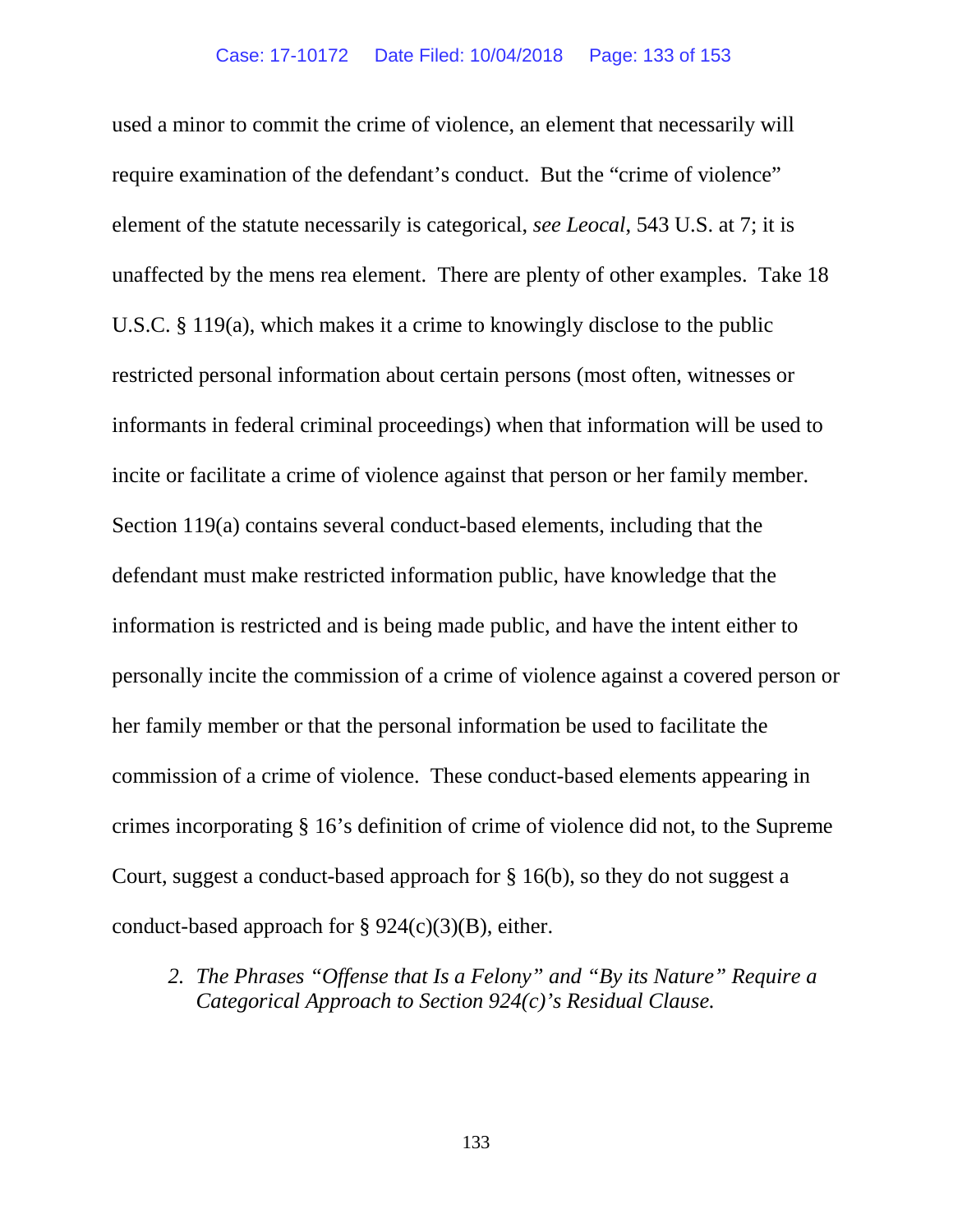used a minor to commit the crime of violence, an element that necessarily will require examination of the defendant's conduct. But the "crime of violence" element of the statute necessarily is categorical, *see Leocal*, 543 U.S. at 7; it is unaffected by the mens rea element. There are plenty of other examples. Take 18 U.S.C. § 119(a), which makes it a crime to knowingly disclose to the public restricted personal information about certain persons (most often, witnesses or informants in federal criminal proceedings) when that information will be used to incite or facilitate a crime of violence against that person or her family member. Section 119(a) contains several conduct-based elements, including that the defendant must make restricted information public, have knowledge that the information is restricted and is being made public, and have the intent either to personally incite the commission of a crime of violence against a covered person or her family member or that the personal information be used to facilitate the commission of a crime of violence. These conduct-based elements appearing in crimes incorporating § 16's definition of crime of violence did not, to the Supreme Court, suggest a conduct-based approach for § 16(b), so they do not suggest a conduct-based approach for § 924(c)(3)(B), either.

*2. The Phrases "Offense that Is a Felony" and "By its Nature" Require a Categorical Approach to Section 924(c)'s Residual Clause.*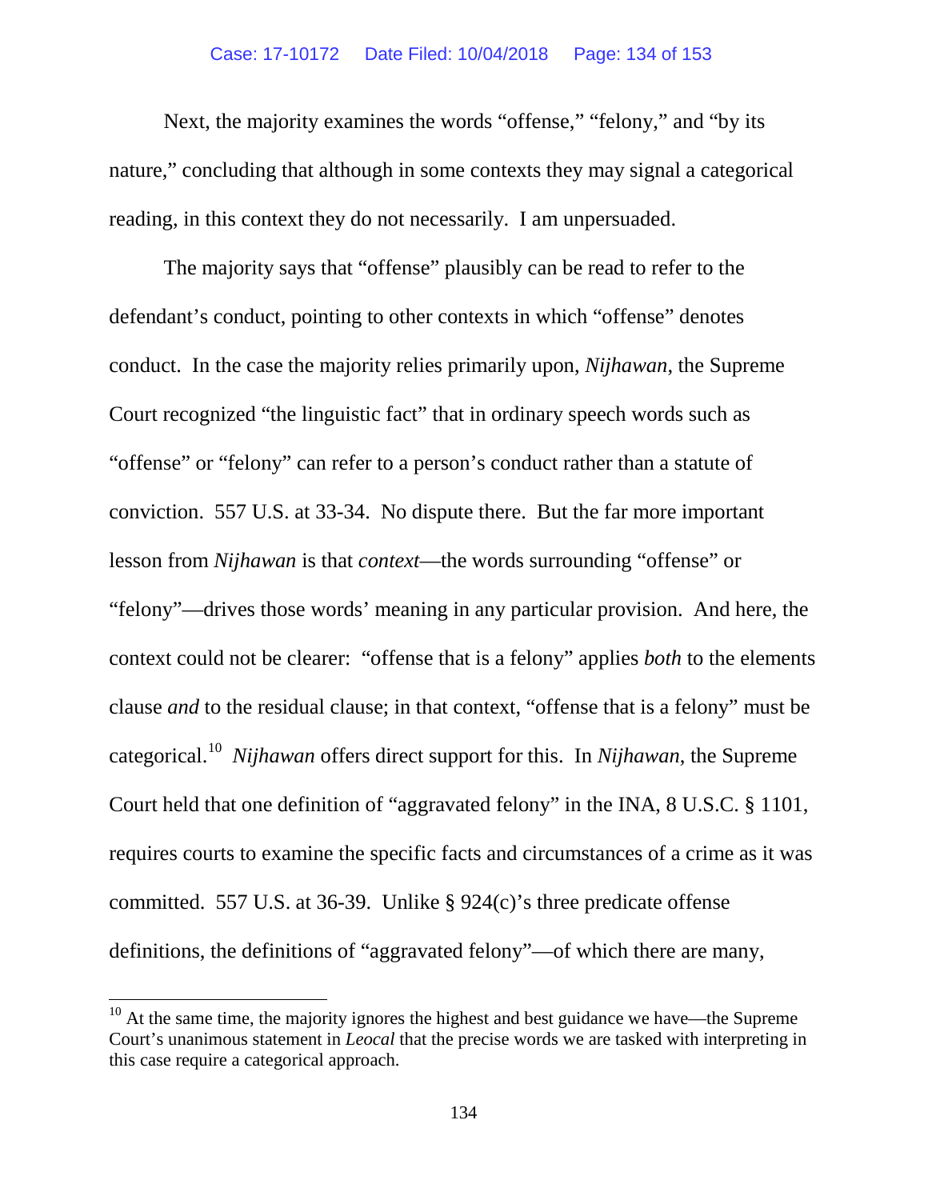Next, the majority examines the words "offense," "felony," and "by its nature," concluding that although in some contexts they may signal a categorical reading, in this context they do not necessarily. I am unpersuaded.

The majority says that "offense" plausibly can be read to refer to the defendant's conduct, pointing to other contexts in which "offense" denotes conduct. In the case the majority relies primarily upon, *Nijhawan*, the Supreme Court recognized "the linguistic fact" that in ordinary speech words such as "offense" or "felony" can refer to a person's conduct rather than a statute of conviction. 557 U.S. at 33-34. No dispute there. But the far more important lesson from *Nijhawan* is that *context*—the words surrounding "offense" or "felony"—drives those words' meaning in any particular provision. And here, the context could not be clearer: "offense that is a felony" applies *both* to the elements clause *and* to the residual clause; in that context, "offense that is a felony" must be categorical.[10] *Nijhawan* offers direct support for this. In *Nijhawan*, the Supreme Court held that one definition of "aggravated felony" in the INA, 8 U.S.C. § 1101, requires courts to examine the specific facts and circumstances of a crime as it was committed. 557 U.S. at 36-39. Unlike § 924(c)'s three predicate offense definitions, the definitions of "aggravated felony"—of which there are many,

[10] At the same time, the majority ignores the highest and best guidance we have—the Supreme Court's unanimous statement in *Leocal* that the precise words we are tasked with interpreting in this case require a categorical approach.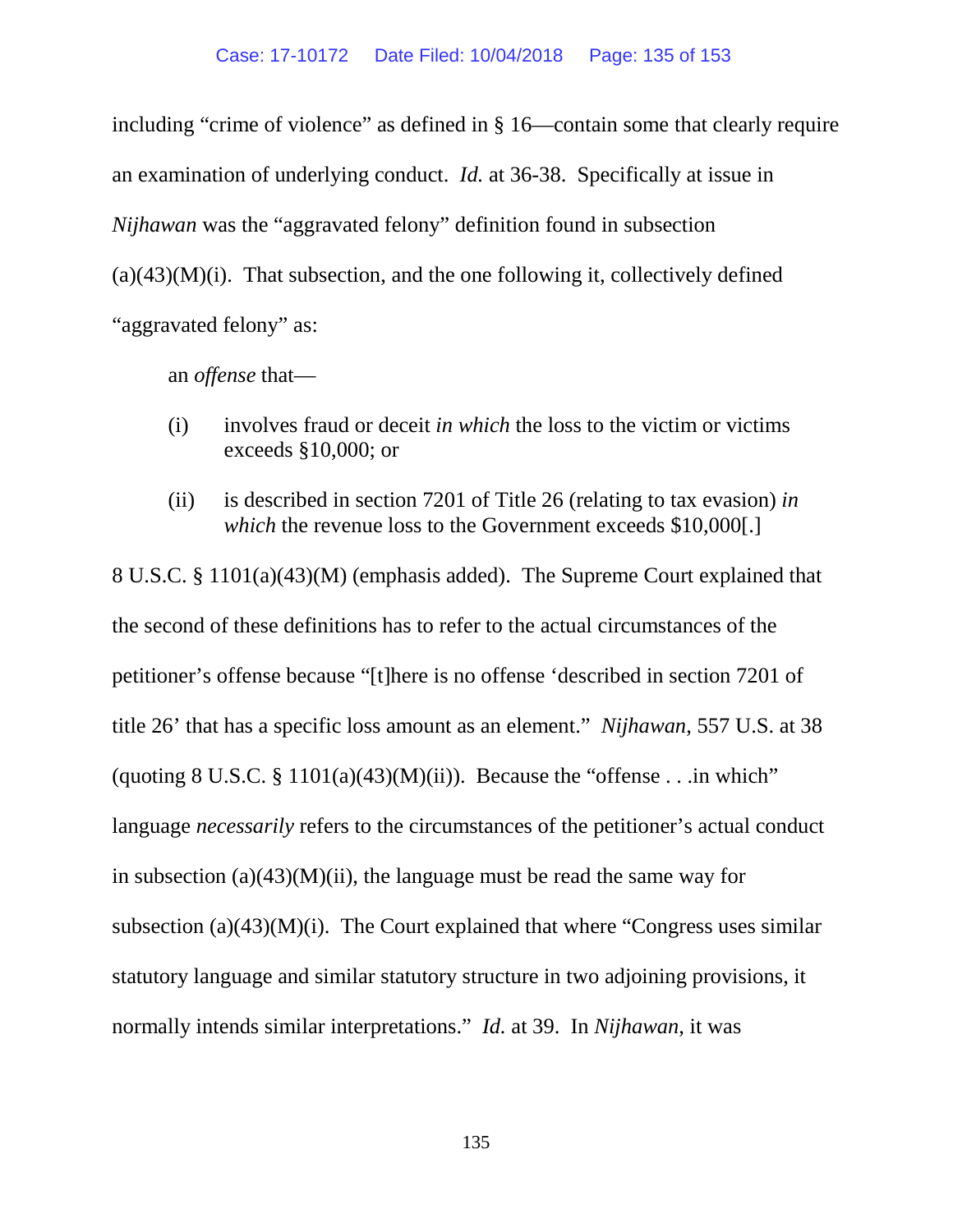including "crime of violence" as defined in § 16—contain some that clearly require an examination of underlying conduct. *Id.* at 36-38. Specifically at issue in *Nijhawan* was the "aggravated felony" definition found in subsection (a)(43)(M)(i). That subsection, and the one following it, collectively defined "aggravated felony" as:

> an *offense* that—
>
> (i) involves fraud or deceit *in which* the loss to the victim or victims exceeds §10,000; or
>
> (ii) is described in section 7201 of Title 26 (relating to tax evasion) *in which* the revenue loss to the Government exceeds $10,000[.]

8 U.S.C. § 1101(a)(43)(M) (emphasis added). The Supreme Court explained that the second of these definitions has to refer to the actual circumstances of the petitioner's offense because "[t]here is no offense 'described in section 7201 of title 26' that has a specific loss amount as an element." *Nijhawan*, 557 U.S. at 38 (quoting 8 U.S.C. § 1101(a)(43)(M)(ii)). Because the "offense . . .in which" language *necessarily* refers to the circumstances of the petitioner's actual conduct in subsection (a)(43)(M)(ii), the language must be read the same way for subsection (a)(43)(M)(i). The Court explained that where "Congress uses similar statutory language and similar statutory structure in two adjoining provisions, it normally intends similar interpretations." *Id.* at 39. In *Nijhawan*, it was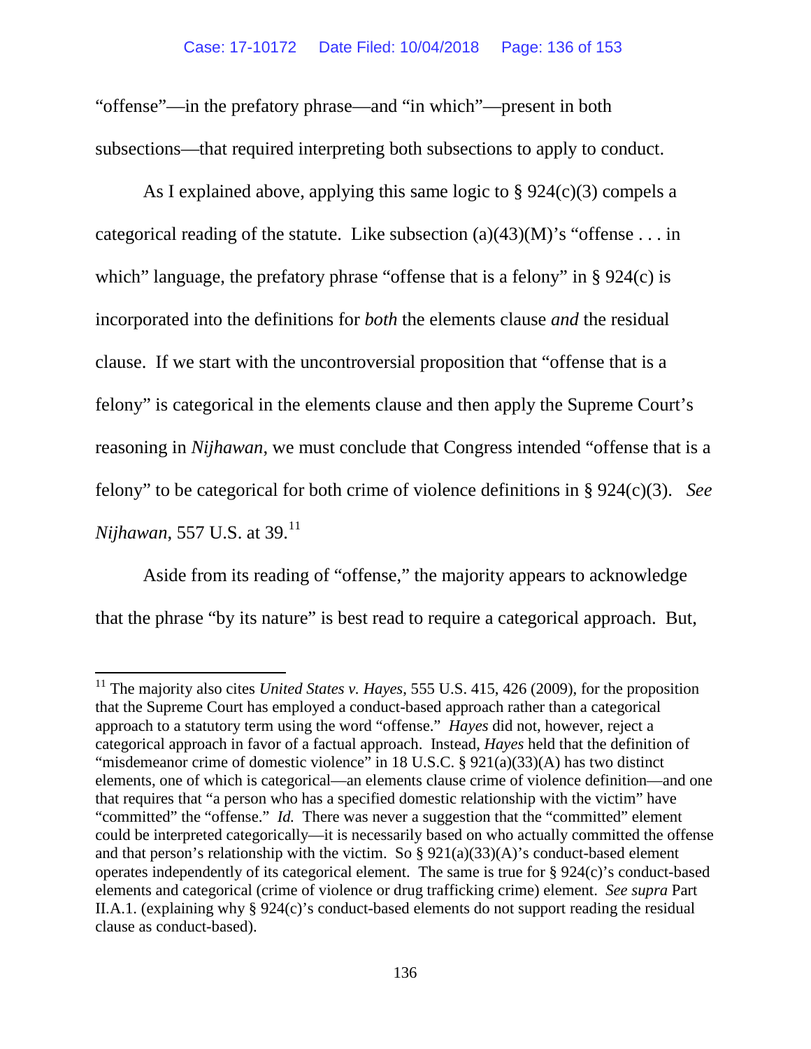"offense"—in the prefatory phrase—and "in which"—present in both subsections—that required interpreting both subsections to apply to conduct.

As I explained above, applying this same logic to § 924(c)(3) compels a categorical reading of the statute. Like subsection (a)(43)(M)'s "offense . . . in which" language, the prefatory phrase "offense that is a felony" in § 924(c) is incorporated into the definitions for *both* the elements clause *and* the residual clause. If we start with the uncontroversial proposition that "offense that is a felony" is categorical in the elements clause and then apply the Supreme Court's reasoning in *Nijhawan*, we must conclude that Congress intended "offense that is a felony" to be categorical for both crime of violence definitions in § 924(c)(3). *See Nijhawan*, 557 U.S. at 39.[11]

Aside from its reading of "offense," the majority appears to acknowledge that the phrase "by its nature" is best read to require a categorical approach. But,

[11] The majority also cites *United States v. Hayes*, 555 U.S. 415, 426 (2009), for the proposition that the Supreme Court has employed a conduct-based approach rather than a categorical approach to a statutory term using the word "offense." *Hayes* did not, however, reject a categorical approach in favor of a factual approach. Instead, *Hayes* held that the definition of "misdemeanor crime of domestic violence" in 18 U.S.C. § 921(a)(33)(A) has two distinct elements, one of which is categorical—an elements clause crime of violence definition—and one that requires that "a person who has a specified domestic relationship with the victim" have "committed" the "offense." *Id.* There was never a suggestion that the "committed" element could be interpreted categorically—it is necessarily based on who actually committed the offense and that person's relationship with the victim. So § 921(a)(33)(A)'s conduct-based element operates independently of its categorical element. The same is true for § 924(c)'s conduct-based elements and categorical (crime of violence or drug trafficking crime) element. *See supra* Part II.A.1. (explaining why § 924(c)'s conduct-based elements do not support reading the residual clause as conduct-based).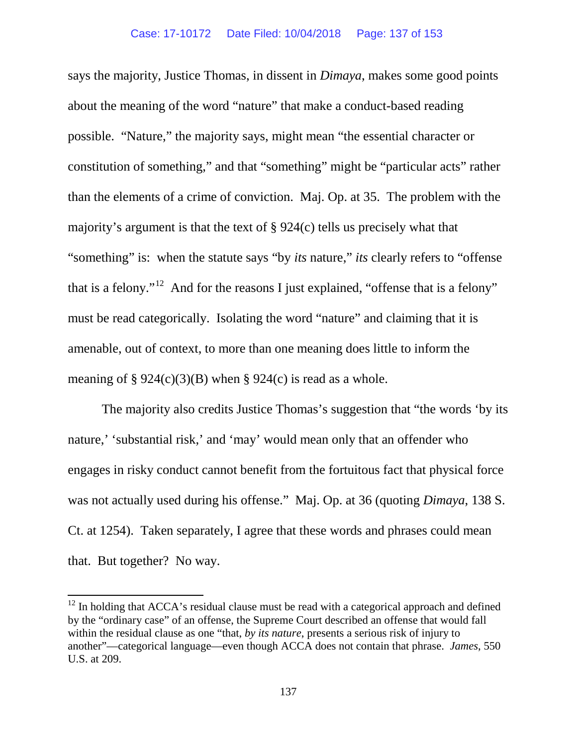says the majority, Justice Thomas, in dissent in *Dimaya*, makes some good points about the meaning of the word "nature" that make a conduct-based reading possible. "Nature," the majority says, might mean "the essential character or constitution of something," and that "something" might be "particular acts" rather than the elements of a crime of conviction. Maj. Op. at 35. The problem with the majority's argument is that the text of § 924(c) tells us precisely what that "something" is: when the statute says "by *its* nature," *its* clearly refers to "offense that is a felony."[12] And for the reasons I just explained, "offense that is a felony" must be read categorically. Isolating the word "nature" and claiming that it is amenable, out of context, to more than one meaning does little to inform the meaning of § 924(c)(3)(B) when § 924(c) is read as a whole.

The majority also credits Justice Thomas's suggestion that "the words 'by its nature,' 'substantial risk,' and 'may' would mean only that an offender who engages in risky conduct cannot benefit from the fortuitous fact that physical force was not actually used during his offense." Maj. Op. at 36 (quoting *Dimaya*, 138 S. Ct. at 1254). Taken separately, I agree that these words and phrases could mean that. But together? No way.

---

[12] In holding that ACCA's residual clause must be read with a categorical approach and defined by the "ordinary case" of an offense, the Supreme Court described an offense that would fall within the residual clause as one "that, *by its nature*, presents a serious risk of injury to another"—categorical language—even though ACCA does not contain that phrase. *James*, 550 U.S. at 209.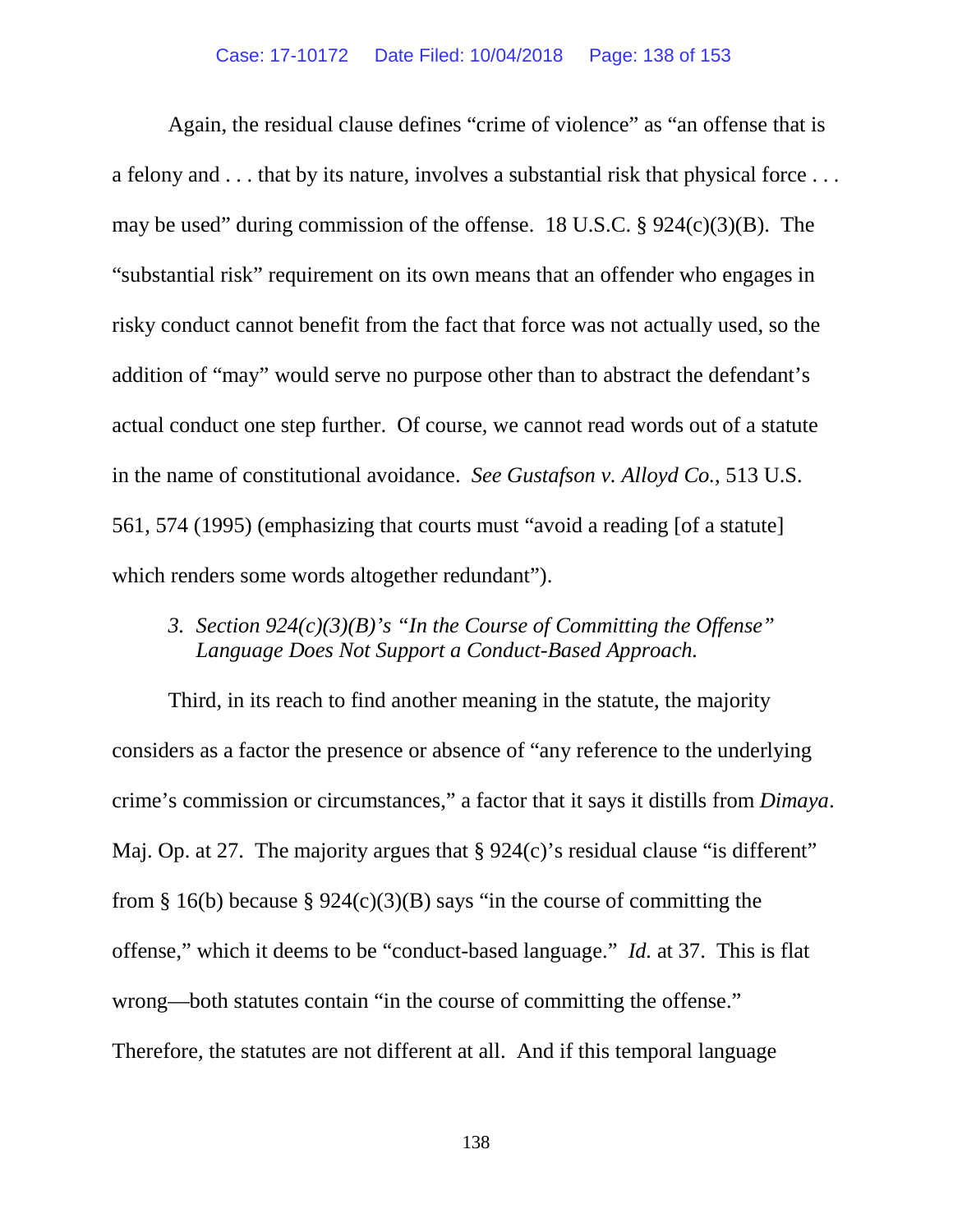Again, the residual clause defines "crime of violence" as "an offense that is a felony and . . . that by its nature, involves a substantial risk that physical force . . . may be used" during commission of the offense. 18 U.S.C. § 924(c)(3)(B). The "substantial risk" requirement on its own means that an offender who engages in risky conduct cannot benefit from the fact that force was not actually used, so the addition of "may" would serve no purpose other than to abstract the defendant's actual conduct one step further. Of course, we cannot read words out of a statute in the name of constitutional avoidance. *See Gustafson v. Alloyd Co.*, 513 U.S. 561, 574 (1995) (emphasizing that courts must "avoid a reading [of a statute] which renders some words altogether redundant").

### 3. *Section 924(c)(3)(B)'s "In the Course of Committing the Offense" Language Does Not Support a Conduct-Based Approach.*

Third, in its reach to find another meaning in the statute, the majority considers as a factor the presence or absence of "any reference to the underlying crime's commission or circumstances," a factor that it says it distills from *Dimaya*. Maj. Op. at 27. The majority argues that § 924(c)'s residual clause "is different" from § 16(b) because § 924(c)(3)(B) says "in the course of committing the offense," which it deems to be "conduct-based language." *Id.* at 37. This is flat wrong—both statutes contain "in the course of committing the offense." Therefore, the statutes are not different at all. And if this temporal language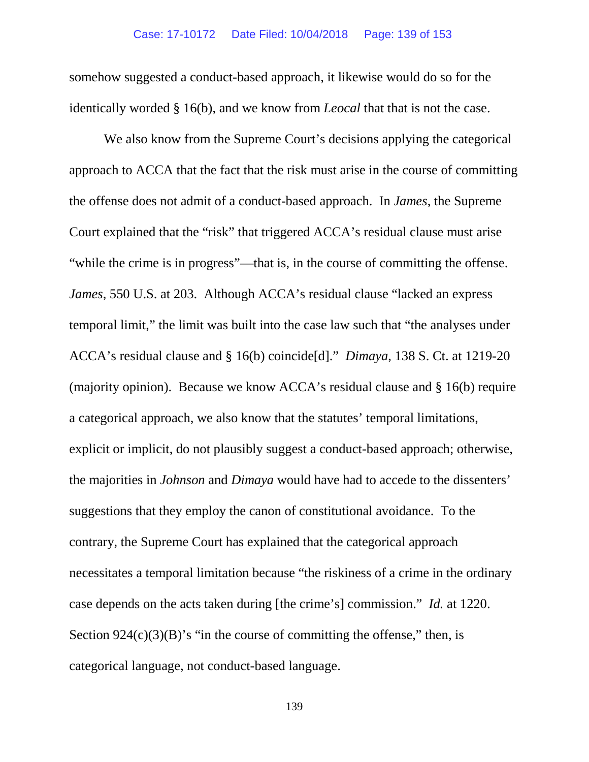somehow suggested a conduct-based approach, it likewise would do so for the identically worded § 16(b), and we know from *Leocal* that that is not the case.

We also know from the Supreme Court's decisions applying the categorical approach to ACCA that the fact that the risk must arise in the course of committing the offense does not admit of a conduct-based approach. In *James*, the Supreme Court explained that the "risk" that triggered ACCA's residual clause must arise "while the crime is in progress"—that is, in the course of committing the offense. *James*, 550 U.S. at 203. Although ACCA's residual clause "lacked an express temporal limit," the limit was built into the case law such that "the analyses under ACCA's residual clause and § 16(b) coincide[d]." *Dimaya*, 138 S. Ct. at 1219-20 (majority opinion). Because we know ACCA's residual clause and § 16(b) require a categorical approach, we also know that the statutes' temporal limitations, explicit or implicit, do not plausibly suggest a conduct-based approach; otherwise, the majorities in *Johnson* and *Dimaya* would have had to accede to the dissenters' suggestions that they employ the canon of constitutional avoidance. To the contrary, the Supreme Court has explained that the categorical approach necessitates a temporal limitation because "the riskiness of a crime in the ordinary case depends on the acts taken during [the crime's] commission." *Id.* at 1220. Section 924(c)(3)(B)'s "in the course of committing the offense," then, is categorical language, not conduct-based language.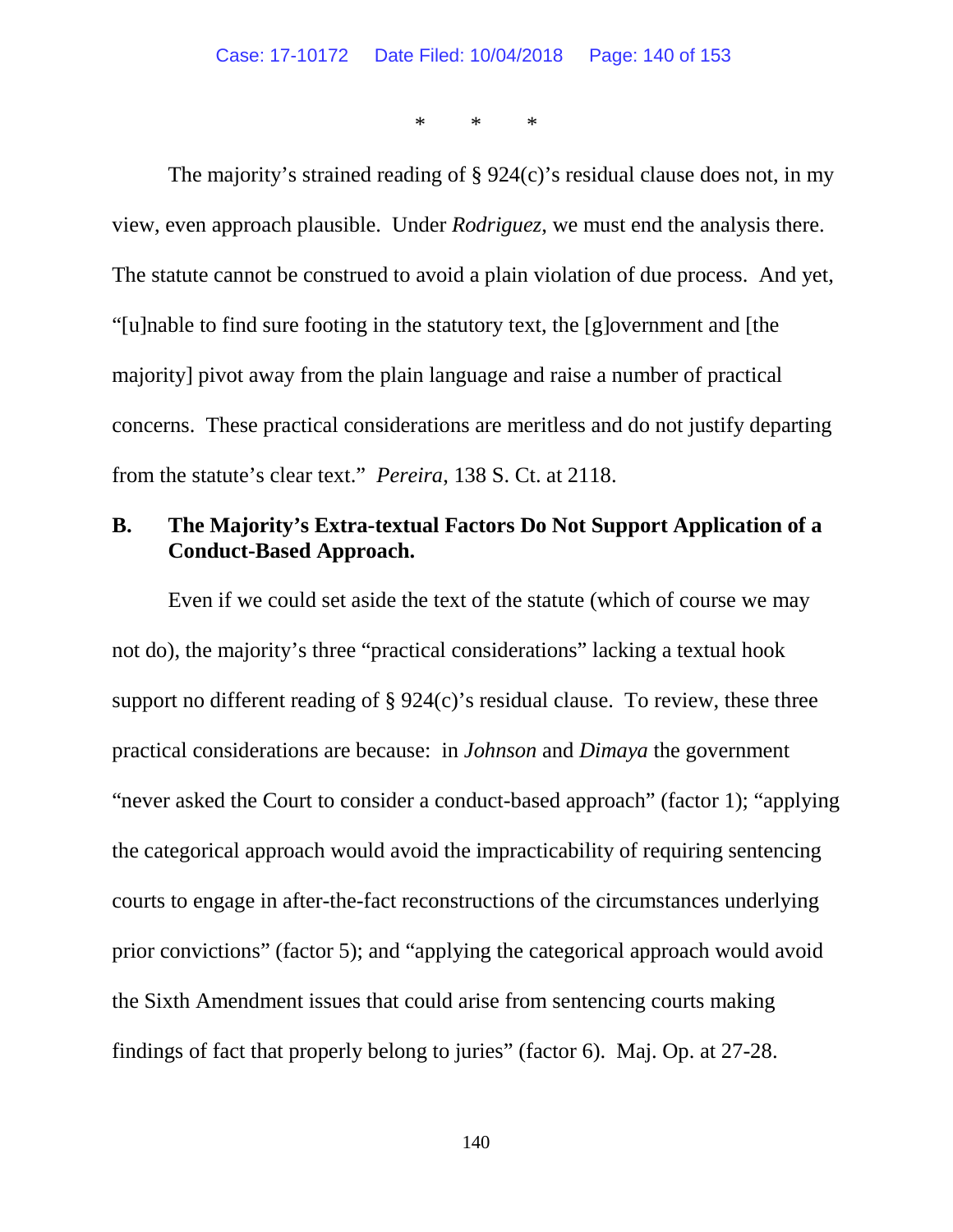\*        \*        \*

The majority's strained reading of § 924(c)'s residual clause does not, in my view, even approach plausible. Under *Rodriguez*, we must end the analysis there. The statute cannot be construed to avoid a plain violation of due process. And yet, "[u]nable to find sure footing in the statutory text, the [g]overnment and [the majority] pivot away from the plain language and raise a number of practical concerns. These practical considerations are meritless and do not justify departing from the statute's clear text." *Pereira*, 138 S. Ct. at 2118.

### B. The Majority's Extra-textual Factors Do Not Support Application of a Conduct-Based Approach.

Even if we could set aside the text of the statute (which of course we may not do), the majority's three "practical considerations" lacking a textual hook support no different reading of § 924(c)'s residual clause. To review, these three practical considerations are because: in *Johnson* and *Dimaya* the government "never asked the Court to consider a conduct-based approach" (factor 1); "applying the categorical approach would avoid the impracticability of requiring sentencing courts to engage in after-the-fact reconstructions of the circumstances underlying prior convictions" (factor 5); and "applying the categorical approach would avoid the Sixth Amendment issues that could arise from sentencing courts making findings of fact that properly belong to juries" (factor 6). Maj. Op. at 27-28.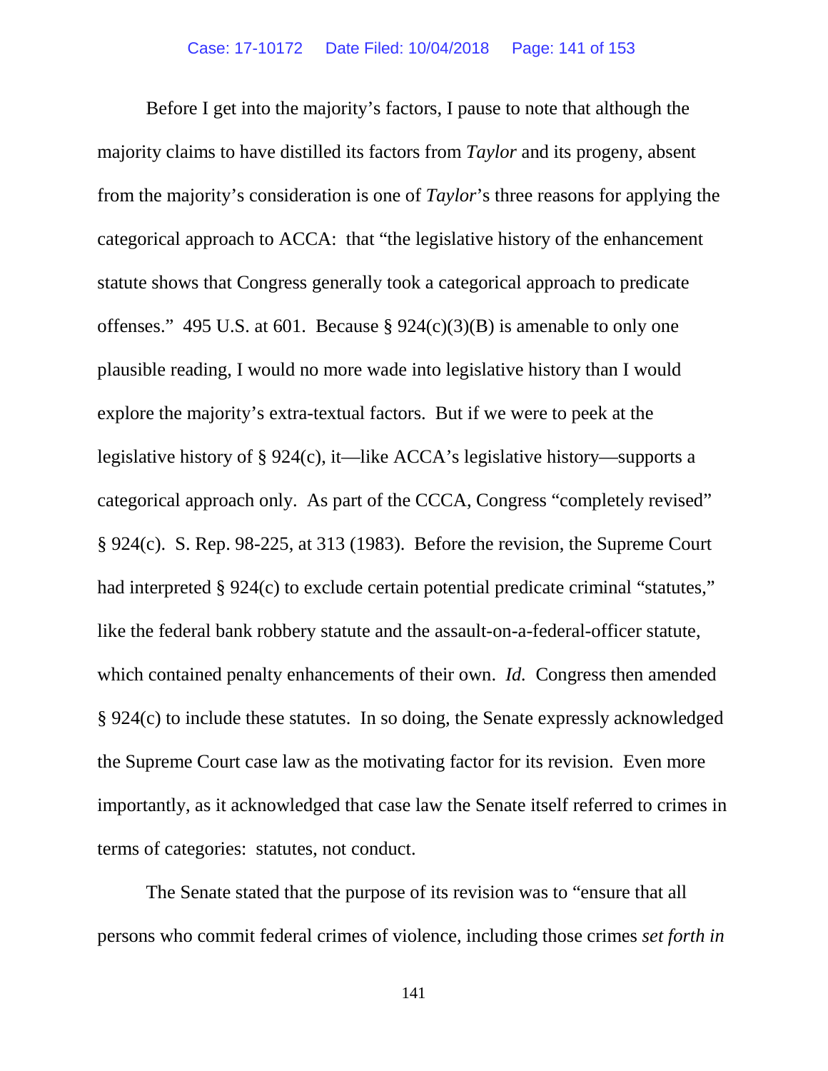Before I get into the majority's factors, I pause to note that although the majority claims to have distilled its factors from *Taylor* and its progeny, absent from the majority's consideration is one of *Taylor*'s three reasons for applying the categorical approach to ACCA: that "the legislative history of the enhancement statute shows that Congress generally took a categorical approach to predicate offenses." 495 U.S. at 601. Because § 924(c)(3)(B) is amenable to only one plausible reading, I would no more wade into legislative history than I would explore the majority's extra-textual factors. But if we were to peek at the legislative history of § 924(c), it—like ACCA's legislative history—supports a categorical approach only. As part of the CCCA, Congress "completely revised" § 924(c). S. Rep. 98-225, at 313 (1983). Before the revision, the Supreme Court had interpreted § 924(c) to exclude certain potential predicate criminal "statutes," like the federal bank robbery statute and the assault-on-a-federal-officer statute, which contained penalty enhancements of their own. *Id.* Congress then amended § 924(c) to include these statutes. In so doing, the Senate expressly acknowledged the Supreme Court case law as the motivating factor for its revision. Even more importantly, as it acknowledged that case law the Senate itself referred to crimes in terms of categories: statutes, not conduct.

The Senate stated that the purpose of its revision was to "ensure that all persons who commit federal crimes of violence, including those crimes *set forth in*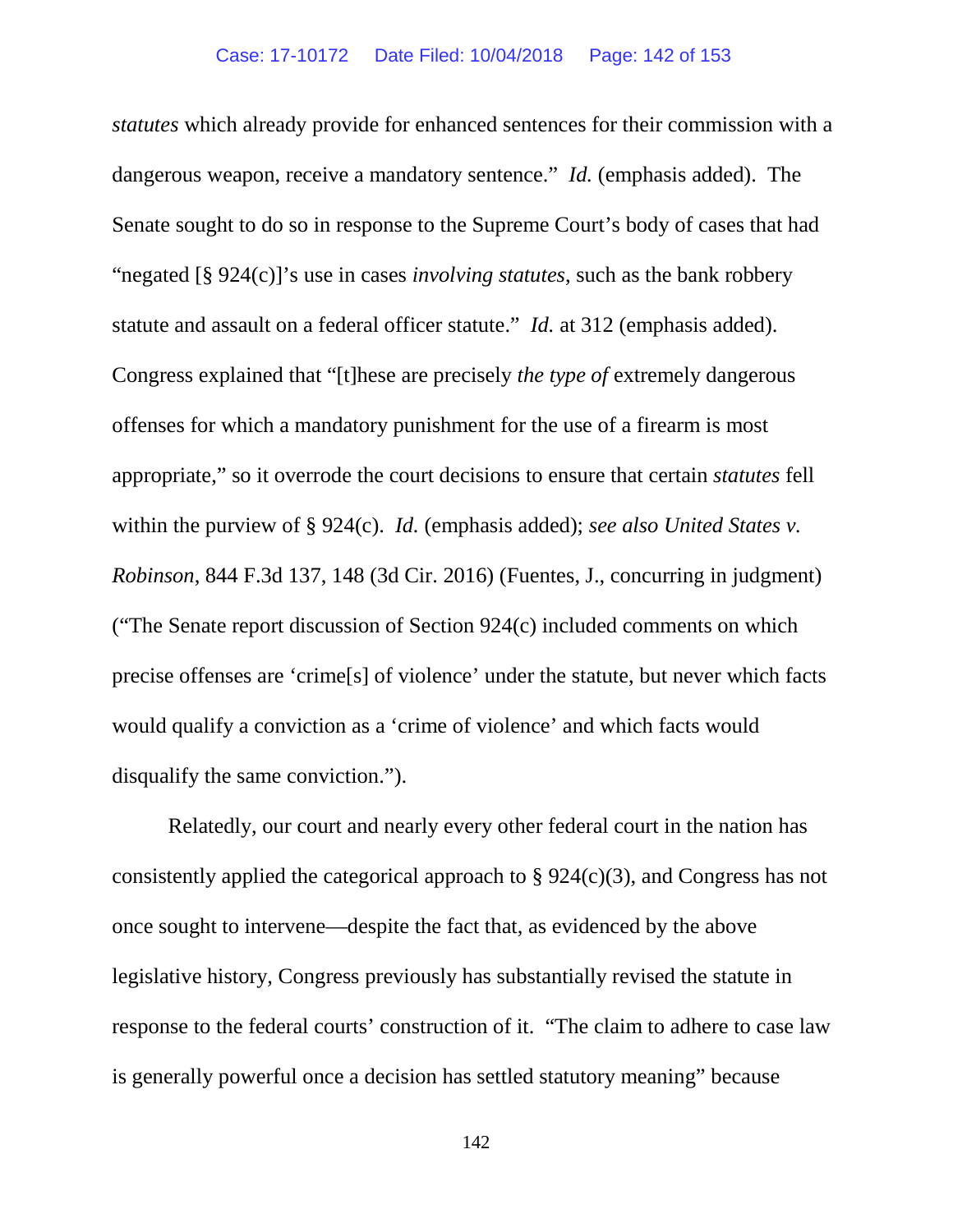*statutes* which already provide for enhanced sentences for their commission with a dangerous weapon, receive a mandatory sentence." *Id.* (emphasis added). The Senate sought to do so in response to the Supreme Court's body of cases that had "negated [§ 924(c)]'s use in cases *involving statutes*, such as the bank robbery statute and assault on a federal officer statute." *Id.* at 312 (emphasis added). Congress explained that "[t]hese are precisely *the type of* extremely dangerous offenses for which a mandatory punishment for the use of a firearm is most appropriate," so it overrode the court decisions to ensure that certain *statutes* fell within the purview of § 924(c). *Id.* (emphasis added); *see also United States v. Robinson*, 844 F.3d 137, 148 (3d Cir. 2016) (Fuentes, J., concurring in judgment) ("The Senate report discussion of Section 924(c) included comments on which precise offenses are 'crime[s] of violence' under the statute, but never which facts would qualify a conviction as a 'crime of violence' and which facts would disqualify the same conviction.").

Relatedly, our court and nearly every other federal court in the nation has consistently applied the categorical approach to § 924(c)(3), and Congress has not once sought to intervene—despite the fact that, as evidenced by the above legislative history, Congress previously has substantially revised the statute in response to the federal courts' construction of it. "The claim to adhere to case law is generally powerful once a decision has settled statutory meaning" because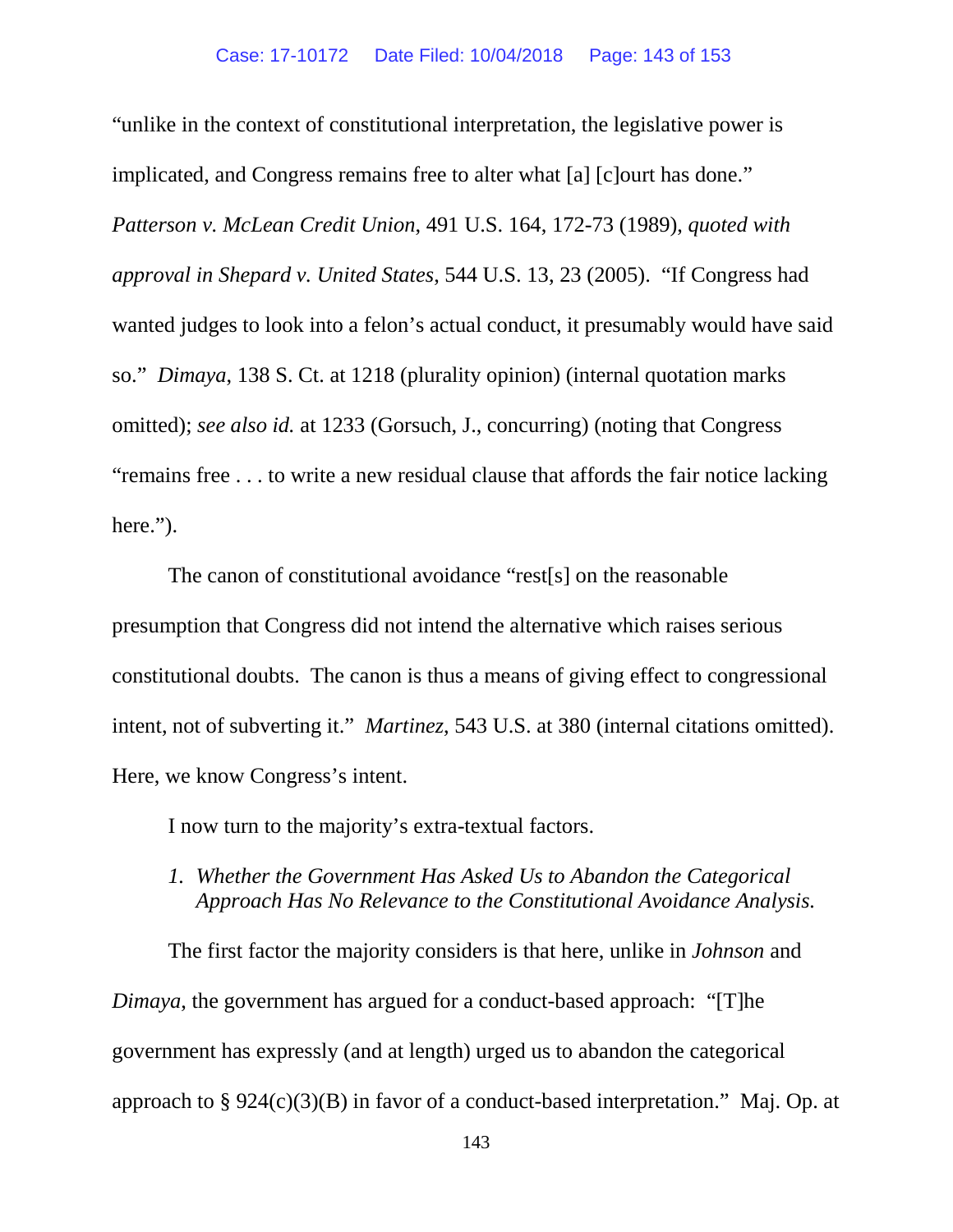"unlike in the context of constitutional interpretation, the legislative power is implicated, and Congress remains free to alter what [a] [c]ourt has done." *Patterson v. McLean Credit Union*, 491 U.S. 164, 172-73 (1989), *quoted with approval in Shepard v. United States*, 544 U.S. 13, 23 (2005). "If Congress had wanted judges to look into a felon's actual conduct, it presumably would have said so." *Dimaya*, 138 S. Ct. at 1218 (plurality opinion) (internal quotation marks omitted); *see also id.* at 1233 (Gorsuch, J., concurring) (noting that Congress "remains free . . . to write a new residual clause that affords the fair notice lacking here.").

The canon of constitutional avoidance "rest[s] on the reasonable presumption that Congress did not intend the alternative which raises serious constitutional doubts. The canon is thus a means of giving effect to congressional intent, not of subverting it." *Martinez*, 543 U.S. at 380 (internal citations omitted). Here, we know Congress's intent.

I now turn to the majority's extra-textual factors.

1. *Whether the Government Has Asked Us to Abandon the Categorical Approach Has No Relevance to the Constitutional Avoidance Analysis.*

The first factor the majority considers is that here, unlike in *Johnson* and *Dimaya*, the government has argued for a conduct-based approach: "[T]he government has expressly (and at length) urged us to abandon the categorical approach to § 924(c)(3)(B) in favor of a conduct-based interpretation." Maj. Op. at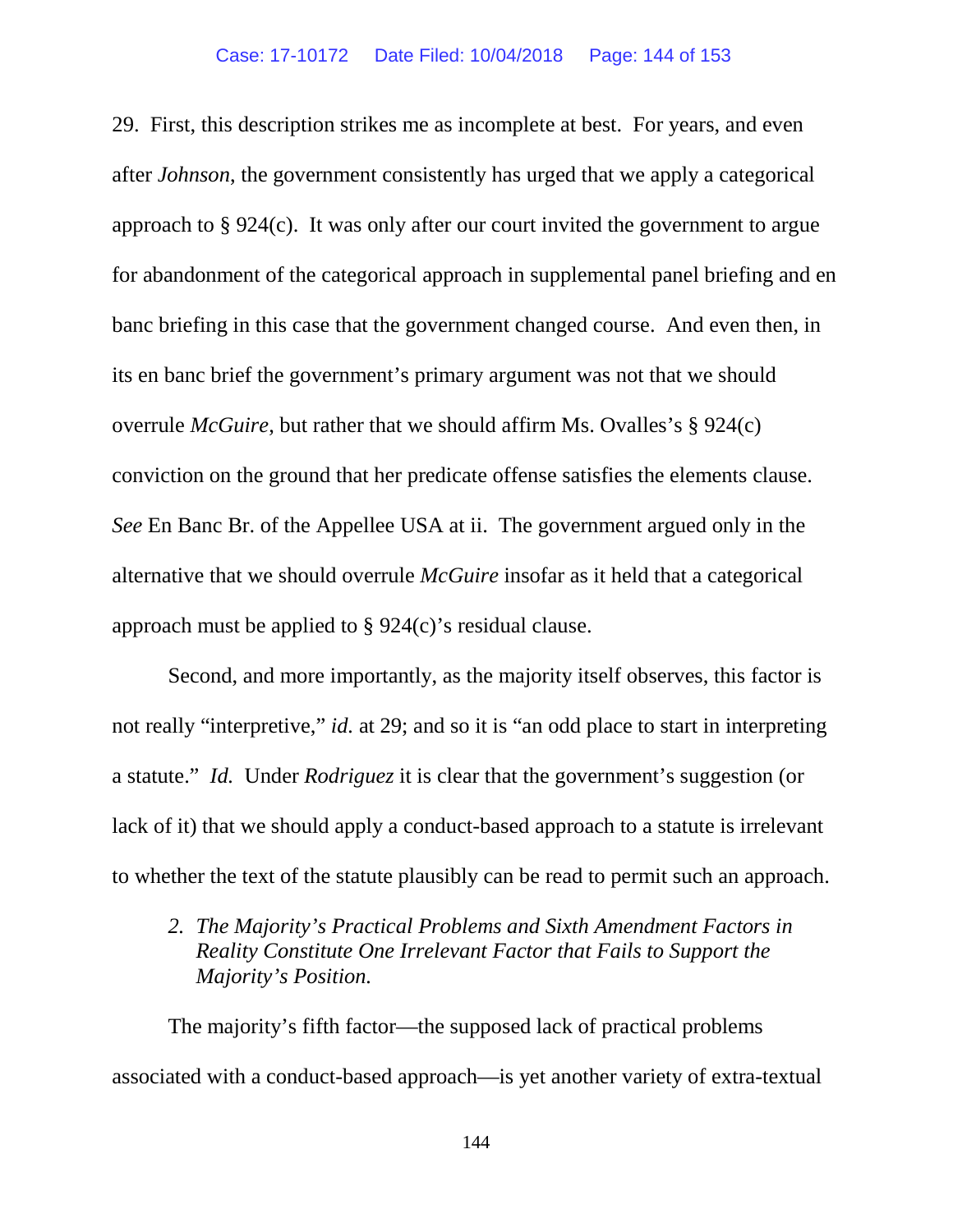29. First, this description strikes me as incomplete at best. For years, and even after *Johnson*, the government consistently has urged that we apply a categorical approach to § 924(c). It was only after our court invited the government to argue for abandonment of the categorical approach in supplemental panel briefing and en banc briefing in this case that the government changed course. And even then, in its en banc brief the government's primary argument was not that we should overrule *McGuire*, but rather that we should affirm Ms. Ovalles's § 924(c) conviction on the ground that her predicate offense satisfies the elements clause. *See* En Banc Br. of the Appellee USA at ii. The government argued only in the alternative that we should overrule *McGuire* insofar as it held that a categorical approach must be applied to § 924(c)'s residual clause.

Second, and more importantly, as the majority itself observes, this factor is not really "interpretive," *id.* at 29; and so it is "an odd place to start in interpreting a statute." *Id.* Under *Rodriguez* it is clear that the government's suggestion (or lack of it) that we should apply a conduct-based approach to a statute is irrelevant to whether the text of the statute plausibly can be read to permit such an approach.

*2. The Majority's Practical Problems and Sixth Amendment Factors in Reality Constitute One Irrelevant Factor that Fails to Support the Majority's Position.*

The majority's fifth factor—the supposed lack of practical problems associated with a conduct-based approach—is yet another variety of extra-textual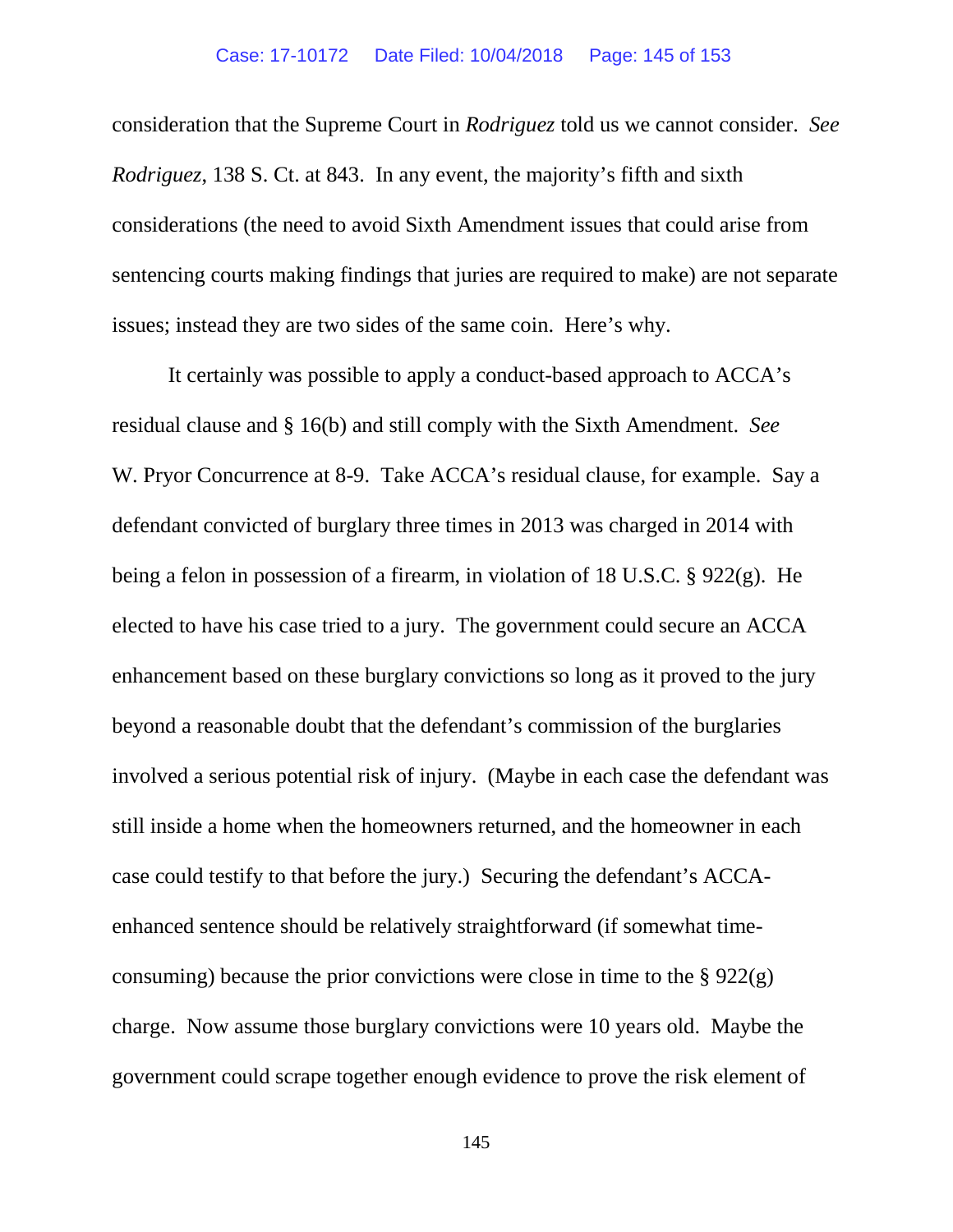consideration that the Supreme Court in *Rodriguez* told us we cannot consider. *See Rodriguez*, 138 S. Ct. at 843. In any event, the majority's fifth and sixth considerations (the need to avoid Sixth Amendment issues that could arise from sentencing courts making findings that juries are required to make) are not separate issues; instead they are two sides of the same coin. Here's why.

It certainly was possible to apply a conduct-based approach to ACCA's residual clause and § 16(b) and still comply with the Sixth Amendment. *See* W. Pryor Concurrence at 8-9. Take ACCA's residual clause, for example. Say a defendant convicted of burglary three times in 2013 was charged in 2014 with being a felon in possession of a firearm, in violation of 18 U.S.C. § 922(g). He elected to have his case tried to a jury. The government could secure an ACCA enhancement based on these burglary convictions so long as it proved to the jury beyond a reasonable doubt that the defendant's commission of the burglaries involved a serious potential risk of injury. (Maybe in each case the defendant was still inside a home when the homeowners returned, and the homeowner in each case could testify to that before the jury.) Securing the defendant's ACCA-enhanced sentence should be relatively straightforward (if somewhat time-consuming) because the prior convictions were close in time to the § 922(g) charge. Now assume those burglary convictions were 10 years old. Maybe the government could scrape together enough evidence to prove the risk element of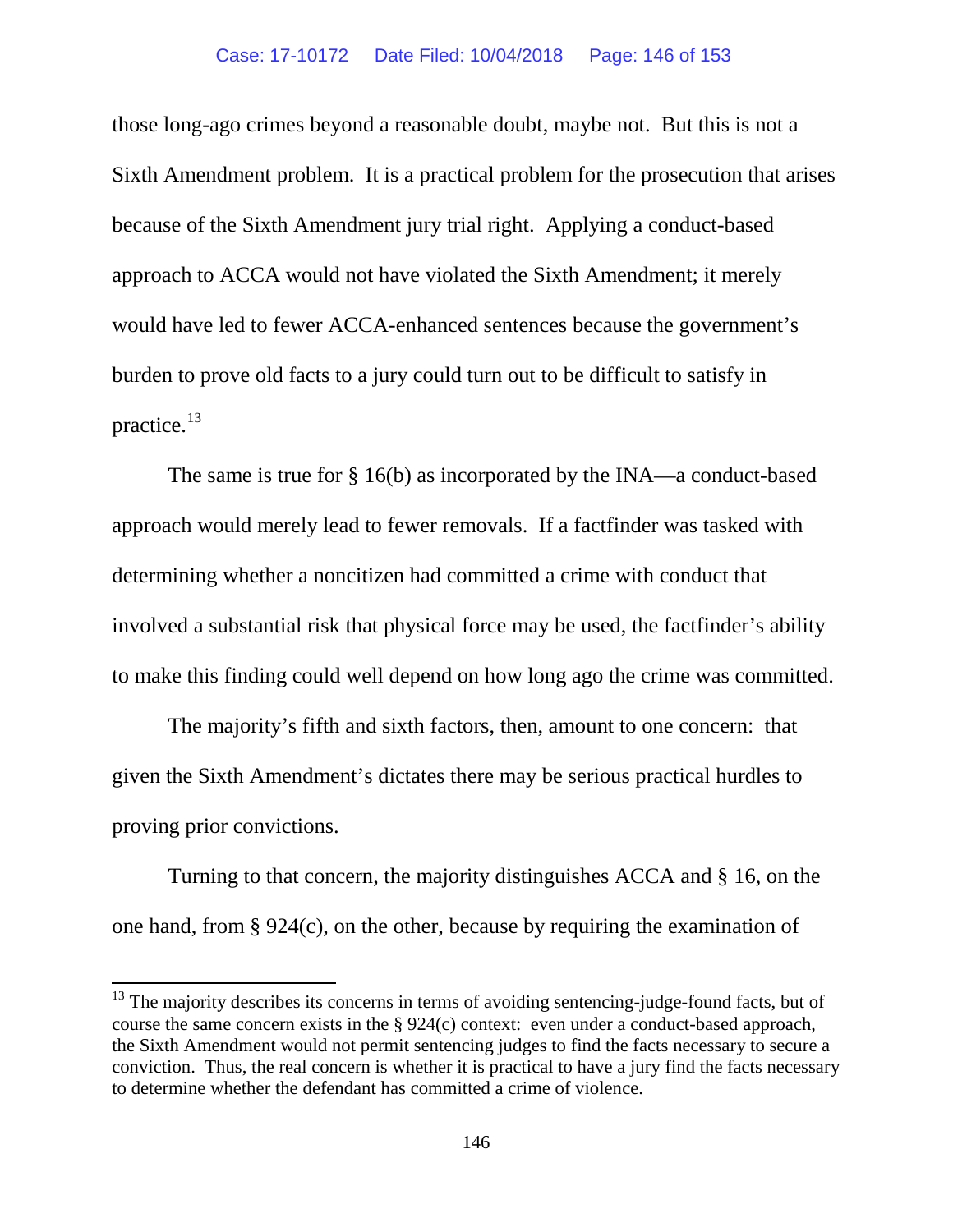those long-ago crimes beyond a reasonable doubt, maybe not. But this is not a Sixth Amendment problem. It is a practical problem for the prosecution that arises because of the Sixth Amendment jury trial right. Applying a conduct-based approach to ACCA would not have violated the Sixth Amendment; it merely would have led to fewer ACCA-enhanced sentences because the government's burden to prove old facts to a jury could turn out to be difficult to satisfy in practice.[13]

The same is true for § 16(b) as incorporated by the INA—a conduct-based approach would merely lead to fewer removals. If a factfinder was tasked with determining whether a noncitizen had committed a crime with conduct that involved a substantial risk that physical force may be used, the factfinder's ability to make this finding could well depend on how long ago the crime was committed.

The majority's fifth and sixth factors, then, amount to one concern: that given the Sixth Amendment's dictates there may be serious practical hurdles to proving prior convictions.

Turning to that concern, the majority distinguishes ACCA and § 16, on the one hand, from § 924(c), on the other, because by requiring the examination of

---

[13] The majority describes its concerns in terms of avoiding sentencing-judge-found facts, but of course the same concern exists in the § 924(c) context: even under a conduct-based approach, the Sixth Amendment would not permit sentencing judges to find the facts necessary to secure a conviction. Thus, the real concern is whether it is practical to have a jury find the facts necessary to determine whether the defendant has committed a crime of violence.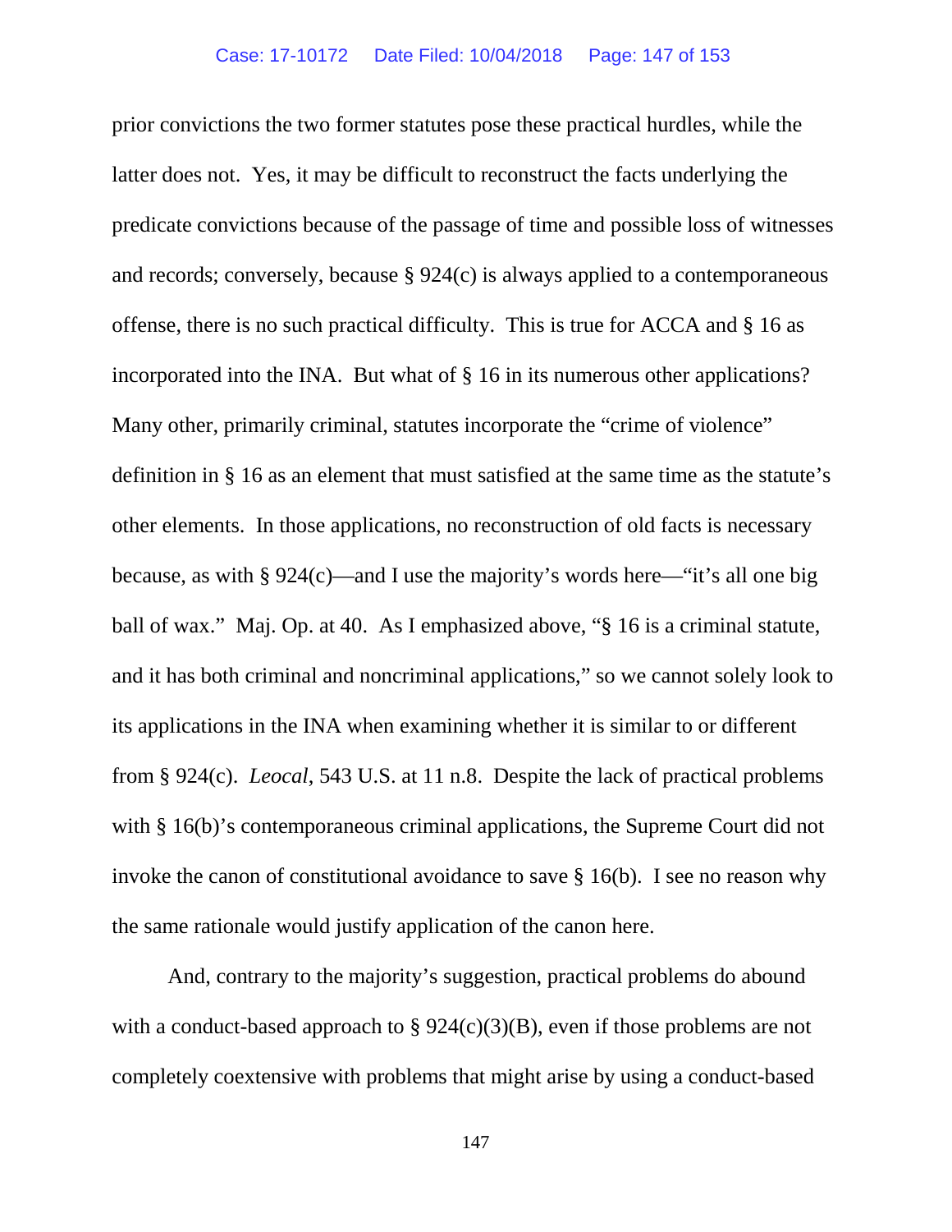prior convictions the two former statutes pose these practical hurdles, while the latter does not. Yes, it may be difficult to reconstruct the facts underlying the predicate convictions because of the passage of time and possible loss of witnesses and records; conversely, because § 924(c) is always applied to a contemporaneous offense, there is no such practical difficulty. This is true for ACCA and § 16 as incorporated into the INA. But what of § 16 in its numerous other applications? Many other, primarily criminal, statutes incorporate the "crime of violence" definition in § 16 as an element that must satisfied at the same time as the statute's other elements. In those applications, no reconstruction of old facts is necessary because, as with § 924(c)—and I use the majority's words here—"it's all one big ball of wax." Maj. Op. at 40. As I emphasized above, "§ 16 is a criminal statute, and it has both criminal and noncriminal applications," so we cannot solely look to its applications in the INA when examining whether it is similar to or different from § 924(c). *Leocal*, 543 U.S. at 11 n.8. Despite the lack of practical problems with § 16(b)'s contemporaneous criminal applications, the Supreme Court did not invoke the canon of constitutional avoidance to save § 16(b). I see no reason why the same rationale would justify application of the canon here.

And, contrary to the majority's suggestion, practical problems do abound with a conduct-based approach to § 924(c)(3)(B), even if those problems are not completely coextensive with problems that might arise by using a conduct-based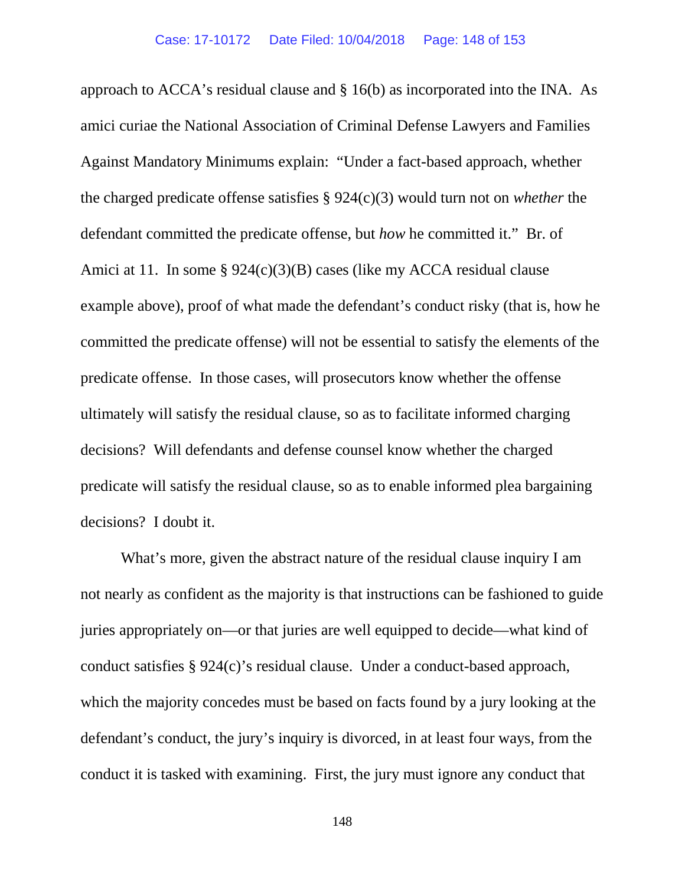approach to ACCA's residual clause and § 16(b) as incorporated into the INA. As amici curiae the National Association of Criminal Defense Lawyers and Families Against Mandatory Minimums explain: "Under a fact-based approach, whether the charged predicate offense satisfies § 924(c)(3) would turn not on *whether* the defendant committed the predicate offense, but *how* he committed it." Br. of Amici at 11. In some § 924(c)(3)(B) cases (like my ACCA residual clause example above), proof of what made the defendant's conduct risky (that is, how he committed the predicate offense) will not be essential to satisfy the elements of the predicate offense. In those cases, will prosecutors know whether the offense ultimately will satisfy the residual clause, so as to facilitate informed charging decisions? Will defendants and defense counsel know whether the charged predicate will satisfy the residual clause, so as to enable informed plea bargaining decisions? I doubt it.

What's more, given the abstract nature of the residual clause inquiry I am not nearly as confident as the majority is that instructions can be fashioned to guide juries appropriately on—or that juries are well equipped to decide—what kind of conduct satisfies § 924(c)'s residual clause. Under a conduct-based approach, which the majority concedes must be based on facts found by a jury looking at the defendant's conduct, the jury's inquiry is divorced, in at least four ways, from the conduct it is tasked with examining. First, the jury must ignore any conduct that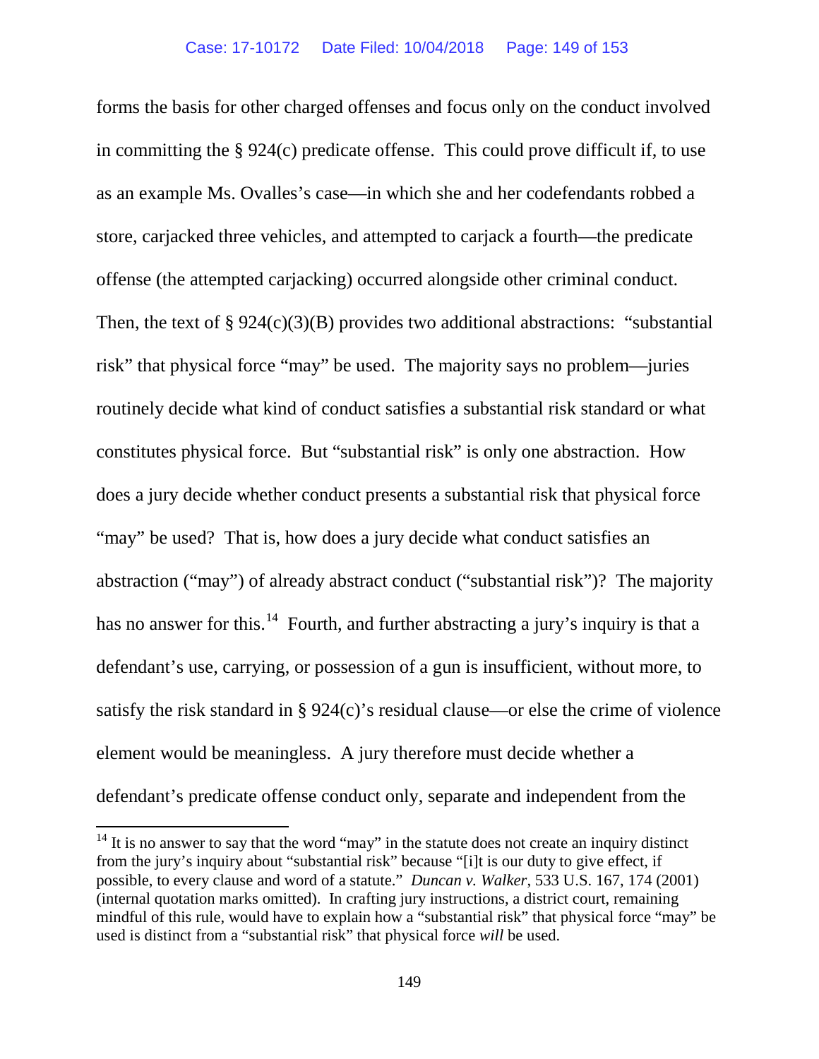forms the basis for other charged offenses and focus only on the conduct involved in committing the § 924(c) predicate offense. This could prove difficult if, to use as an example Ms. Ovalles's case—in which she and her codefendants robbed a store, carjacked three vehicles, and attempted to carjack a fourth—the predicate offense (the attempted carjacking) occurred alongside other criminal conduct. Then, the text of § 924(c)(3)(B) provides two additional abstractions: "substantial risk" that physical force "may" be used. The majority says no problem—juries routinely decide what kind of conduct satisfies a substantial risk standard or what constitutes physical force. But "substantial risk" is only one abstraction. How does a jury decide whether conduct presents a substantial risk that physical force "may" be used? That is, how does a jury decide what conduct satisfies an abstraction ("may") of already abstract conduct ("substantial risk")? The majority has no answer for this.[14] Fourth, and further abstracting a jury's inquiry is that a defendant's use, carrying, or possession of a gun is insufficient, without more, to satisfy the risk standard in § 924(c)'s residual clause—or else the crime of violence element would be meaningless. A jury therefore must decide whether a defendant's predicate offense conduct only, separate and independent from the

---

[14] It is no answer to say that the word "may" in the statute does not create an inquiry distinct from the jury's inquiry about "substantial risk" because "[i]t is our duty to give effect, if possible, to every clause and word of a statute." *Duncan v. Walker*, 533 U.S. 167, 174 (2001) (internal quotation marks omitted). In crafting jury instructions, a district court, remaining mindful of this rule, would have to explain how a "substantial risk" that physical force "may" be used is distinct from a "substantial risk" that physical force *will* be used.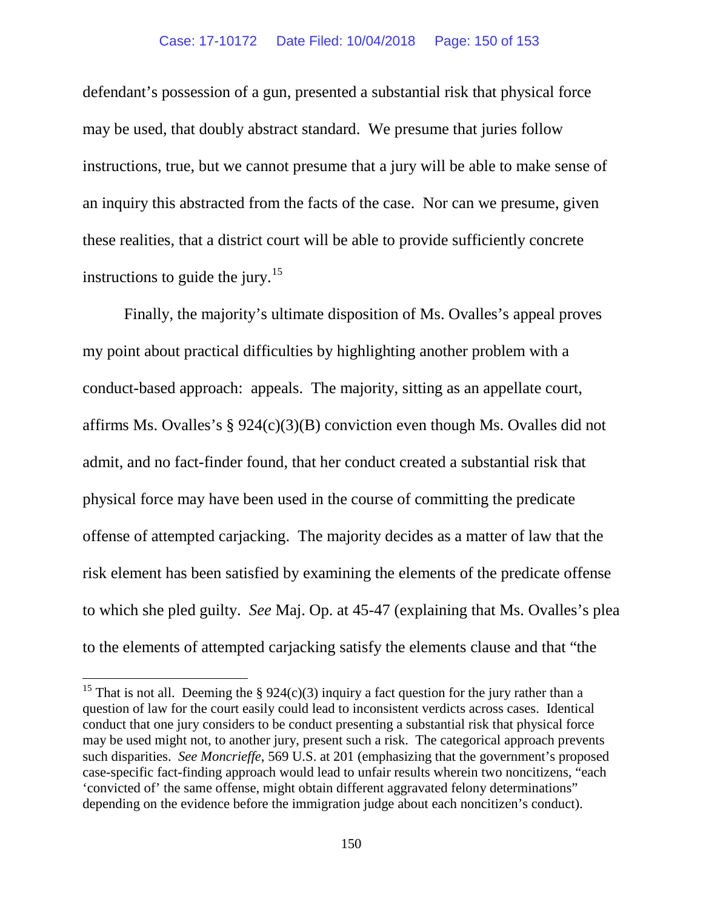defendant's possession of a gun, presented a substantial risk that physical force may be used, that doubly abstract standard. We presume that juries follow instructions, true, but we cannot presume that a jury will be able to make sense of an inquiry this abstracted from the facts of the case. Nor can we presume, given these realities, that a district court will be able to provide sufficiently concrete instructions to guide the jury.[15]

Finally, the majority's ultimate disposition of Ms. Ovalles's appeal proves my point about practical difficulties by highlighting another problem with a conduct-based approach: appeals. The majority, sitting as an appellate court, affirms Ms. Ovalles's § 924(c)(3)(B) conviction even though Ms. Ovalles did not admit, and no fact-finder found, that her conduct created a substantial risk that physical force may have been used in the course of committing the predicate offense of attempted carjacking. The majority decides as a matter of law that the risk element has been satisfied by examining the elements of the predicate offense to which she pled guilty. *See* Maj. Op. at 45-47 (explaining that Ms. Ovalles's plea to the elements of attempted carjacking satisfy the elements clause and that "the

---

[15] That is not all. Deeming the § 924(c)(3) inquiry a fact question for the jury rather than a question of law for the court easily could lead to inconsistent verdicts across cases. Identical conduct that one jury considers to be conduct presenting a substantial risk that physical force may be used might not, to another jury, present such a risk. The categorical approach prevents such disparities. *See Moncrieffe*, 569 U.S. at 201 (emphasizing that the government's proposed case-specific fact-finding approach would lead to unfair results wherein two noncitizens, "each 'convicted of' the same offense, might obtain different aggravated felony determinations" depending on the evidence before the immigration judge about each noncitizen's conduct).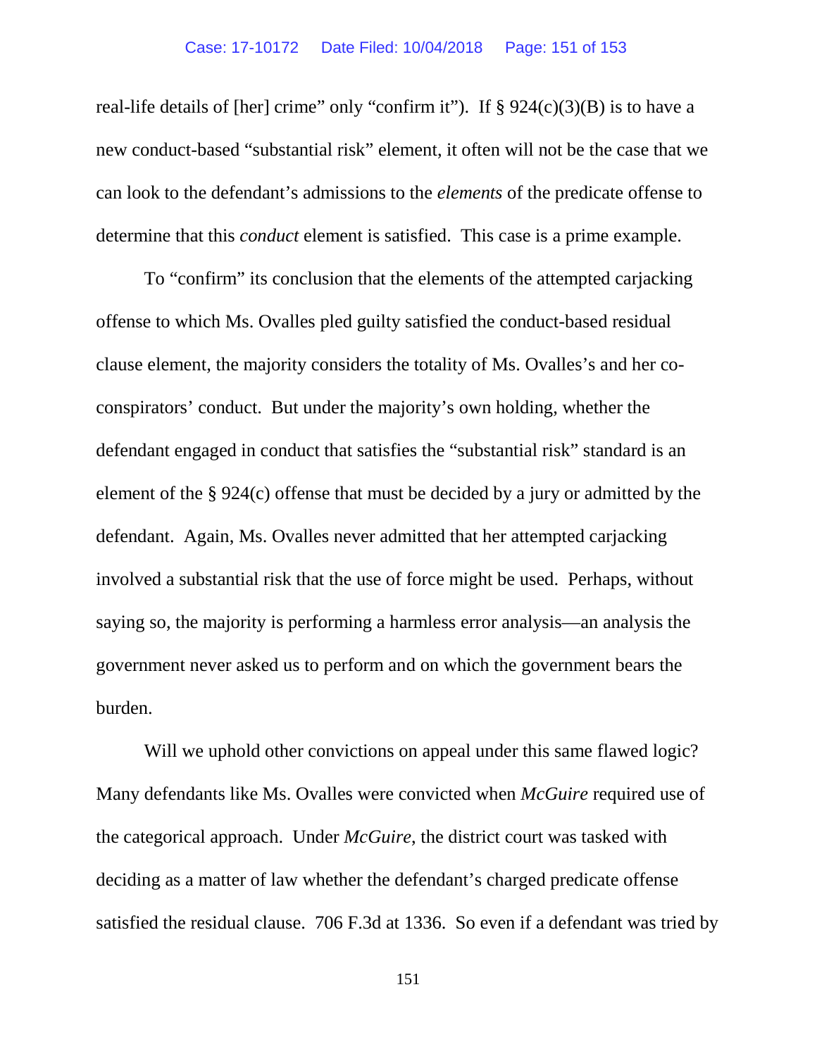real-life details of [her] crime" only "confirm it"). If § 924(c)(3)(B) is to have a new conduct-based "substantial risk" element, it often will not be the case that we can look to the defendant's admissions to the *elements* of the predicate offense to determine that this *conduct* element is satisfied. This case is a prime example.

To "confirm" its conclusion that the elements of the attempted carjacking offense to which Ms. Ovalles pled guilty satisfied the conduct-based residual clause element, the majority considers the totality of Ms. Ovalles's and her co-conspirators' conduct. But under the majority's own holding, whether the defendant engaged in conduct that satisfies the "substantial risk" standard is an element of the § 924(c) offense that must be decided by a jury or admitted by the defendant. Again, Ms. Ovalles never admitted that her attempted carjacking involved a substantial risk that the use of force might be used. Perhaps, without saying so, the majority is performing a harmless error analysis—an analysis the government never asked us to perform and on which the government bears the burden.

Will we uphold other convictions on appeal under this same flawed logic? Many defendants like Ms. Ovalles were convicted when *McGuire* required use of the categorical approach. Under *McGuire*, the district court was tasked with deciding as a matter of law whether the defendant's charged predicate offense satisfied the residual clause. 706 F.3d at 1336. So even if a defendant was tried by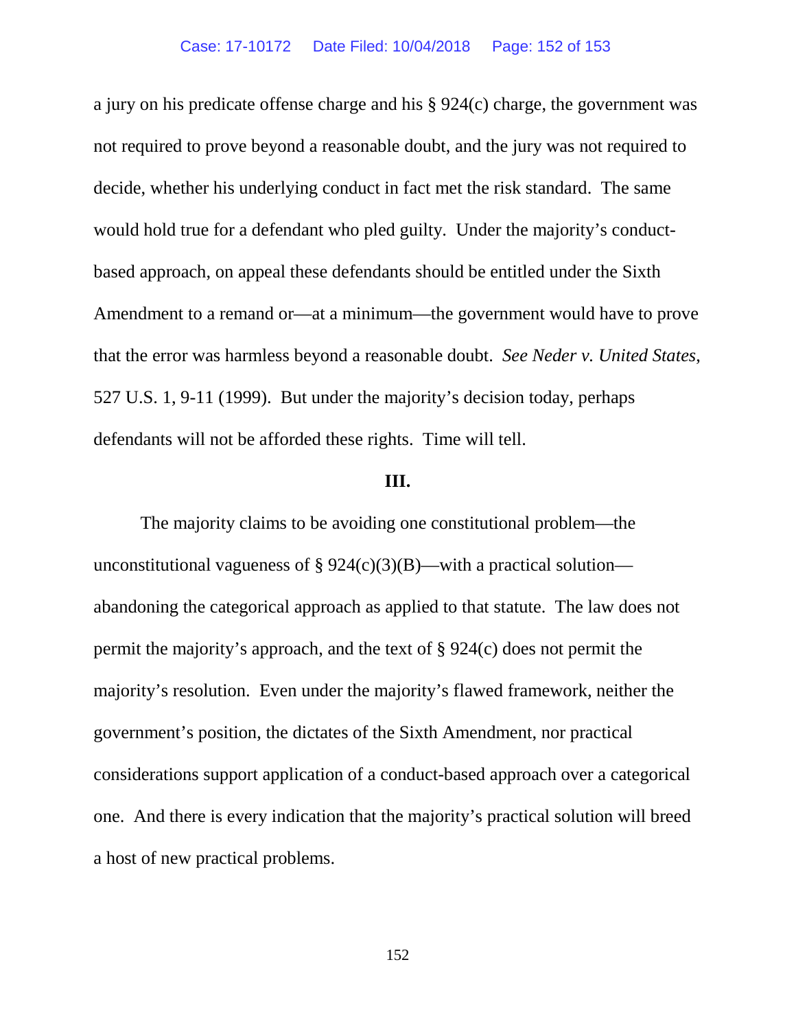a jury on his predicate offense charge and his § 924(c) charge, the government was not required to prove beyond a reasonable doubt, and the jury was not required to decide, whether his underlying conduct in fact met the risk standard. The same would hold true for a defendant who pled guilty. Under the majority's conduct-based approach, on appeal these defendants should be entitled under the Sixth Amendment to a remand or—at a minimum—the government would have to prove that the error was harmless beyond a reasonable doubt. *See Neder v. United States*, 527 U.S. 1, 9-11 (1999). But under the majority's decision today, perhaps defendants will not be afforded these rights. Time will tell.

### III.

The majority claims to be avoiding one constitutional problem—the unconstitutional vagueness of § 924(c)(3)(B)—with a practical solution—abandoning the categorical approach as applied to that statute. The law does not permit the majority's approach, and the text of § 924(c) does not permit the majority's resolution. Even under the majority's flawed framework, neither the government's position, the dictates of the Sixth Amendment, nor practical considerations support application of a conduct-based approach over a categorical one. And there is every indication that the majority's practical solution will breed a host of new practical problems.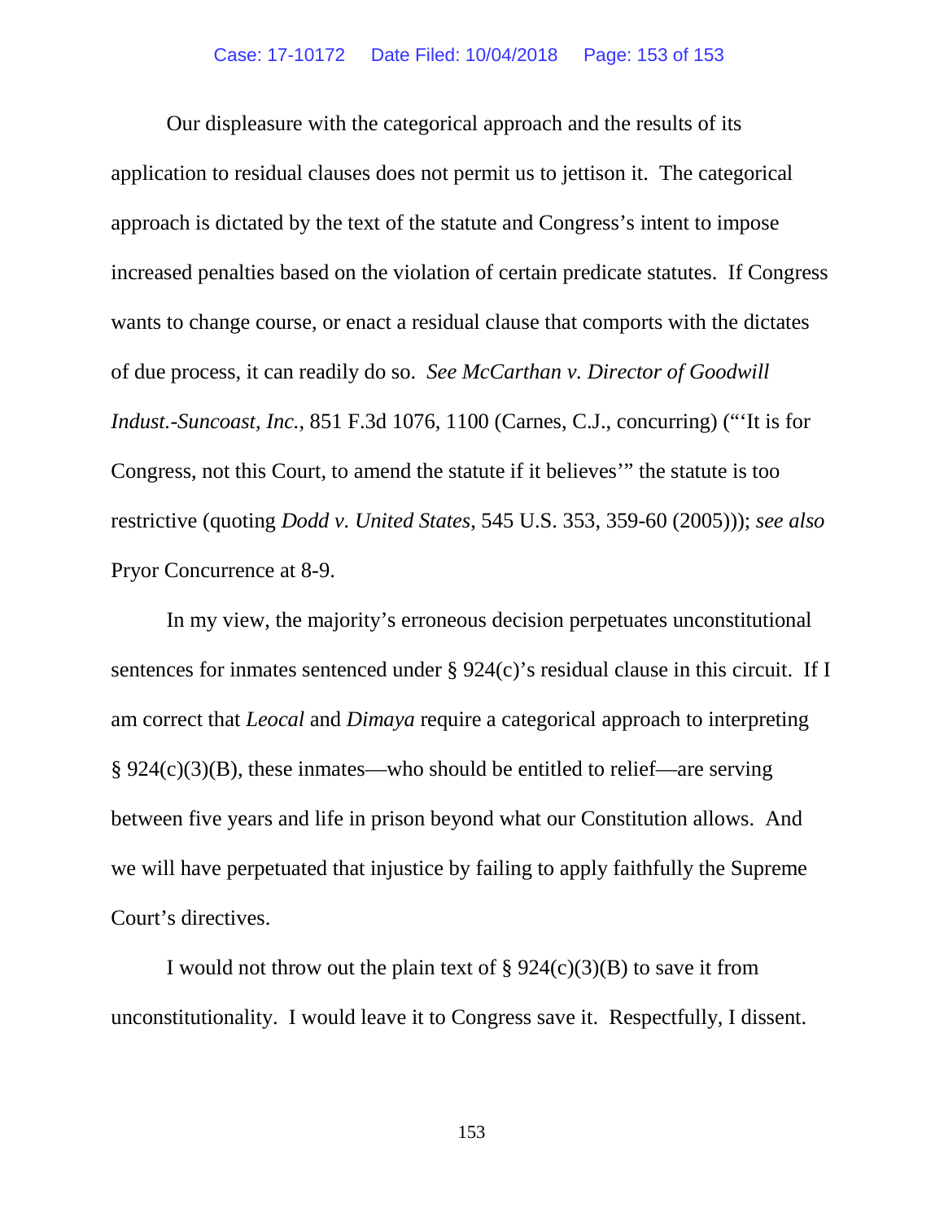Our displeasure with the categorical approach and the results of its application to residual clauses does not permit us to jettison it. The categorical approach is dictated by the text of the statute and Congress's intent to impose increased penalties based on the violation of certain predicate statutes. If Congress wants to change course, or enact a residual clause that comports with the dictates of due process, it can readily do so. *See McCarthan v. Director of Goodwill Indust.-Suncoast, Inc.*, 851 F.3d 1076, 1100 (Carnes, C.J., concurring) ("'It is for Congress, not this Court, to amend the statute if it believes'" the statute is too restrictive (quoting *Dodd v. United States*, 545 U.S. 353, 359-60 (2005))); *see also* Pryor Concurrence at 8-9.

In my view, the majority's erroneous decision perpetuates unconstitutional sentences for inmates sentenced under § 924(c)'s residual clause in this circuit. If I am correct that *Leocal* and *Dimaya* require a categorical approach to interpreting § 924(c)(3)(B), these inmates—who should be entitled to relief—are serving between five years and life in prison beyond what our Constitution allows. And we will have perpetuated that injustice by failing to apply faithfully the Supreme Court's directives.

I would not throw out the plain text of § 924(c)(3)(B) to save it from unconstitutionality. I would leave it to Congress save it. Respectfully, I dissent.